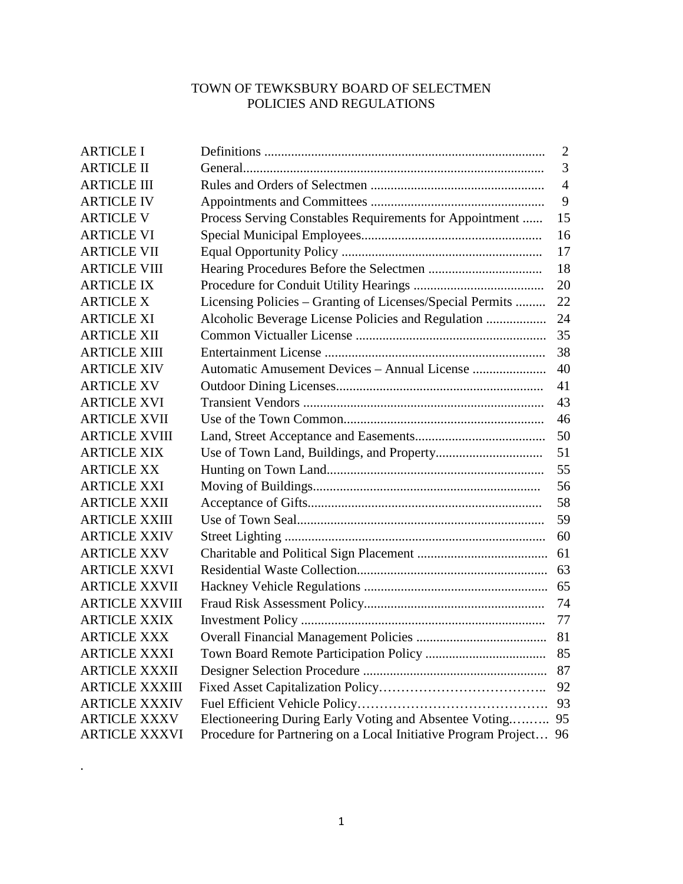# TOWN OF TEWKSBURY BOARD OF SELECTMEN
## POLICIES AND REGULATIONS

| | | |
|---|---|---|
| ARTICLE I | Definitions | 2 |
| ARTICLE II | General | 3 |
| ARTICLE III | Rules and Orders of Selectmen | 4 |
| ARTICLE IV | Appointments and Committees | 9 |
| ARTICLE V | Process Serving Constables Requirements for Appointment | 15 |
| ARTICLE VI | Special Municipal Employees | 16 |
| ARTICLE VII | Equal Opportunity Policy | 17 |
| ARTICLE VIII | Hearing Procedures Before the Selectmen | 18 |
| ARTICLE IX | Procedure for Conduit Utility Hearings | 20 |
| ARTICLE X | Licensing Policies – Granting of Licenses/Special Permits | 22 |
| ARTICLE XI | Alcoholic Beverage License Policies and Regulation | 24 |
| ARTICLE XII | Common Victualler License | 35 |
| ARTICLE XIII | Entertainment License | 38 |
| ARTICLE XIV | Automatic Amusement Devices – Annual License | 40 |
| ARTICLE XV | Outdoor Dining Licenses | 41 |
| ARTICLE XVI | Transient Vendors | 43 |
| ARTICLE XVII | Use of the Town Common | 46 |
| ARTICLE XVIII | Land, Street Acceptance and Easements | 50 |
| ARTICLE XIX | Use of Town Land, Buildings, and Property | 51 |
| ARTICLE XX | Hunting on Town Land | 55 |
| ARTICLE XXI | Moving of Buildings | 56 |
| ARTICLE XXII | Acceptance of Gifts | 58 |
| ARTICLE XXIII | Use of Town Seal | 59 |
| ARTICLE XXIV | Street Lighting | 60 |
| ARTICLE XXV | Charitable and Political Sign Placement | 61 |
| ARTICLE XXVI | Residential Waste Collection | 63 |
| ARTICLE XXVII | Hackney Vehicle Regulations | 65 |
| ARTICLE XXVIII | Fraud Risk Assessment Policy | 74 |
| ARTICLE XXIX | Investment Policy | 77 |
| ARTICLE XXX | Overall Financial Management Policies | 81 |
| ARTICLE XXXI | Town Board Remote Participation Policy | 85 |
| ARTICLE XXXII | Designer Selection Procedure | 87 |
| ARTICLE XXXIII | Fixed Asset Capitalization Policy | 92 |
| ARTICLE XXXIV | Fuel Efficient Vehicle Policy | 93 |
| ARTICLE XXXV | Electioneering During Early Voting and Absentee Voting | 95 |
| ARTICLE XXXVI | Procedure for Partnering on a Local Initiative Program Project | 96 |

.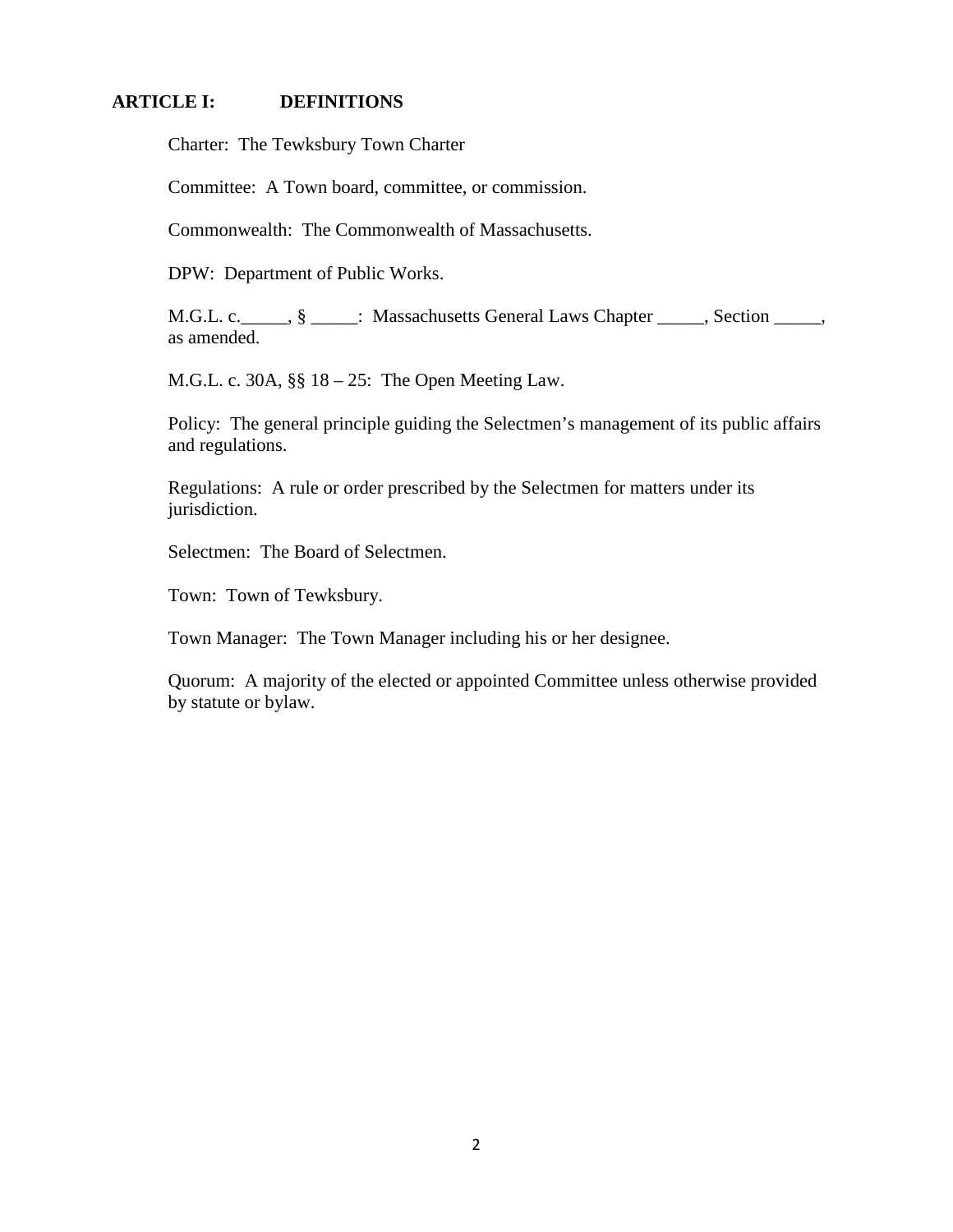## ARTICLE I: DEFINITIONS

Charter: The Tewksbury Town Charter

Committee: A Town board, committee, or commission.

Commonwealth: The Commonwealth of Massachusetts.

DPW: Department of Public Works.

M.G.L. c.\_\_\_\_\_, § \_\_\_\_\_: Massachusetts General Laws Chapter \_\_\_\_\_, Section \_\_\_\_\_, as amended.

M.G.L. c. 30A, §§ 18 – 25: The Open Meeting Law.

Policy: The general principle guiding the Selectmen's management of its public affairs and regulations.

Regulations: A rule or order prescribed by the Selectmen for matters under its jurisdiction.

Selectmen: The Board of Selectmen.

Town: Town of Tewksbury.

Town Manager: The Town Manager including his or her designee.

Quorum: A majority of the elected or appointed Committee unless otherwise provided by statute or bylaw.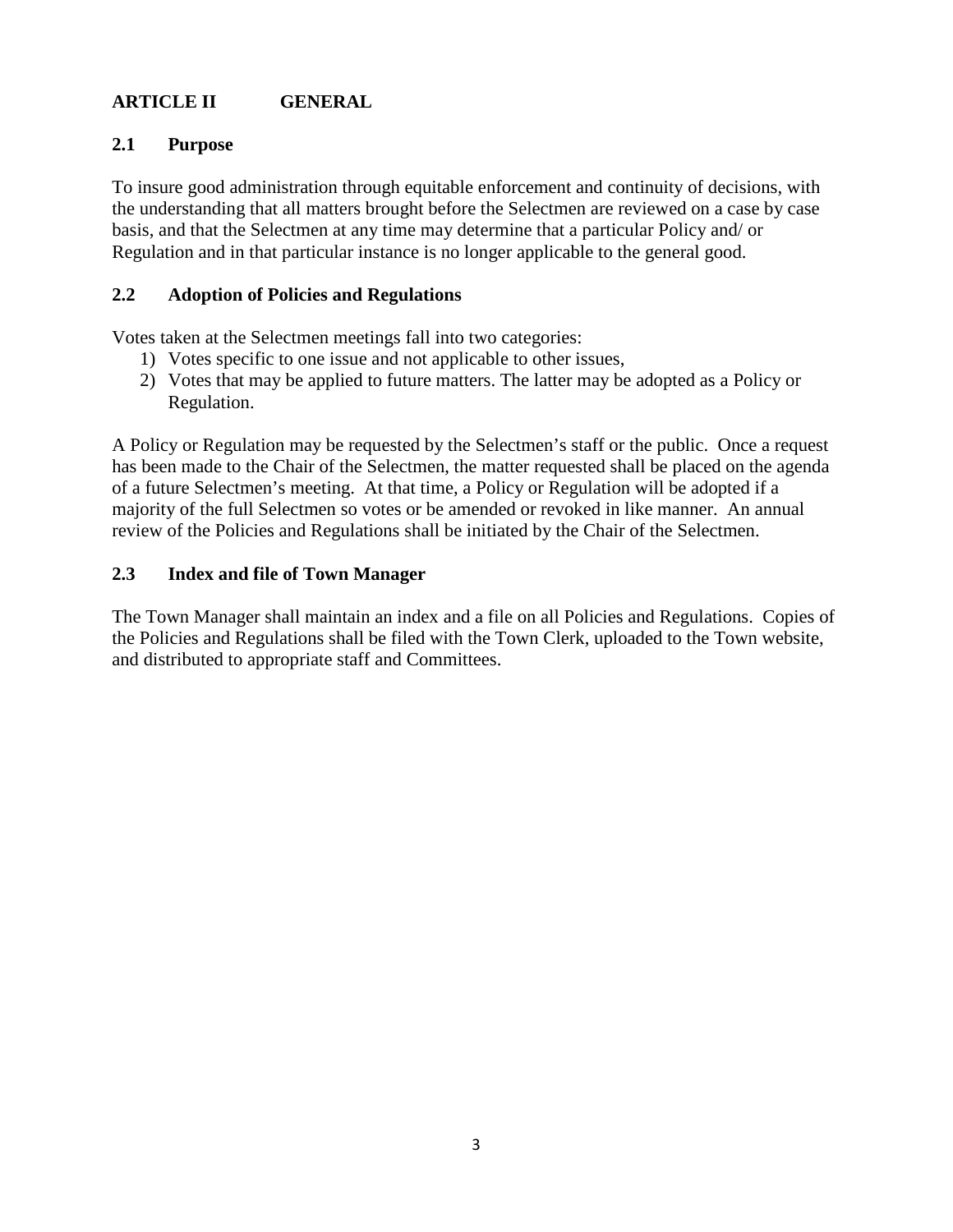## ARTICLE II GENERAL

### 2.1 Purpose

To insure good administration through equitable enforcement and continuity of decisions, with the understanding that all matters brought before the Selectmen are reviewed on a case by case basis, and that the Selectmen at any time may determine that a particular Policy and/ or Regulation and in that particular instance is no longer applicable to the general good.

### 2.2 Adoption of Policies and Regulations

Votes taken at the Selectmen meetings fall into two categories:

1) Votes specific to one issue and not applicable to other issues,
2) Votes that may be applied to future matters. The latter may be adopted as a Policy or Regulation.

A Policy or Regulation may be requested by the Selectmen's staff or the public. Once a request has been made to the Chair of the Selectmen, the matter requested shall be placed on the agenda of a future Selectmen's meeting. At that time, a Policy or Regulation will be adopted if a majority of the full Selectmen so votes or be amended or revoked in like manner. An annual review of the Policies and Regulations shall be initiated by the Chair of the Selectmen.

### 2.3 Index and file of Town Manager

The Town Manager shall maintain an index and a file on all Policies and Regulations. Copies of the Policies and Regulations shall be filed with the Town Clerk, uploaded to the Town website, and distributed to appropriate staff and Committees.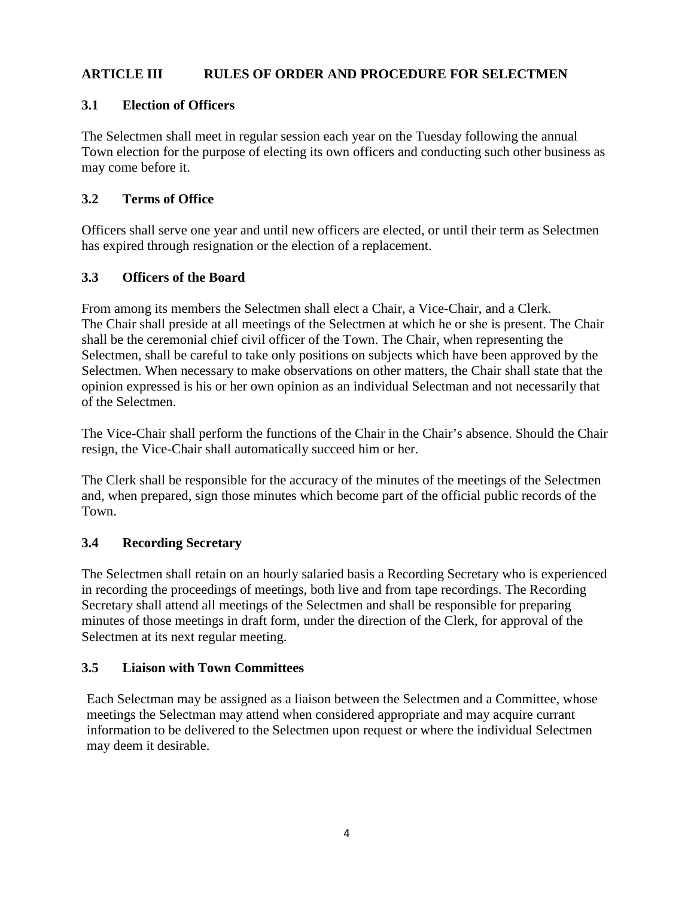## ARTICLE III RULES OF ORDER AND PROCEDURE FOR SELECTMEN

### 3.1 Election of Officers

The Selectmen shall meet in regular session each year on the Tuesday following the annual Town election for the purpose of electing its own officers and conducting such other business as may come before it.

### 3.2 Terms of Office

Officers shall serve one year and until new officers are elected, or until their term as Selectmen has expired through resignation or the election of a replacement.

### 3.3 Officers of the Board

From among its members the Selectmen shall elect a Chair, a Vice-Chair, and a Clerk. The Chair shall preside at all meetings of the Selectmen at which he or she is present. The Chair shall be the ceremonial chief civil officer of the Town. The Chair, when representing the Selectmen, shall be careful to take only positions on subjects which have been approved by the Selectmen. When necessary to make observations on other matters, the Chair shall state that the opinion expressed is his or her own opinion as an individual Selectman and not necessarily that of the Selectmen.

The Vice-Chair shall perform the functions of the Chair in the Chair's absence. Should the Chair resign, the Vice-Chair shall automatically succeed him or her.

The Clerk shall be responsible for the accuracy of the minutes of the meetings of the Selectmen and, when prepared, sign those minutes which become part of the official public records of the Town.

### 3.4 Recording Secretary

The Selectmen shall retain on an hourly salaried basis a Recording Secretary who is experienced in recording the proceedings of meetings, both live and from tape recordings. The Recording Secretary shall attend all meetings of the Selectmen and shall be responsible for preparing minutes of those meetings in draft form, under the direction of the Clerk, for approval of the Selectmen at its next regular meeting.

### 3.5 Liaison with Town Committees

Each Selectman may be assigned as a liaison between the Selectmen and a Committee, whose meetings the Selectman may attend when considered appropriate and may acquire currant information to be delivered to the Selectmen upon request or where the individual Selectmen may deem it desirable.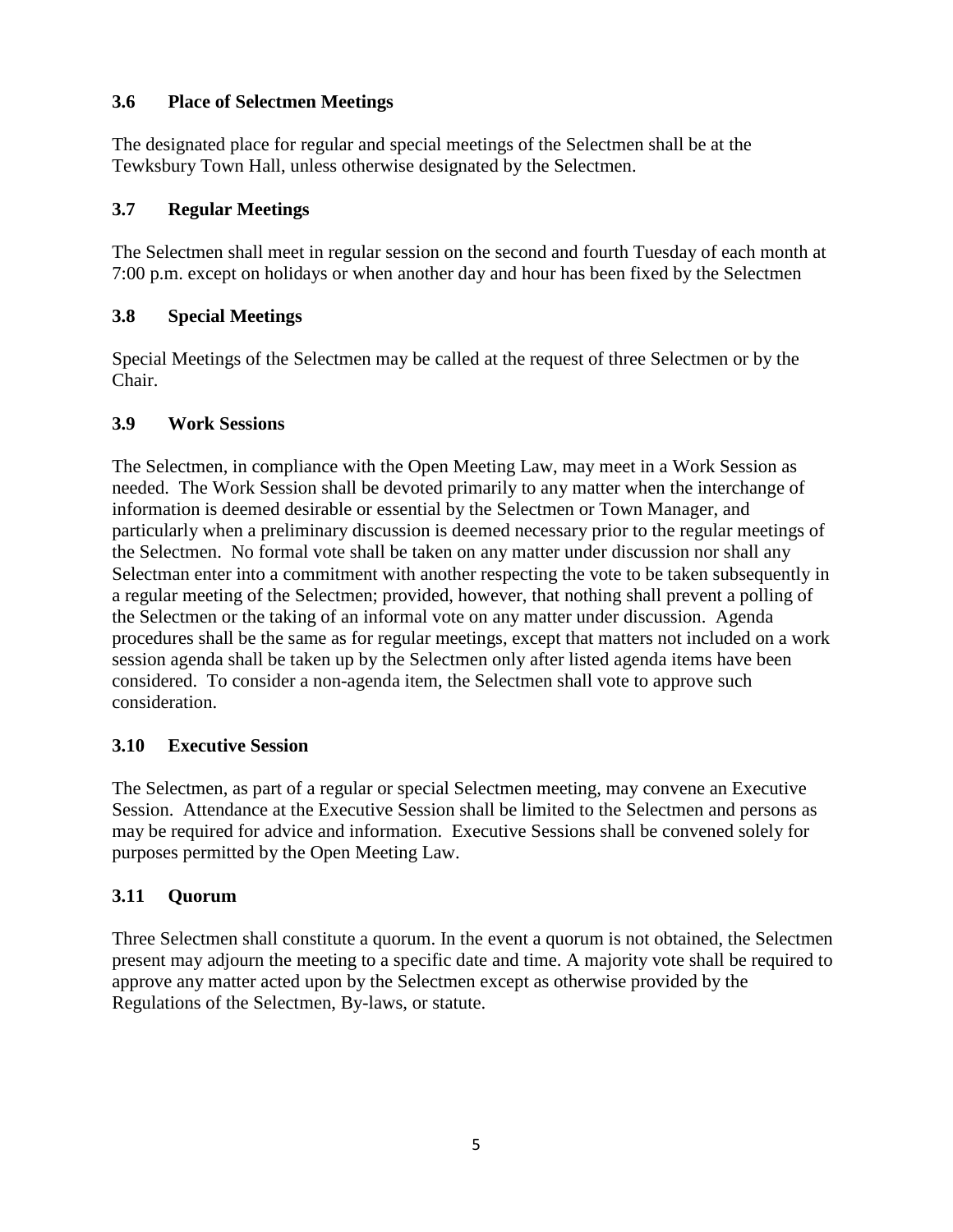### 3.6 Place of Selectmen Meetings

The designated place for regular and special meetings of the Selectmen shall be at the Tewksbury Town Hall, unless otherwise designated by the Selectmen.

### 3.7 Regular Meetings

The Selectmen shall meet in regular session on the second and fourth Tuesday of each month at 7:00 p.m. except on holidays or when another day and hour has been fixed by the Selectmen

### 3.8 Special Meetings

Special Meetings of the Selectmen may be called at the request of three Selectmen or by the Chair.

### 3.9 Work Sessions

The Selectmen, in compliance with the Open Meeting Law, may meet in a Work Session as needed. The Work Session shall be devoted primarily to any matter when the interchange of information is deemed desirable or essential by the Selectmen or Town Manager, and particularly when a preliminary discussion is deemed necessary prior to the regular meetings of the Selectmen. No formal vote shall be taken on any matter under discussion nor shall any Selectman enter into a commitment with another respecting the vote to be taken subsequently in a regular meeting of the Selectmen; provided, however, that nothing shall prevent a polling of the Selectmen or the taking of an informal vote on any matter under discussion. Agenda procedures shall be the same as for regular meetings, except that matters not included on a work session agenda shall be taken up by the Selectmen only after listed agenda items have been considered. To consider a non-agenda item, the Selectmen shall vote to approve such consideration.

### 3.10 Executive Session

The Selectmen, as part of a regular or special Selectmen meeting, may convene an Executive Session. Attendance at the Executive Session shall be limited to the Selectmen and persons as may be required for advice and information. Executive Sessions shall be convened solely for purposes permitted by the Open Meeting Law.

### 3.11 Quorum

Three Selectmen shall constitute a quorum. In the event a quorum is not obtained, the Selectmen present may adjourn the meeting to a specific date and time. A majority vote shall be required to approve any matter acted upon by the Selectmen except as otherwise provided by the Regulations of the Selectmen, By-laws, or statute.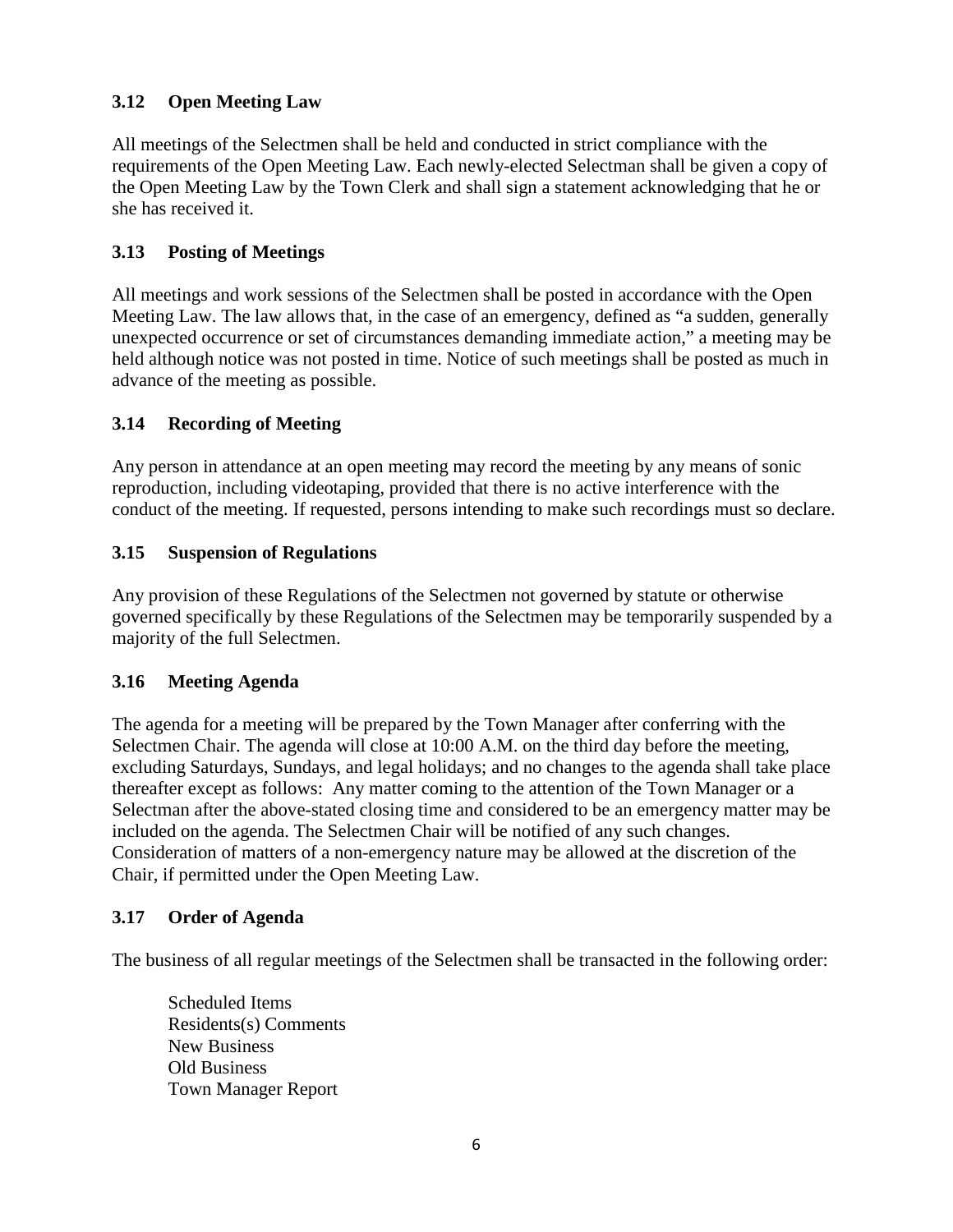### 3.12 Open Meeting Law

All meetings of the Selectmen shall be held and conducted in strict compliance with the requirements of the Open Meeting Law. Each newly-elected Selectman shall be given a copy of the Open Meeting Law by the Town Clerk and shall sign a statement acknowledging that he or she has received it.

### 3.13 Posting of Meetings

All meetings and work sessions of the Selectmen shall be posted in accordance with the Open Meeting Law. The law allows that, in the case of an emergency, defined as "a sudden, generally unexpected occurrence or set of circumstances demanding immediate action," a meeting may be held although notice was not posted in time. Notice of such meetings shall be posted as much in advance of the meeting as possible.

### 3.14 Recording of Meeting

Any person in attendance at an open meeting may record the meeting by any means of sonic reproduction, including videotaping, provided that there is no active interference with the conduct of the meeting. If requested, persons intending to make such recordings must so declare.

### 3.15 Suspension of Regulations

Any provision of these Regulations of the Selectmen not governed by statute or otherwise governed specifically by these Regulations of the Selectmen may be temporarily suspended by a majority of the full Selectmen.

### 3.16 Meeting Agenda

The agenda for a meeting will be prepared by the Town Manager after conferring with the Selectmen Chair. The agenda will close at 10:00 A.M. on the third day before the meeting, excluding Saturdays, Sundays, and legal holidays; and no changes to the agenda shall take place thereafter except as follows: Any matter coming to the attention of the Town Manager or a Selectman after the above-stated closing time and considered to be an emergency matter may be included on the agenda. The Selectmen Chair will be notified of any such changes. Consideration of matters of a non-emergency nature may be allowed at the discretion of the Chair, if permitted under the Open Meeting Law.

### 3.17 Order of Agenda

The business of all regular meetings of the Selectmen shall be transacted in the following order:

Scheduled Items
Residents(s) Comments
New Business
Old Business
Town Manager Report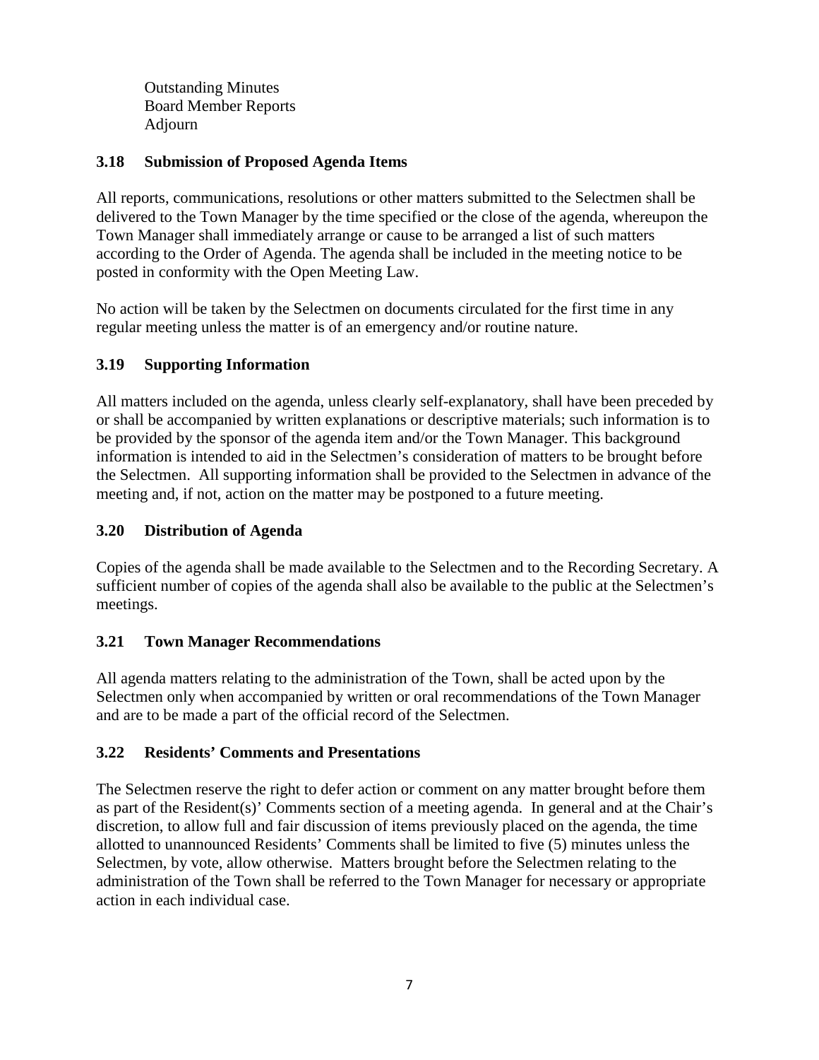Outstanding Minutes
Board Member Reports
Adjourn

### 3.18 Submission of Proposed Agenda Items

All reports, communications, resolutions or other matters submitted to the Selectmen shall be delivered to the Town Manager by the time specified or the close of the agenda, whereupon the Town Manager shall immediately arrange or cause to be arranged a list of such matters according to the Order of Agenda. The agenda shall be included in the meeting notice to be posted in conformity with the Open Meeting Law.

No action will be taken by the Selectmen on documents circulated for the first time in any regular meeting unless the matter is of an emergency and/or routine nature.

### 3.19 Supporting Information

All matters included on the agenda, unless clearly self-explanatory, shall have been preceded by or shall be accompanied by written explanations or descriptive materials; such information is to be provided by the sponsor of the agenda item and/or the Town Manager. This background information is intended to aid in the Selectmen's consideration of matters to be brought before the Selectmen. All supporting information shall be provided to the Selectmen in advance of the meeting and, if not, action on the matter may be postponed to a future meeting.

### 3.20 Distribution of Agenda

Copies of the agenda shall be made available to the Selectmen and to the Recording Secretary. A sufficient number of copies of the agenda shall also be available to the public at the Selectmen's meetings.

### 3.21 Town Manager Recommendations

All agenda matters relating to the administration of the Town, shall be acted upon by the Selectmen only when accompanied by written or oral recommendations of the Town Manager and are to be made a part of the official record of the Selectmen.

### 3.22 Residents' Comments and Presentations

The Selectmen reserve the right to defer action or comment on any matter brought before them as part of the Resident(s)' Comments section of a meeting agenda. In general and at the Chair's discretion, to allow full and fair discussion of items previously placed on the agenda, the time allotted to unannounced Residents' Comments shall be limited to five (5) minutes unless the Selectmen, by vote, allow otherwise. Matters brought before the Selectmen relating to the administration of the Town shall be referred to the Town Manager for necessary or appropriate action in each individual case.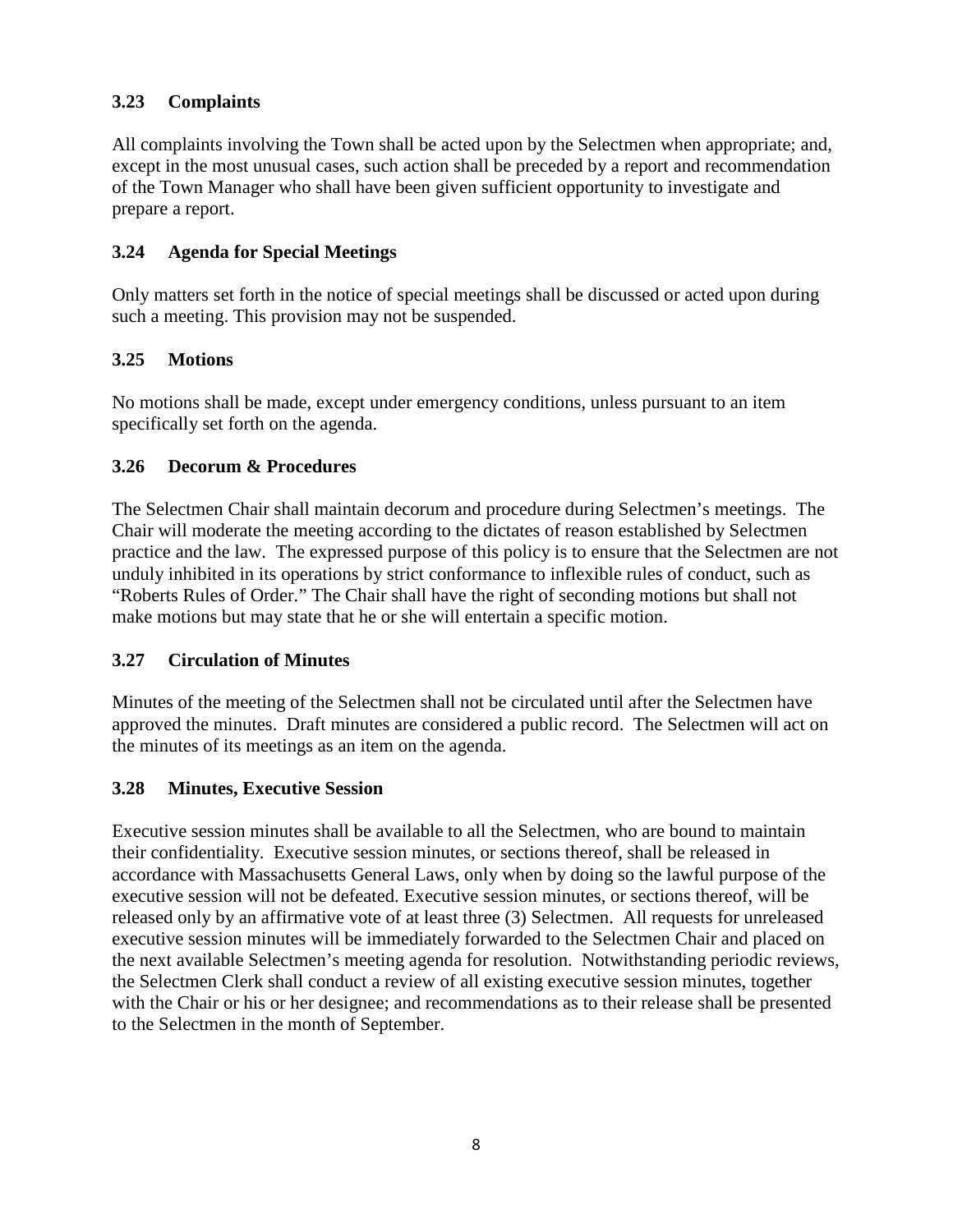### 3.23 Complaints

All complaints involving the Town shall be acted upon by the Selectmen when appropriate; and, except in the most unusual cases, such action shall be preceded by a report and recommendation of the Town Manager who shall have been given sufficient opportunity to investigate and prepare a report.

### 3.24 Agenda for Special Meetings

Only matters set forth in the notice of special meetings shall be discussed or acted upon during such a meeting. This provision may not be suspended.

### 3.25 Motions

No motions shall be made, except under emergency conditions, unless pursuant to an item specifically set forth on the agenda.

### 3.26 Decorum & Procedures

The Selectmen Chair shall maintain decorum and procedure during Selectmen's meetings. The Chair will moderate the meeting according to the dictates of reason established by Selectmen practice and the law. The expressed purpose of this policy is to ensure that the Selectmen are not unduly inhibited in its operations by strict conformance to inflexible rules of conduct, such as "Roberts Rules of Order." The Chair shall have the right of seconding motions but shall not make motions but may state that he or she will entertain a specific motion.

### 3.27 Circulation of Minutes

Minutes of the meeting of the Selectmen shall not be circulated until after the Selectmen have approved the minutes. Draft minutes are considered a public record. The Selectmen will act on the minutes of its meetings as an item on the agenda.

### 3.28 Minutes, Executive Session

Executive session minutes shall be available to all the Selectmen, who are bound to maintain their confidentiality. Executive session minutes, or sections thereof, shall be released in accordance with Massachusetts General Laws, only when by doing so the lawful purpose of the executive session will not be defeated. Executive session minutes, or sections thereof, will be released only by an affirmative vote of at least three (3) Selectmen. All requests for unreleased executive session minutes will be immediately forwarded to the Selectmen Chair and placed on the next available Selectmen's meeting agenda for resolution. Notwithstanding periodic reviews, the Selectmen Clerk shall conduct a review of all existing executive session minutes, together with the Chair or his or her designee; and recommendations as to their release shall be presented to the Selectmen in the month of September.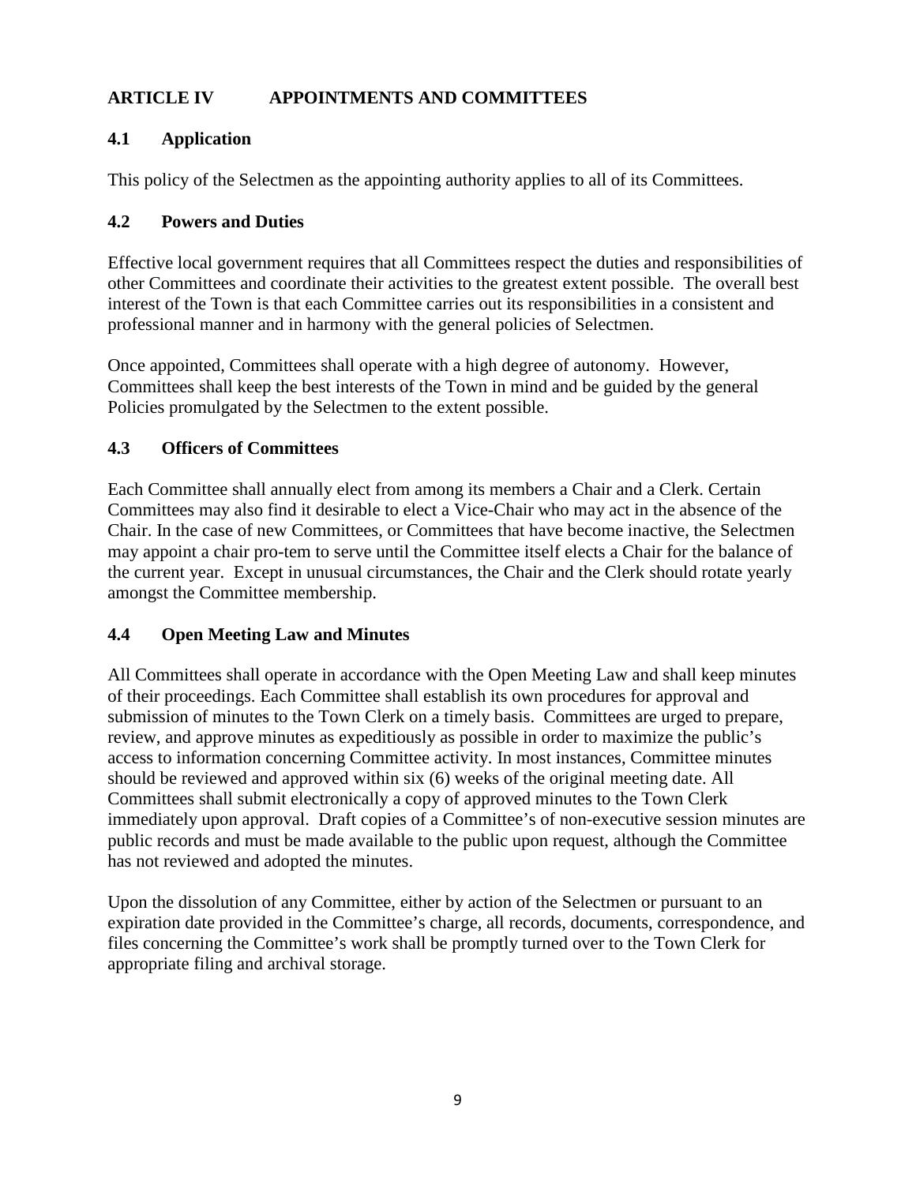## ARTICLE IV APPOINTMENTS AND COMMITTEES

### 4.1 Application

This policy of the Selectmen as the appointing authority applies to all of its Committees.

### 4.2 Powers and Duties

Effective local government requires that all Committees respect the duties and responsibilities of other Committees and coordinate their activities to the greatest extent possible. The overall best interest of the Town is that each Committee carries out its responsibilities in a consistent and professional manner and in harmony with the general policies of Selectmen.

Once appointed, Committees shall operate with a high degree of autonomy. However, Committees shall keep the best interests of the Town in mind and be guided by the general Policies promulgated by the Selectmen to the extent possible.

### 4.3 Officers of Committees

Each Committee shall annually elect from among its members a Chair and a Clerk. Certain Committees may also find it desirable to elect a Vice-Chair who may act in the absence of the Chair. In the case of new Committees, or Committees that have become inactive, the Selectmen may appoint a chair pro-tem to serve until the Committee itself elects a Chair for the balance of the current year. Except in unusual circumstances, the Chair and the Clerk should rotate yearly amongst the Committee membership.

### 4.4 Open Meeting Law and Minutes

All Committees shall operate in accordance with the Open Meeting Law and shall keep minutes of their proceedings. Each Committee shall establish its own procedures for approval and submission of minutes to the Town Clerk on a timely basis. Committees are urged to prepare, review, and approve minutes as expeditiously as possible in order to maximize the public's access to information concerning Committee activity. In most instances, Committee minutes should be reviewed and approved within six (6) weeks of the original meeting date. All Committees shall submit electronically a copy of approved minutes to the Town Clerk immediately upon approval. Draft copies of a Committee's of non-executive session minutes are public records and must be made available to the public upon request, although the Committee has not reviewed and adopted the minutes.

Upon the dissolution of any Committee, either by action of the Selectmen or pursuant to an expiration date provided in the Committee's charge, all records, documents, correspondence, and files concerning the Committee's work shall be promptly turned over to the Town Clerk for appropriate filing and archival storage.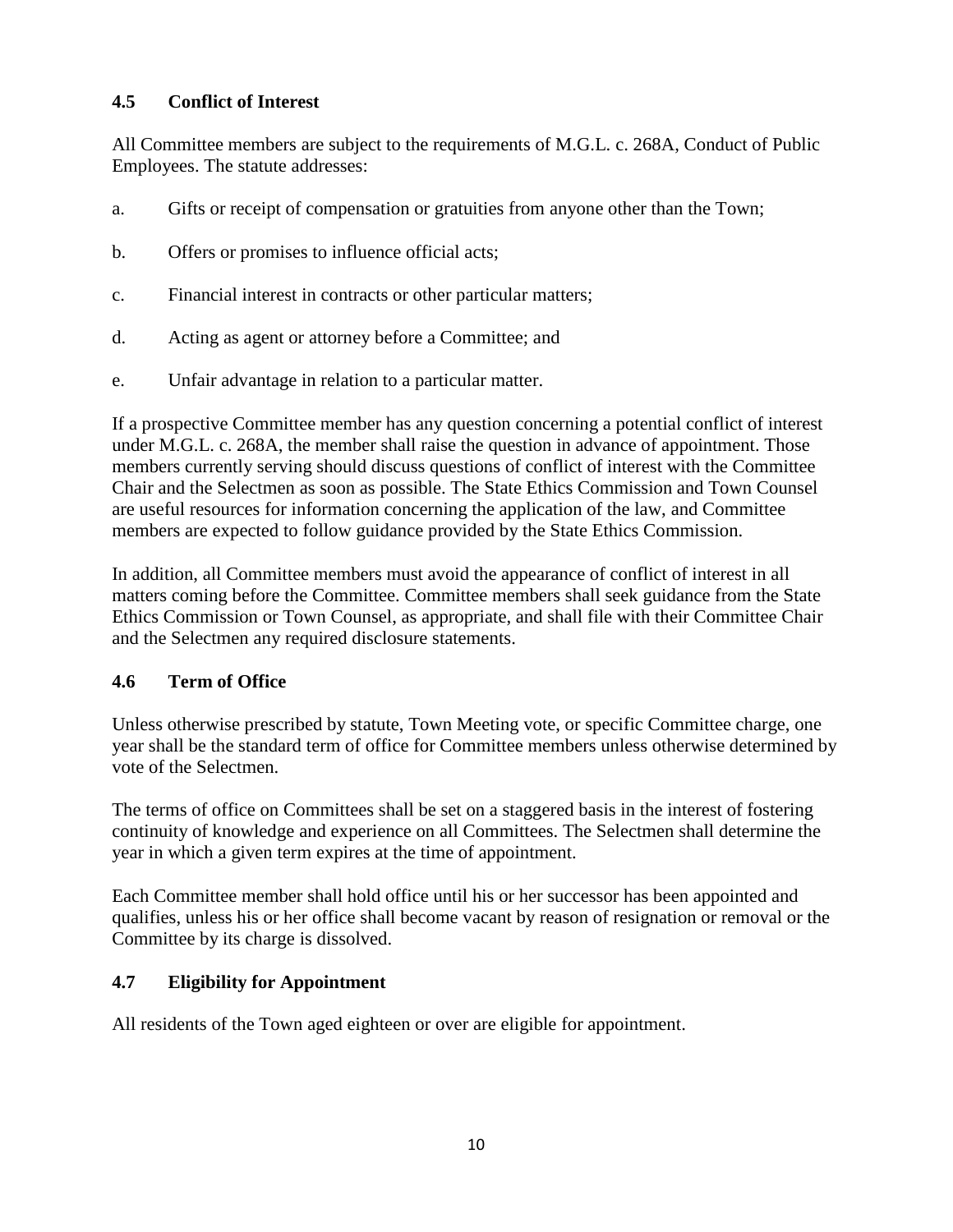### 4.5 Conflict of Interest

All Committee members are subject to the requirements of M.G.L. c. 268A, Conduct of Public Employees. The statute addresses:

a. Gifts or receipt of compensation or gratuities from anyone other than the Town;

b. Offers or promises to influence official acts;

c. Financial interest in contracts or other particular matters;

d. Acting as agent or attorney before a Committee; and

e. Unfair advantage in relation to a particular matter.

If a prospective Committee member has any question concerning a potential conflict of interest under M.G.L. c. 268A, the member shall raise the question in advance of appointment. Those members currently serving should discuss questions of conflict of interest with the Committee Chair and the Selectmen as soon as possible. The State Ethics Commission and Town Counsel are useful resources for information concerning the application of the law, and Committee members are expected to follow guidance provided by the State Ethics Commission.

In addition, all Committee members must avoid the appearance of conflict of interest in all matters coming before the Committee. Committee members shall seek guidance from the State Ethics Commission or Town Counsel, as appropriate, and shall file with their Committee Chair and the Selectmen any required disclosure statements.

### 4.6 Term of Office

Unless otherwise prescribed by statute, Town Meeting vote, or specific Committee charge, one year shall be the standard term of office for Committee members unless otherwise determined by vote of the Selectmen.

The terms of office on Committees shall be set on a staggered basis in the interest of fostering continuity of knowledge and experience on all Committees. The Selectmen shall determine the year in which a given term expires at the time of appointment.

Each Committee member shall hold office until his or her successor has been appointed and qualifies, unless his or her office shall become vacant by reason of resignation or removal or the Committee by its charge is dissolved.

### 4.7 Eligibility for Appointment

All residents of the Town aged eighteen or over are eligible for appointment.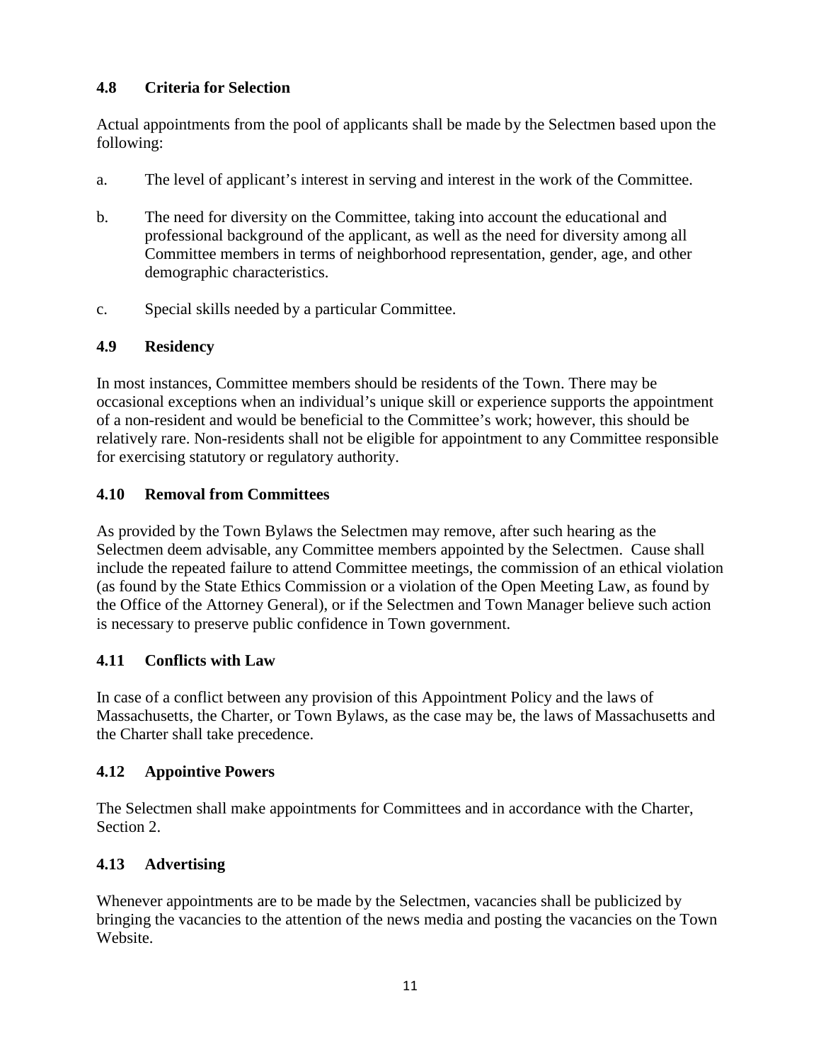### 4.8 Criteria for Selection

Actual appointments from the pool of applicants shall be made by the Selectmen based upon the following:

a. The level of applicant's interest in serving and interest in the work of the Committee.

b. The need for diversity on the Committee, taking into account the educational and professional background of the applicant, as well as the need for diversity among all Committee members in terms of neighborhood representation, gender, age, and other demographic characteristics.

c. Special skills needed by a particular Committee.

### 4.9 Residency

In most instances, Committee members should be residents of the Town. There may be occasional exceptions when an individual's unique skill or experience supports the appointment of a non-resident and would be beneficial to the Committee's work; however, this should be relatively rare. Non-residents shall not be eligible for appointment to any Committee responsible for exercising statutory or regulatory authority.

### 4.10 Removal from Committees

As provided by the Town Bylaws the Selectmen may remove, after such hearing as the Selectmen deem advisable, any Committee members appointed by the Selectmen. Cause shall include the repeated failure to attend Committee meetings, the commission of an ethical violation (as found by the State Ethics Commission or a violation of the Open Meeting Law, as found by the Office of the Attorney General), or if the Selectmen and Town Manager believe such action is necessary to preserve public confidence in Town government.

### 4.11 Conflicts with Law

In case of a conflict between any provision of this Appointment Policy and the laws of Massachusetts, the Charter, or Town Bylaws, as the case may be, the laws of Massachusetts and the Charter shall take precedence.

### 4.12 Appointive Powers

The Selectmen shall make appointments for Committees and in accordance with the Charter, Section 2.

### 4.13 Advertising

Whenever appointments are to be made by the Selectmen, vacancies shall be publicized by bringing the vacancies to the attention of the news media and posting the vacancies on the Town Website.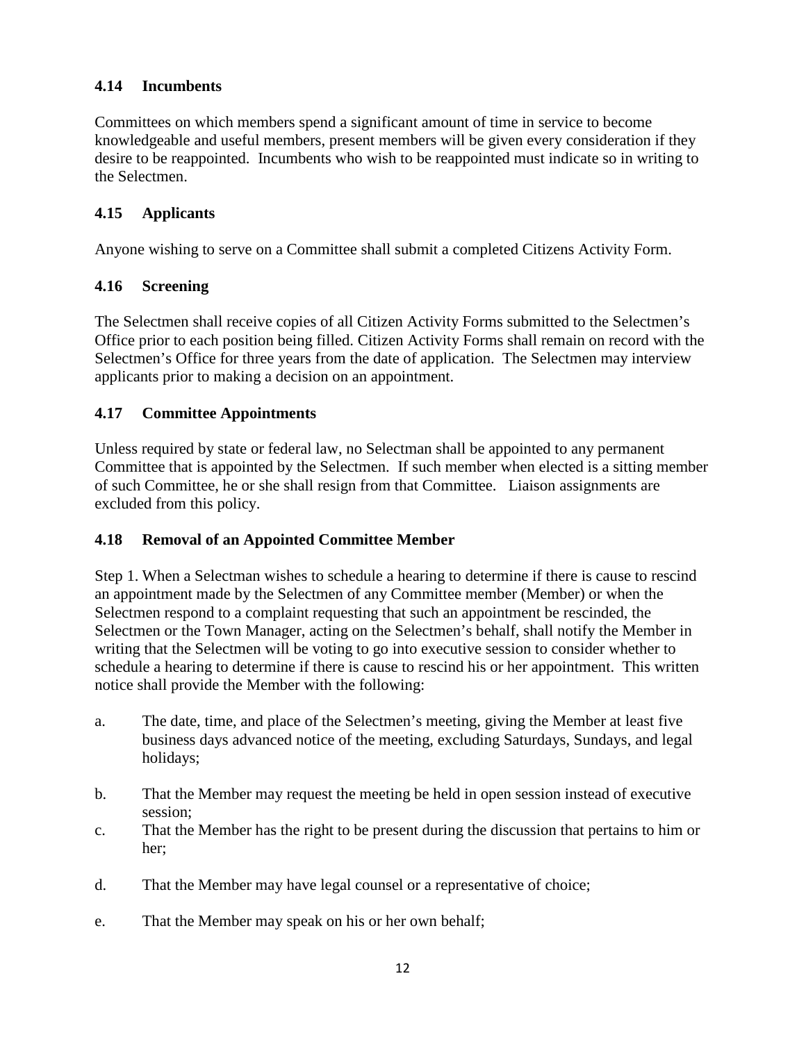### 4.14 Incumbents

Committees on which members spend a significant amount of time in service to become knowledgeable and useful members, present members will be given every consideration if they desire to be reappointed. Incumbents who wish to be reappointed must indicate so in writing to the Selectmen.

### 4.15 Applicants

Anyone wishing to serve on a Committee shall submit a completed Citizens Activity Form.

### 4.16 Screening

The Selectmen shall receive copies of all Citizen Activity Forms submitted to the Selectmen's Office prior to each position being filled. Citizen Activity Forms shall remain on record with the Selectmen's Office for three years from the date of application. The Selectmen may interview applicants prior to making a decision on an appointment.

### 4.17 Committee Appointments

Unless required by state or federal law, no Selectman shall be appointed to any permanent Committee that is appointed by the Selectmen. If such member when elected is a sitting member of such Committee, he or she shall resign from that Committee. Liaison assignments are excluded from this policy.

### 4.18 Removal of an Appointed Committee Member

Step 1. When a Selectman wishes to schedule a hearing to determine if there is cause to rescind an appointment made by the Selectmen of any Committee member (Member) or when the Selectmen respond to a complaint requesting that such an appointment be rescinded, the Selectmen or the Town Manager, acting on the Selectmen's behalf, shall notify the Member in writing that the Selectmen will be voting to go into executive session to consider whether to schedule a hearing to determine if there is cause to rescind his or her appointment. This written notice shall provide the Member with the following:

a. The date, time, and place of the Selectmen's meeting, giving the Member at least five business days advanced notice of the meeting, excluding Saturdays, Sundays, and legal holidays;

b. That the Member may request the meeting be held in open session instead of executive session;

c. That the Member has the right to be present during the discussion that pertains to him or her;

d. That the Member may have legal counsel or a representative of choice;

e. That the Member may speak on his or her own behalf;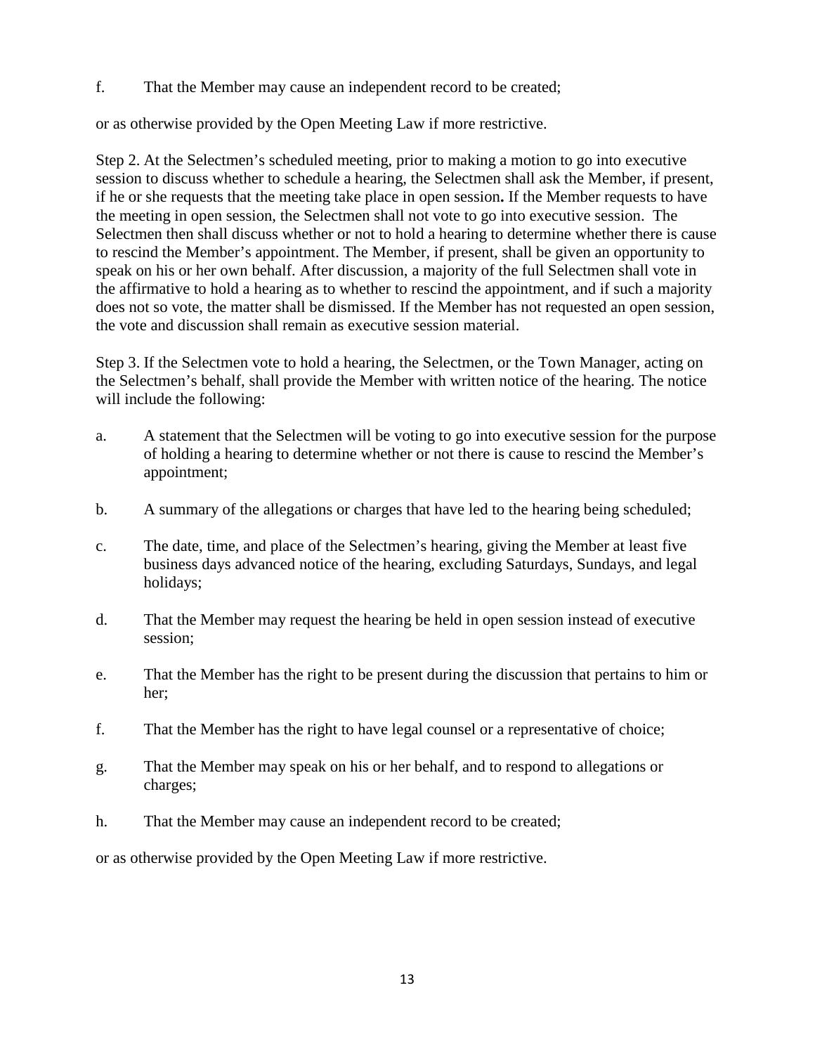f. That the Member may cause an independent record to be created;

or as otherwise provided by the Open Meeting Law if more restrictive.

Step 2. At the Selectmen's scheduled meeting, prior to making a motion to go into executive session to discuss whether to schedule a hearing, the Selectmen shall ask the Member, if present, if he or she requests that the meeting take place in open session**.** If the Member requests to have the meeting in open session, the Selectmen shall not vote to go into executive session. The Selectmen then shall discuss whether or not to hold a hearing to determine whether there is cause to rescind the Member's appointment. The Member, if present, shall be given an opportunity to speak on his or her own behalf. After discussion, a majority of the full Selectmen shall vote in the affirmative to hold a hearing as to whether to rescind the appointment, and if such a majority does not so vote, the matter shall be dismissed. If the Member has not requested an open session, the vote and discussion shall remain as executive session material.

Step 3. If the Selectmen vote to hold a hearing, the Selectmen, or the Town Manager, acting on the Selectmen's behalf, shall provide the Member with written notice of the hearing. The notice will include the following:

a. A statement that the Selectmen will be voting to go into executive session for the purpose of holding a hearing to determine whether or not there is cause to rescind the Member's appointment;

b. A summary of the allegations or charges that have led to the hearing being scheduled;

c. The date, time, and place of the Selectmen's hearing, giving the Member at least five business days advanced notice of the hearing, excluding Saturdays, Sundays, and legal holidays;

d. That the Member may request the hearing be held in open session instead of executive session;

e. That the Member has the right to be present during the discussion that pertains to him or her;

f. That the Member has the right to have legal counsel or a representative of choice;

g. That the Member may speak on his or her behalf, and to respond to allegations or charges;

h. That the Member may cause an independent record to be created;

or as otherwise provided by the Open Meeting Law if more restrictive.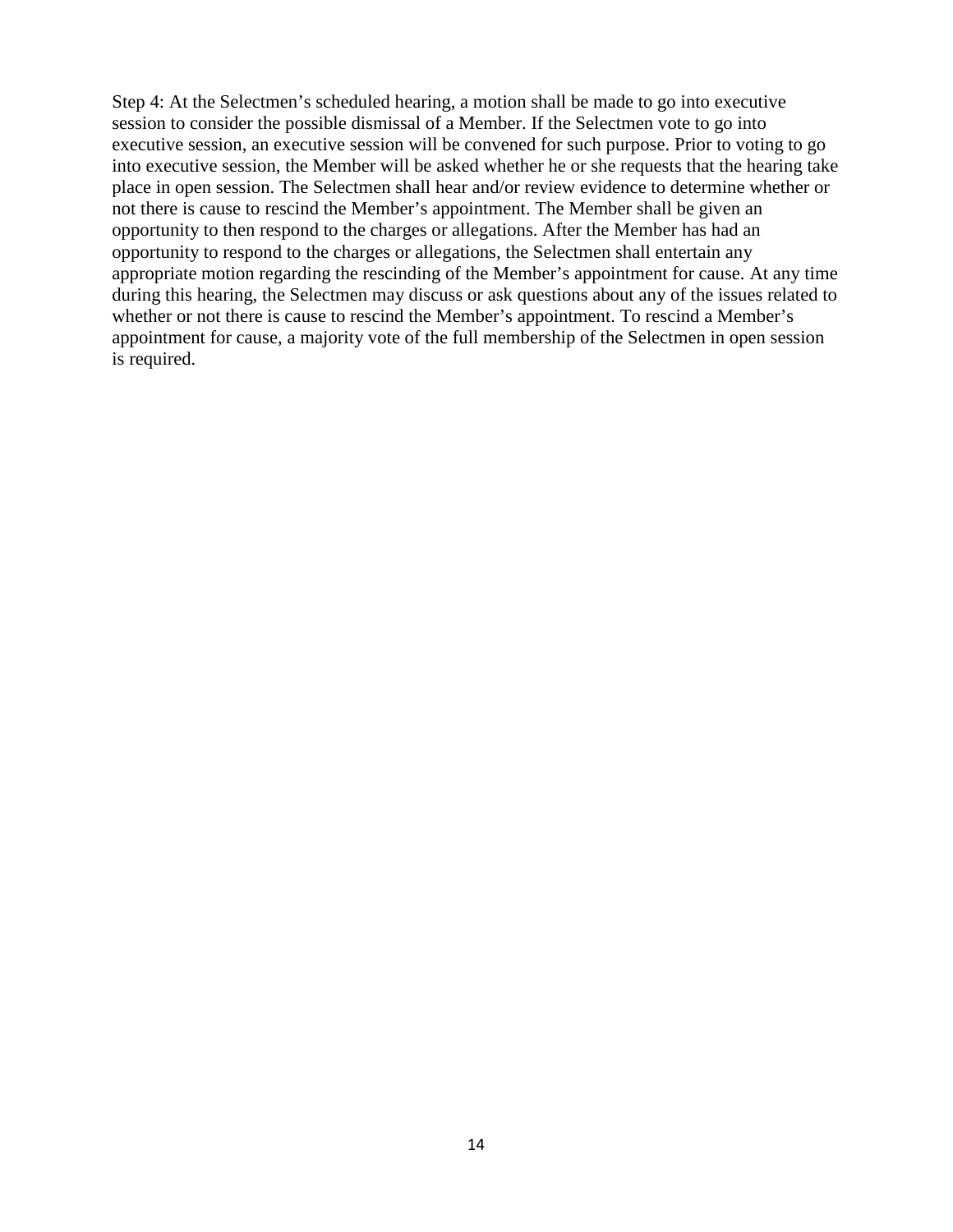Step 4: At the Selectmen's scheduled hearing, a motion shall be made to go into executive session to consider the possible dismissal of a Member. If the Selectmen vote to go into executive session, an executive session will be convened for such purpose. Prior to voting to go into executive session, the Member will be asked whether he or she requests that the hearing take place in open session. The Selectmen shall hear and/or review evidence to determine whether or not there is cause to rescind the Member's appointment. The Member shall be given an opportunity to then respond to the charges or allegations. After the Member has had an opportunity to respond to the charges or allegations, the Selectmen shall entertain any appropriate motion regarding the rescinding of the Member's appointment for cause. At any time during this hearing, the Selectmen may discuss or ask questions about any of the issues related to whether or not there is cause to rescind the Member's appointment. To rescind a Member's appointment for cause, a majority vote of the full membership of the Selectmen in open session is required.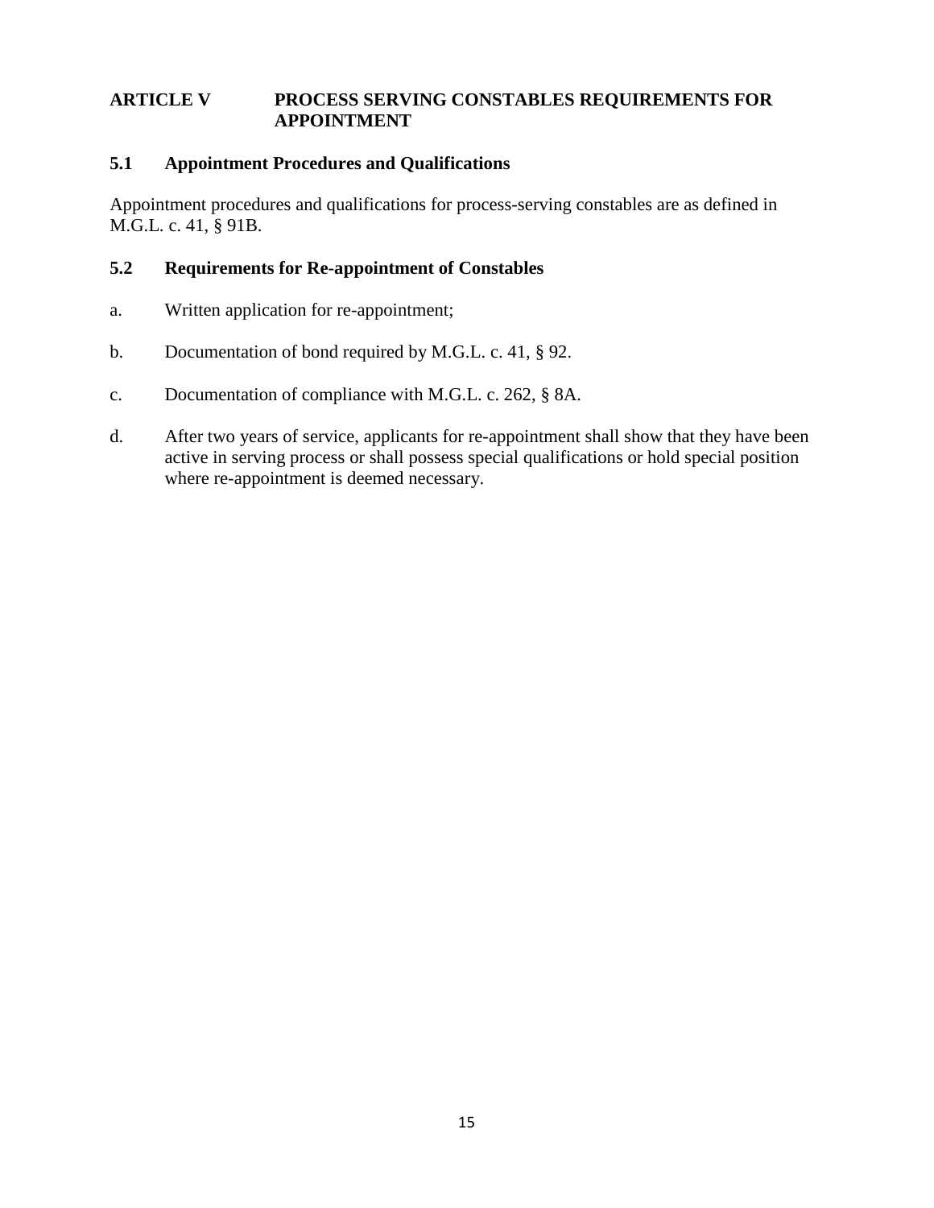## ARTICLE V PROCESS SERVING CONSTABLES REQUIREMENTS FOR APPOINTMENT

### 5.1 Appointment Procedures and Qualifications

Appointment procedures and qualifications for process-serving constables are as defined in M.G.L. c. 41, § 91B.

### 5.2 Requirements for Re-appointment of Constables

a. Written application for re-appointment;

b. Documentation of bond required by M.G.L. c. 41, § 92.

c. Documentation of compliance with M.G.L. c. 262, § 8A.

d. After two years of service, applicants for re-appointment shall show that they have been active in serving process or shall possess special qualifications or hold special position where re-appointment is deemed necessary.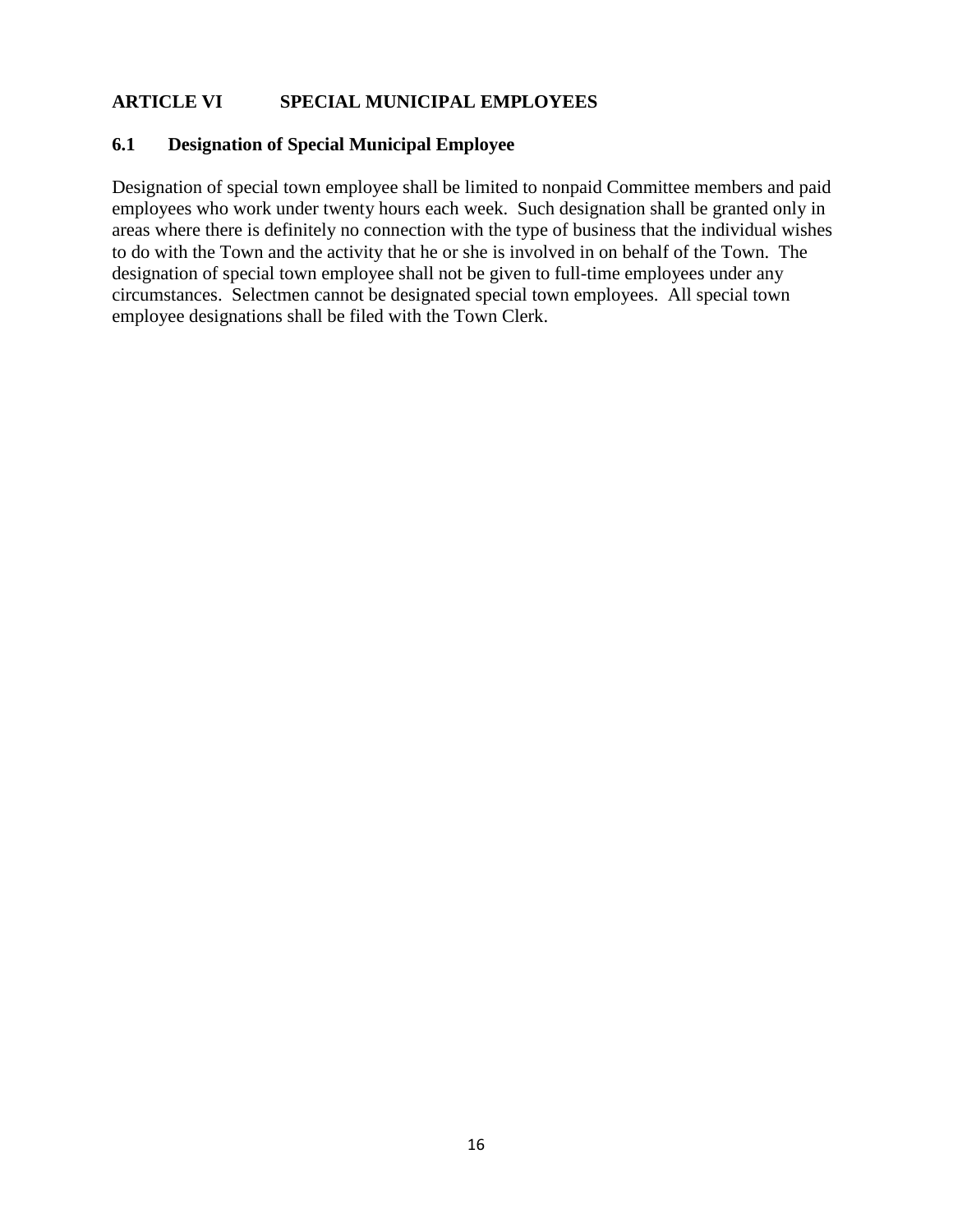## ARTICLE VI SPECIAL MUNICIPAL EMPLOYEES

### 6.1 Designation of Special Municipal Employee

Designation of special town employee shall be limited to nonpaid Committee members and paid employees who work under twenty hours each week. Such designation shall be granted only in areas where there is definitely no connection with the type of business that the individual wishes to do with the Town and the activity that he or she is involved in on behalf of the Town. The designation of special town employee shall not be given to full-time employees under any circumstances. Selectmen cannot be designated special town employees. All special town employee designations shall be filed with the Town Clerk.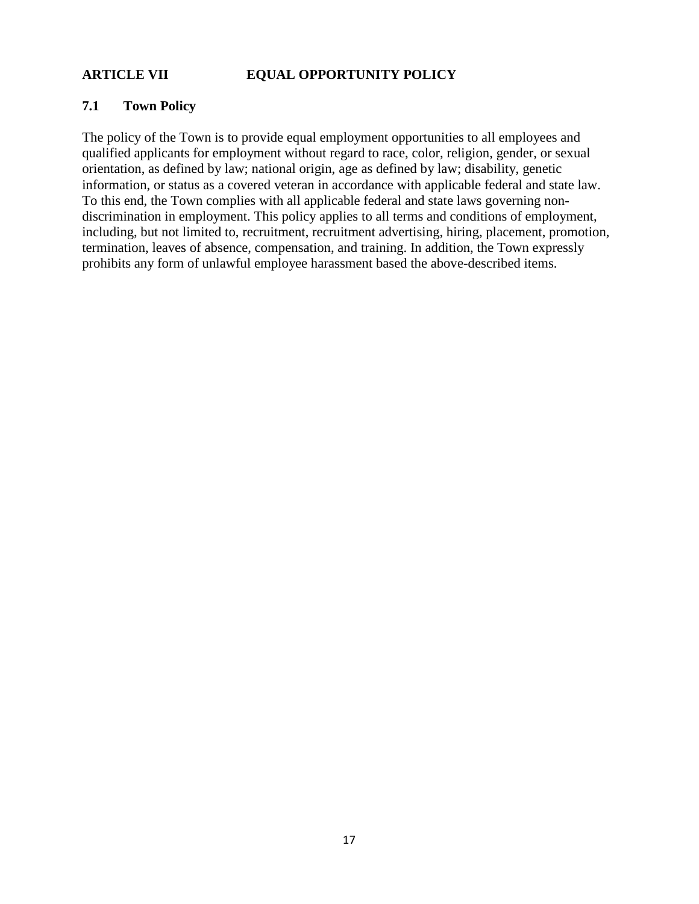## ARTICLE VII EQUAL OPPORTUNITY POLICY

### 7.1 Town Policy

The policy of the Town is to provide equal employment opportunities to all employees and qualified applicants for employment without regard to race, color, religion, gender, or sexual orientation, as defined by law; national origin, age as defined by law; disability, genetic information, or status as a covered veteran in accordance with applicable federal and state law. To this end, the Town complies with all applicable federal and state laws governing non-discrimination in employment. This policy applies to all terms and conditions of employment, including, but not limited to, recruitment, recruitment advertising, hiring, placement, promotion, termination, leaves of absence, compensation, and training. In addition, the Town expressly prohibits any form of unlawful employee harassment based the above-described items.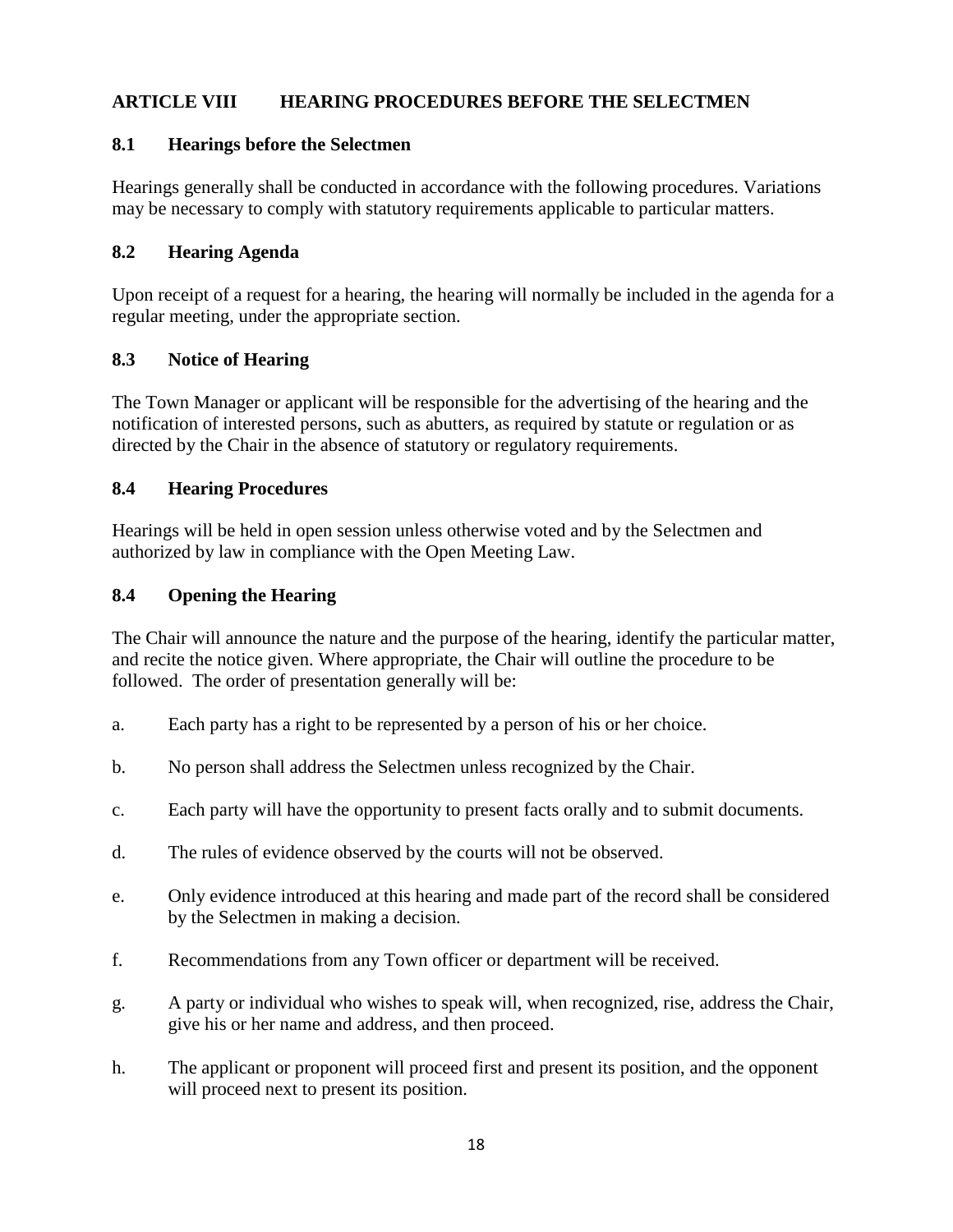## ARTICLE VIII HEARING PROCEDURES BEFORE THE SELECTMEN

### 8.1 Hearings before the Selectmen

Hearings generally shall be conducted in accordance with the following procedures. Variations may be necessary to comply with statutory requirements applicable to particular matters.

### 8.2 Hearing Agenda

Upon receipt of a request for a hearing, the hearing will normally be included in the agenda for a regular meeting, under the appropriate section.

### 8.3 Notice of Hearing

The Town Manager or applicant will be responsible for the advertising of the hearing and the notification of interested persons, such as abutters, as required by statute or regulation or as directed by the Chair in the absence of statutory or regulatory requirements.

### 8.4 Hearing Procedures

Hearings will be held in open session unless otherwise voted and by the Selectmen and authorized by law in compliance with the Open Meeting Law.

### 8.4 Opening the Hearing

The Chair will announce the nature and the purpose of the hearing, identify the particular matter, and recite the notice given. Where appropriate, the Chair will outline the procedure to be followed. The order of presentation generally will be:

a. Each party has a right to be represented by a person of his or her choice.

b. No person shall address the Selectmen unless recognized by the Chair.

c. Each party will have the opportunity to present facts orally and to submit documents.

d. The rules of evidence observed by the courts will not be observed.

e. Only evidence introduced at this hearing and made part of the record shall be considered by the Selectmen in making a decision.

f. Recommendations from any Town officer or department will be received.

g. A party or individual who wishes to speak will, when recognized, rise, address the Chair, give his or her name and address, and then proceed.

h. The applicant or proponent will proceed first and present its position, and the opponent will proceed next to present its position.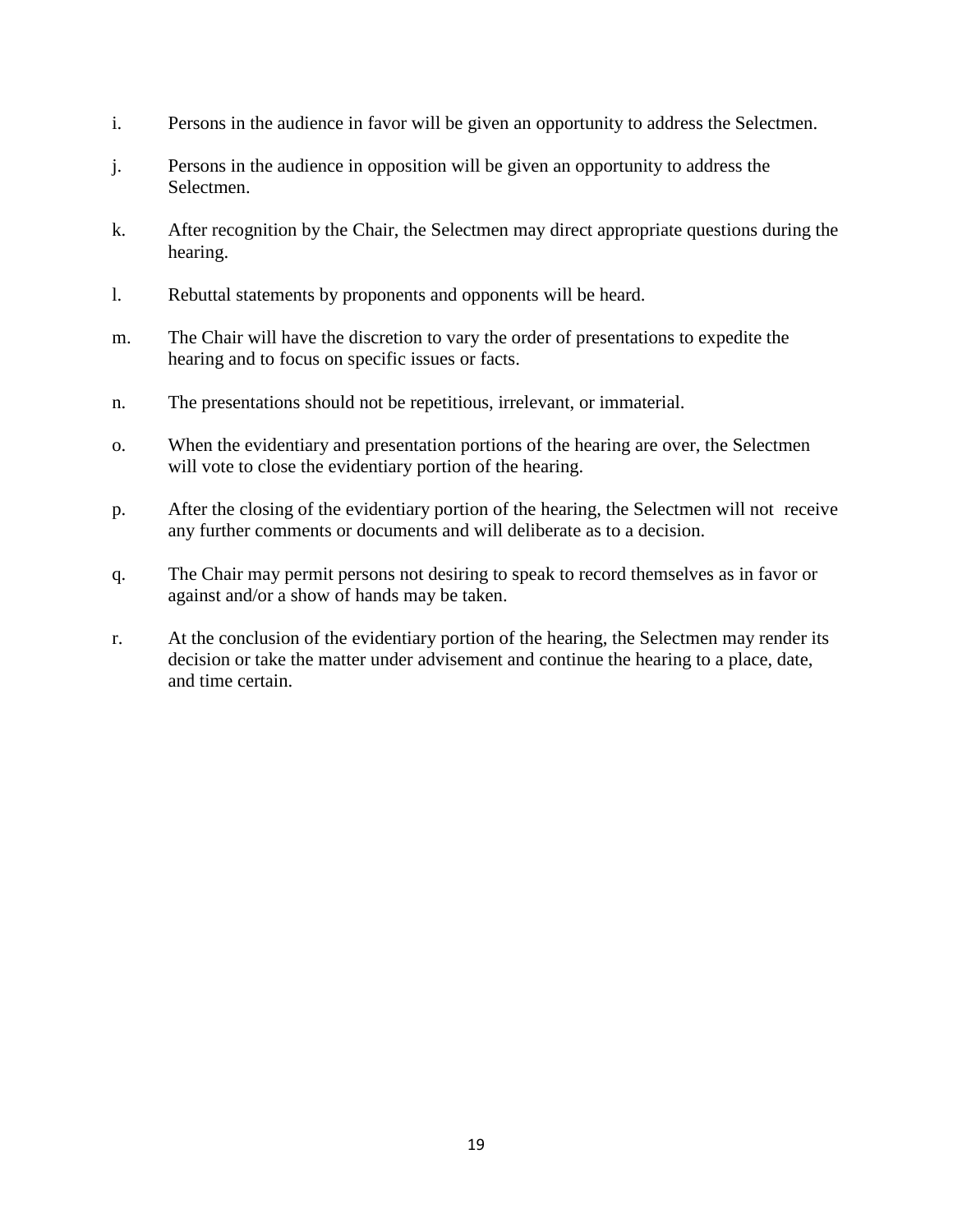i. Persons in the audience in favor will be given an opportunity to address the Selectmen.

j. Persons in the audience in opposition will be given an opportunity to address the Selectmen.

k. After recognition by the Chair, the Selectmen may direct appropriate questions during the hearing.

l. Rebuttal statements by proponents and opponents will be heard.

m. The Chair will have the discretion to vary the order of presentations to expedite the hearing and to focus on specific issues or facts.

n. The presentations should not be repetitious, irrelevant, or immaterial.

o. When the evidentiary and presentation portions of the hearing are over, the Selectmen will vote to close the evidentiary portion of the hearing.

p. After the closing of the evidentiary portion of the hearing, the Selectmen will not receive any further comments or documents and will deliberate as to a decision.

q. The Chair may permit persons not desiring to speak to record themselves as in favor or against and/or a show of hands may be taken.

r. At the conclusion of the evidentiary portion of the hearing, the Selectmen may render its decision or take the matter under advisement and continue the hearing to a place, date, and time certain.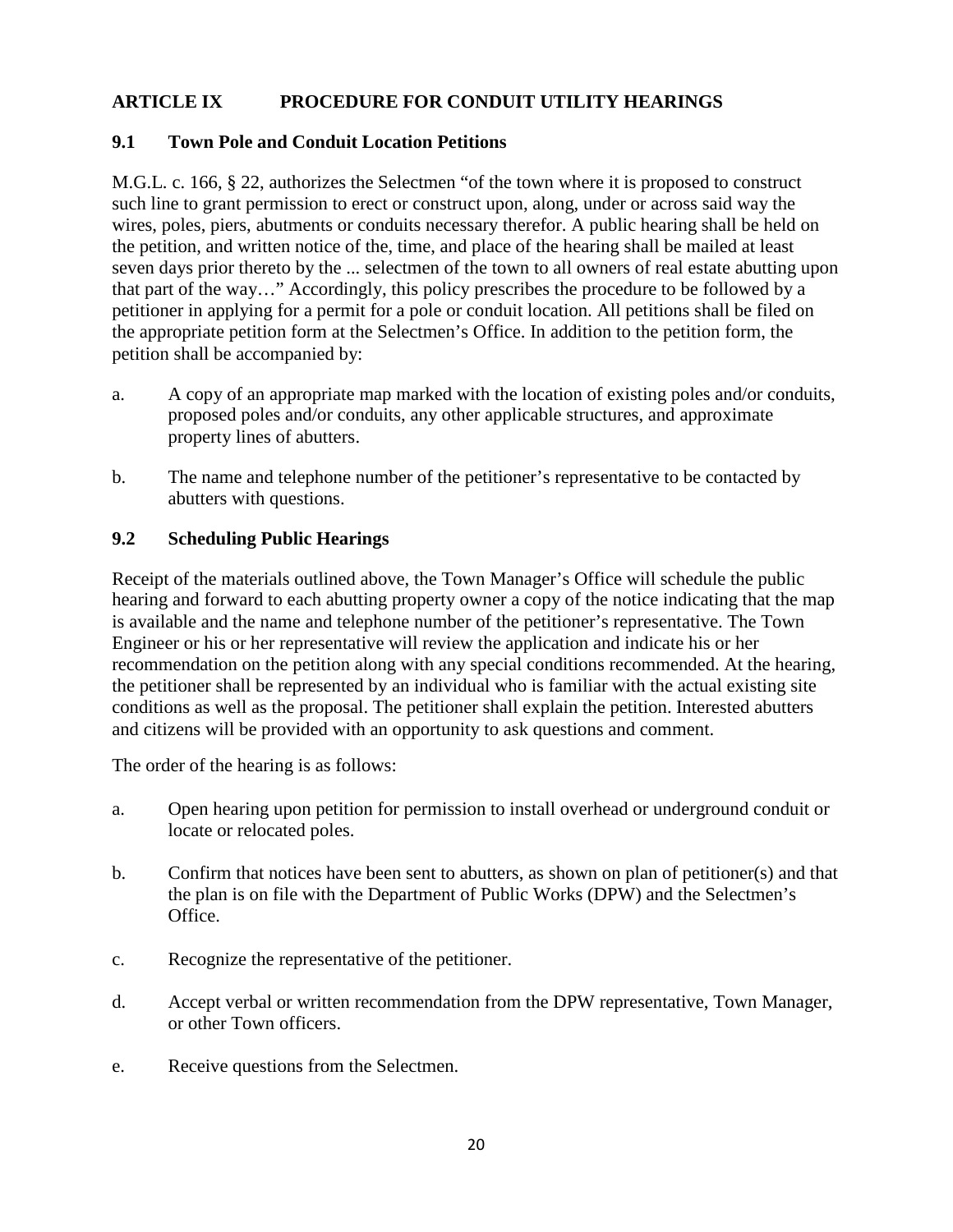## ARTICLE IX PROCEDURE FOR CONDUIT UTILITY HEARINGS

### 9.1 Town Pole and Conduit Location Petitions

M.G.L. c. 166, § 22, authorizes the Selectmen "of the town where it is proposed to construct such line to grant permission to erect or construct upon, along, under or across said way the wires, poles, piers, abutments or conduits necessary therefor. A public hearing shall be held on the petition, and written notice of the, time, and place of the hearing shall be mailed at least seven days prior thereto by the ... selectmen of the town to all owners of real estate abutting upon that part of the way…" Accordingly, this policy prescribes the procedure to be followed by a petitioner in applying for a permit for a pole or conduit location. All petitions shall be filed on the appropriate petition form at the Selectmen's Office. In addition to the petition form, the petition shall be accompanied by:

a. A copy of an appropriate map marked with the location of existing poles and/or conduits, proposed poles and/or conduits, any other applicable structures, and approximate property lines of abutters.

b. The name and telephone number of the petitioner's representative to be contacted by abutters with questions.

### 9.2 Scheduling Public Hearings

Receipt of the materials outlined above, the Town Manager's Office will schedule the public hearing and forward to each abutting property owner a copy of the notice indicating that the map is available and the name and telephone number of the petitioner's representative. The Town Engineer or his or her representative will review the application and indicate his or her recommendation on the petition along with any special conditions recommended. At the hearing, the petitioner shall be represented by an individual who is familiar with the actual existing site conditions as well as the proposal. The petitioner shall explain the petition. Interested abutters and citizens will be provided with an opportunity to ask questions and comment.

The order of the hearing is as follows:

a. Open hearing upon petition for permission to install overhead or underground conduit or locate or relocated poles.

b. Confirm that notices have been sent to abutters, as shown on plan of petitioner(s) and that the plan is on file with the Department of Public Works (DPW) and the Selectmen's Office.

c. Recognize the representative of the petitioner.

d. Accept verbal or written recommendation from the DPW representative, Town Manager, or other Town officers.

e. Receive questions from the Selectmen.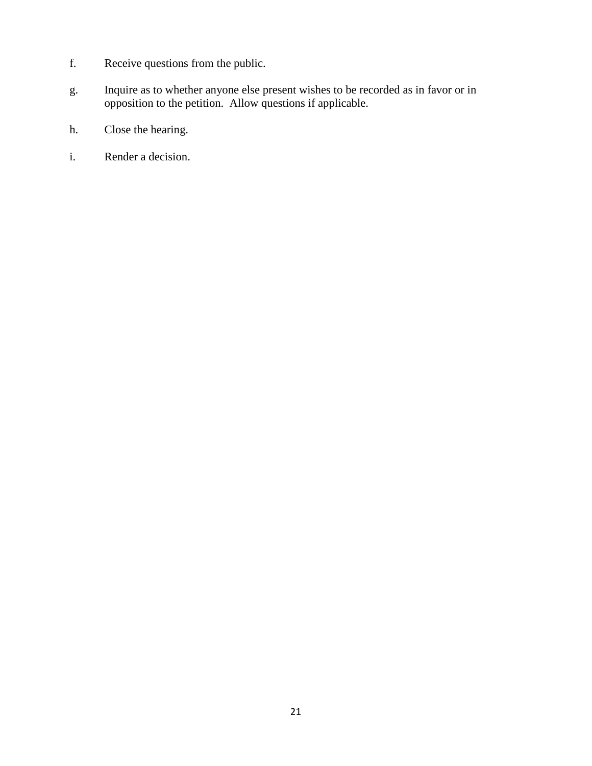f. Receive questions from the public.

g. Inquire as to whether anyone else present wishes to be recorded as in favor or in opposition to the petition. Allow questions if applicable.

h. Close the hearing.

i. Render a decision.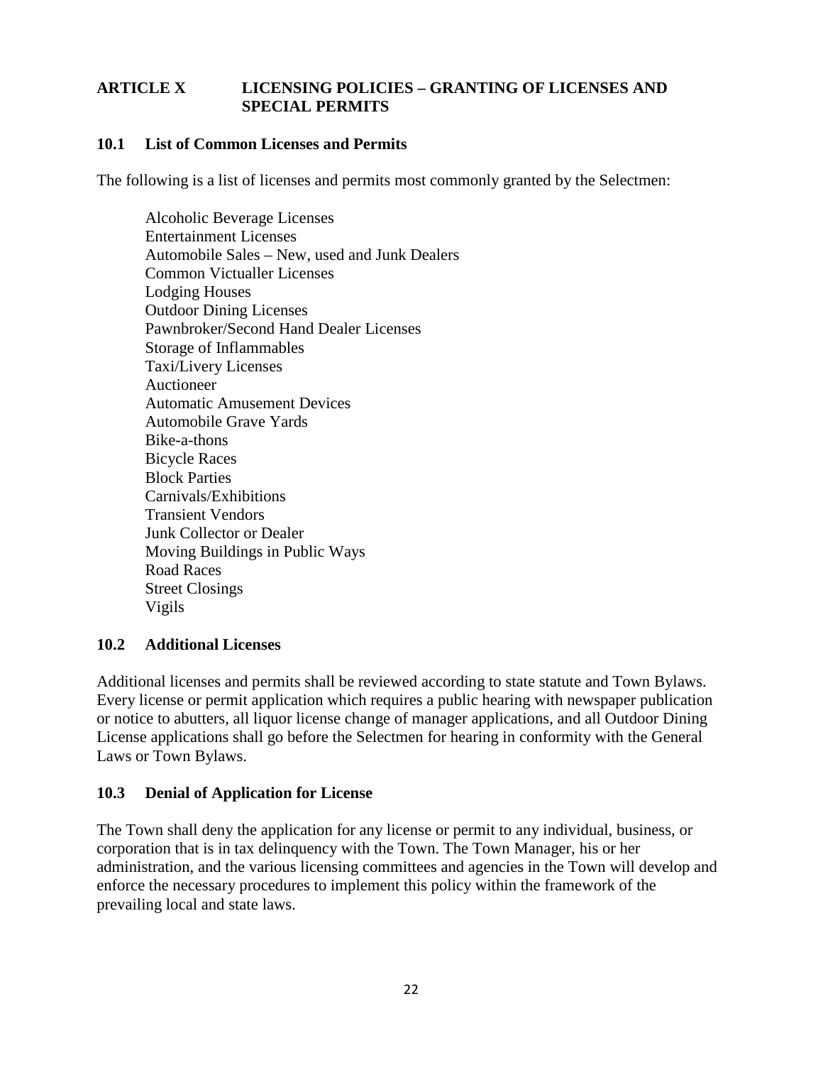## ARTICLE X LICENSING POLICIES – GRANTING OF LICENSES AND SPECIAL PERMITS

### 10.1 List of Common Licenses and Permits

The following is a list of licenses and permits most commonly granted by the Selectmen:

- Alcoholic Beverage Licenses
- Entertainment Licenses
- Automobile Sales – New, used and Junk Dealers
- Common Victualler Licenses
- Lodging Houses
- Outdoor Dining Licenses
- Pawnbroker/Second Hand Dealer Licenses
- Storage of Inflammables
- Taxi/Livery Licenses
- Auctioneer
- Automatic Amusement Devices
- Automobile Grave Yards
- Bike-a-thons
- Bicycle Races
- Block Parties
- Carnivals/Exhibitions
- Transient Vendors
- Junk Collector or Dealer
- Moving Buildings in Public Ways
- Road Races
- Street Closings
- Vigils

### 10.2 Additional Licenses

Additional licenses and permits shall be reviewed according to state statute and Town Bylaws. Every license or permit application which requires a public hearing with newspaper publication or notice to abutters, all liquor license change of manager applications, and all Outdoor Dining License applications shall go before the Selectmen for hearing in conformity with the General Laws or Town Bylaws.

### 10.3 Denial of Application for License

The Town shall deny the application for any license or permit to any individual, business, or corporation that is in tax delinquency with the Town. The Town Manager, his or her administration, and the various licensing committees and agencies in the Town will develop and enforce the necessary procedures to implement this policy within the framework of the prevailing local and state laws.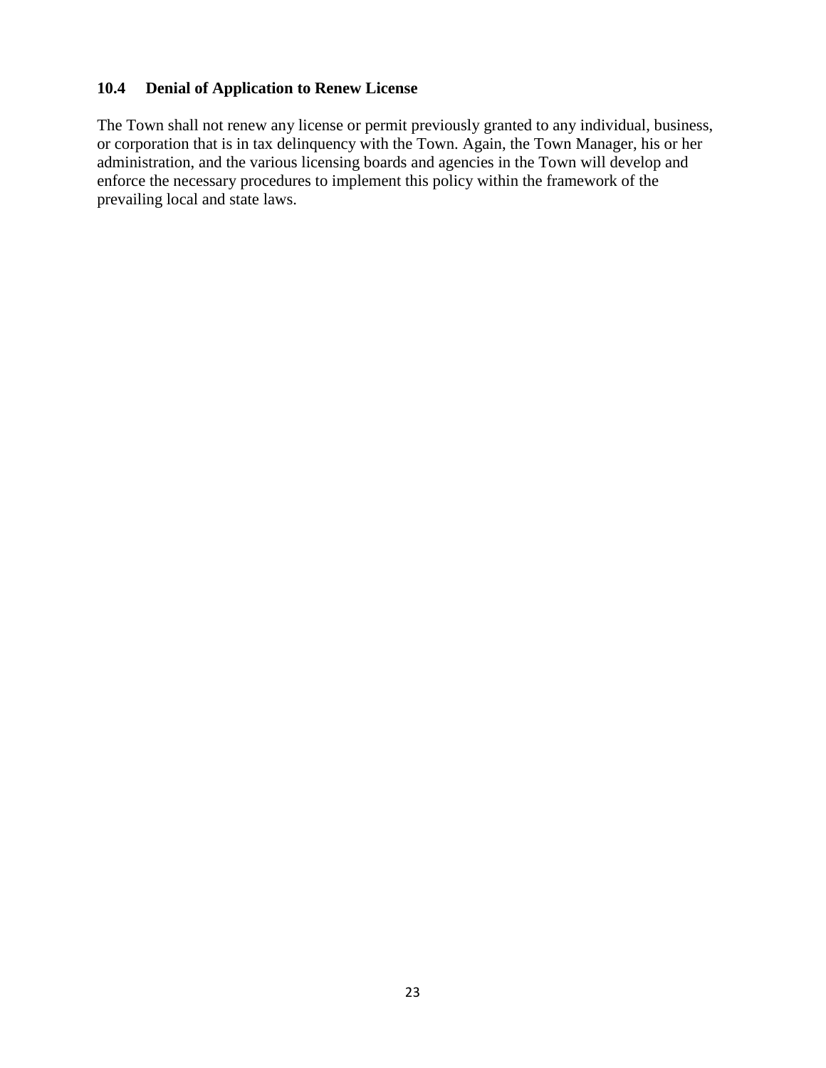### 10.4 Denial of Application to Renew License

The Town shall not renew any license or permit previously granted to any individual, business, or corporation that is in tax delinquency with the Town. Again, the Town Manager, his or her administration, and the various licensing boards and agencies in the Town will develop and enforce the necessary procedures to implement this policy within the framework of the prevailing local and state laws.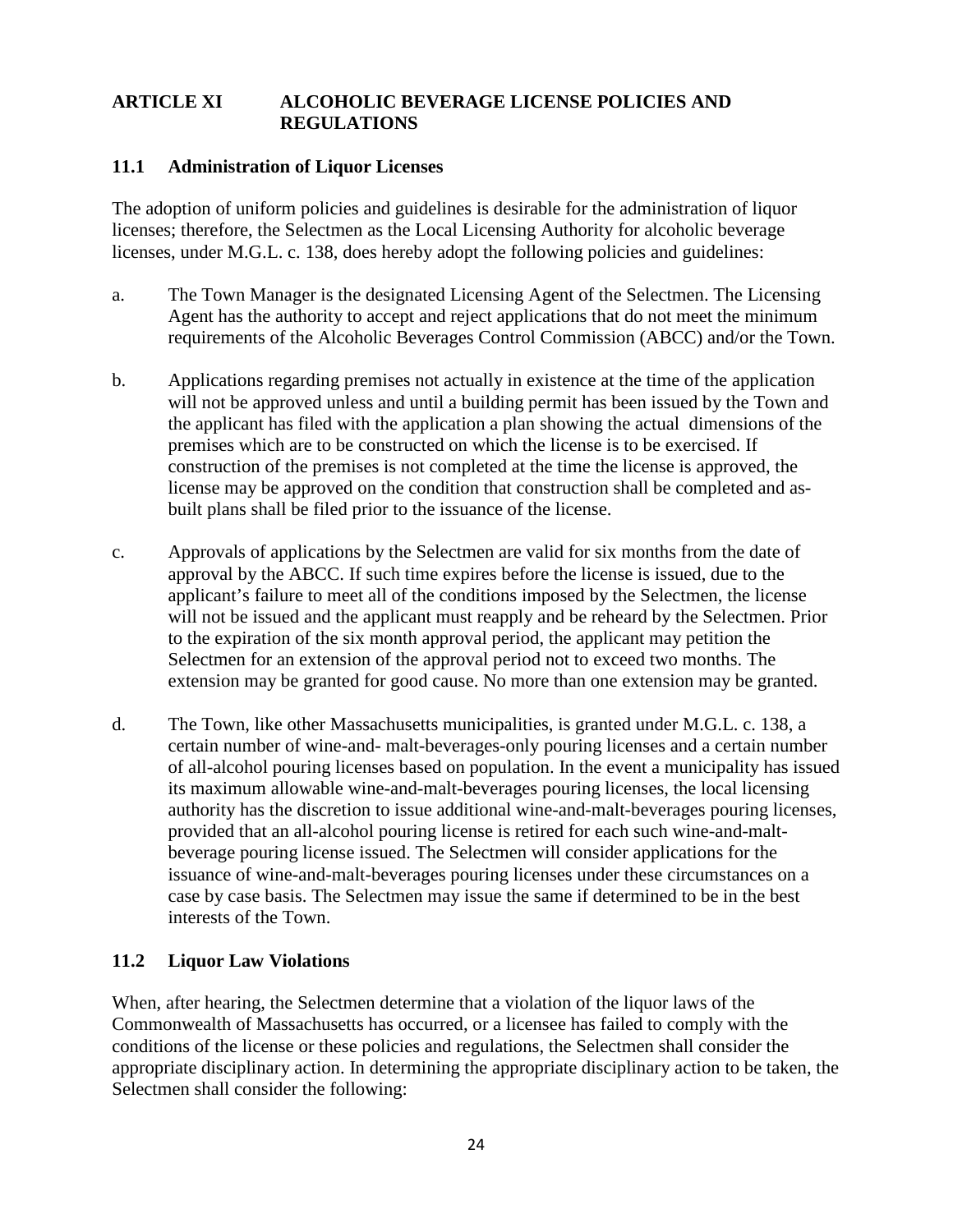## ARTICLE XI ALCOHOLIC BEVERAGE LICENSE POLICIES AND REGULATIONS

### 11.1 Administration of Liquor Licenses

The adoption of uniform policies and guidelines is desirable for the administration of liquor licenses; therefore, the Selectmen as the Local Licensing Authority for alcoholic beverage licenses, under M.G.L. c. 138, does hereby adopt the following policies and guidelines:

a. The Town Manager is the designated Licensing Agent of the Selectmen. The Licensing Agent has the authority to accept and reject applications that do not meet the minimum requirements of the Alcoholic Beverages Control Commission (ABCC) and/or the Town.

b. Applications regarding premises not actually in existence at the time of the application will not be approved unless and until a building permit has been issued by the Town and the applicant has filed with the application a plan showing the actual dimensions of the premises which are to be constructed on which the license is to be exercised. If construction of the premises is not completed at the time the license is approved, the license may be approved on the condition that construction shall be completed and as-built plans shall be filed prior to the issuance of the license.

c. Approvals of applications by the Selectmen are valid for six months from the date of approval by the ABCC. If such time expires before the license is issued, due to the applicant's failure to meet all of the conditions imposed by the Selectmen, the license will not be issued and the applicant must reapply and be reheard by the Selectmen. Prior to the expiration of the six month approval period, the applicant may petition the Selectmen for an extension of the approval period not to exceed two months. The extension may be granted for good cause. No more than one extension may be granted.

d. The Town, like other Massachusetts municipalities, is granted under M.G.L. c. 138, a certain number of wine-and- malt-beverages-only pouring licenses and a certain number of all-alcohol pouring licenses based on population. In the event a municipality has issued its maximum allowable wine-and-malt-beverages pouring licenses, the local licensing authority has the discretion to issue additional wine-and-malt-beverages pouring licenses, provided that an all-alcohol pouring license is retired for each such wine-and-malt-beverage pouring license issued. The Selectmen will consider applications for the issuance of wine-and-malt-beverages pouring licenses under these circumstances on a case by case basis. The Selectmen may issue the same if determined to be in the best interests of the Town.

### 11.2 Liquor Law Violations

When, after hearing, the Selectmen determine that a violation of the liquor laws of the Commonwealth of Massachusetts has occurred, or a licensee has failed to comply with the conditions of the license or these policies and regulations, the Selectmen shall consider the appropriate disciplinary action. In determining the appropriate disciplinary action to be taken, the Selectmen shall consider the following: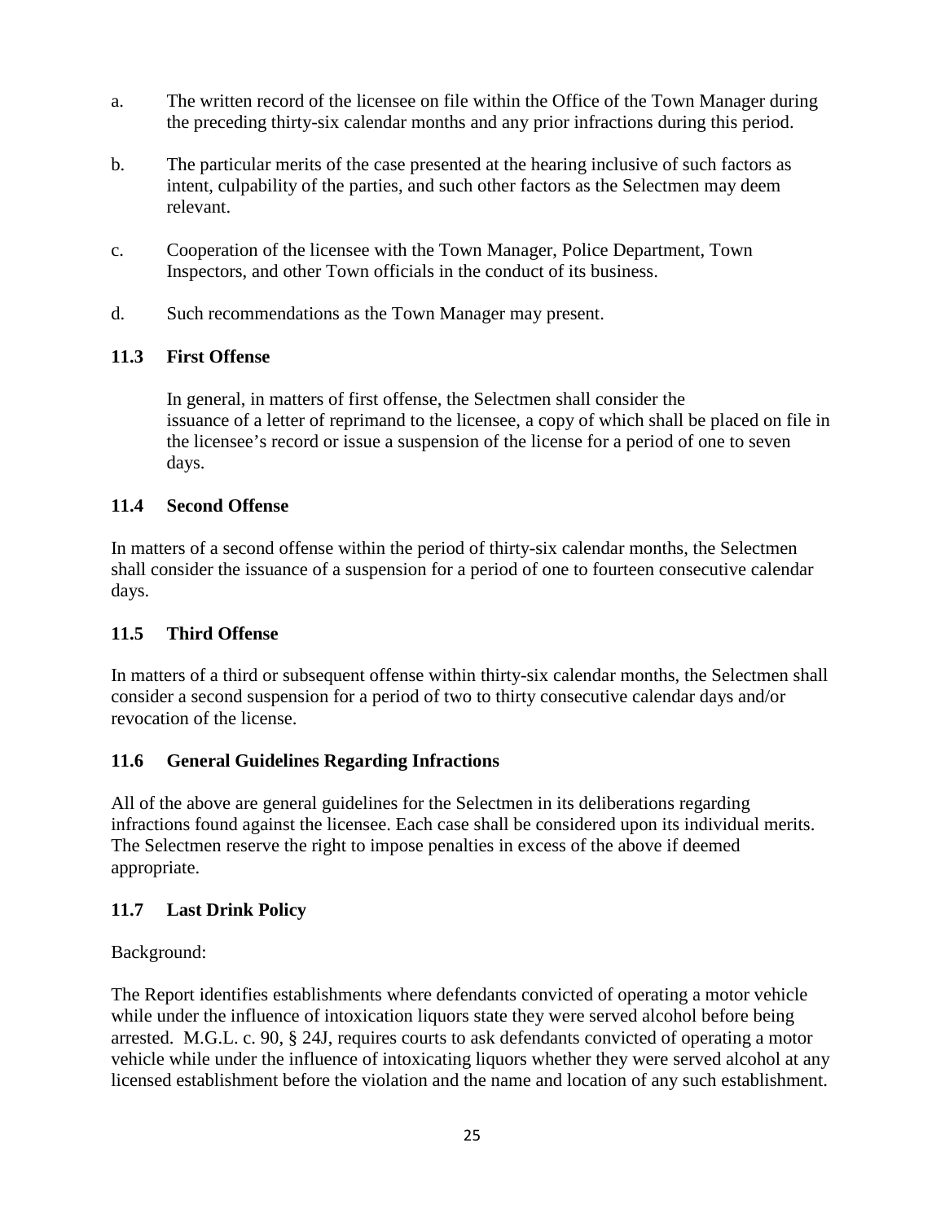a. The written record of the licensee on file within the Office of the Town Manager during the preceding thirty-six calendar months and any prior infractions during this period.

b. The particular merits of the case presented at the hearing inclusive of such factors as intent, culpability of the parties, and such other factors as the Selectmen may deem relevant.

c. Cooperation of the licensee with the Town Manager, Police Department, Town Inspectors, and other Town officials in the conduct of its business.

d. Such recommendations as the Town Manager may present.

### 11.3 First Offense

In general, in matters of first offense, the Selectmen shall consider the issuance of a letter of reprimand to the licensee, a copy of which shall be placed on file in the licensee's record or issue a suspension of the license for a period of one to seven days.

### 11.4 Second Offense

In matters of a second offense within the period of thirty-six calendar months, the Selectmen shall consider the issuance of a suspension for a period of one to fourteen consecutive calendar days.

### 11.5 Third Offense

In matters of a third or subsequent offense within thirty-six calendar months, the Selectmen shall consider a second suspension for a period of two to thirty consecutive calendar days and/or revocation of the license.

### 11.6 General Guidelines Regarding Infractions

All of the above are general guidelines for the Selectmen in its deliberations regarding infractions found against the licensee. Each case shall be considered upon its individual merits. The Selectmen reserve the right to impose penalties in excess of the above if deemed appropriate.

### 11.7 Last Drink Policy

Background:

The Report identifies establishments where defendants convicted of operating a motor vehicle while under the influence of intoxication liquors state they were served alcohol before being arrested. M.G.L. c. 90, § 24J, requires courts to ask defendants convicted of operating a motor vehicle while under the influence of intoxicating liquors whether they were served alcohol at any licensed establishment before the violation and the name and location of any such establishment.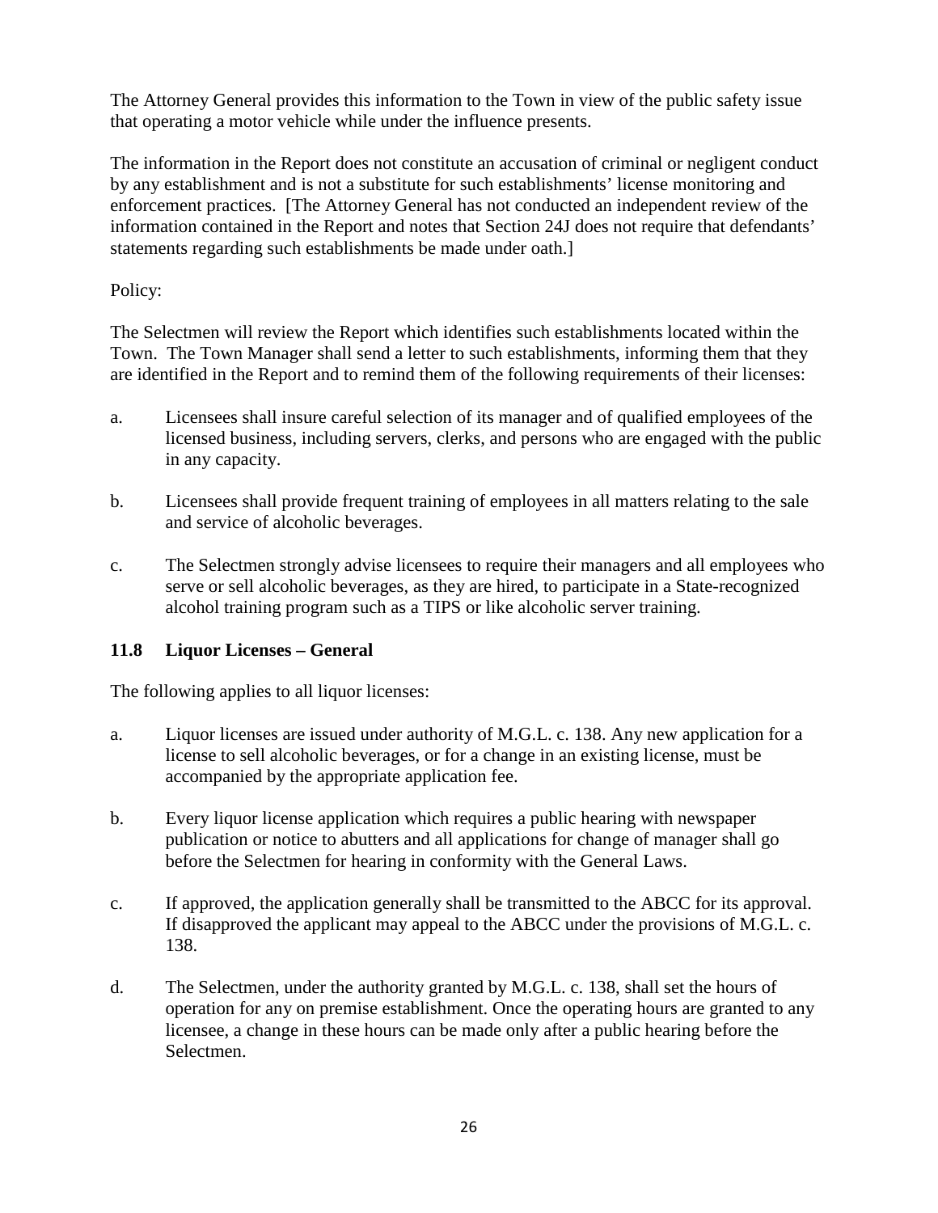The Attorney General provides this information to the Town in view of the public safety issue that operating a motor vehicle while under the influence presents.

The information in the Report does not constitute an accusation of criminal or negligent conduct by any establishment and is not a substitute for such establishments' license monitoring and enforcement practices. [The Attorney General has not conducted an independent review of the information contained in the Report and notes that Section 24J does not require that defendants' statements regarding such establishments be made under oath.]

Policy:

The Selectmen will review the Report which identifies such establishments located within the Town. The Town Manager shall send a letter to such establishments, informing them that they are identified in the Report and to remind them of the following requirements of their licenses:

a. Licensees shall insure careful selection of its manager and of qualified employees of the licensed business, including servers, clerks, and persons who are engaged with the public in any capacity.

b. Licensees shall provide frequent training of employees in all matters relating to the sale and service of alcoholic beverages.

c. The Selectmen strongly advise licensees to require their managers and all employees who serve or sell alcoholic beverages, as they are hired, to participate in a State-recognized alcohol training program such as a TIPS or like alcoholic server training.

### 11.8 Liquor Licenses – General

The following applies to all liquor licenses:

a. Liquor licenses are issued under authority of M.G.L. c. 138. Any new application for a license to sell alcoholic beverages, or for a change in an existing license, must be accompanied by the appropriate application fee.

b. Every liquor license application which requires a public hearing with newspaper publication or notice to abutters and all applications for change of manager shall go before the Selectmen for hearing in conformity with the General Laws.

c. If approved, the application generally shall be transmitted to the ABCC for its approval. If disapproved the applicant may appeal to the ABCC under the provisions of M.G.L. c. 138.

d. The Selectmen, under the authority granted by M.G.L. c. 138, shall set the hours of operation for any on premise establishment. Once the operating hours are granted to any licensee, a change in these hours can be made only after a public hearing before the Selectmen.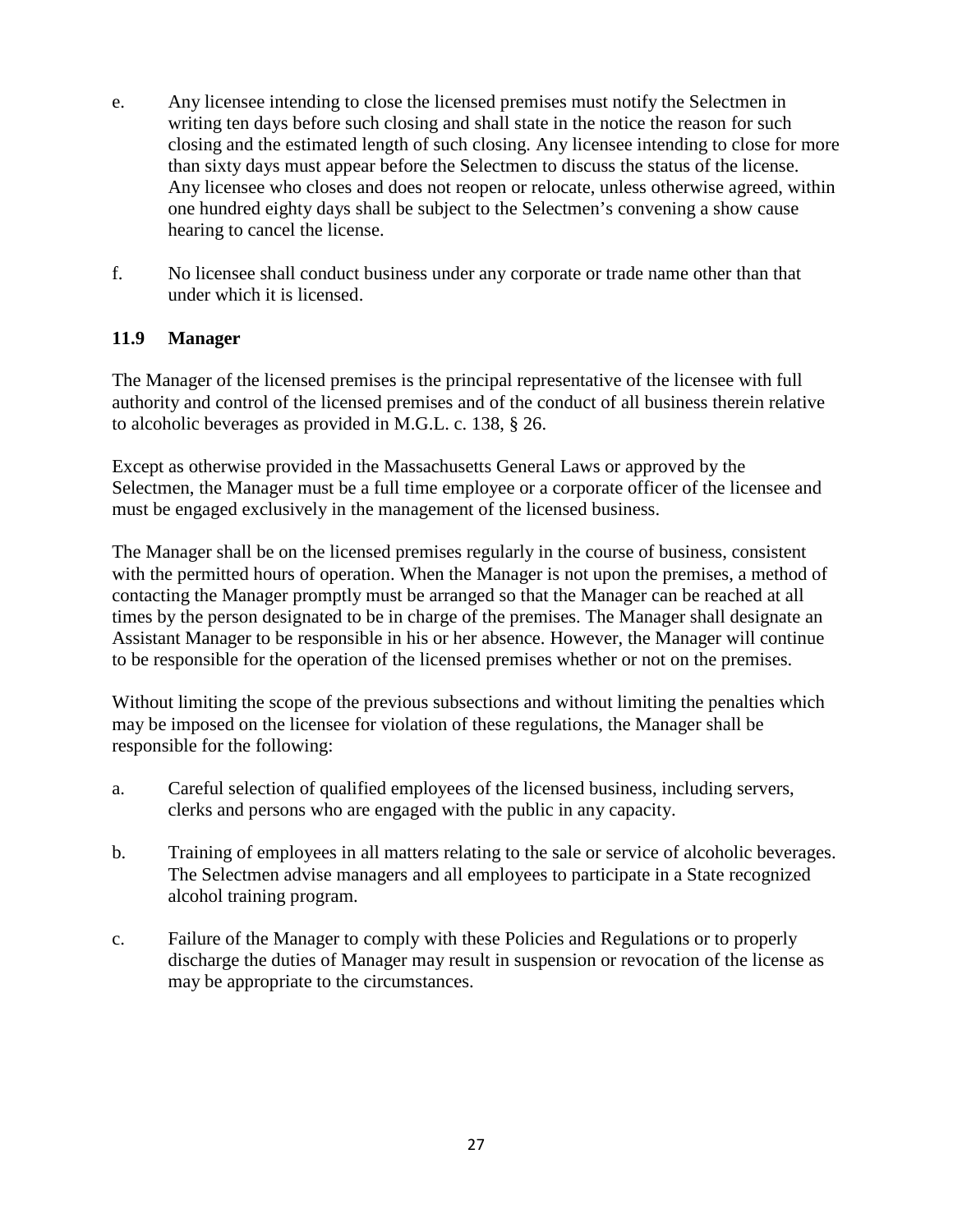e. Any licensee intending to close the licensed premises must notify the Selectmen in writing ten days before such closing and shall state in the notice the reason for such closing and the estimated length of such closing. Any licensee intending to close for more than sixty days must appear before the Selectmen to discuss the status of the license. Any licensee who closes and does not reopen or relocate, unless otherwise agreed, within one hundred eighty days shall be subject to the Selectmen's convening a show cause hearing to cancel the license.

f. No licensee shall conduct business under any corporate or trade name other than that under which it is licensed.

### 11.9 Manager

The Manager of the licensed premises is the principal representative of the licensee with full authority and control of the licensed premises and of the conduct of all business therein relative to alcoholic beverages as provided in M.G.L. c. 138, § 26.

Except as otherwise provided in the Massachusetts General Laws or approved by the Selectmen, the Manager must be a full time employee or a corporate officer of the licensee and must be engaged exclusively in the management of the licensed business.

The Manager shall be on the licensed premises regularly in the course of business, consistent with the permitted hours of operation. When the Manager is not upon the premises, a method of contacting the Manager promptly must be arranged so that the Manager can be reached at all times by the person designated to be in charge of the premises. The Manager shall designate an Assistant Manager to be responsible in his or her absence. However, the Manager will continue to be responsible for the operation of the licensed premises whether or not on the premises.

Without limiting the scope of the previous subsections and without limiting the penalties which may be imposed on the licensee for violation of these regulations, the Manager shall be responsible for the following:

a. Careful selection of qualified employees of the licensed business, including servers, clerks and persons who are engaged with the public in any capacity.

b. Training of employees in all matters relating to the sale or service of alcoholic beverages. The Selectmen advise managers and all employees to participate in a State recognized alcohol training program.

c. Failure of the Manager to comply with these Policies and Regulations or to properly discharge the duties of Manager may result in suspension or revocation of the license as may be appropriate to the circumstances.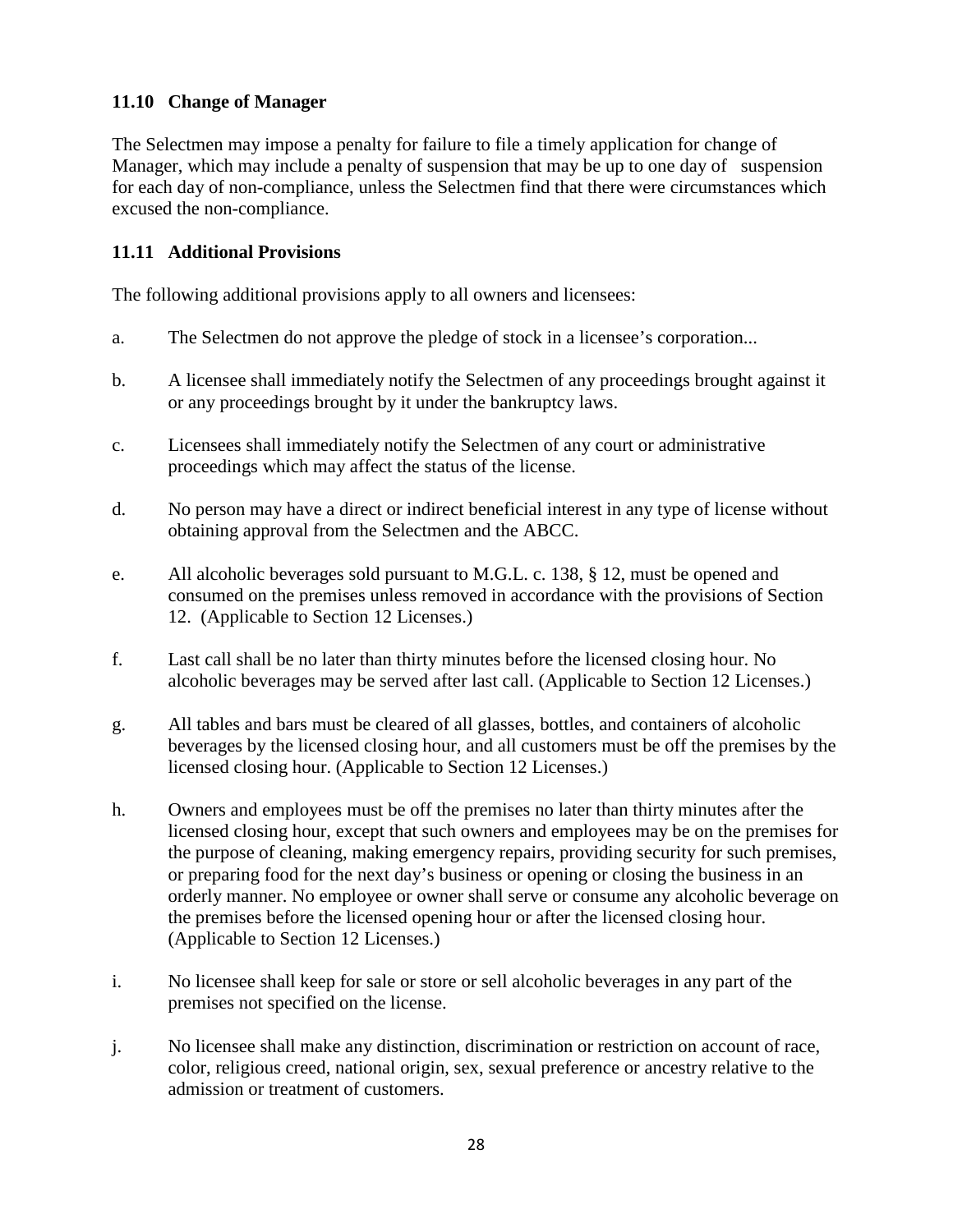### 11.10 Change of Manager

The Selectmen may impose a penalty for failure to file a timely application for change of Manager, which may include a penalty of suspension that may be up to one day of suspension for each day of non-compliance, unless the Selectmen find that there were circumstances which excused the non-compliance.

### 11.11 Additional Provisions

The following additional provisions apply to all owners and licensees:

a. The Selectmen do not approve the pledge of stock in a licensee's corporation...

b. A licensee shall immediately notify the Selectmen of any proceedings brought against it or any proceedings brought by it under the bankruptcy laws.

c. Licensees shall immediately notify the Selectmen of any court or administrative proceedings which may affect the status of the license.

d. No person may have a direct or indirect beneficial interest in any type of license without obtaining approval from the Selectmen and the ABCC.

e. All alcoholic beverages sold pursuant to M.G.L. c. 138, § 12, must be opened and consumed on the premises unless removed in accordance with the provisions of Section 12. (Applicable to Section 12 Licenses.)

f. Last call shall be no later than thirty minutes before the licensed closing hour. No alcoholic beverages may be served after last call. (Applicable to Section 12 Licenses.)

g. All tables and bars must be cleared of all glasses, bottles, and containers of alcoholic beverages by the licensed closing hour, and all customers must be off the premises by the licensed closing hour. (Applicable to Section 12 Licenses.)

h. Owners and employees must be off the premises no later than thirty minutes after the licensed closing hour, except that such owners and employees may be on the premises for the purpose of cleaning, making emergency repairs, providing security for such premises, or preparing food for the next day's business or opening or closing the business in an orderly manner. No employee or owner shall serve or consume any alcoholic beverage on the premises before the licensed opening hour or after the licensed closing hour. (Applicable to Section 12 Licenses.)

i. No licensee shall keep for sale or store or sell alcoholic beverages in any part of the premises not specified on the license.

j. No licensee shall make any distinction, discrimination or restriction on account of race, color, religious creed, national origin, sex, sexual preference or ancestry relative to the admission or treatment of customers.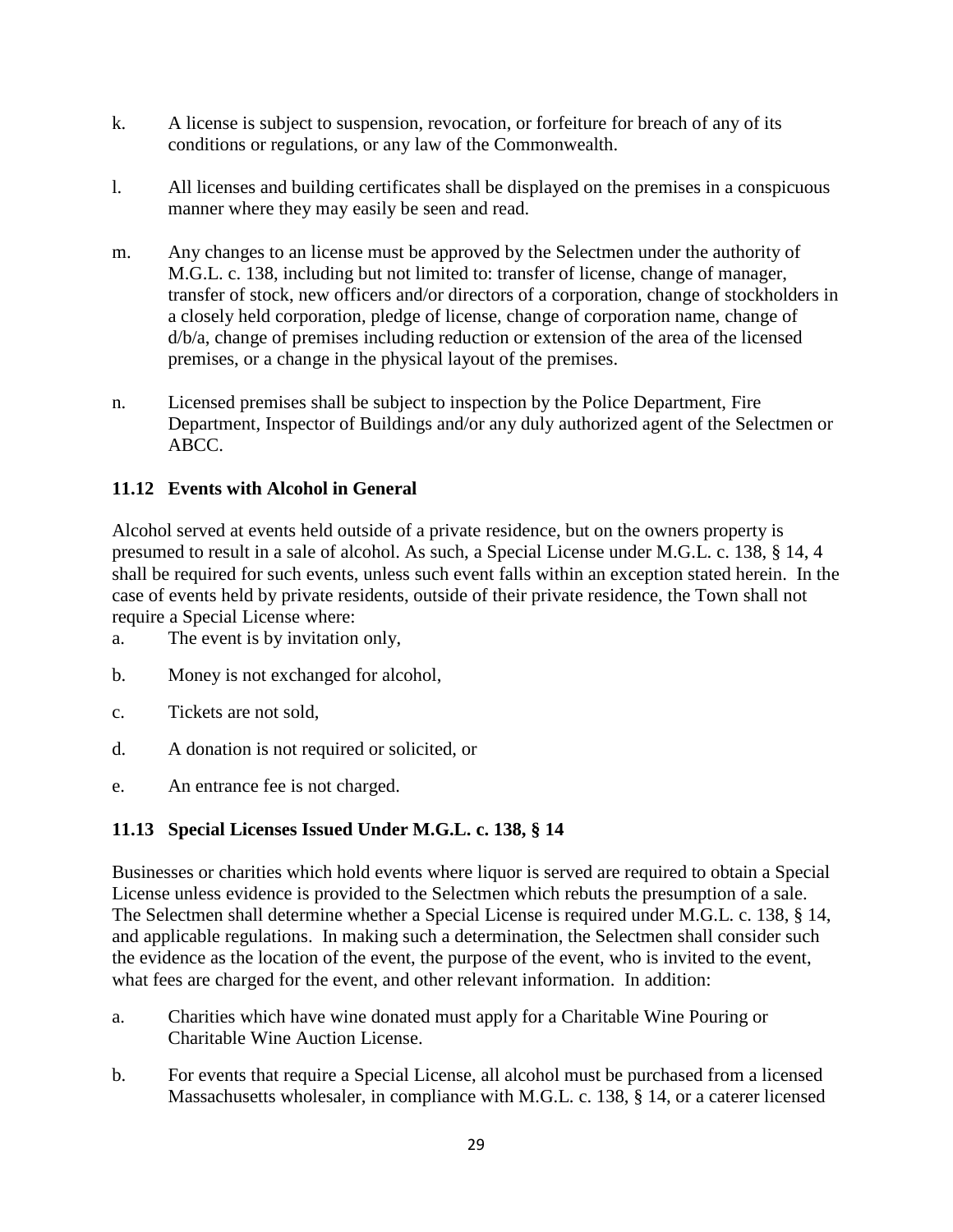k. A license is subject to suspension, revocation, or forfeiture for breach of any of its conditions or regulations, or any law of the Commonwealth.

l. All licenses and building certificates shall be displayed on the premises in a conspicuous manner where they may easily be seen and read.

m. Any changes to an license must be approved by the Selectmen under the authority of M.G.L. c. 138, including but not limited to: transfer of license, change of manager, transfer of stock, new officers and/or directors of a corporation, change of stockholders in a closely held corporation, pledge of license, change of corporation name, change of d/b/a, change of premises including reduction or extension of the area of the licensed premises, or a change in the physical layout of the premises.

n. Licensed premises shall be subject to inspection by the Police Department, Fire Department, Inspector of Buildings and/or any duly authorized agent of the Selectmen or ABCC.

### 11.12 Events with Alcohol in General

Alcohol served at events held outside of a private residence, but on the owners property is presumed to result in a sale of alcohol. As such, a Special License under M.G.L. c. 138, § 14, 4 shall be required for such events, unless such event falls within an exception stated herein. In the case of events held by private residents, outside of their private residence, the Town shall not require a Special License where:

a. The event is by invitation only,

b. Money is not exchanged for alcohol,

c. Tickets are not sold,

d. A donation is not required or solicited, or

e. An entrance fee is not charged.

### 11.13 Special Licenses Issued Under M.G.L. c. 138, § 14

Businesses or charities which hold events where liquor is served are required to obtain a Special License unless evidence is provided to the Selectmen which rebuts the presumption of a sale. The Selectmen shall determine whether a Special License is required under M.G.L. c. 138, § 14, and applicable regulations. In making such a determination, the Selectmen shall consider such the evidence as the location of the event, the purpose of the event, who is invited to the event, what fees are charged for the event, and other relevant information. In addition:

a. Charities which have wine donated must apply for a Charitable Wine Pouring or Charitable Wine Auction License.

b. For events that require a Special License, all alcohol must be purchased from a licensed Massachusetts wholesaler, in compliance with M.G.L. c. 138, § 14, or a caterer licensed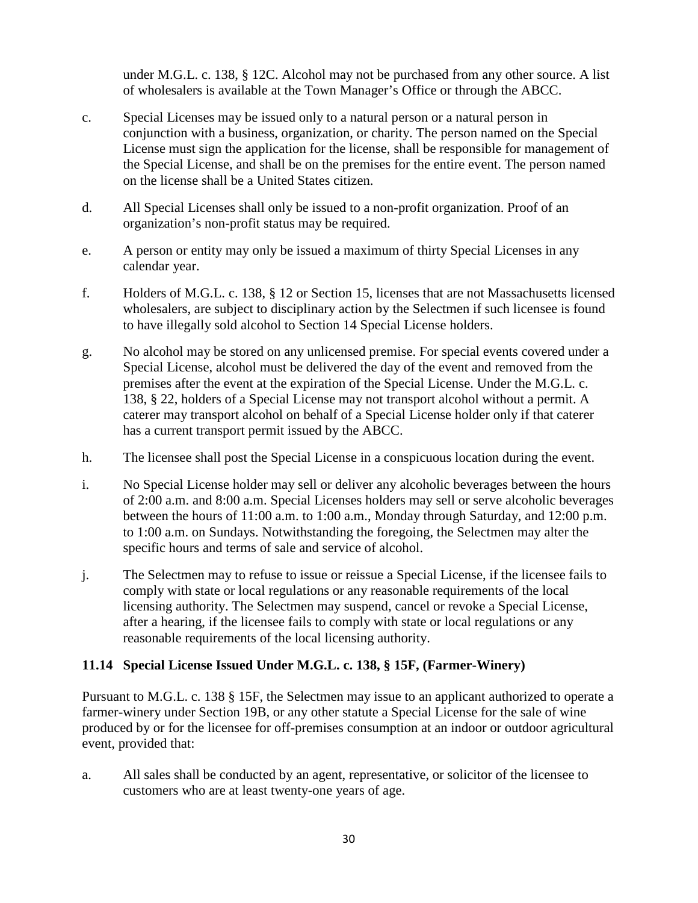under M.G.L. c. 138, § 12C. Alcohol may not be purchased from any other source. A list of wholesalers is available at the Town Manager's Office or through the ABCC.

c. Special Licenses may be issued only to a natural person or a natural person in conjunction with a business, organization, or charity. The person named on the Special License must sign the application for the license, shall be responsible for management of the Special License, and shall be on the premises for the entire event. The person named on the license shall be a United States citizen.

d. All Special Licenses shall only be issued to a non-profit organization. Proof of an organization's non-profit status may be required.

e. A person or entity may only be issued a maximum of thirty Special Licenses in any calendar year.

f. Holders of M.G.L. c. 138, § 12 or Section 15, licenses that are not Massachusetts licensed wholesalers, are subject to disciplinary action by the Selectmen if such licensee is found to have illegally sold alcohol to Section 14 Special License holders.

g. No alcohol may be stored on any unlicensed premise. For special events covered under a Special License, alcohol must be delivered the day of the event and removed from the premises after the event at the expiration of the Special License. Under the M.G.L. c. 138, § 22, holders of a Special License may not transport alcohol without a permit. A caterer may transport alcohol on behalf of a Special License holder only if that caterer has a current transport permit issued by the ABCC.

h. The licensee shall post the Special License in a conspicuous location during the event.

i. No Special License holder may sell or deliver any alcoholic beverages between the hours of 2:00 a.m. and 8:00 a.m. Special Licenses holders may sell or serve alcoholic beverages between the hours of 11:00 a.m. to 1:00 a.m., Monday through Saturday, and 12:00 p.m. to 1:00 a.m. on Sundays. Notwithstanding the foregoing, the Selectmen may alter the specific hours and terms of sale and service of alcohol.

j. The Selectmen may to refuse to issue or reissue a Special License, if the licensee fails to comply with state or local regulations or any reasonable requirements of the local licensing authority. The Selectmen may suspend, cancel or revoke a Special License, after a hearing, if the licensee fails to comply with state or local regulations or any reasonable requirements of the local licensing authority.

### 11.14 Special License Issued Under M.G.L. c. 138, § 15F, (Farmer-Winery)

Pursuant to M.G.L. c. 138 § 15F, the Selectmen may issue to an applicant authorized to operate a farmer-winery under Section 19B, or any other statute a Special License for the sale of wine produced by or for the licensee for off-premises consumption at an indoor or outdoor agricultural event, provided that:

a. All sales shall be conducted by an agent, representative, or solicitor of the licensee to customers who are at least twenty-one years of age.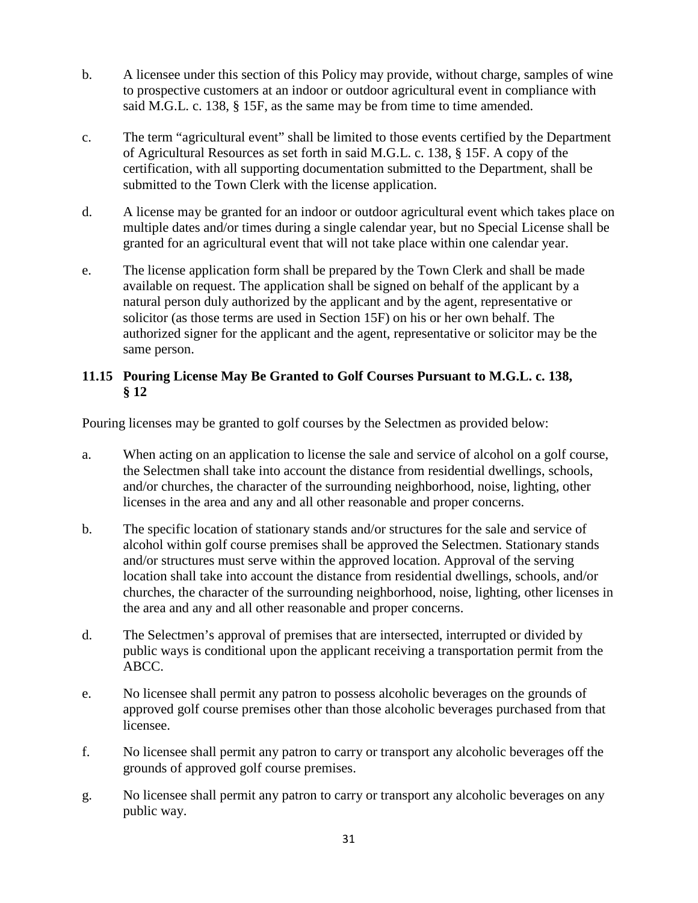b. A licensee under this section of this Policy may provide, without charge, samples of wine to prospective customers at an indoor or outdoor agricultural event in compliance with said M.G.L. c. 138, § 15F, as the same may be from time to time amended.

c. The term "agricultural event" shall be limited to those events certified by the Department of Agricultural Resources as set forth in said M.G.L. c. 138, § 15F. A copy of the certification, with all supporting documentation submitted to the Department, shall be submitted to the Town Clerk with the license application.

d. A license may be granted for an indoor or outdoor agricultural event which takes place on multiple dates and/or times during a single calendar year, but no Special License shall be granted for an agricultural event that will not take place within one calendar year.

e. The license application form shall be prepared by the Town Clerk and shall be made available on request. The application shall be signed on behalf of the applicant by a natural person duly authorized by the applicant and by the agent, representative or solicitor (as those terms are used in Section 15F) on his or her own behalf. The authorized signer for the applicant and the agent, representative or solicitor may be the same person.

### 11.15 Pouring License May Be Granted to Golf Courses Pursuant to M.G.L. c. 138, § 12

Pouring licenses may be granted to golf courses by the Selectmen as provided below:

a. When acting on an application to license the sale and service of alcohol on a golf course, the Selectmen shall take into account the distance from residential dwellings, schools, and/or churches, the character of the surrounding neighborhood, noise, lighting, other licenses in the area and any and all other reasonable and proper concerns.

b. The specific location of stationary stands and/or structures for the sale and service of alcohol within golf course premises shall be approved the Selectmen. Stationary stands and/or structures must serve within the approved location. Approval of the serving location shall take into account the distance from residential dwellings, schools, and/or churches, the character of the surrounding neighborhood, noise, lighting, other licenses in the area and any and all other reasonable and proper concerns.

d. The Selectmen's approval of premises that are intersected, interrupted or divided by public ways is conditional upon the applicant receiving a transportation permit from the ABCC.

e. No licensee shall permit any patron to possess alcoholic beverages on the grounds of approved golf course premises other than those alcoholic beverages purchased from that licensee.

f. No licensee shall permit any patron to carry or transport any alcoholic beverages off the grounds of approved golf course premises.

g. No licensee shall permit any patron to carry or transport any alcoholic beverages on any public way.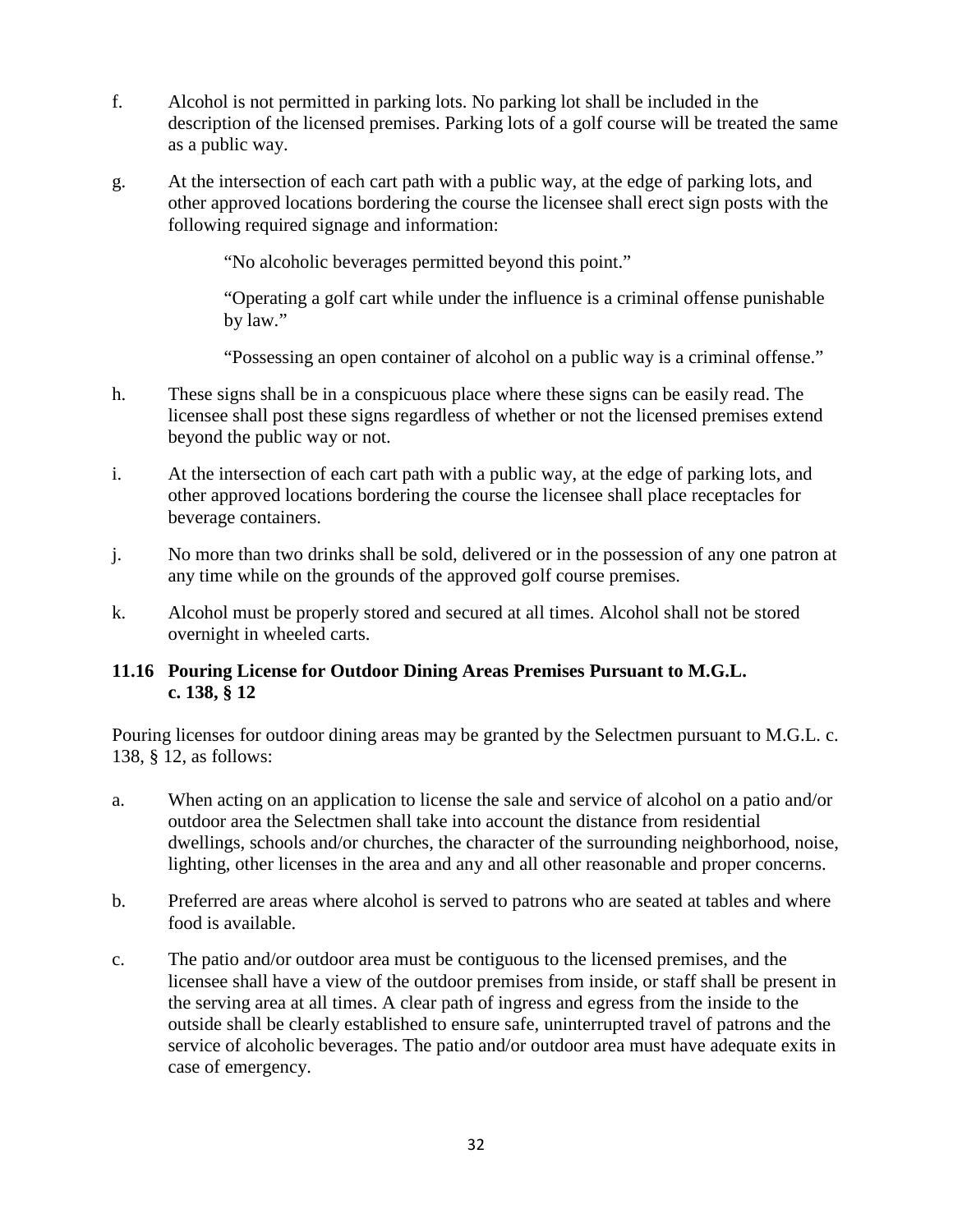f. Alcohol is not permitted in parking lots. No parking lot shall be included in the description of the licensed premises. Parking lots of a golf course will be treated the same as a public way.

g. At the intersection of each cart path with a public way, at the edge of parking lots, and other approved locations bordering the course the licensee shall erect sign posts with the following required signage and information:

> "No alcoholic beverages permitted beyond this point."
>
> "Operating a golf cart while under the influence is a criminal offense punishable by law."
>
> "Possessing an open container of alcohol on a public way is a criminal offense."

h. These signs shall be in a conspicuous place where these signs can be easily read. The licensee shall post these signs regardless of whether or not the licensed premises extend beyond the public way or not.

i. At the intersection of each cart path with a public way, at the edge of parking lots, and other approved locations bordering the course the licensee shall place receptacles for beverage containers.

j. No more than two drinks shall be sold, delivered or in the possession of any one patron at any time while on the grounds of the approved golf course premises.

k. Alcohol must be properly stored and secured at all times. Alcohol shall not be stored overnight in wheeled carts.

### 11.16 Pouring License for Outdoor Dining Areas Premises Pursuant to M.G.L. c. 138, § 12

Pouring licenses for outdoor dining areas may be granted by the Selectmen pursuant to M.G.L. c. 138, § 12, as follows:

a. When acting on an application to license the sale and service of alcohol on a patio and/or outdoor area the Selectmen shall take into account the distance from residential dwellings, schools and/or churches, the character of the surrounding neighborhood, noise, lighting, other licenses in the area and any and all other reasonable and proper concerns.

b. Preferred are areas where alcohol is served to patrons who are seated at tables and where food is available.

c. The patio and/or outdoor area must be contiguous to the licensed premises, and the licensee shall have a view of the outdoor premises from inside, or staff shall be present in the serving area at all times. A clear path of ingress and egress from the inside to the outside shall be clearly established to ensure safe, uninterrupted travel of patrons and the service of alcoholic beverages. The patio and/or outdoor area must have adequate exits in case of emergency.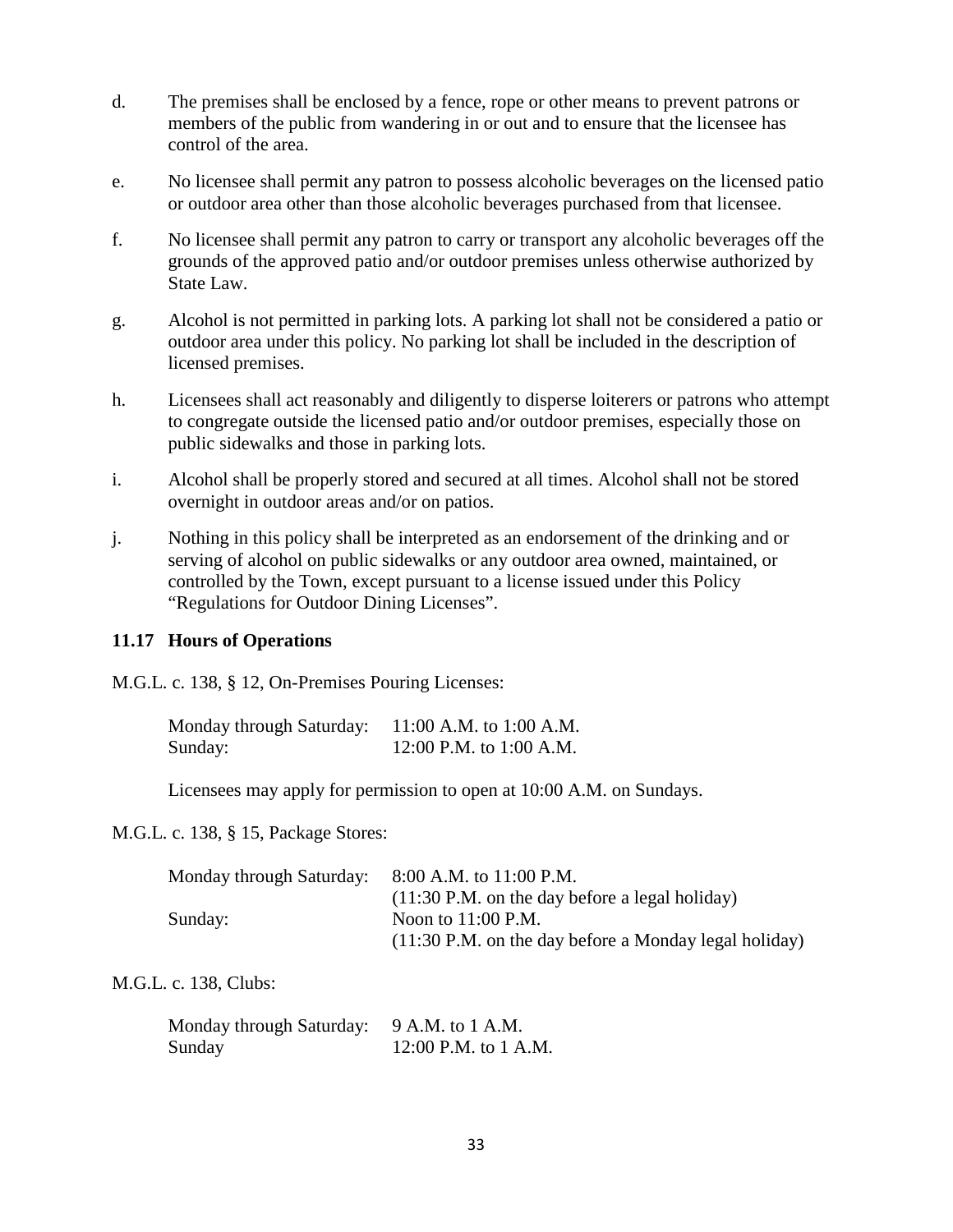d. The premises shall be enclosed by a fence, rope or other means to prevent patrons or members of the public from wandering in or out and to ensure that the licensee has control of the area.

e. No licensee shall permit any patron to possess alcoholic beverages on the licensed patio or outdoor area other than those alcoholic beverages purchased from that licensee.

f. No licensee shall permit any patron to carry or transport any alcoholic beverages off the grounds of the approved patio and/or outdoor premises unless otherwise authorized by State Law.

g. Alcohol is not permitted in parking lots. A parking lot shall not be considered a patio or outdoor area under this policy. No parking lot shall be included in the description of licensed premises.

h. Licensees shall act reasonably and diligently to disperse loiterers or patrons who attempt to congregate outside the licensed patio and/or outdoor premises, especially those on public sidewalks and those in parking lots.

i. Alcohol shall be properly stored and secured at all times. Alcohol shall not be stored overnight in outdoor areas and/or on patios.

j. Nothing in this policy shall be interpreted as an endorsement of the drinking and or serving of alcohol on public sidewalks or any outdoor area owned, maintained, or controlled by the Town, except pursuant to a license issued under this Policy "Regulations for Outdoor Dining Licenses".

### 11.17 Hours of Operations

M.G.L. c. 138, § 12, On-Premises Pouring Licenses:

| | |
|---|---|
| Monday through Saturday: | 11:00 A.M. to 1:00 A.M. |
| Sunday: | 12:00 P.M. to 1:00 A.M. |

Licensees may apply for permission to open at 10:00 A.M. on Sundays.

M.G.L. c. 138, § 15, Package Stores:

| | |
|---|---|
| Monday through Saturday: | 8:00 A.M. to 11:00 P.M. (11:30 P.M. on the day before a legal holiday) |
| Sunday: | Noon to 11:00 P.M. (11:30 P.M. on the day before a Monday legal holiday) |

M.G.L. c. 138, Clubs:

| | |
|---|---|
| Monday through Saturday: | 9 A.M. to 1 A.M. |
| Sunday | 12:00 P.M. to 1 A.M. |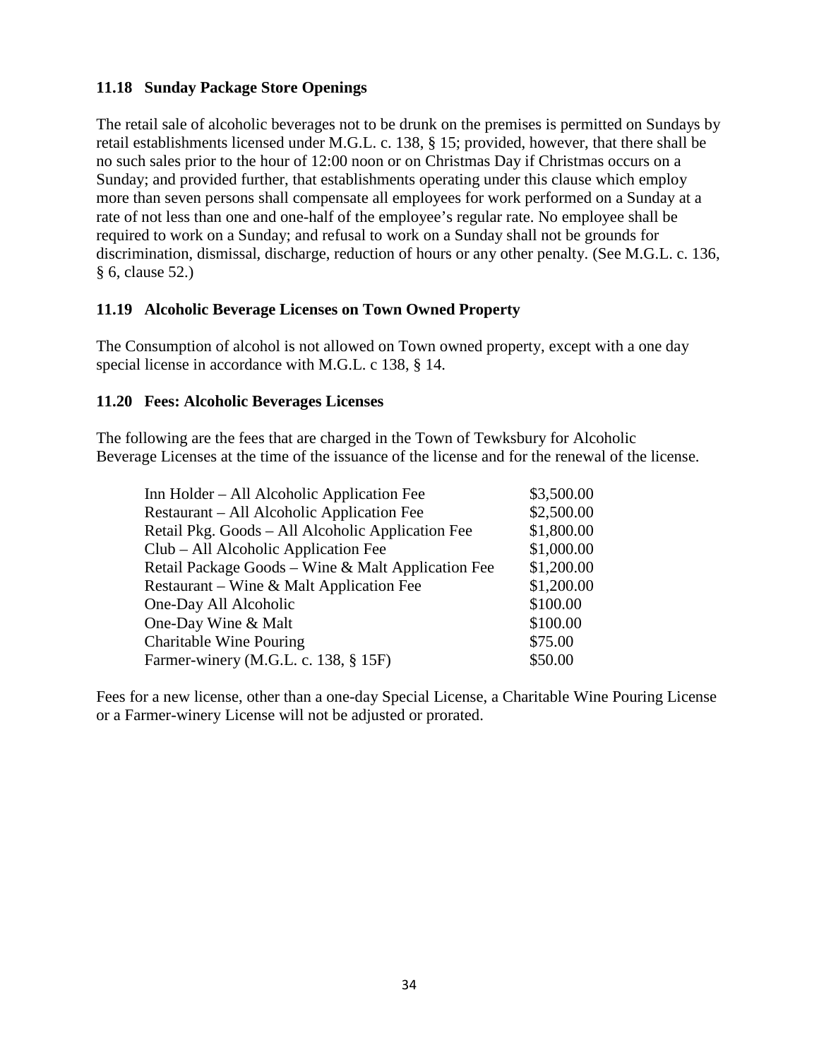### 11.18 Sunday Package Store Openings

The retail sale of alcoholic beverages not to be drunk on the premises is permitted on Sundays by retail establishments licensed under M.G.L. c. 138, § 15; provided, however, that there shall be no such sales prior to the hour of 12:00 noon or on Christmas Day if Christmas occurs on a Sunday; and provided further, that establishments operating under this clause which employ more than seven persons shall compensate all employees for work performed on a Sunday at a rate of not less than one and one-half of the employee's regular rate. No employee shall be required to work on a Sunday; and refusal to work on a Sunday shall not be grounds for discrimination, dismissal, discharge, reduction of hours or any other penalty. (See M.G.L. c. 136, § 6, clause 52.)

### 11.19 Alcoholic Beverage Licenses on Town Owned Property

The Consumption of alcohol is not allowed on Town owned property, except with a one day special license in accordance with M.G.L. c 138, § 14.

### 11.20 Fees: Alcoholic Beverages Licenses

The following are the fees that are charged in the Town of Tewksbury for Alcoholic Beverage Licenses at the time of the issuance of the license and for the renewal of the license.

| License | Fee |
|---|---|
| Inn Holder – All Alcoholic Application Fee | $3,500.00 |
| Restaurant – All Alcoholic Application Fee | $2,500.00 |
| Retail Pkg. Goods – All Alcoholic Application Fee | $1,800.00 |
| Club – All Alcoholic Application Fee | $1,000.00 |
| Retail Package Goods – Wine & Malt Application Fee | $1,200.00 |
| Restaurant – Wine & Malt Application Fee | $1,200.00 |
| One-Day All Alcoholic | $100.00 |
| One-Day Wine & Malt | $100.00 |
| Charitable Wine Pouring | $75.00 |
| Farmer-winery (M.G.L. c. 138, § 15F) | $50.00 |

Fees for a new license, other than a one-day Special License, a Charitable Wine Pouring License or a Farmer-winery License will not be adjusted or prorated.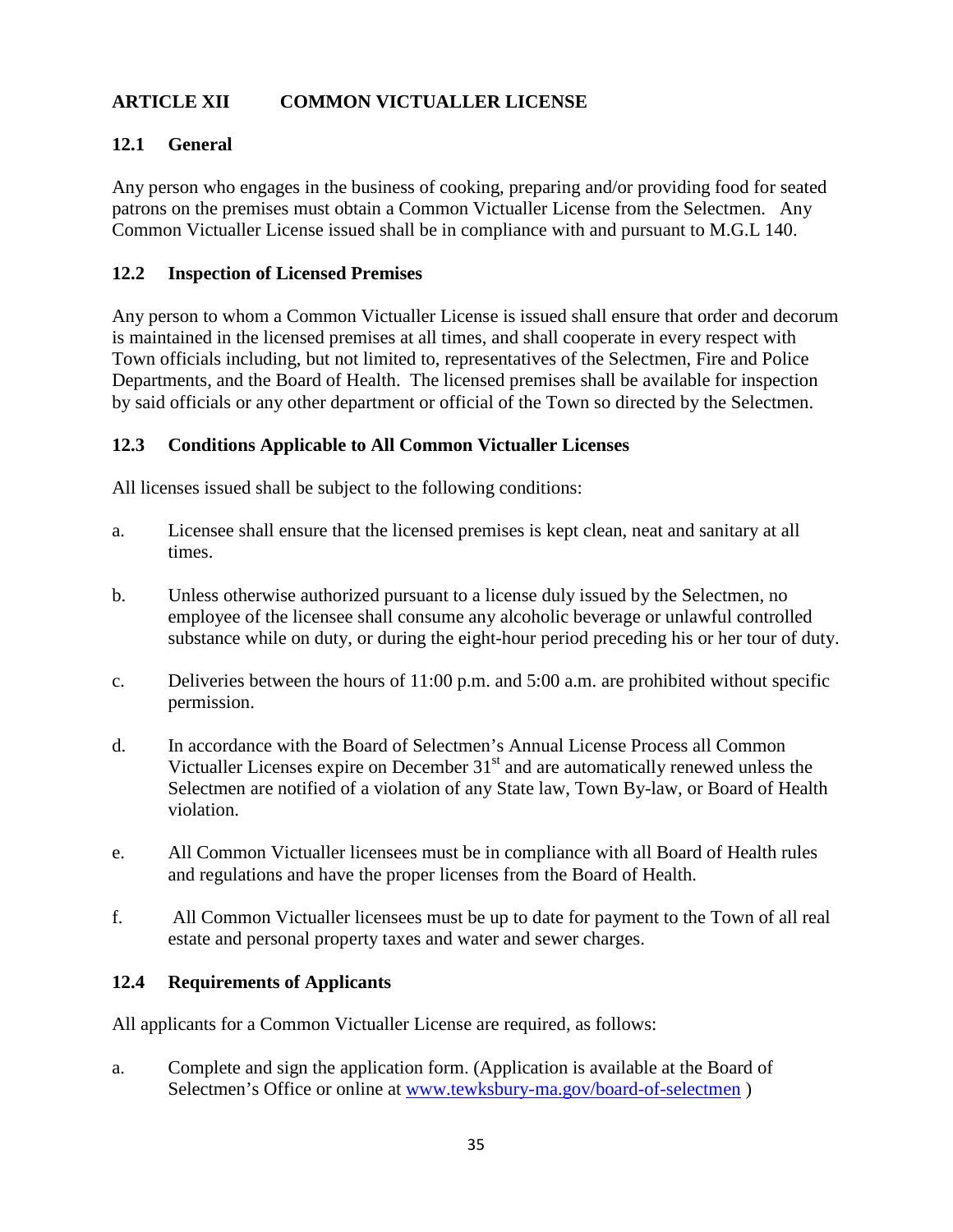## ARTICLE XII COMMON VICTUALLER LICENSE

### 12.1 General

Any person who engages in the business of cooking, preparing and/or providing food for seated patrons on the premises must obtain a Common Victualler License from the Selectmen. Any Common Victualler License issued shall be in compliance with and pursuant to M.G.L 140.

### 12.2 Inspection of Licensed Premises

Any person to whom a Common Victualler License is issued shall ensure that order and decorum is maintained in the licensed premises at all times, and shall cooperate in every respect with Town officials including, but not limited to, representatives of the Selectmen, Fire and Police Departments, and the Board of Health. The licensed premises shall be available for inspection by said officials or any other department or official of the Town so directed by the Selectmen.

### 12.3 Conditions Applicable to All Common Victualler Licenses

All licenses issued shall be subject to the following conditions:

a. Licensee shall ensure that the licensed premises is kept clean, neat and sanitary at all times.

b. Unless otherwise authorized pursuant to a license duly issued by the Selectmen, no employee of the licensee shall consume any alcoholic beverage or unlawful controlled substance while on duty, or during the eight-hour period preceding his or her tour of duty.

c. Deliveries between the hours of 11:00 p.m. and 5:00 a.m. are prohibited without specific permission.

d. In accordance with the Board of Selectmen's Annual License Process all Common Victualler Licenses expire on December 31st and are automatically renewed unless the Selectmen are notified of a violation of any State law, Town By-law, or Board of Health violation.

e. All Common Victualler licensees must be in compliance with all Board of Health rules and regulations and have the proper licenses from the Board of Health.

f. All Common Victualler licensees must be up to date for payment to the Town of all real estate and personal property taxes and water and sewer charges.

### 12.4 Requirements of Applicants

All applicants for a Common Victualler License are required, as follows:

a. Complete and sign the application form. (Application is available at the Board of Selectmen's Office or online at www.tewksbury-ma.gov/board-of-selectmen )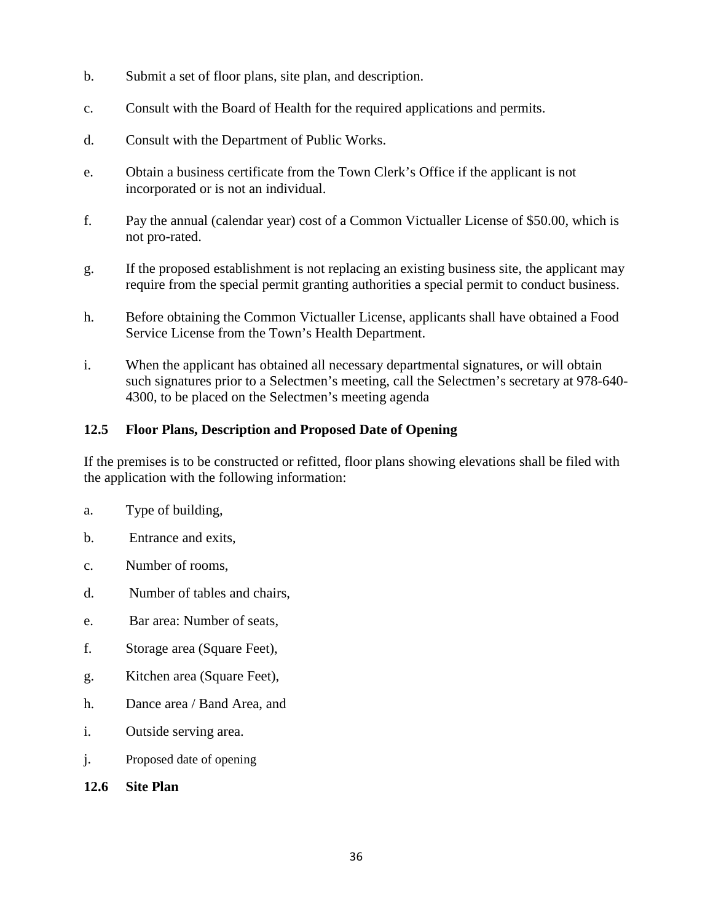b. Submit a set of floor plans, site plan, and description.

c. Consult with the Board of Health for the required applications and permits.

d. Consult with the Department of Public Works.

e. Obtain a business certificate from the Town Clerk's Office if the applicant is not incorporated or is not an individual.

f. Pay the annual (calendar year) cost of a Common Victualler License of $50.00, which is not pro-rated.

g. If the proposed establishment is not replacing an existing business site, the applicant may require from the special permit granting authorities a special permit to conduct business.

h. Before obtaining the Common Victualler License, applicants shall have obtained a Food Service License from the Town's Health Department.

i. When the applicant has obtained all necessary departmental signatures, or will obtain such signatures prior to a Selectmen's meeting, call the Selectmen's secretary at 978-640-4300, to be placed on the Selectmen's meeting agenda

### 12.5 Floor Plans, Description and Proposed Date of Opening

If the premises is to be constructed or refitted, floor plans showing elevations shall be filed with the application with the following information:

a. Type of building,

b. Entrance and exits,

c. Number of rooms,

d. Number of tables and chairs,

e. Bar area: Number of seats,

f. Storage area (Square Feet),

g. Kitchen area (Square Feet),

h. Dance area / Band Area, and

i. Outside serving area.

j. Proposed date of opening

### 12.6 Site Plan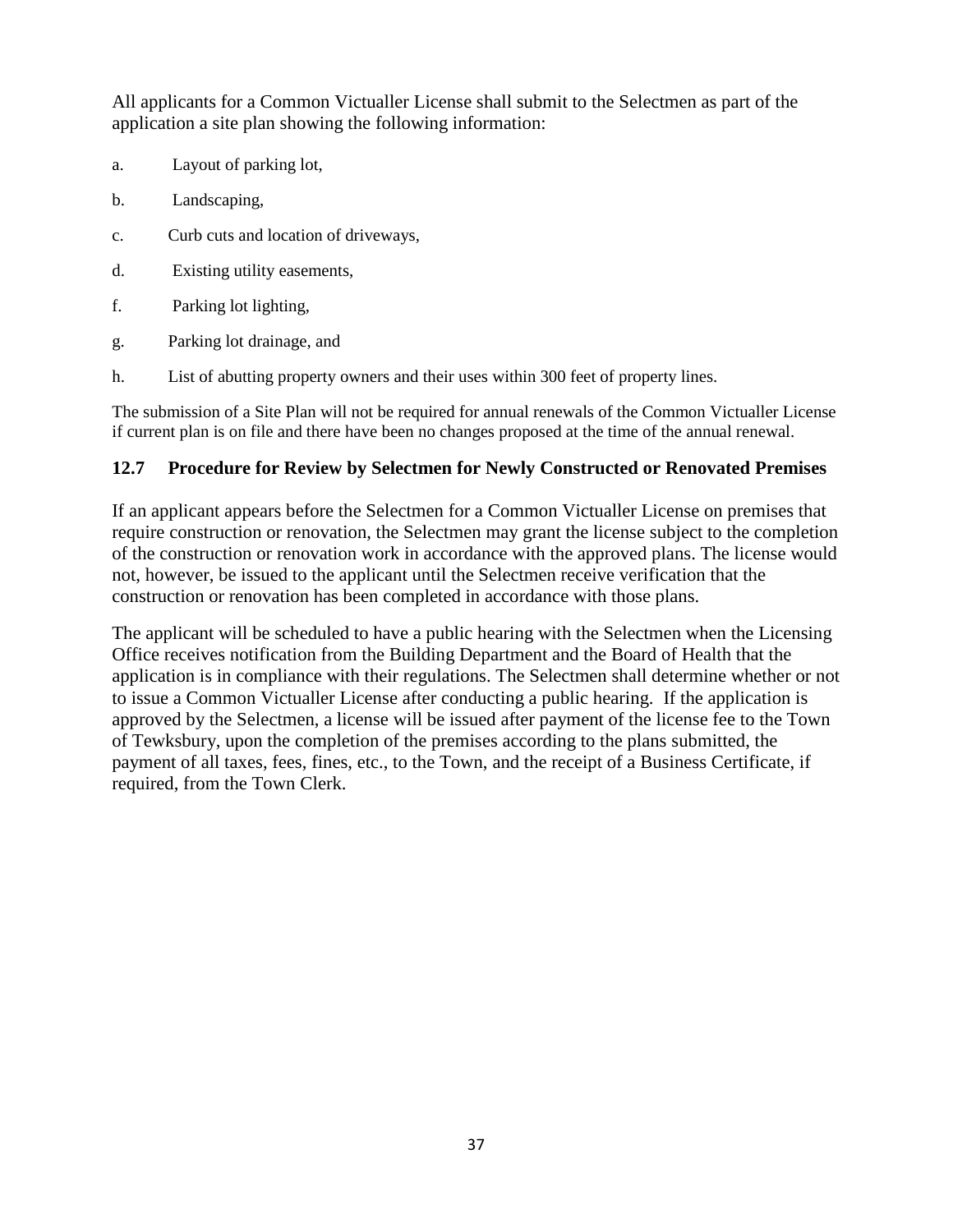All applicants for a Common Victualler License shall submit to the Selectmen as part of the application a site plan showing the following information:

a. Layout of parking lot,

b. Landscaping,

c. Curb cuts and location of driveways,

d. Existing utility easements,

f. Parking lot lighting,

g. Parking lot drainage, and

h. List of abutting property owners and their uses within 300 feet of property lines.

The submission of a Site Plan will not be required for annual renewals of the Common Victualler License if current plan is on file and there have been no changes proposed at the time of the annual renewal.

### 12.7 Procedure for Review by Selectmen for Newly Constructed or Renovated Premises

If an applicant appears before the Selectmen for a Common Victualler License on premises that require construction or renovation, the Selectmen may grant the license subject to the completion of the construction or renovation work in accordance with the approved plans. The license would not, however, be issued to the applicant until the Selectmen receive verification that the construction or renovation has been completed in accordance with those plans.

The applicant will be scheduled to have a public hearing with the Selectmen when the Licensing Office receives notification from the Building Department and the Board of Health that the application is in compliance with their regulations. The Selectmen shall determine whether or not to issue a Common Victualler License after conducting a public hearing. If the application is approved by the Selectmen, a license will be issued after payment of the license fee to the Town of Tewksbury, upon the completion of the premises according to the plans submitted, the payment of all taxes, fees, fines, etc., to the Town, and the receipt of a Business Certificate, if required, from the Town Clerk.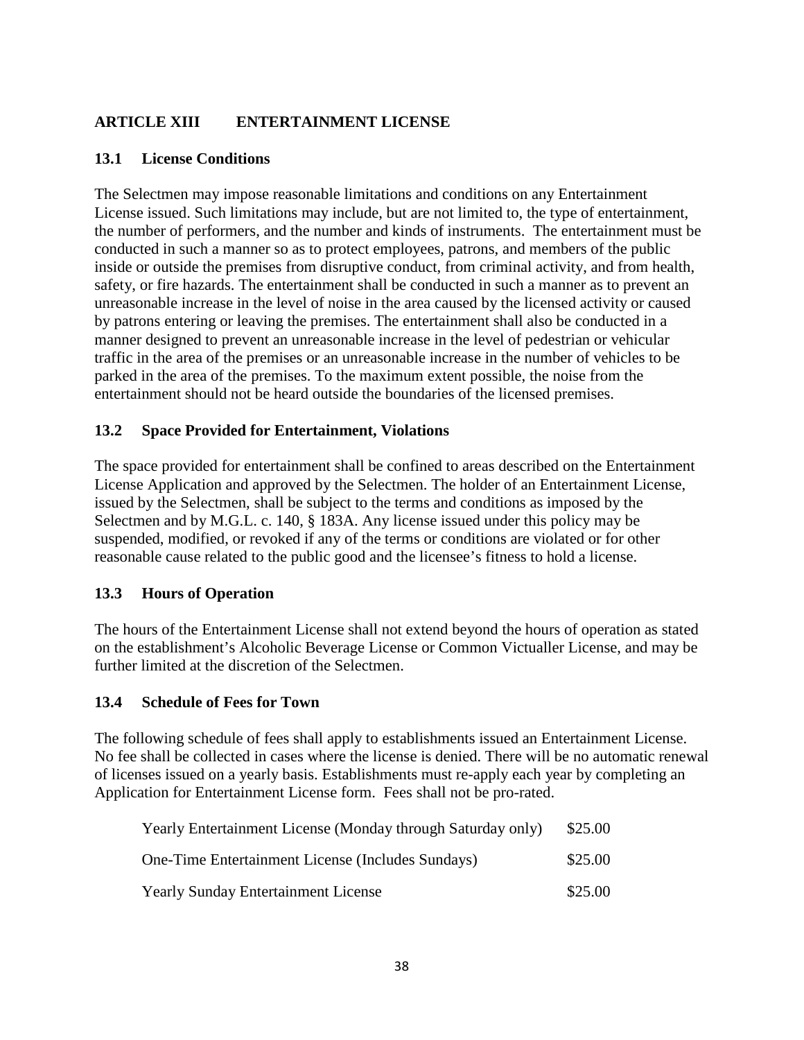## ARTICLE XIII ENTERTAINMENT LICENSE

### 13.1 License Conditions

The Selectmen may impose reasonable limitations and conditions on any Entertainment License issued. Such limitations may include, but are not limited to, the type of entertainment, the number of performers, and the number and kinds of instruments. The entertainment must be conducted in such a manner so as to protect employees, patrons, and members of the public inside or outside the premises from disruptive conduct, from criminal activity, and from health, safety, or fire hazards. The entertainment shall be conducted in such a manner as to prevent an unreasonable increase in the level of noise in the area caused by the licensed activity or caused by patrons entering or leaving the premises. The entertainment shall also be conducted in a manner designed to prevent an unreasonable increase in the level of pedestrian or vehicular traffic in the area of the premises or an unreasonable increase in the number of vehicles to be parked in the area of the premises. To the maximum extent possible, the noise from the entertainment should not be heard outside the boundaries of the licensed premises.

### 13.2 Space Provided for Entertainment, Violations

The space provided for entertainment shall be confined to areas described on the Entertainment License Application and approved by the Selectmen. The holder of an Entertainment License, issued by the Selectmen, shall be subject to the terms and conditions as imposed by the Selectmen and by M.G.L. c. 140, § 183A. Any license issued under this policy may be suspended, modified, or revoked if any of the terms or conditions are violated or for other reasonable cause related to the public good and the licensee's fitness to hold a license.

### 13.3 Hours of Operation

The hours of the Entertainment License shall not extend beyond the hours of operation as stated on the establishment's Alcoholic Beverage License or Common Victualler License, and may be further limited at the discretion of the Selectmen.

### 13.4 Schedule of Fees for Town

The following schedule of fees shall apply to establishments issued an Entertainment License. No fee shall be collected in cases where the license is denied. There will be no automatic renewal of licenses issued on a yearly basis. Establishments must re-apply each year by completing an Application for Entertainment License form. Fees shall not be pro-rated.

| License | Fee |
|---|---|
| Yearly Entertainment License (Monday through Saturday only) | \$25.00 |
| One-Time Entertainment License (Includes Sundays) | \$25.00 |
| Yearly Sunday Entertainment License | \$25.00 |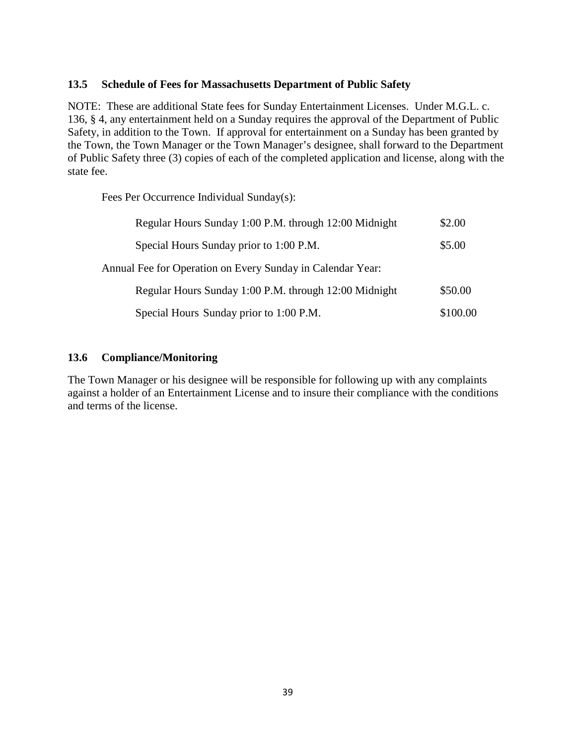### 13.5 Schedule of Fees for Massachusetts Department of Public Safety

NOTE: These are additional State fees for Sunday Entertainment Licenses. Under M.G.L. c. 136, § 4, any entertainment held on a Sunday requires the approval of the Department of Public Safety, in addition to the Town. If approval for entertainment on a Sunday has been granted by the Town, the Town Manager or the Town Manager's designee, shall forward to the Department of Public Safety three (3) copies of each of the completed application and license, along with the state fee.

Fees Per Occurrence Individual Sunday(s):

| | |
|---|---|
| Regular Hours Sunday 1:00 P.M. through 12:00 Midnight | $2.00 |
| Special Hours Sunday prior to 1:00 P.M. | $5.00 |

Annual Fee for Operation on Every Sunday in Calendar Year:

| | |
|---|---|
| Regular Hours Sunday 1:00 P.M. through 12:00 Midnight | $50.00 |
| Special Hours Sunday prior to 1:00 P.M. | $100.00 |

### 13.6 Compliance/Monitoring

The Town Manager or his designee will be responsible for following up with any complaints against a holder of an Entertainment License and to insure their compliance with the conditions and terms of the license.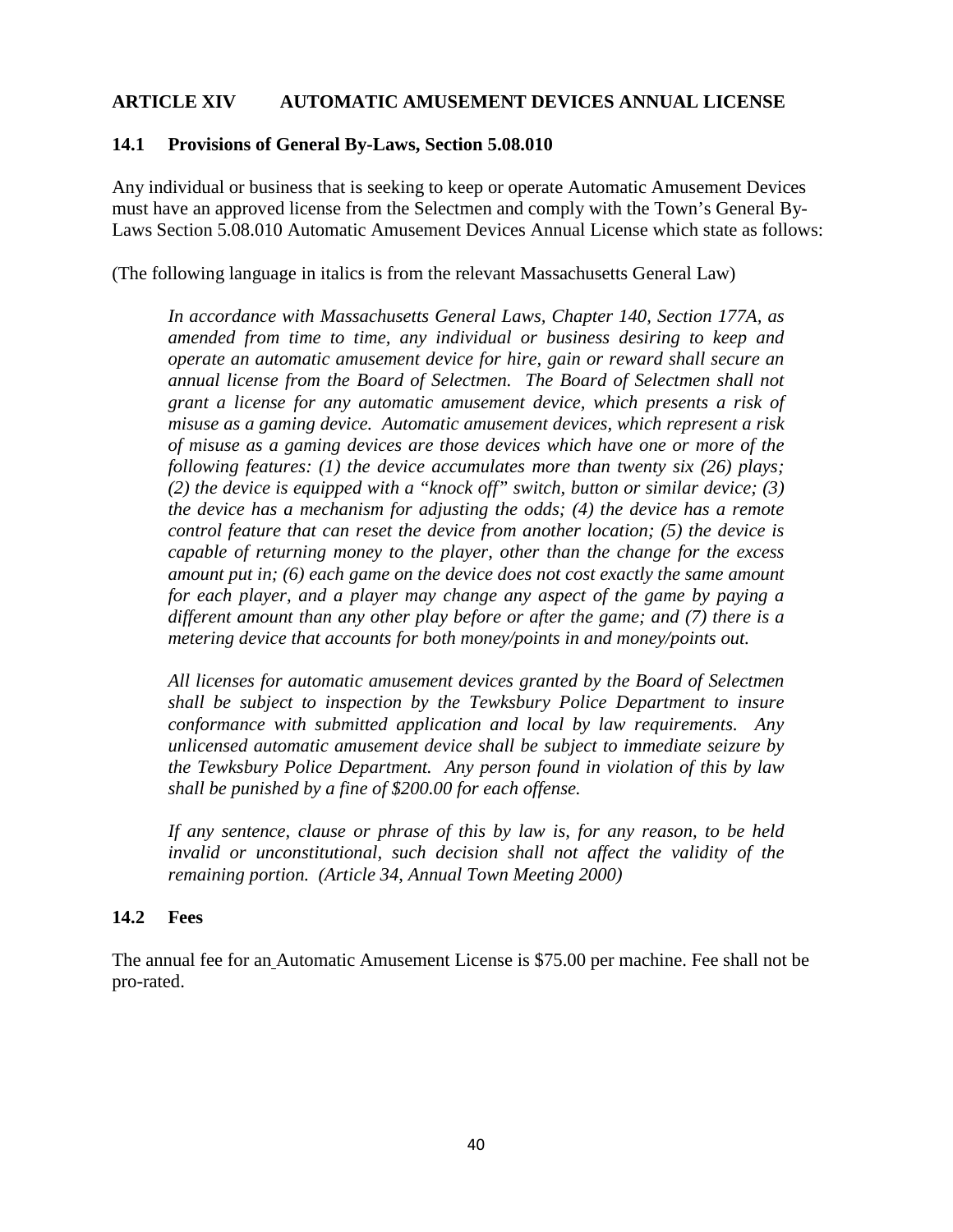## ARTICLE XIV AUTOMATIC AMUSEMENT DEVICES ANNUAL LICENSE

### 14.1 Provisions of General By-Laws, Section 5.08.010

Any individual or business that is seeking to keep or operate Automatic Amusement Devices must have an approved license from the Selectmen and comply with the Town's General By-Laws Section 5.08.010 Automatic Amusement Devices Annual License which state as follows:

(The following language in italics is from the relevant Massachusetts General Law)

> *In accordance with Massachusetts General Laws, Chapter 140, Section 177A, as amended from time to time, any individual or business desiring to keep and operate an automatic amusement device for hire, gain or reward shall secure an annual license from the Board of Selectmen. The Board of Selectmen shall not grant a license for any automatic amusement device, which presents a risk of misuse as a gaming device. Automatic amusement devices, which represent a risk of misuse as a gaming devices are those devices which have one or more of the following features: (1) the device accumulates more than twenty six (26) plays; (2) the device is equipped with a "knock off" switch, button or similar device; (3) the device has a mechanism for adjusting the odds; (4) the device has a remote control feature that can reset the device from another location; (5) the device is capable of returning money to the player, other than the change for the excess amount put in; (6) each game on the device does not cost exactly the same amount for each player, and a player may change any aspect of the game by paying a different amount than any other play before or after the game; and (7) there is a metering device that accounts for both money/points in and money/points out.*
>
> *All licenses for automatic amusement devices granted by the Board of Selectmen shall be subject to inspection by the Tewksbury Police Department to insure conformance with submitted application and local by law requirements. Any unlicensed automatic amusement device shall be subject to immediate seizure by the Tewksbury Police Department. Any person found in violation of this by law shall be punished by a fine of $200.00 for each offense.*
>
> *If any sentence, clause or phrase of this by law is, for any reason, to be held invalid or unconstitutional, such decision shall not affect the validity of the remaining portion. (Article 34, Annual Town Meeting 2000)*

### 14.2 Fees

The annual fee for an Automatic Amusement License is $75.00 per machine. Fee shall not be pro-rated.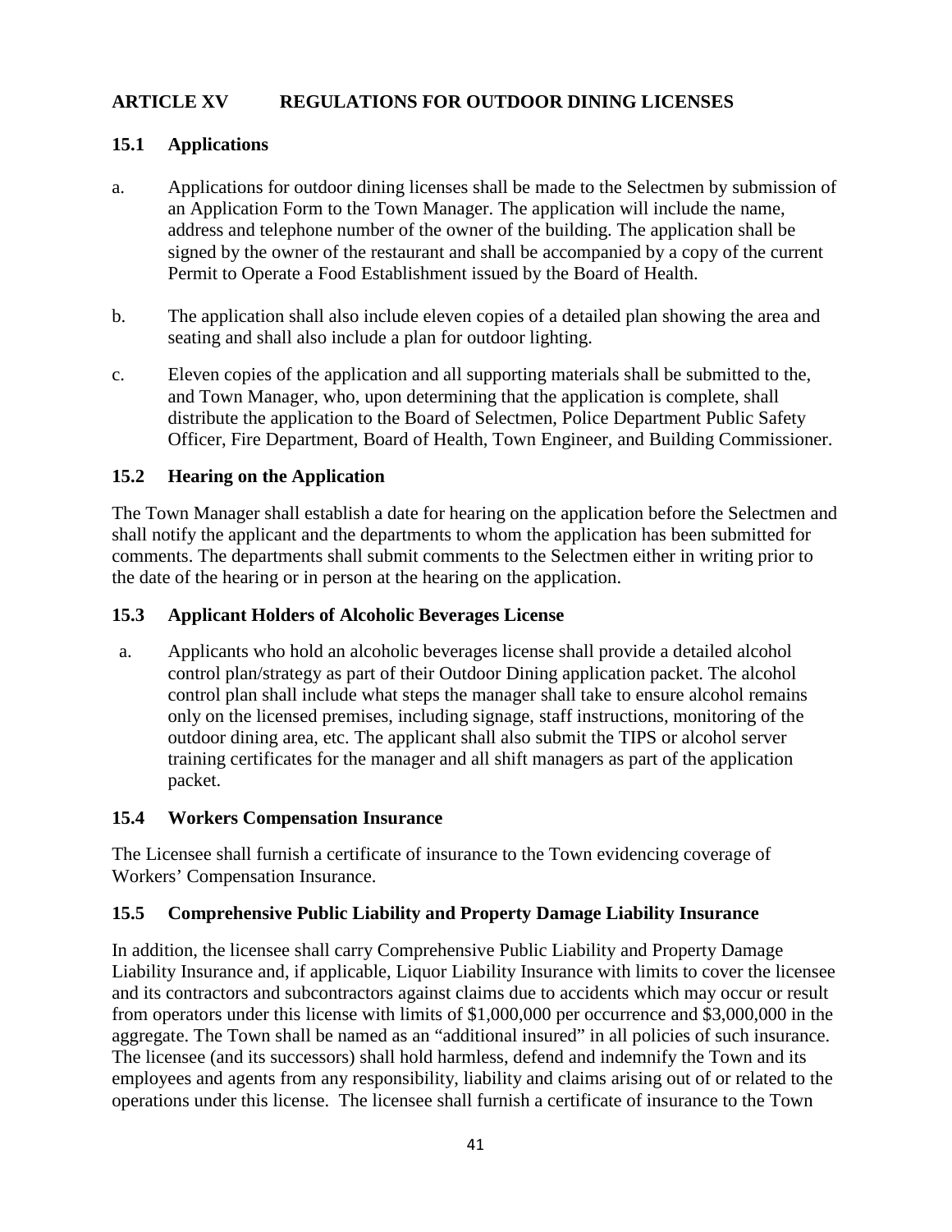## ARTICLE XV REGULATIONS FOR OUTDOOR DINING LICENSES

### 15.1 Applications

a. Applications for outdoor dining licenses shall be made to the Selectmen by submission of an Application Form to the Town Manager. The application will include the name, address and telephone number of the owner of the building. The application shall be signed by the owner of the restaurant and shall be accompanied by a copy of the current Permit to Operate a Food Establishment issued by the Board of Health.

b. The application shall also include eleven copies of a detailed plan showing the area and seating and shall also include a plan for outdoor lighting.

c. Eleven copies of the application and all supporting materials shall be submitted to the, and Town Manager, who, upon determining that the application is complete, shall distribute the application to the Board of Selectmen, Police Department Public Safety Officer, Fire Department, Board of Health, Town Engineer, and Building Commissioner.

### 15.2 Hearing on the Application

The Town Manager shall establish a date for hearing on the application before the Selectmen and shall notify the applicant and the departments to whom the application has been submitted for comments. The departments shall submit comments to the Selectmen either in writing prior to the date of the hearing or in person at the hearing on the application.

### 15.3 Applicant Holders of Alcoholic Beverages License

a. Applicants who hold an alcoholic beverages license shall provide a detailed alcohol control plan/strategy as part of their Outdoor Dining application packet. The alcohol control plan shall include what steps the manager shall take to ensure alcohol remains only on the licensed premises, including signage, staff instructions, monitoring of the outdoor dining area, etc. The applicant shall also submit the TIPS or alcohol server training certificates for the manager and all shift managers as part of the application packet.

### 15.4 Workers Compensation Insurance

The Licensee shall furnish a certificate of insurance to the Town evidencing coverage of Workers' Compensation Insurance.

### 15.5 Comprehensive Public Liability and Property Damage Liability Insurance

In addition, the licensee shall carry Comprehensive Public Liability and Property Damage Liability Insurance and, if applicable, Liquor Liability Insurance with limits to cover the licensee and its contractors and subcontractors against claims due to accidents which may occur or result from operators under this license with limits of $1,000,000 per occurrence and $3,000,000 in the aggregate. The Town shall be named as an "additional insured" in all policies of such insurance. The licensee (and its successors) shall hold harmless, defend and indemnify the Town and its employees and agents from any responsibility, liability and claims arising out of or related to the operations under this license. The licensee shall furnish a certificate of insurance to the Town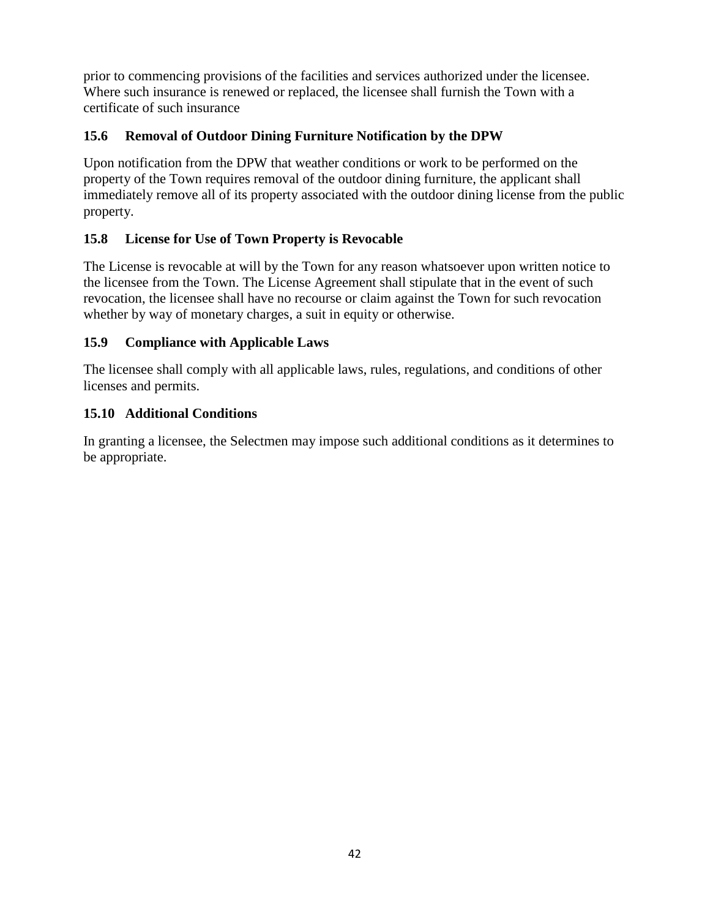prior to commencing provisions of the facilities and services authorized under the licensee. Where such insurance is renewed or replaced, the licensee shall furnish the Town with a certificate of such insurance

### 15.6 Removal of Outdoor Dining Furniture Notification by the DPW

Upon notification from the DPW that weather conditions or work to be performed on the property of the Town requires removal of the outdoor dining furniture, the applicant shall immediately remove all of its property associated with the outdoor dining license from the public property.

### 15.8 License for Use of Town Property is Revocable

The License is revocable at will by the Town for any reason whatsoever upon written notice to the licensee from the Town. The License Agreement shall stipulate that in the event of such revocation, the licensee shall have no recourse or claim against the Town for such revocation whether by way of monetary charges, a suit in equity or otherwise.

### 15.9 Compliance with Applicable Laws

The licensee shall comply with all applicable laws, rules, regulations, and conditions of other licenses and permits.

### 15.10 Additional Conditions

In granting a licensee, the Selectmen may impose such additional conditions as it determines to be appropriate.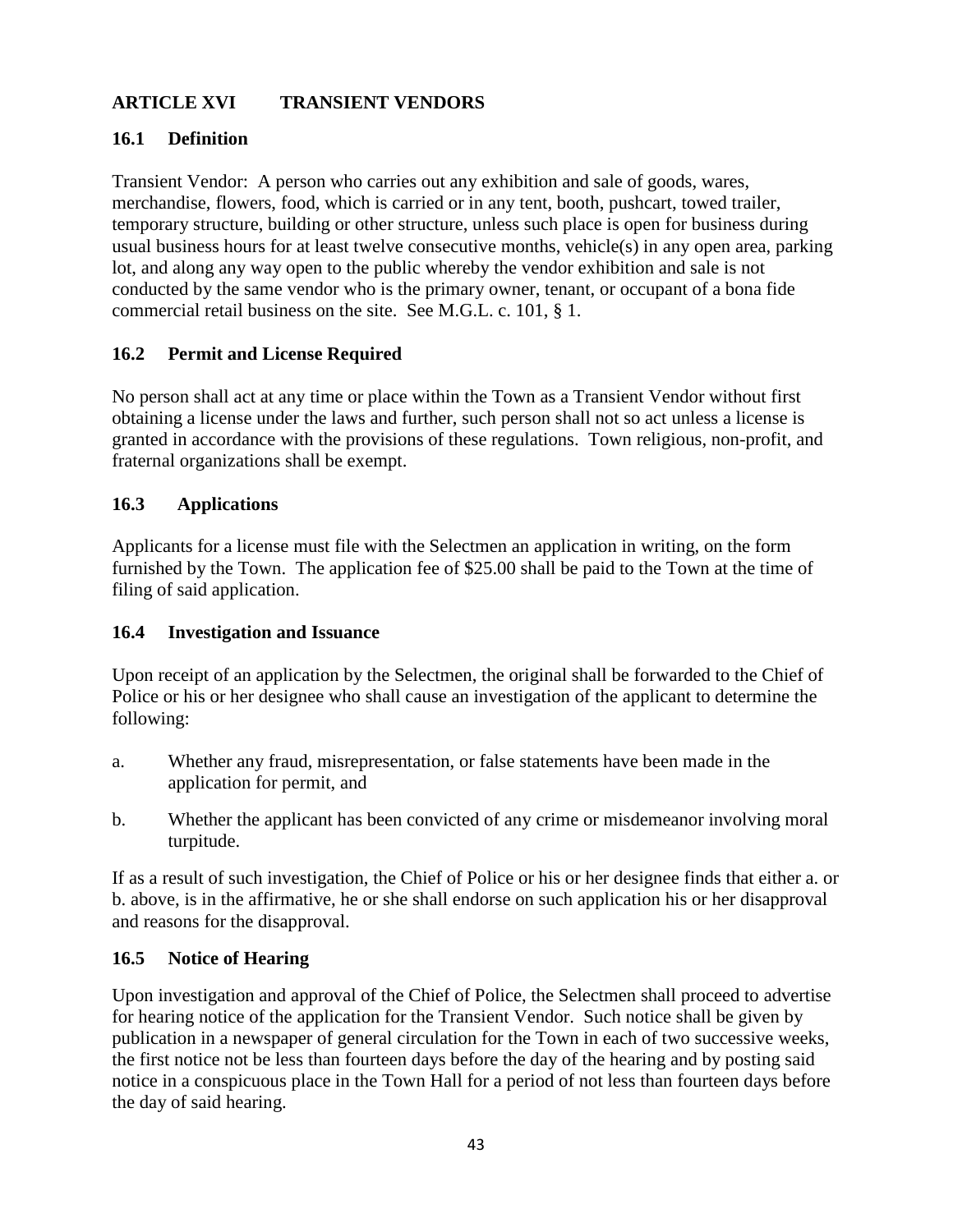## ARTICLE XVI TRANSIENT VENDORS

### 16.1 Definition

Transient Vendor: A person who carries out any exhibition and sale of goods, wares, merchandise, flowers, food, which is carried or in any tent, booth, pushcart, towed trailer, temporary structure, building or other structure, unless such place is open for business during usual business hours for at least twelve consecutive months, vehicle(s) in any open area, parking lot, and along any way open to the public whereby the vendor exhibition and sale is not conducted by the same vendor who is the primary owner, tenant, or occupant of a bona fide commercial retail business on the site. See M.G.L. c. 101, § 1.

### 16.2 Permit and License Required

No person shall act at any time or place within the Town as a Transient Vendor without first obtaining a license under the laws and further, such person shall not so act unless a license is granted in accordance with the provisions of these regulations. Town religious, non-profit, and fraternal organizations shall be exempt.

### 16.3 Applications

Applicants for a license must file with the Selectmen an application in writing, on the form furnished by the Town. The application fee of $25.00 shall be paid to the Town at the time of filing of said application.

### 16.4 Investigation and Issuance

Upon receipt of an application by the Selectmen, the original shall be forwarded to the Chief of Police or his or her designee who shall cause an investigation of the applicant to determine the following:

a. Whether any fraud, misrepresentation, or false statements have been made in the application for permit, and

b. Whether the applicant has been convicted of any crime or misdemeanor involving moral turpitude.

If as a result of such investigation, the Chief of Police or his or her designee finds that either a. or b. above, is in the affirmative, he or she shall endorse on such application his or her disapproval and reasons for the disapproval.

### 16.5 Notice of Hearing

Upon investigation and approval of the Chief of Police, the Selectmen shall proceed to advertise for hearing notice of the application for the Transient Vendor. Such notice shall be given by publication in a newspaper of general circulation for the Town in each of two successive weeks, the first notice not be less than fourteen days before the day of the hearing and by posting said notice in a conspicuous place in the Town Hall for a period of not less than fourteen days before the day of said hearing.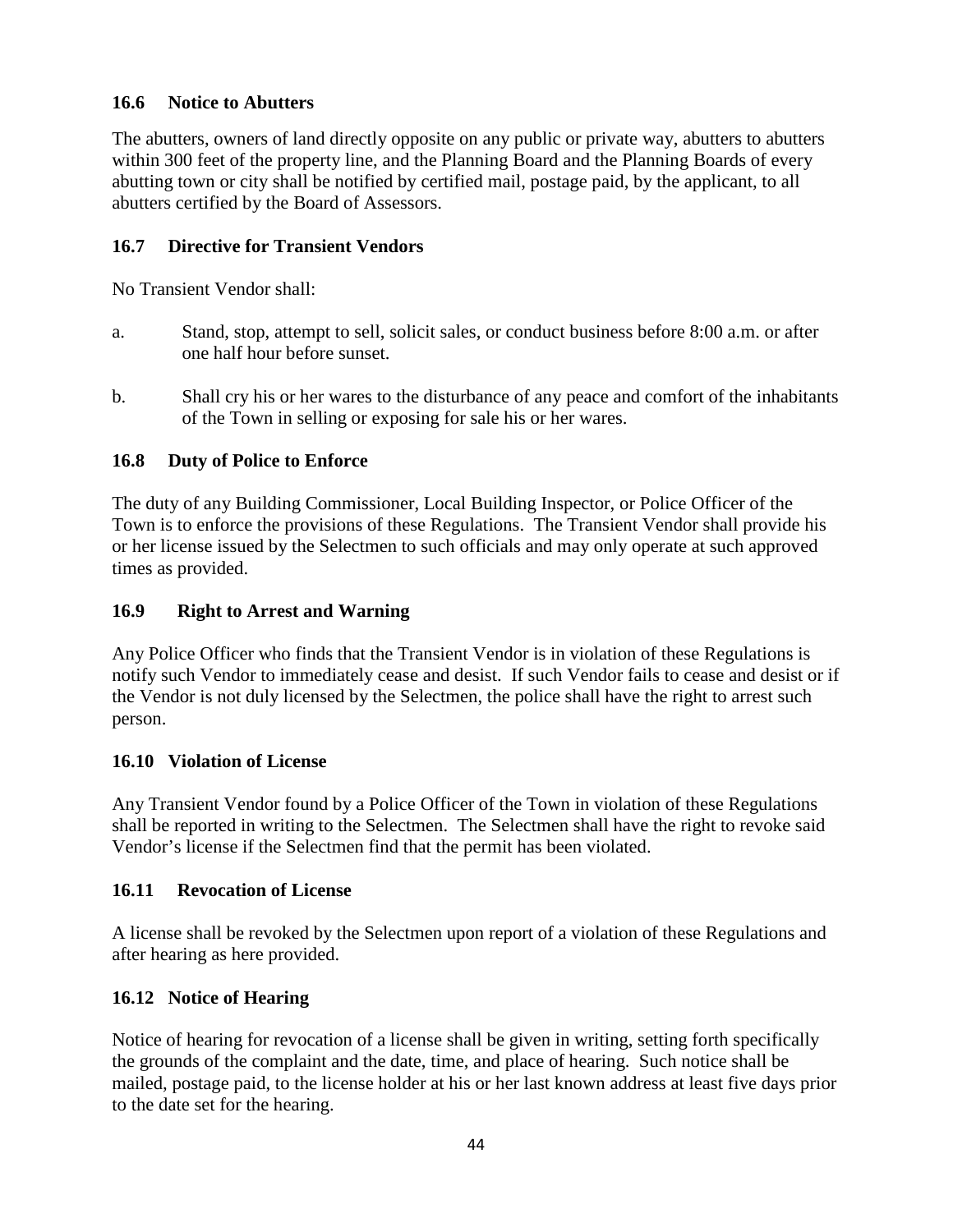### 16.6 Notice to Abutters

The abutters, owners of land directly opposite on any public or private way, abutters to abutters within 300 feet of the property line, and the Planning Board and the Planning Boards of every abutting town or city shall be notified by certified mail, postage paid, by the applicant, to all abutters certified by the Board of Assessors.

### 16.7 Directive for Transient Vendors

No Transient Vendor shall:

a. Stand, stop, attempt to sell, solicit sales, or conduct business before 8:00 a.m. or after one half hour before sunset.

b. Shall cry his or her wares to the disturbance of any peace and comfort of the inhabitants of the Town in selling or exposing for sale his or her wares.

### 16.8 Duty of Police to Enforce

The duty of any Building Commissioner, Local Building Inspector, or Police Officer of the Town is to enforce the provisions of these Regulations. The Transient Vendor shall provide his or her license issued by the Selectmen to such officials and may only operate at such approved times as provided.

### 16.9 Right to Arrest and Warning

Any Police Officer who finds that the Transient Vendor is in violation of these Regulations is notify such Vendor to immediately cease and desist. If such Vendor fails to cease and desist or if the Vendor is not duly licensed by the Selectmen, the police shall have the right to arrest such person.

### 16.10 Violation of License

Any Transient Vendor found by a Police Officer of the Town in violation of these Regulations shall be reported in writing to the Selectmen. The Selectmen shall have the right to revoke said Vendor's license if the Selectmen find that the permit has been violated.

### 16.11 Revocation of License

A license shall be revoked by the Selectmen upon report of a violation of these Regulations and after hearing as here provided.

### 16.12 Notice of Hearing

Notice of hearing for revocation of a license shall be given in writing, setting forth specifically the grounds of the complaint and the date, time, and place of hearing. Such notice shall be mailed, postage paid, to the license holder at his or her last known address at least five days prior to the date set for the hearing.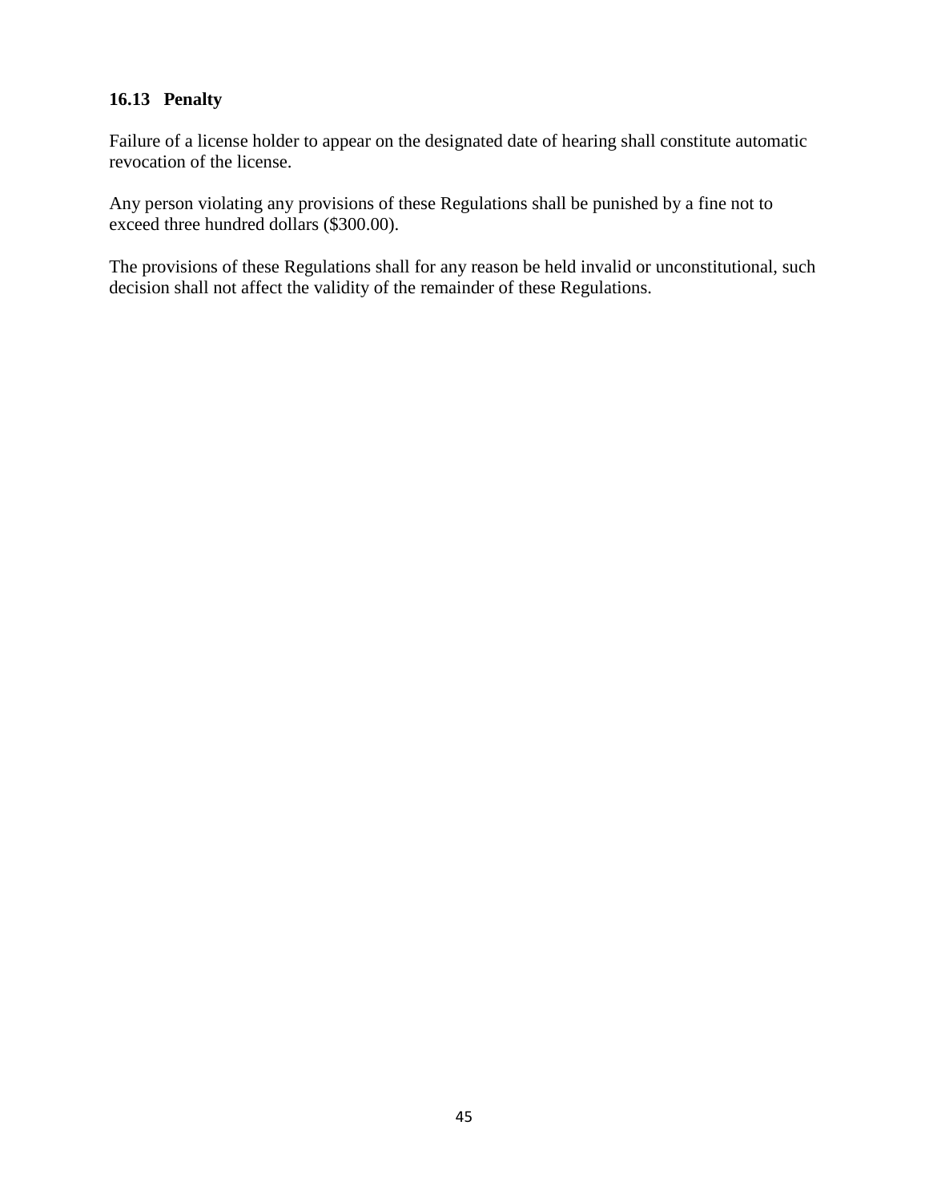### 16.13 Penalty

Failure of a license holder to appear on the designated date of hearing shall constitute automatic revocation of the license.

Any person violating any provisions of these Regulations shall be punished by a fine not to exceed three hundred dollars ($300.00).

The provisions of these Regulations shall for any reason be held invalid or unconstitutional, such decision shall not affect the validity of the remainder of these Regulations.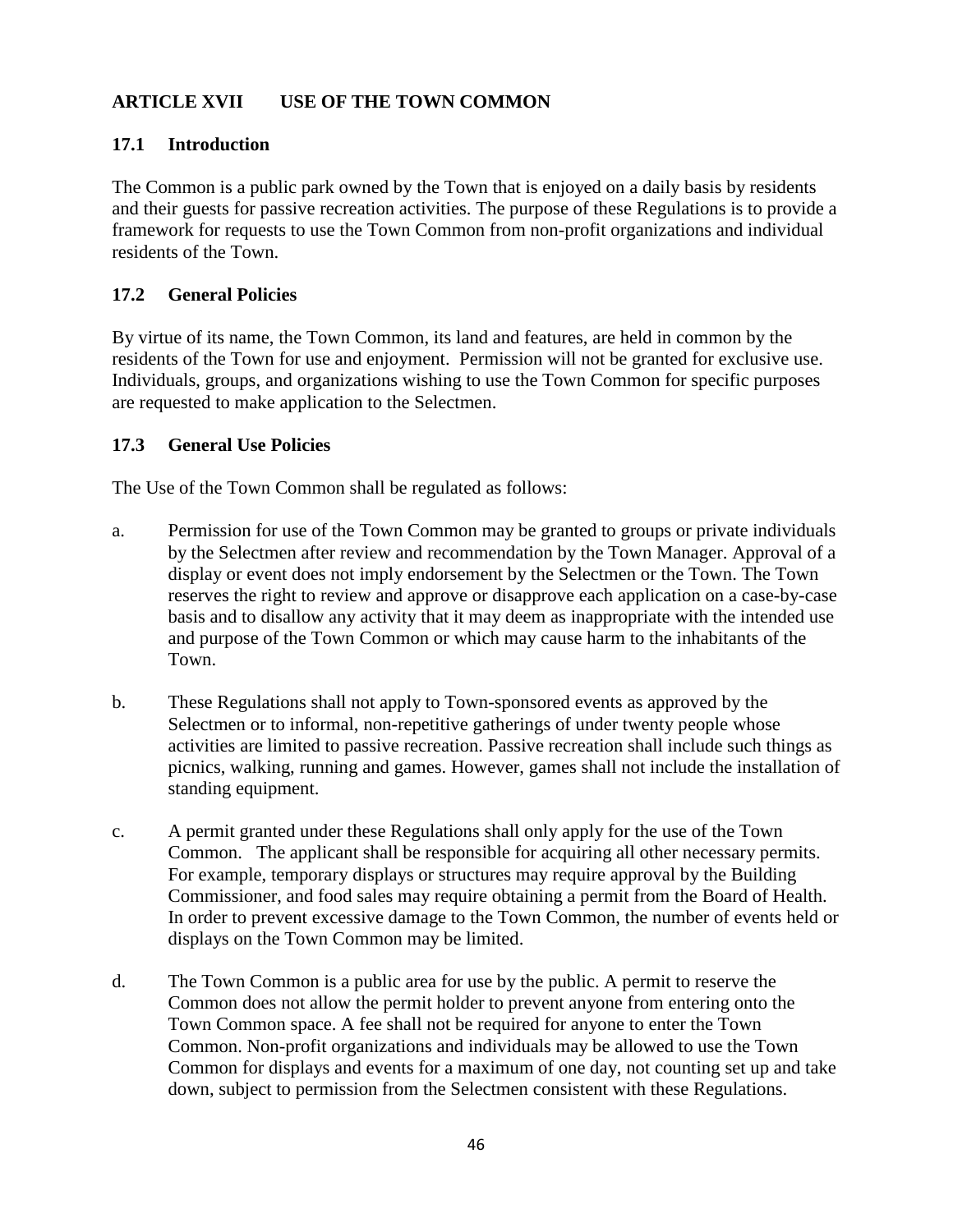## ARTICLE XVII USE OF THE TOWN COMMON

### 17.1 Introduction

The Common is a public park owned by the Town that is enjoyed on a daily basis by residents and their guests for passive recreation activities. The purpose of these Regulations is to provide a framework for requests to use the Town Common from non-profit organizations and individual residents of the Town.

### 17.2 General Policies

By virtue of its name, the Town Common, its land and features, are held in common by the residents of the Town for use and enjoyment. Permission will not be granted for exclusive use. Individuals, groups, and organizations wishing to use the Town Common for specific purposes are requested to make application to the Selectmen.

### 17.3 General Use Policies

The Use of the Town Common shall be regulated as follows:

a. Permission for use of the Town Common may be granted to groups or private individuals by the Selectmen after review and recommendation by the Town Manager. Approval of a display or event does not imply endorsement by the Selectmen or the Town. The Town reserves the right to review and approve or disapprove each application on a case-by-case basis and to disallow any activity that it may deem as inappropriate with the intended use and purpose of the Town Common or which may cause harm to the inhabitants of the Town.

b. These Regulations shall not apply to Town-sponsored events as approved by the Selectmen or to informal, non-repetitive gatherings of under twenty people whose activities are limited to passive recreation. Passive recreation shall include such things as picnics, walking, running and games. However, games shall not include the installation of standing equipment.

c. A permit granted under these Regulations shall only apply for the use of the Town Common. The applicant shall be responsible for acquiring all other necessary permits. For example, temporary displays or structures may require approval by the Building Commissioner, and food sales may require obtaining a permit from the Board of Health. In order to prevent excessive damage to the Town Common, the number of events held or displays on the Town Common may be limited.

d. The Town Common is a public area for use by the public. A permit to reserve the Common does not allow the permit holder to prevent anyone from entering onto the Town Common space. A fee shall not be required for anyone to enter the Town Common. Non-profit organizations and individuals may be allowed to use the Town Common for displays and events for a maximum of one day, not counting set up and take down, subject to permission from the Selectmen consistent with these Regulations.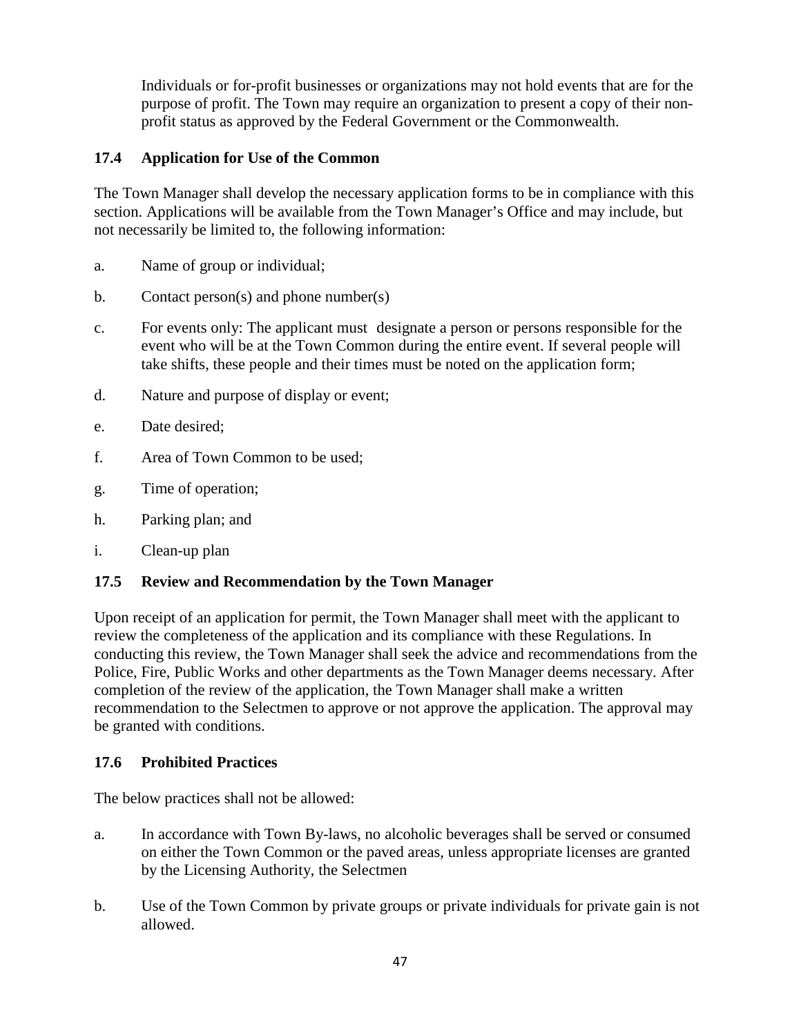Individuals or for-profit businesses or organizations may not hold events that are for the purpose of profit. The Town may require an organization to present a copy of their non-profit status as approved by the Federal Government or the Commonwealth.

### 17.4 Application for Use of the Common

The Town Manager shall develop the necessary application forms to be in compliance with this section. Applications will be available from the Town Manager's Office and may include, but not necessarily be limited to, the following information:

a. Name of group or individual;

b. Contact person(s) and phone number(s)

c. For events only: The applicant must designate a person or persons responsible for the event who will be at the Town Common during the entire event. If several people will take shifts, these people and their times must be noted on the application form;

d. Nature and purpose of display or event;

e. Date desired;

f. Area of Town Common to be used;

g. Time of operation;

h. Parking plan; and

i. Clean-up plan

### 17.5 Review and Recommendation by the Town Manager

Upon receipt of an application for permit, the Town Manager shall meet with the applicant to review the completeness of the application and its compliance with these Regulations. In conducting this review, the Town Manager shall seek the advice and recommendations from the Police, Fire, Public Works and other departments as the Town Manager deems necessary. After completion of the review of the application, the Town Manager shall make a written recommendation to the Selectmen to approve or not approve the application. The approval may be granted with conditions.

### 17.6 Prohibited Practices

The below practices shall not be allowed:

a. In accordance with Town By-laws, no alcoholic beverages shall be served or consumed on either the Town Common or the paved areas, unless appropriate licenses are granted by the Licensing Authority, the Selectmen

b. Use of the Town Common by private groups or private individuals for private gain is not allowed.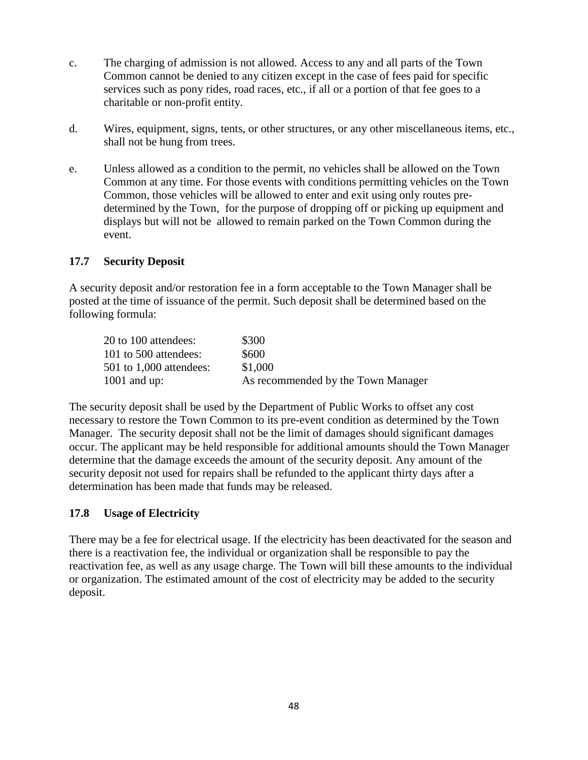c. The charging of admission is not allowed. Access to any and all parts of the Town Common cannot be denied to any citizen except in the case of fees paid for specific services such as pony rides, road races, etc., if all or a portion of that fee goes to a charitable or non-profit entity.

d. Wires, equipment, signs, tents, or other structures, or any other miscellaneous items, etc., shall not be hung from trees.

e. Unless allowed as a condition to the permit, no vehicles shall be allowed on the Town Common at any time. For those events with conditions permitting vehicles on the Town Common, those vehicles will be allowed to enter and exit using only routes pre-determined by the Town, for the purpose of dropping off or picking up equipment and displays but will not be allowed to remain parked on the Town Common during the event.

### 17.7 Security Deposit

A security deposit and/or restoration fee in a form acceptable to the Town Manager shall be posted at the time of issuance of the permit. Such deposit shall be determined based on the following formula:

| | |
|---|---|
| 20 to 100 attendees: | $300 |
| 101 to 500 attendees: | $600 |
| 501 to 1,000 attendees: | $1,000 |
| 1001 and up: | As recommended by the Town Manager |

The security deposit shall be used by the Department of Public Works to offset any cost necessary to restore the Town Common to its pre-event condition as determined by the Town Manager. The security deposit shall not be the limit of damages should significant damages occur. The applicant may be held responsible for additional amounts should the Town Manager determine that the damage exceeds the amount of the security deposit. Any amount of the security deposit not used for repairs shall be refunded to the applicant thirty days after a determination has been made that funds may be released.

### 17.8 Usage of Electricity

There may be a fee for electrical usage. If the electricity has been deactivated for the season and there is a reactivation fee, the individual or organization shall be responsible to pay the reactivation fee, as well as any usage charge. The Town will bill these amounts to the individual or organization. The estimated amount of the cost of electricity may be added to the security deposit.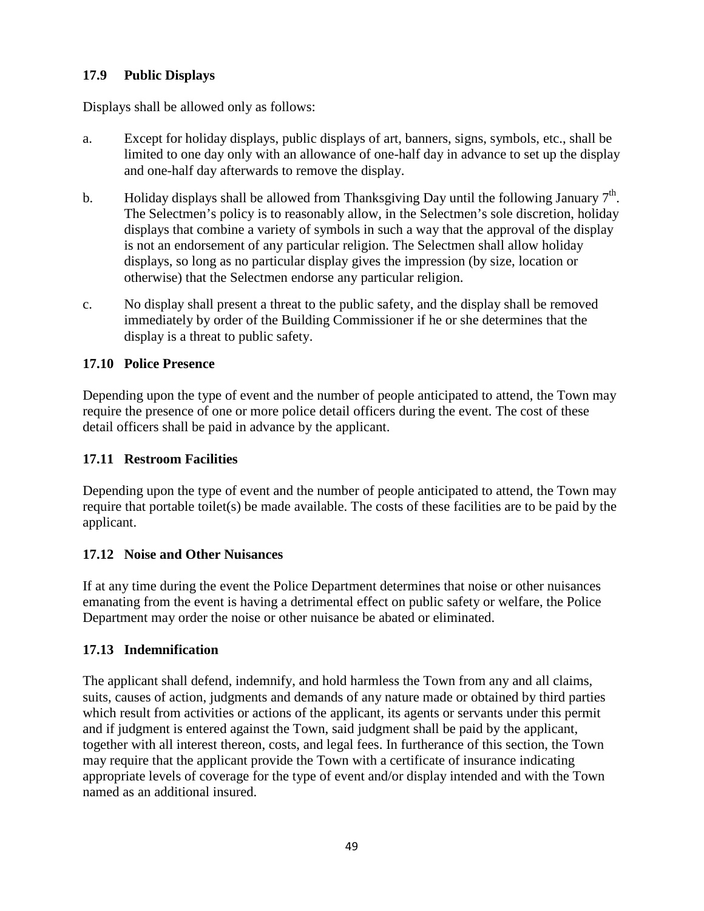### 17.9 Public Displays

Displays shall be allowed only as follows:

a. Except for holiday displays, public displays of art, banners, signs, symbols, etc., shall be limited to one day only with an allowance of one-half day in advance to set up the display and one-half day afterwards to remove the display.

b. Holiday displays shall be allowed from Thanksgiving Day until the following January 7th. The Selectmen's policy is to reasonably allow, in the Selectmen's sole discretion, holiday displays that combine a variety of symbols in such a way that the approval of the display is not an endorsement of any particular religion. The Selectmen shall allow holiday displays, so long as no particular display gives the impression (by size, location or otherwise) that the Selectmen endorse any particular religion.

c. No display shall present a threat to the public safety, and the display shall be removed immediately by order of the Building Commissioner if he or she determines that the display is a threat to public safety.

### 17.10 Police Presence

Depending upon the type of event and the number of people anticipated to attend, the Town may require the presence of one or more police detail officers during the event. The cost of these detail officers shall be paid in advance by the applicant.

### 17.11 Restroom Facilities

Depending upon the type of event and the number of people anticipated to attend, the Town may require that portable toilet(s) be made available. The costs of these facilities are to be paid by the applicant.

### 17.12 Noise and Other Nuisances

If at any time during the event the Police Department determines that noise or other nuisances emanating from the event is having a detrimental effect on public safety or welfare, the Police Department may order the noise or other nuisance be abated or eliminated.

### 17.13 Indemnification

The applicant shall defend, indemnify, and hold harmless the Town from any and all claims, suits, causes of action, judgments and demands of any nature made or obtained by third parties which result from activities or actions of the applicant, its agents or servants under this permit and if judgment is entered against the Town, said judgment shall be paid by the applicant, together with all interest thereon, costs, and legal fees. In furtherance of this section, the Town may require that the applicant provide the Town with a certificate of insurance indicating appropriate levels of coverage for the type of event and/or display intended and with the Town named as an additional insured.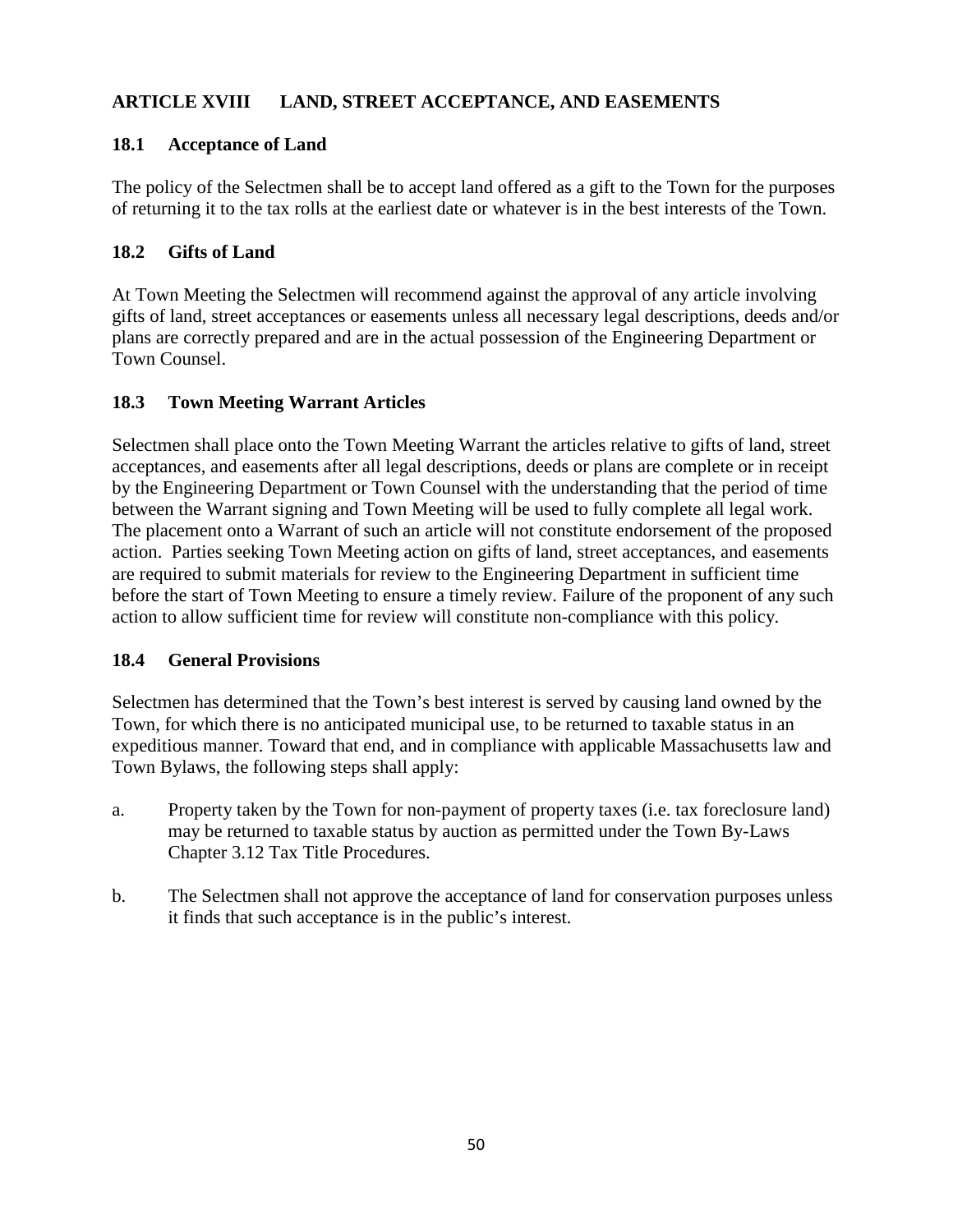## ARTICLE XVIII LAND, STREET ACCEPTANCE, AND EASEMENTS

### 18.1 Acceptance of Land

The policy of the Selectmen shall be to accept land offered as a gift to the Town for the purposes of returning it to the tax rolls at the earliest date or whatever is in the best interests of the Town.

### 18.2 Gifts of Land

At Town Meeting the Selectmen will recommend against the approval of any article involving gifts of land, street acceptances or easements unless all necessary legal descriptions, deeds and/or plans are correctly prepared and are in the actual possession of the Engineering Department or Town Counsel.

### 18.3 Town Meeting Warrant Articles

Selectmen shall place onto the Town Meeting Warrant the articles relative to gifts of land, street acceptances, and easements after all legal descriptions, deeds or plans are complete or in receipt by the Engineering Department or Town Counsel with the understanding that the period of time between the Warrant signing and Town Meeting will be used to fully complete all legal work. The placement onto a Warrant of such an article will not constitute endorsement of the proposed action. Parties seeking Town Meeting action on gifts of land, street acceptances, and easements are required to submit materials for review to the Engineering Department in sufficient time before the start of Town Meeting to ensure a timely review. Failure of the proponent of any such action to allow sufficient time for review will constitute non-compliance with this policy.

### 18.4 General Provisions

Selectmen has determined that the Town's best interest is served by causing land owned by the Town, for which there is no anticipated municipal use, to be returned to taxable status in an expeditious manner. Toward that end, and in compliance with applicable Massachusetts law and Town Bylaws, the following steps shall apply:

a. Property taken by the Town for non-payment of property taxes (i.e. tax foreclosure land) may be returned to taxable status by auction as permitted under the Town By-Laws Chapter 3.12 Tax Title Procedures.

b. The Selectmen shall not approve the acceptance of land for conservation purposes unless it finds that such acceptance is in the public's interest.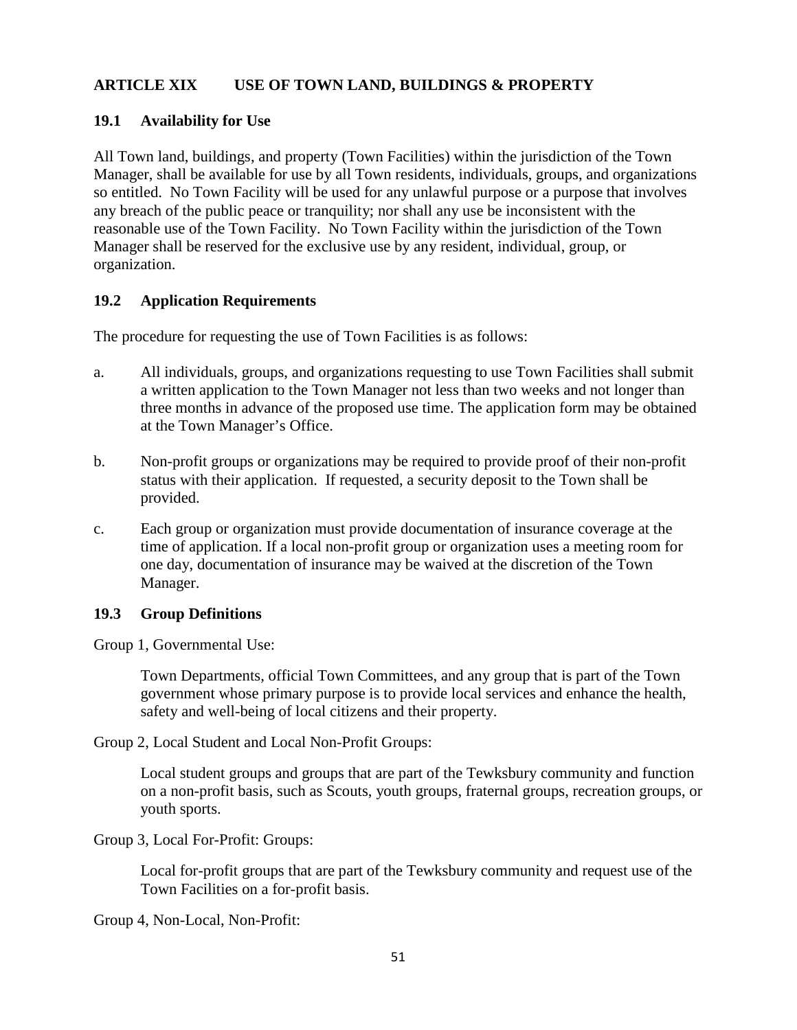## ARTICLE XIX USE OF TOWN LAND, BUILDINGS & PROPERTY

### 19.1 Availability for Use

All Town land, buildings, and property (Town Facilities) within the jurisdiction of the Town Manager, shall be available for use by all Town residents, individuals, groups, and organizations so entitled. No Town Facility will be used for any unlawful purpose or a purpose that involves any breach of the public peace or tranquility; nor shall any use be inconsistent with the reasonable use of the Town Facility. No Town Facility within the jurisdiction of the Town Manager shall be reserved for the exclusive use by any resident, individual, group, or organization.

### 19.2 Application Requirements

The procedure for requesting the use of Town Facilities is as follows:

a. All individuals, groups, and organizations requesting to use Town Facilities shall submit a written application to the Town Manager not less than two weeks and not longer than three months in advance of the proposed use time. The application form may be obtained at the Town Manager's Office.

b. Non-profit groups or organizations may be required to provide proof of their non-profit status with their application. If requested, a security deposit to the Town shall be provided.

c. Each group or organization must provide documentation of insurance coverage at the time of application. If a local non-profit group or organization uses a meeting room for one day, documentation of insurance may be waived at the discretion of the Town Manager.

### 19.3 Group Definitions

Group 1, Governmental Use:

> Town Departments, official Town Committees, and any group that is part of the Town government whose primary purpose is to provide local services and enhance the health, safety and well-being of local citizens and their property.

Group 2, Local Student and Local Non-Profit Groups:

> Local student groups and groups that are part of the Tewksbury community and function on a non-profit basis, such as Scouts, youth groups, fraternal groups, recreation groups, or youth sports.

Group 3, Local For-Profit: Groups:

> Local for-profit groups that are part of the Tewksbury community and request use of the Town Facilities on a for-profit basis.

Group 4, Non-Local, Non-Profit: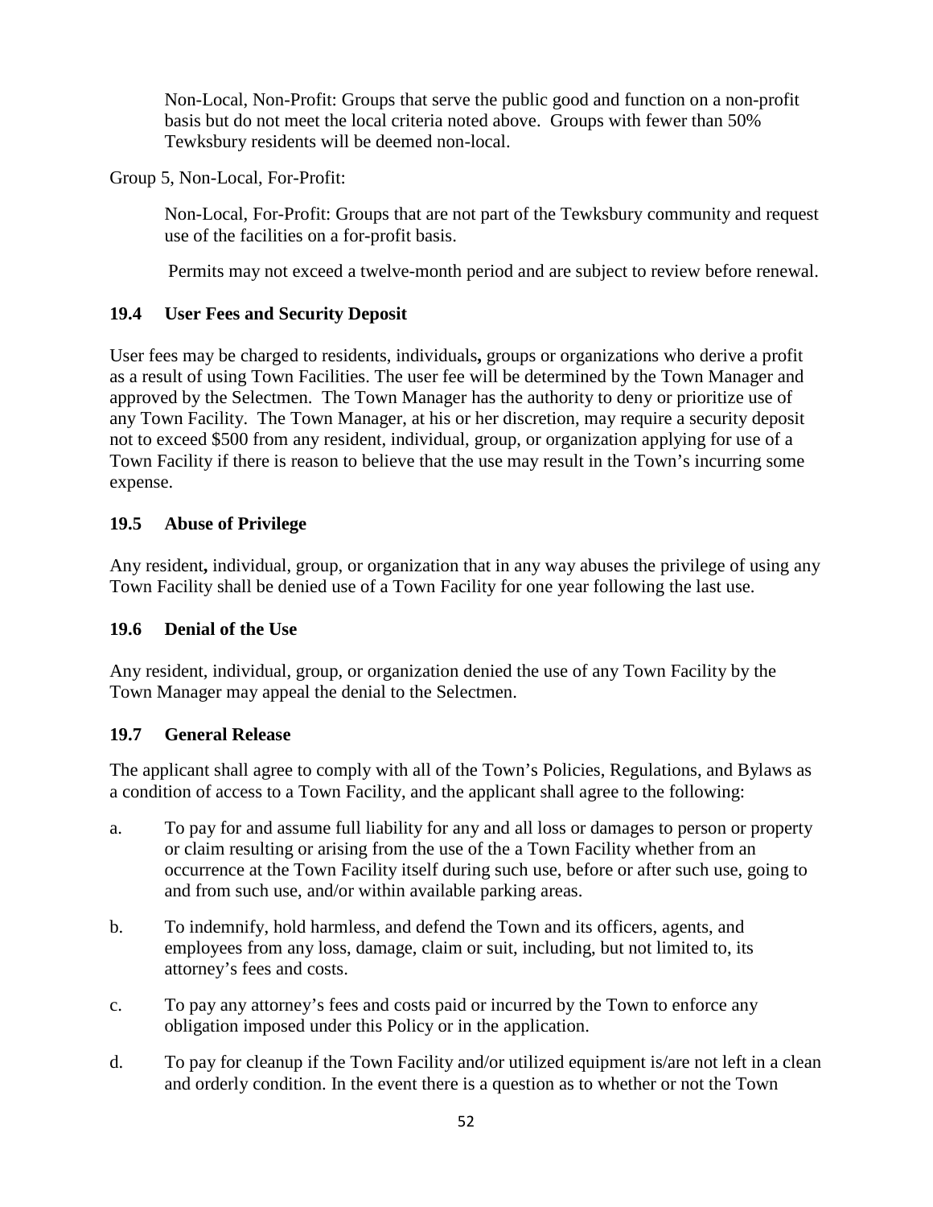Non-Local, Non-Profit: Groups that serve the public good and function on a non-profit basis but do not meet the local criteria noted above. Groups with fewer than 50% Tewksbury residents will be deemed non-local.

Group 5, Non-Local, For-Profit:

Non-Local, For-Profit: Groups that are not part of the Tewksbury community and request use of the facilities on a for-profit basis.

Permits may not exceed a twelve-month period and are subject to review before renewal.

### 19.4 User Fees and Security Deposit

User fees may be charged to residents, individuals**,** groups or organizations who derive a profit as a result of using Town Facilities. The user fee will be determined by the Town Manager and approved by the Selectmen. The Town Manager has the authority to deny or prioritize use of any Town Facility. The Town Manager, at his or her discretion, may require a security deposit not to exceed $500 from any resident, individual, group, or organization applying for use of a Town Facility if there is reason to believe that the use may result in the Town's incurring some expense.

### 19.5 Abuse of Privilege

Any resident**,** individual, group, or organization that in any way abuses the privilege of using any Town Facility shall be denied use of a Town Facility for one year following the last use.

### 19.6 Denial of the Use

Any resident, individual, group, or organization denied the use of any Town Facility by the Town Manager may appeal the denial to the Selectmen.

### 19.7 General Release

The applicant shall agree to comply with all of the Town's Policies, Regulations, and Bylaws as a condition of access to a Town Facility, and the applicant shall agree to the following:

a. To pay for and assume full liability for any and all loss or damages to person or property or claim resulting or arising from the use of the a Town Facility whether from an occurrence at the Town Facility itself during such use, before or after such use, going to and from such use, and/or within available parking areas.

b. To indemnify, hold harmless, and defend the Town and its officers, agents, and employees from any loss, damage, claim or suit, including, but not limited to, its attorney's fees and costs.

c. To pay any attorney's fees and costs paid or incurred by the Town to enforce any obligation imposed under this Policy or in the application.

d. To pay for cleanup if the Town Facility and/or utilized equipment is/are not left in a clean and orderly condition. In the event there is a question as to whether or not the Town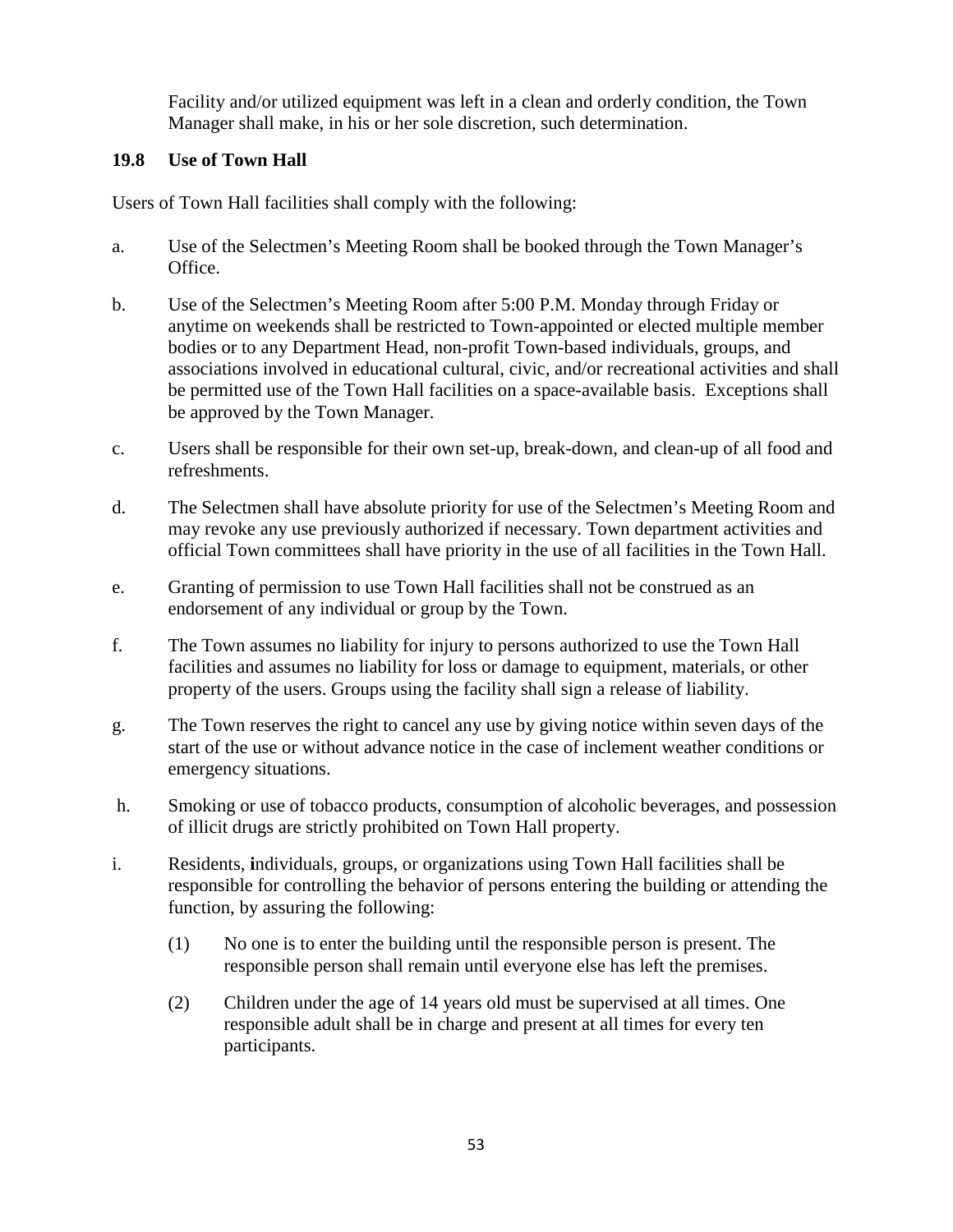Facility and/or utilized equipment was left in a clean and orderly condition, the Town Manager shall make, in his or her sole discretion, such determination.

### 19.8 Use of Town Hall

Users of Town Hall facilities shall comply with the following:

a. Use of the Selectmen's Meeting Room shall be booked through the Town Manager's Office.

b. Use of the Selectmen's Meeting Room after 5:00 P.M. Monday through Friday or anytime on weekends shall be restricted to Town-appointed or elected multiple member bodies or to any Department Head, non-profit Town-based individuals, groups, and associations involved in educational cultural, civic, and/or recreational activities and shall be permitted use of the Town Hall facilities on a space-available basis. Exceptions shall be approved by the Town Manager.

c. Users shall be responsible for their own set-up, break-down, and clean-up of all food and refreshments.

d. The Selectmen shall have absolute priority for use of the Selectmen's Meeting Room and may revoke any use previously authorized if necessary. Town department activities and official Town committees shall have priority in the use of all facilities in the Town Hall.

e. Granting of permission to use Town Hall facilities shall not be construed as an endorsement of any individual or group by the Town.

f. The Town assumes no liability for injury to persons authorized to use the Town Hall facilities and assumes no liability for loss or damage to equipment, materials, or other property of the users. Groups using the facility shall sign a release of liability.

g. The Town reserves the right to cancel any use by giving notice within seven days of the start of the use or without advance notice in the case of inclement weather conditions or emergency situations.

h. Smoking or use of tobacco products, consumption of alcoholic beverages, and possession of illicit drugs are strictly prohibited on Town Hall property.

i. Residents, individuals, groups, or organizations using Town Hall facilities shall be responsible for controlling the behavior of persons entering the building or attending the function, by assuring the following:

   (1) No one is to enter the building until the responsible person is present. The responsible person shall remain until everyone else has left the premises.

   (2) Children under the age of 14 years old must be supervised at all times. One responsible adult shall be in charge and present at all times for every ten participants.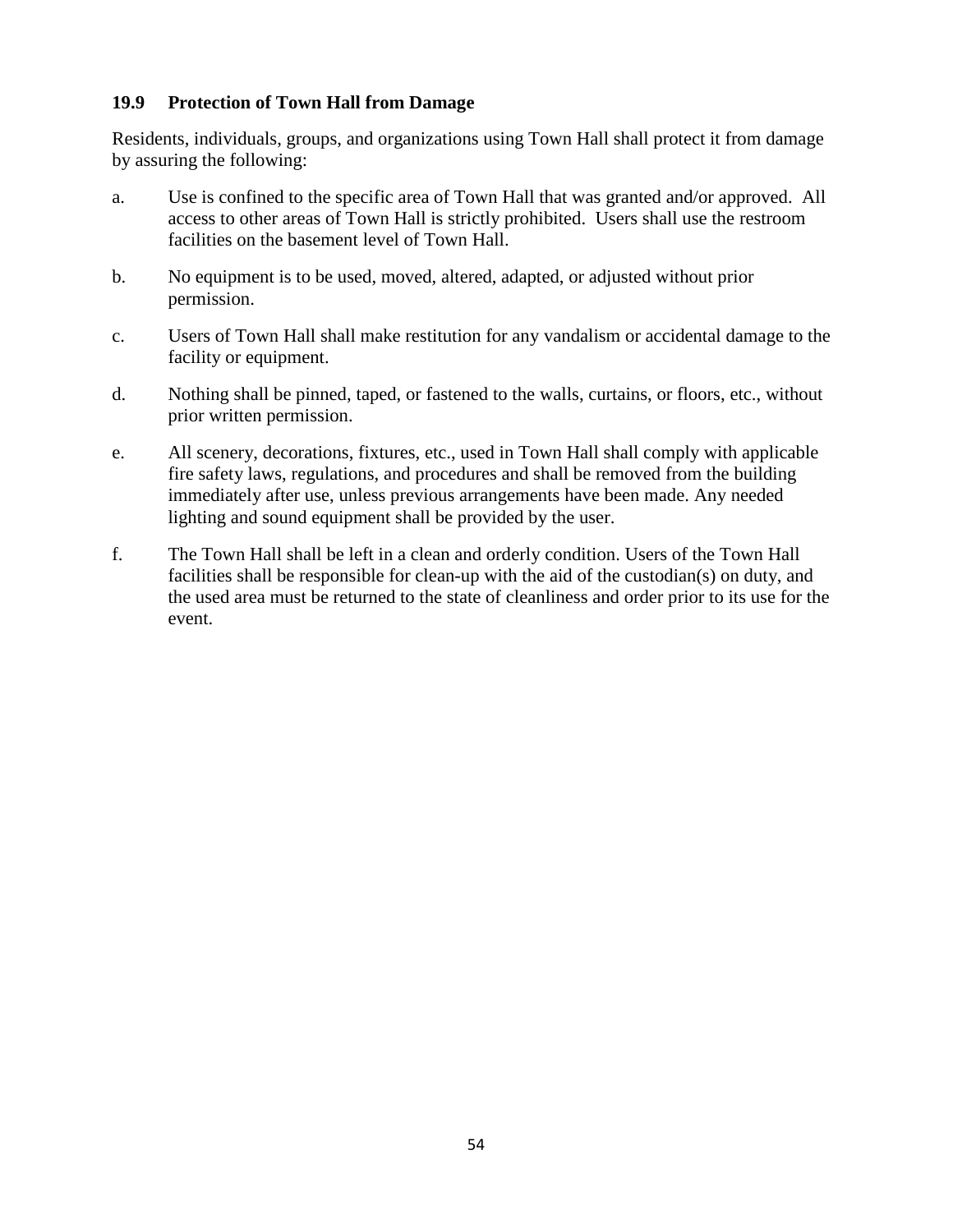### 19.9 Protection of Town Hall from Damage

Residents, individuals, groups, and organizations using Town Hall shall protect it from damage by assuring the following:

a. Use is confined to the specific area of Town Hall that was granted and/or approved. All access to other areas of Town Hall is strictly prohibited. Users shall use the restroom facilities on the basement level of Town Hall.

b. No equipment is to be used, moved, altered, adapted, or adjusted without prior permission.

c. Users of Town Hall shall make restitution for any vandalism or accidental damage to the facility or equipment.

d. Nothing shall be pinned, taped, or fastened to the walls, curtains, or floors, etc., without prior written permission.

e. All scenery, decorations, fixtures, etc., used in Town Hall shall comply with applicable fire safety laws, regulations, and procedures and shall be removed from the building immediately after use, unless previous arrangements have been made. Any needed lighting and sound equipment shall be provided by the user.

f. The Town Hall shall be left in a clean and orderly condition. Users of the Town Hall facilities shall be responsible for clean-up with the aid of the custodian(s) on duty, and the used area must be returned to the state of cleanliness and order prior to its use for the event.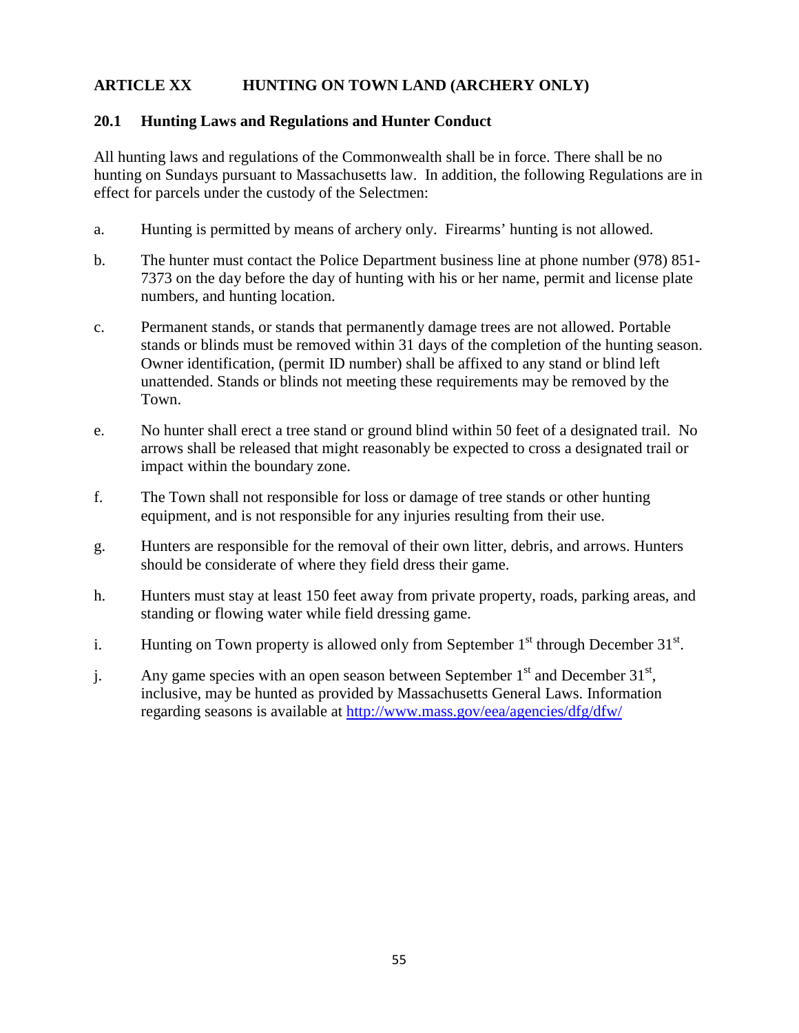## ARTICLE XX HUNTING ON TOWN LAND (ARCHERY ONLY)

### 20.1 Hunting Laws and Regulations and Hunter Conduct

All hunting laws and regulations of the Commonwealth shall be in force. There shall be no hunting on Sundays pursuant to Massachusetts law. In addition, the following Regulations are in effect for parcels under the custody of the Selectmen:

a. Hunting is permitted by means of archery only. Firearms' hunting is not allowed.

b. The hunter must contact the Police Department business line at phone number (978) 851-7373 on the day before the day of hunting with his or her name, permit and license plate numbers, and hunting location.

c. Permanent stands, or stands that permanently damage trees are not allowed. Portable stands or blinds must be removed within 31 days of the completion of the hunting season. Owner identification, (permit ID number) shall be affixed to any stand or blind left unattended. Stands or blinds not meeting these requirements may be removed by the Town.

e. No hunter shall erect a tree stand or ground blind within 50 feet of a designated trail. No arrows shall be released that might reasonably be expected to cross a designated trail or impact within the boundary zone.

f. The Town shall not responsible for loss or damage of tree stands or other hunting equipment, and is not responsible for any injuries resulting from their use.

g. Hunters are responsible for the removal of their own litter, debris, and arrows. Hunters should be considerate of where they field dress their game.

h. Hunters must stay at least 150 feet away from private property, roads, parking areas, and standing or flowing water while field dressing game.

i. Hunting on Town property is allowed only from September 1st through December 31st.

j. Any game species with an open season between September 1st and December 31st, inclusive, may be hunted as provided by Massachusetts General Laws. Information regarding seasons is available at [http://www.mass.gov/eea/agencies/dfg/dfw/](http://www.mass.gov/eea/agencies/dfg/dfw/)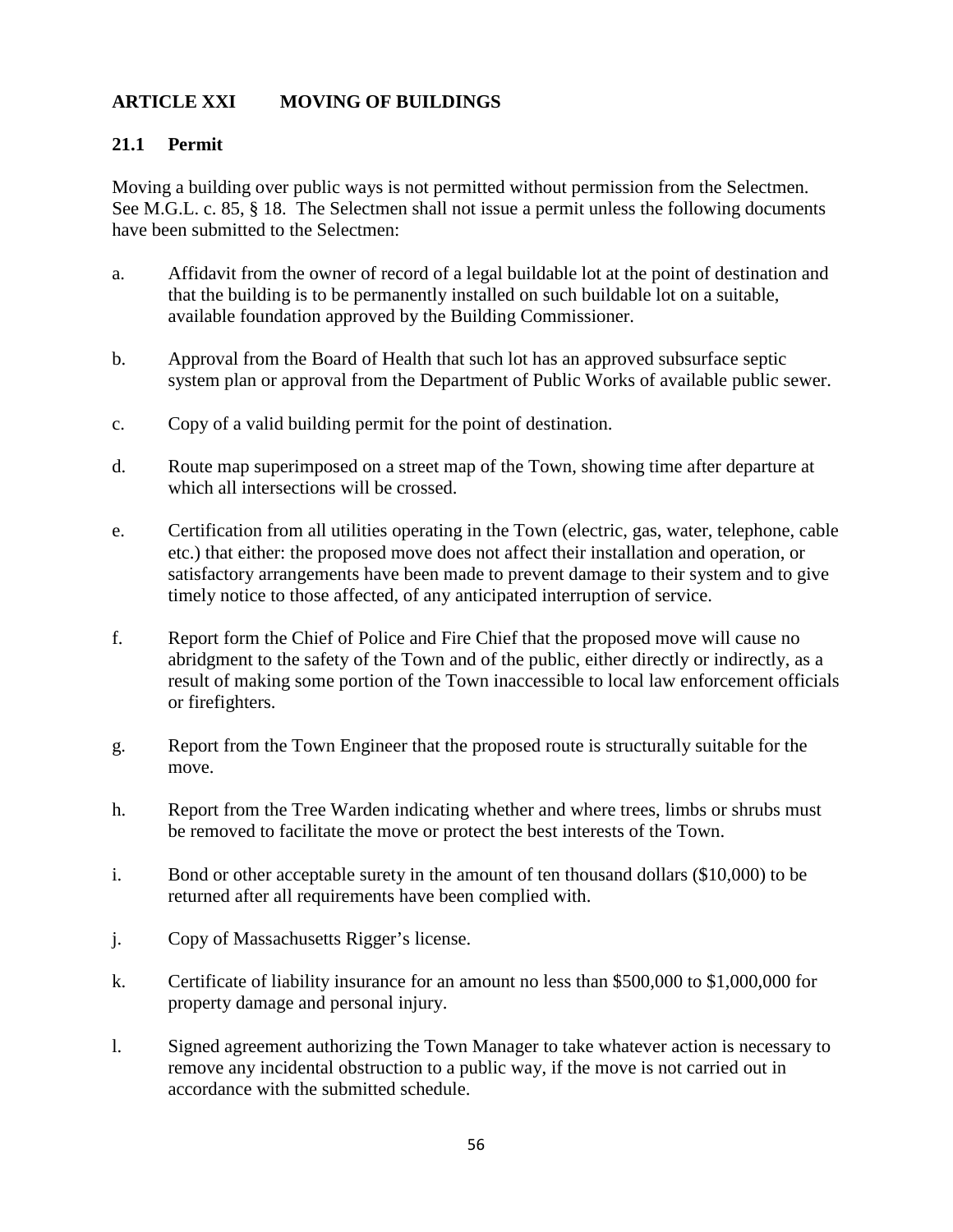## ARTICLE XXI MOVING OF BUILDINGS

### 21.1 Permit

Moving a building over public ways is not permitted without permission from the Selectmen. See M.G.L. c. 85, § 18. The Selectmen shall not issue a permit unless the following documents have been submitted to the Selectmen:

a. Affidavit from the owner of record of a legal buildable lot at the point of destination and that the building is to be permanently installed on such buildable lot on a suitable, available foundation approved by the Building Commissioner.

b. Approval from the Board of Health that such lot has an approved subsurface septic system plan or approval from the Department of Public Works of available public sewer.

c. Copy of a valid building permit for the point of destination.

d. Route map superimposed on a street map of the Town, showing time after departure at which all intersections will be crossed.

e. Certification from all utilities operating in the Town (electric, gas, water, telephone, cable etc.) that either: the proposed move does not affect their installation and operation, or satisfactory arrangements have been made to prevent damage to their system and to give timely notice to those affected, of any anticipated interruption of service.

f. Report form the Chief of Police and Fire Chief that the proposed move will cause no abridgment to the safety of the Town and of the public, either directly or indirectly, as a result of making some portion of the Town inaccessible to local law enforcement officials or firefighters.

g. Report from the Town Engineer that the proposed route is structurally suitable for the move.

h. Report from the Tree Warden indicating whether and where trees, limbs or shrubs must be removed to facilitate the move or protect the best interests of the Town.

i. Bond or other acceptable surety in the amount of ten thousand dollars ($10,000) to be returned after all requirements have been complied with.

j. Copy of Massachusetts Rigger's license.

k. Certificate of liability insurance for an amount no less than $500,000 to $1,000,000 for property damage and personal injury.

l. Signed agreement authorizing the Town Manager to take whatever action is necessary to remove any incidental obstruction to a public way, if the move is not carried out in accordance with the submitted schedule.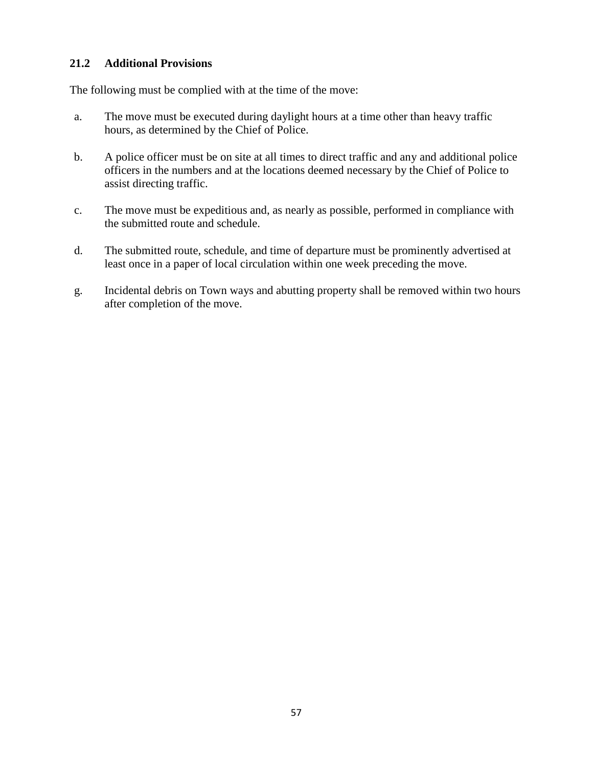### 21.2 Additional Provisions

The following must be complied with at the time of the move:

a. The move must be executed during daylight hours at a time other than heavy traffic hours, as determined by the Chief of Police.

b. A police officer must be on site at all times to direct traffic and any and additional police officers in the numbers and at the locations deemed necessary by the Chief of Police to assist directing traffic.

c. The move must be expeditious and, as nearly as possible, performed in compliance with the submitted route and schedule.

d. The submitted route, schedule, and time of departure must be prominently advertised at least once in a paper of local circulation within one week preceding the move.

g. Incidental debris on Town ways and abutting property shall be removed within two hours after completion of the move.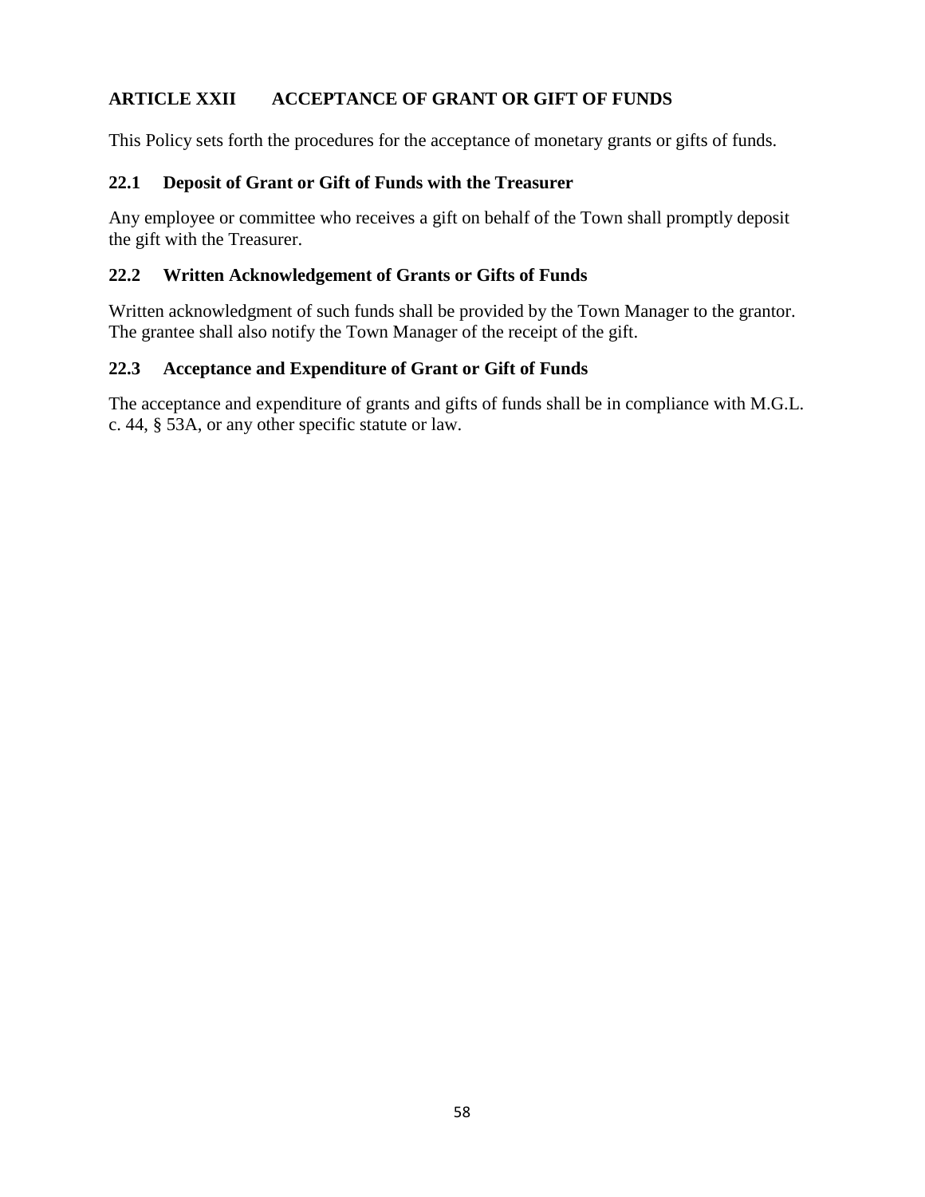## ARTICLE XXII ACCEPTANCE OF GRANT OR GIFT OF FUNDS

This Policy sets forth the procedures for the acceptance of monetary grants or gifts of funds.

### 22.1 Deposit of Grant or Gift of Funds with the Treasurer

Any employee or committee who receives a gift on behalf of the Town shall promptly deposit the gift with the Treasurer.

### 22.2 Written Acknowledgement of Grants or Gifts of Funds

Written acknowledgment of such funds shall be provided by the Town Manager to the grantor. The grantee shall also notify the Town Manager of the receipt of the gift.

### 22.3 Acceptance and Expenditure of Grant or Gift of Funds

The acceptance and expenditure of grants and gifts of funds shall be in compliance with M.G.L. c. 44, § 53A, or any other specific statute or law.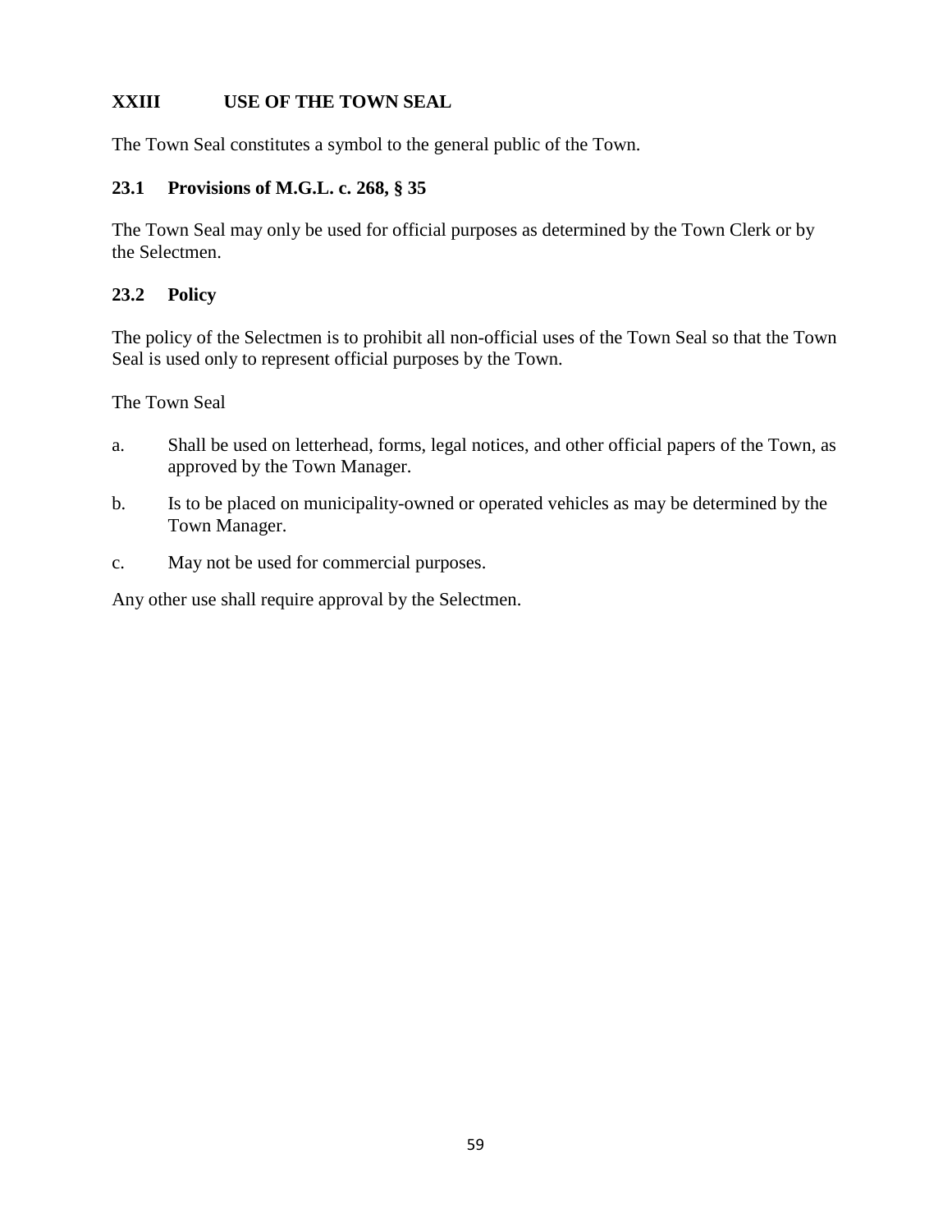## XXIII USE OF THE TOWN SEAL

The Town Seal constitutes a symbol to the general public of the Town.

### 23.1 Provisions of M.G.L. c. 268, § 35

The Town Seal may only be used for official purposes as determined by the Town Clerk or by the Selectmen.

### 23.2 Policy

The policy of the Selectmen is to prohibit all non-official uses of the Town Seal so that the Town Seal is used only to represent official purposes by the Town.

The Town Seal

a. Shall be used on letterhead, forms, legal notices, and other official papers of the Town, as approved by the Town Manager.

b. Is to be placed on municipality-owned or operated vehicles as may be determined by the Town Manager.

c. May not be used for commercial purposes.

Any other use shall require approval by the Selectmen.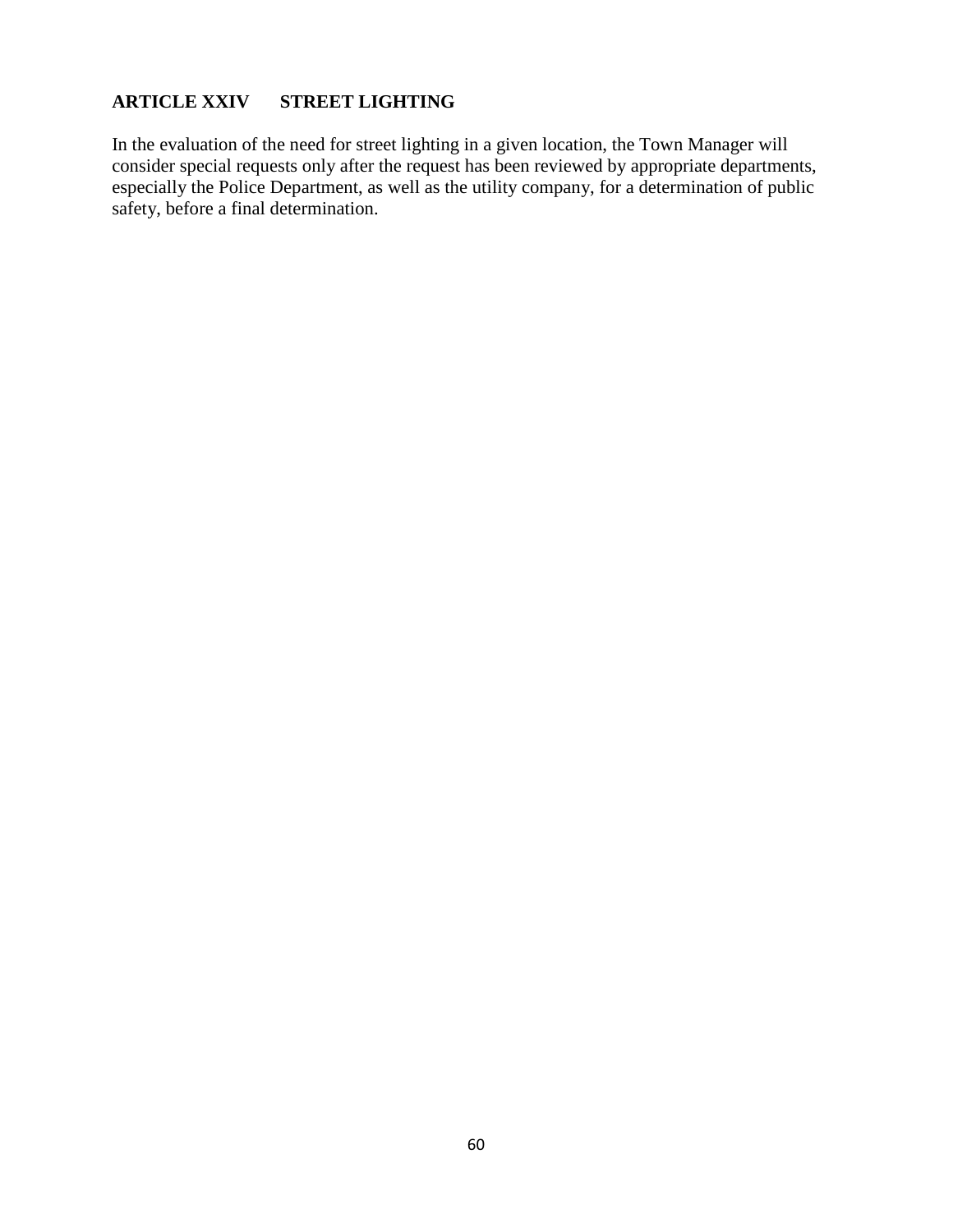## ARTICLE XXIV STREET LIGHTING

In the evaluation of the need for street lighting in a given location, the Town Manager will consider special requests only after the request has been reviewed by appropriate departments, especially the Police Department, as well as the utility company, for a determination of public safety, before a final determination.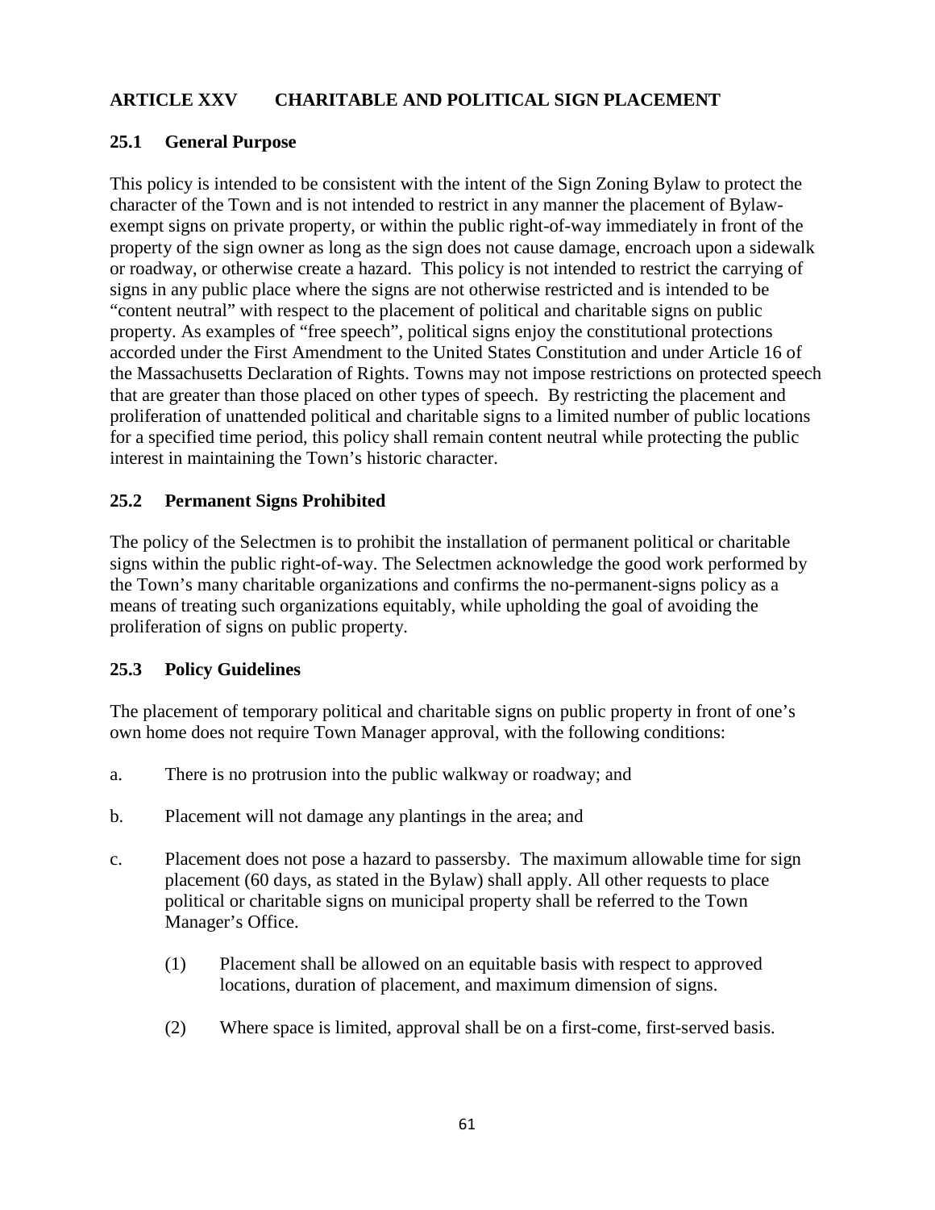## ARTICLE XXV CHARITABLE AND POLITICAL SIGN PLACEMENT

### 25.1 General Purpose

This policy is intended to be consistent with the intent of the Sign Zoning Bylaw to protect the character of the Town and is not intended to restrict in any manner the placement of Bylaw-exempt signs on private property, or within the public right-of-way immediately in front of the property of the sign owner as long as the sign does not cause damage, encroach upon a sidewalk or roadway, or otherwise create a hazard. This policy is not intended to restrict the carrying of signs in any public place where the signs are not otherwise restricted and is intended to be "content neutral" with respect to the placement of political and charitable signs on public property. As examples of "free speech", political signs enjoy the constitutional protections accorded under the First Amendment to the United States Constitution and under Article 16 of the Massachusetts Declaration of Rights. Towns may not impose restrictions on protected speech that are greater than those placed on other types of speech. By restricting the placement and proliferation of unattended political and charitable signs to a limited number of public locations for a specified time period, this policy shall remain content neutral while protecting the public interest in maintaining the Town's historic character.

### 25.2 Permanent Signs Prohibited

The policy of the Selectmen is to prohibit the installation of permanent political or charitable signs within the public right-of-way. The Selectmen acknowledge the good work performed by the Town's many charitable organizations and confirms the no-permanent-signs policy as a means of treating such organizations equitably, while upholding the goal of avoiding the proliferation of signs on public property.

### 25.3 Policy Guidelines

The placement of temporary political and charitable signs on public property in front of one's own home does not require Town Manager approval, with the following conditions:

a. There is no protrusion into the public walkway or roadway; and

b. Placement will not damage any plantings in the area; and

c. Placement does not pose a hazard to passersby. The maximum allowable time for sign placement (60 days, as stated in the Bylaw) shall apply. All other requests to place political or charitable signs on municipal property shall be referred to the Town Manager's Office.

   (1) Placement shall be allowed on an equitable basis with respect to approved locations, duration of placement, and maximum dimension of signs.

   (2) Where space is limited, approval shall be on a first-come, first-served basis.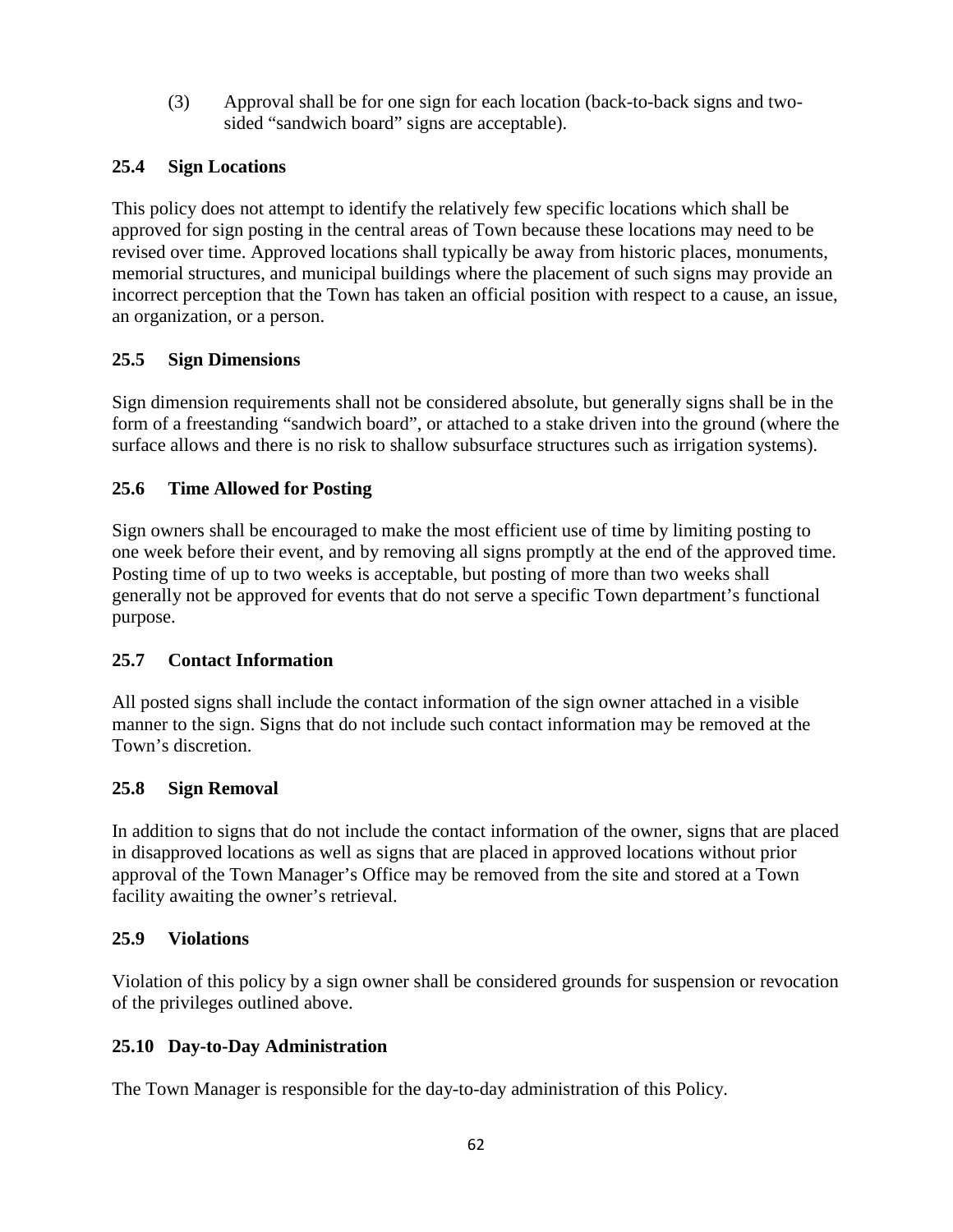(3) Approval shall be for one sign for each location (back-to-back signs and two-sided "sandwich board" signs are acceptable).

### 25.4 Sign Locations

This policy does not attempt to identify the relatively few specific locations which shall be approved for sign posting in the central areas of Town because these locations may need to be revised over time. Approved locations shall typically be away from historic places, monuments, memorial structures, and municipal buildings where the placement of such signs may provide an incorrect perception that the Town has taken an official position with respect to a cause, an issue, an organization, or a person.

### 25.5 Sign Dimensions

Sign dimension requirements shall not be considered absolute, but generally signs shall be in the form of a freestanding "sandwich board", or attached to a stake driven into the ground (where the surface allows and there is no risk to shallow subsurface structures such as irrigation systems).

### 25.6 Time Allowed for Posting

Sign owners shall be encouraged to make the most efficient use of time by limiting posting to one week before their event, and by removing all signs promptly at the end of the approved time. Posting time of up to two weeks is acceptable, but posting of more than two weeks shall generally not be approved for events that do not serve a specific Town department's functional purpose.

### 25.7 Contact Information

All posted signs shall include the contact information of the sign owner attached in a visible manner to the sign. Signs that do not include such contact information may be removed at the Town's discretion.

### 25.8 Sign Removal

In addition to signs that do not include the contact information of the owner, signs that are placed in disapproved locations as well as signs that are placed in approved locations without prior approval of the Town Manager's Office may be removed from the site and stored at a Town facility awaiting the owner's retrieval.

### 25.9 Violations

Violation of this policy by a sign owner shall be considered grounds for suspension or revocation of the privileges outlined above.

### 25.10 Day-to-Day Administration

The Town Manager is responsible for the day-to-day administration of this Policy.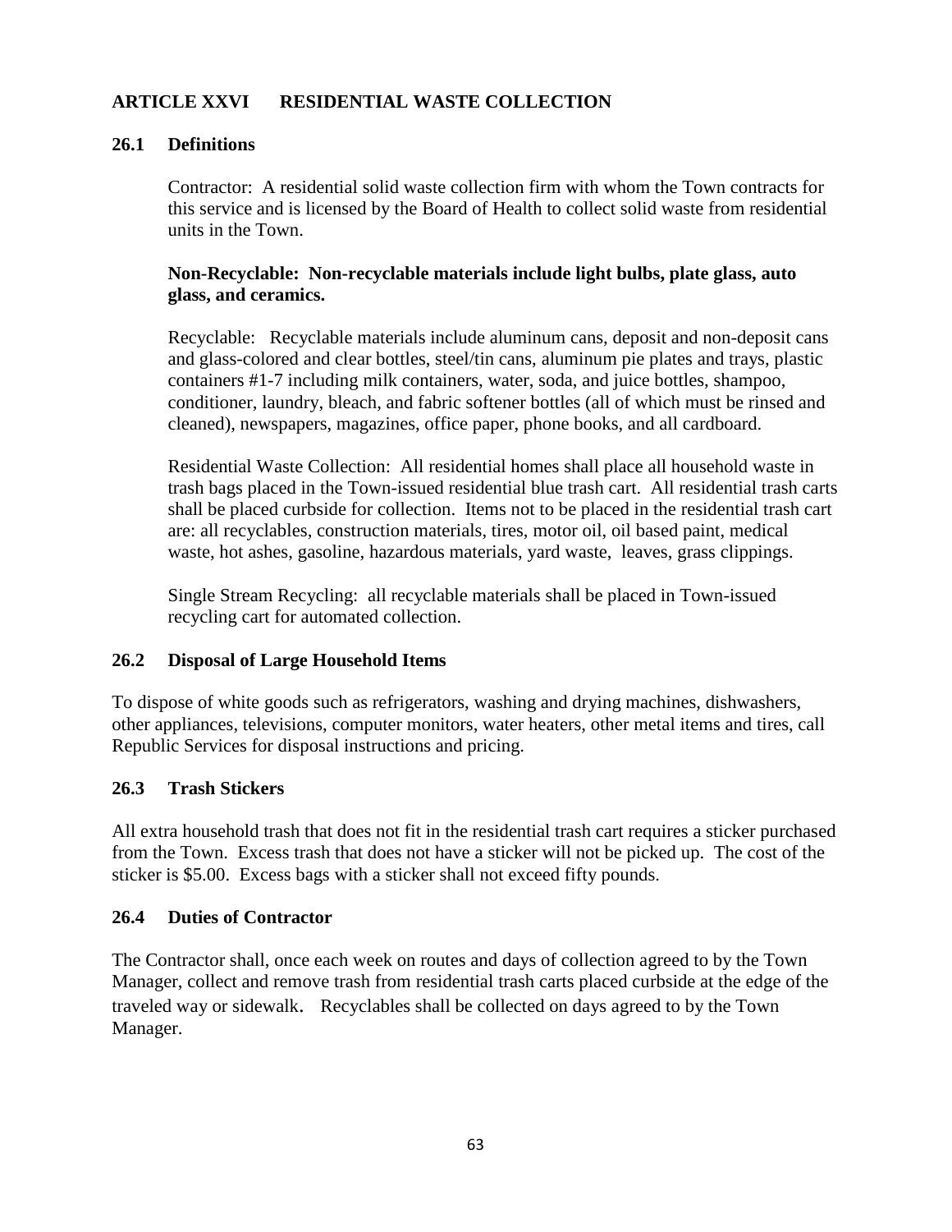## ARTICLE XXVI RESIDENTIAL WASTE COLLECTION

### 26.1 Definitions

Contractor: A residential solid waste collection firm with whom the Town contracts for this service and is licensed by the Board of Health to collect solid waste from residential units in the Town.

**Non-Recyclable: Non-recyclable materials include light bulbs, plate glass, auto glass, and ceramics.**

Recyclable: Recyclable materials include aluminum cans, deposit and non-deposit cans and glass-colored and clear bottles, steel/tin cans, aluminum pie plates and trays, plastic containers #1-7 including milk containers, water, soda, and juice bottles, shampoo, conditioner, laundry, bleach, and fabric softener bottles (all of which must be rinsed and cleaned), newspapers, magazines, office paper, phone books, and all cardboard.

Residential Waste Collection: All residential homes shall place all household waste in trash bags placed in the Town-issued residential blue trash cart. All residential trash carts shall be placed curbside for collection. Items not to be placed in the residential trash cart are: all recyclables, construction materials, tires, motor oil, oil based paint, medical waste, hot ashes, gasoline, hazardous materials, yard waste, leaves, grass clippings.

Single Stream Recycling: all recyclable materials shall be placed in Town-issued recycling cart for automated collection.

### 26.2 Disposal of Large Household Items

To dispose of white goods such as refrigerators, washing and drying machines, dishwashers, other appliances, televisions, computer monitors, water heaters, other metal items and tires, call Republic Services for disposal instructions and pricing.

### 26.3 Trash Stickers

All extra household trash that does not fit in the residential trash cart requires a sticker purchased from the Town. Excess trash that does not have a sticker will not be picked up. The cost of the sticker is $5.00. Excess bags with a sticker shall not exceed fifty pounds.

### 26.4 Duties of Contractor

The Contractor shall, once each week on routes and days of collection agreed to by the Town Manager, collect and remove trash from residential trash carts placed curbside at the edge of the traveled way or sidewalk. Recyclables shall be collected on days agreed to by the Town Manager.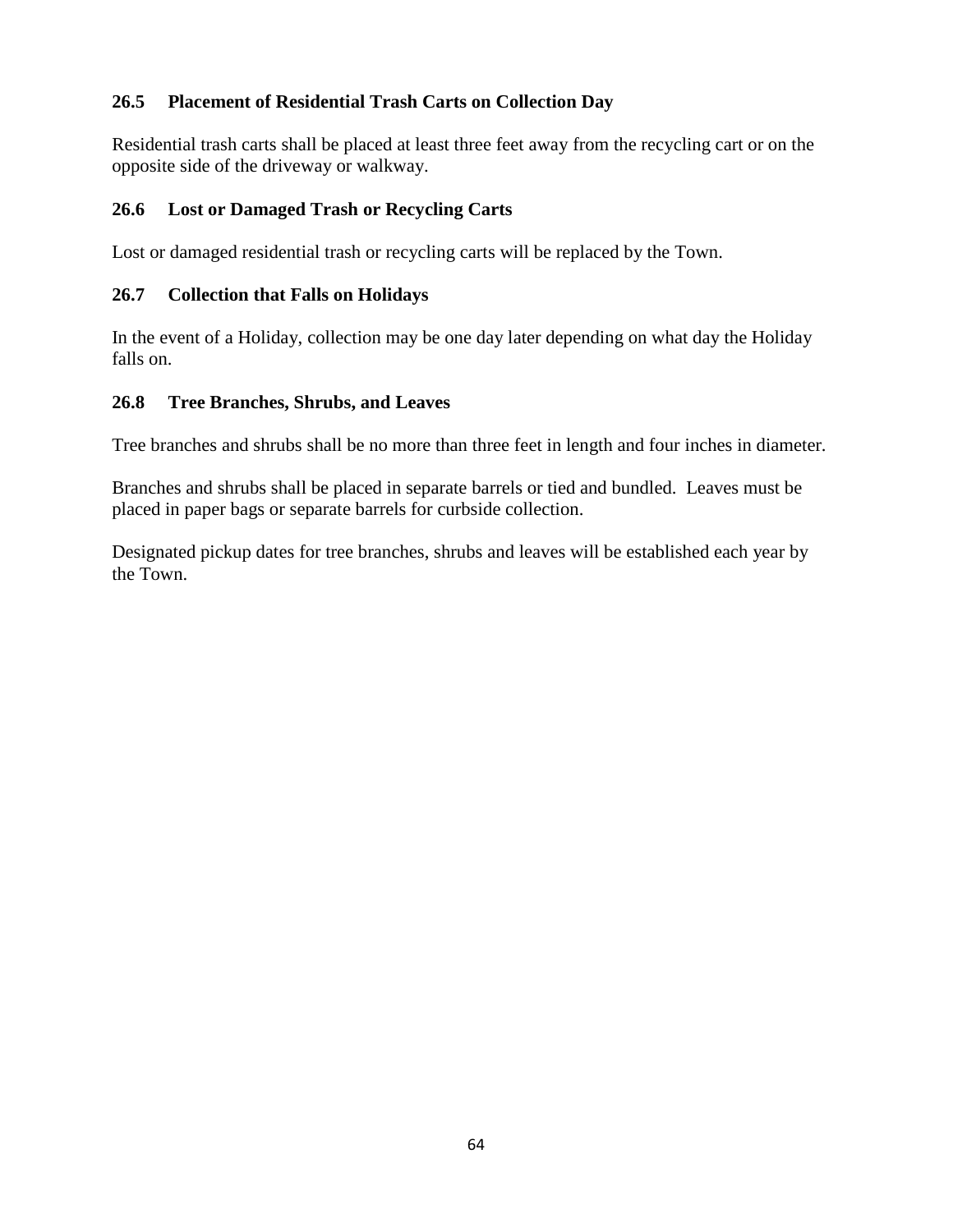### 26.5 Placement of Residential Trash Carts on Collection Day

Residential trash carts shall be placed at least three feet away from the recycling cart or on the opposite side of the driveway or walkway.

### 26.6 Lost or Damaged Trash or Recycling Carts

Lost or damaged residential trash or recycling carts will be replaced by the Town.

### 26.7 Collection that Falls on Holidays

In the event of a Holiday, collection may be one day later depending on what day the Holiday falls on.

### 26.8 Tree Branches, Shrubs, and Leaves

Tree branches and shrubs shall be no more than three feet in length and four inches in diameter.

Branches and shrubs shall be placed in separate barrels or tied and bundled. Leaves must be placed in paper bags or separate barrels for curbside collection.

Designated pickup dates for tree branches, shrubs and leaves will be established each year by the Town.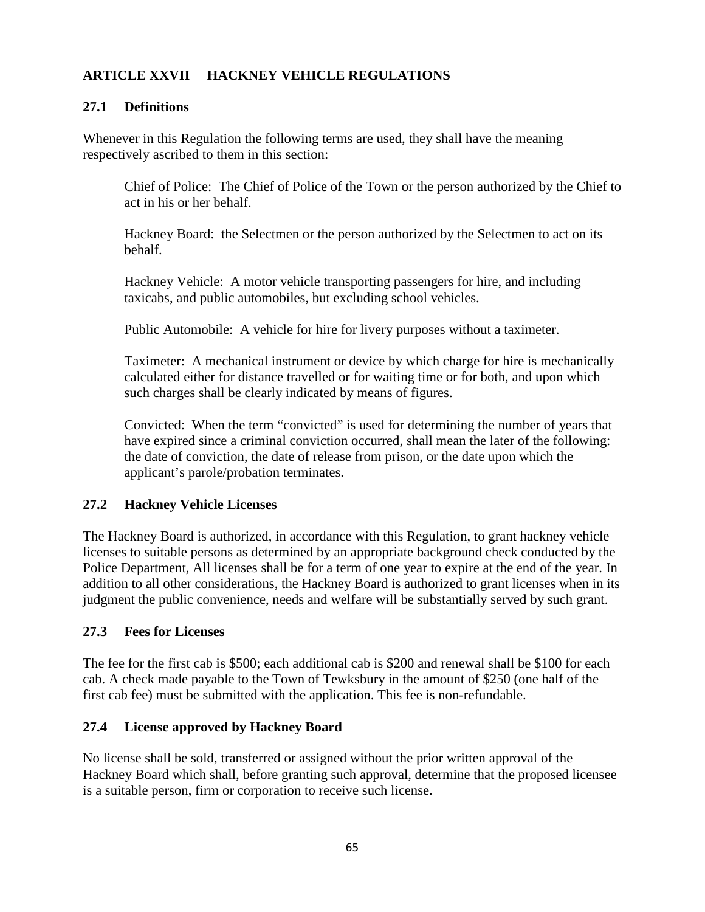## ARTICLE XXVII HACKNEY VEHICLE REGULATIONS

### 27.1 Definitions

Whenever in this Regulation the following terms are used, they shall have the meaning respectively ascribed to them in this section:

Chief of Police: The Chief of Police of the Town or the person authorized by the Chief to act in his or her behalf.

Hackney Board: the Selectmen or the person authorized by the Selectmen to act on its behalf.

Hackney Vehicle: A motor vehicle transporting passengers for hire, and including taxicabs, and public automobiles, but excluding school vehicles.

Public Automobile: A vehicle for hire for livery purposes without a taximeter.

Taximeter: A mechanical instrument or device by which charge for hire is mechanically calculated either for distance travelled or for waiting time or for both, and upon which such charges shall be clearly indicated by means of figures.

Convicted: When the term "convicted" is used for determining the number of years that have expired since a criminal conviction occurred, shall mean the later of the following: the date of conviction, the date of release from prison, or the date upon which the applicant's parole/probation terminates.

### 27.2 Hackney Vehicle Licenses

The Hackney Board is authorized, in accordance with this Regulation, to grant hackney vehicle licenses to suitable persons as determined by an appropriate background check conducted by the Police Department, All licenses shall be for a term of one year to expire at the end of the year. In addition to all other considerations, the Hackney Board is authorized to grant licenses when in its judgment the public convenience, needs and welfare will be substantially served by such grant.

### 27.3 Fees for Licenses

The fee for the first cab is $500; each additional cab is $200 and renewal shall be $100 for each cab. A check made payable to the Town of Tewksbury in the amount of $250 (one half of the first cab fee) must be submitted with the application. This fee is non-refundable.

### 27.4 License approved by Hackney Board

No license shall be sold, transferred or assigned without the prior written approval of the Hackney Board which shall, before granting such approval, determine that the proposed licensee is a suitable person, firm or corporation to receive such license.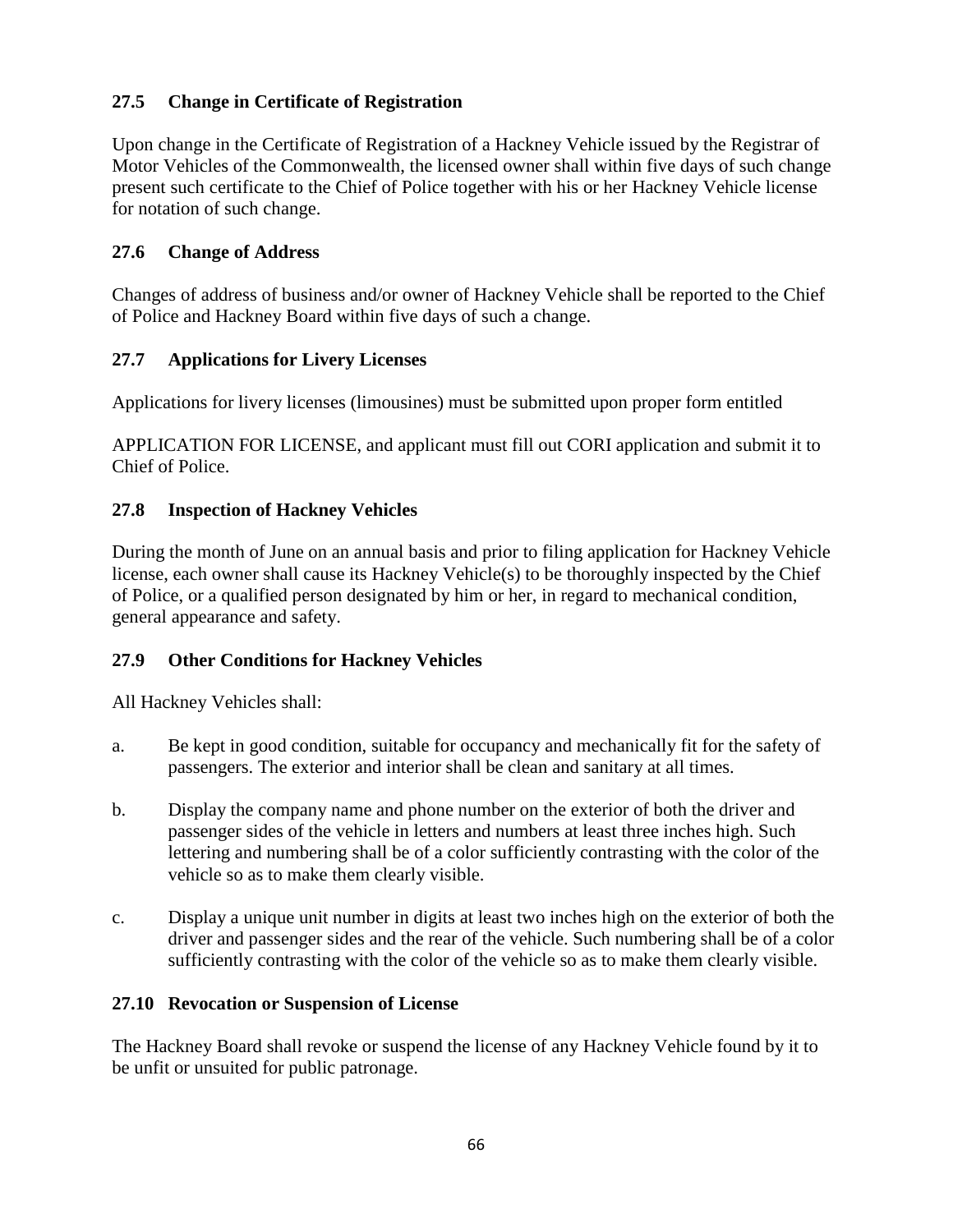### 27.5 Change in Certificate of Registration

Upon change in the Certificate of Registration of a Hackney Vehicle issued by the Registrar of Motor Vehicles of the Commonwealth, the licensed owner shall within five days of such change present such certificate to the Chief of Police together with his or her Hackney Vehicle license for notation of such change.

### 27.6 Change of Address

Changes of address of business and/or owner of Hackney Vehicle shall be reported to the Chief of Police and Hackney Board within five days of such a change.

### 27.7 Applications for Livery Licenses

Applications for livery licenses (limousines) must be submitted upon proper form entitled

APPLICATION FOR LICENSE, and applicant must fill out CORI application and submit it to Chief of Police.

### 27.8 Inspection of Hackney Vehicles

During the month of June on an annual basis and prior to filing application for Hackney Vehicle license, each owner shall cause its Hackney Vehicle(s) to be thoroughly inspected by the Chief of Police, or a qualified person designated by him or her, in regard to mechanical condition, general appearance and safety.

### 27.9 Other Conditions for Hackney Vehicles

All Hackney Vehicles shall:

a. Be kept in good condition, suitable for occupancy and mechanically fit for the safety of passengers. The exterior and interior shall be clean and sanitary at all times.

b. Display the company name and phone number on the exterior of both the driver and passenger sides of the vehicle in letters and numbers at least three inches high. Such lettering and numbering shall be of a color sufficiently contrasting with the color of the vehicle so as to make them clearly visible.

c. Display a unique unit number in digits at least two inches high on the exterior of both the driver and passenger sides and the rear of the vehicle. Such numbering shall be of a color sufficiently contrasting with the color of the vehicle so as to make them clearly visible.

### 27.10 Revocation or Suspension of License

The Hackney Board shall revoke or suspend the license of any Hackney Vehicle found by it to be unfit or unsuited for public patronage.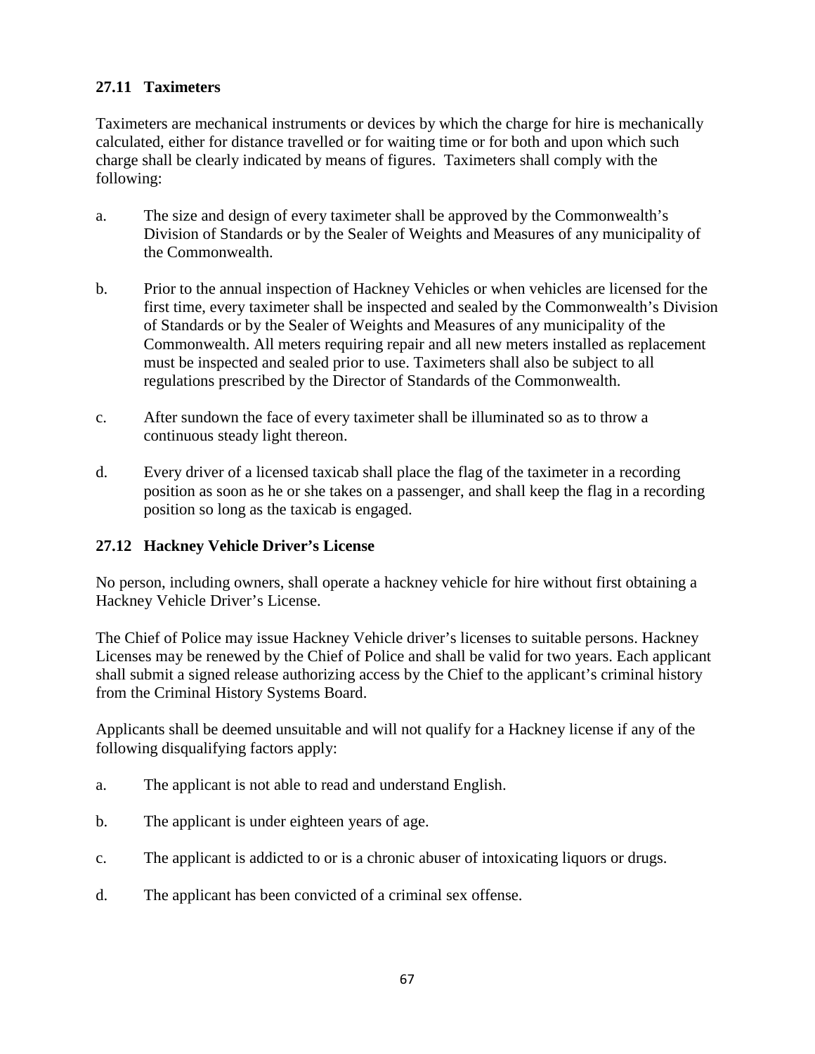### 27.11 Taximeters

Taximeters are mechanical instruments or devices by which the charge for hire is mechanically calculated, either for distance travelled or for waiting time or for both and upon which such charge shall be clearly indicated by means of figures. Taximeters shall comply with the following:

a. The size and design of every taximeter shall be approved by the Commonwealth's Division of Standards or by the Sealer of Weights and Measures of any municipality of the Commonwealth.

b. Prior to the annual inspection of Hackney Vehicles or when vehicles are licensed for the first time, every taximeter shall be inspected and sealed by the Commonwealth's Division of Standards or by the Sealer of Weights and Measures of any municipality of the Commonwealth. All meters requiring repair and all new meters installed as replacement must be inspected and sealed prior to use. Taximeters shall also be subject to all regulations prescribed by the Director of Standards of the Commonwealth.

c. After sundown the face of every taximeter shall be illuminated so as to throw a continuous steady light thereon.

d. Every driver of a licensed taxicab shall place the flag of the taximeter in a recording position as soon as he or she takes on a passenger, and shall keep the flag in a recording position so long as the taxicab is engaged.

### 27.12 Hackney Vehicle Driver's License

No person, including owners, shall operate a hackney vehicle for hire without first obtaining a Hackney Vehicle Driver's License.

The Chief of Police may issue Hackney Vehicle driver's licenses to suitable persons. Hackney Licenses may be renewed by the Chief of Police and shall be valid for two years. Each applicant shall submit a signed release authorizing access by the Chief to the applicant's criminal history from the Criminal History Systems Board.

Applicants shall be deemed unsuitable and will not qualify for a Hackney license if any of the following disqualifying factors apply:

a. The applicant is not able to read and understand English.

b. The applicant is under eighteen years of age.

c. The applicant is addicted to or is a chronic abuser of intoxicating liquors or drugs.

d. The applicant has been convicted of a criminal sex offense.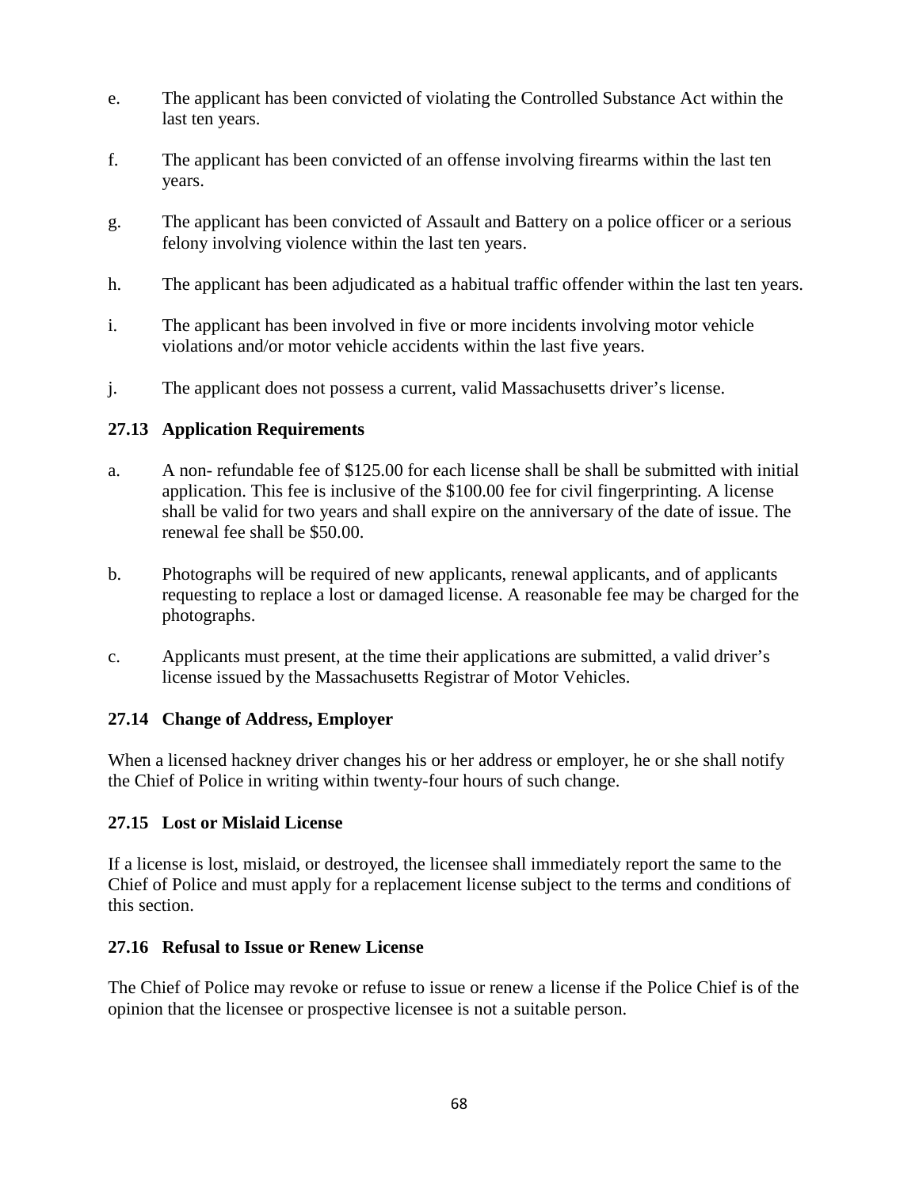e. The applicant has been convicted of violating the Controlled Substance Act within the last ten years.

f. The applicant has been convicted of an offense involving firearms within the last ten years.

g. The applicant has been convicted of Assault and Battery on a police officer or a serious felony involving violence within the last ten years.

h. The applicant has been adjudicated as a habitual traffic offender within the last ten years.

i. The applicant has been involved in five or more incidents involving motor vehicle violations and/or motor vehicle accidents within the last five years.

j. The applicant does not possess a current, valid Massachusetts driver's license.

### 27.13 Application Requirements

a. A non- refundable fee of $125.00 for each license shall be shall be submitted with initial application. This fee is inclusive of the $100.00 fee for civil fingerprinting. A license shall be valid for two years and shall expire on the anniversary of the date of issue. The renewal fee shall be $50.00.

b. Photographs will be required of new applicants, renewal applicants, and of applicants requesting to replace a lost or damaged license. A reasonable fee may be charged for the photographs.

c. Applicants must present, at the time their applications are submitted, a valid driver's license issued by the Massachusetts Registrar of Motor Vehicles.

### 27.14 Change of Address, Employer

When a licensed hackney driver changes his or her address or employer, he or she shall notify the Chief of Police in writing within twenty-four hours of such change.

### 27.15 Lost or Mislaid License

If a license is lost, mislaid, or destroyed, the licensee shall immediately report the same to the Chief of Police and must apply for a replacement license subject to the terms and conditions of this section.

### 27.16 Refusal to Issue or Renew License

The Chief of Police may revoke or refuse to issue or renew a license if the Police Chief is of the opinion that the licensee or prospective licensee is not a suitable person.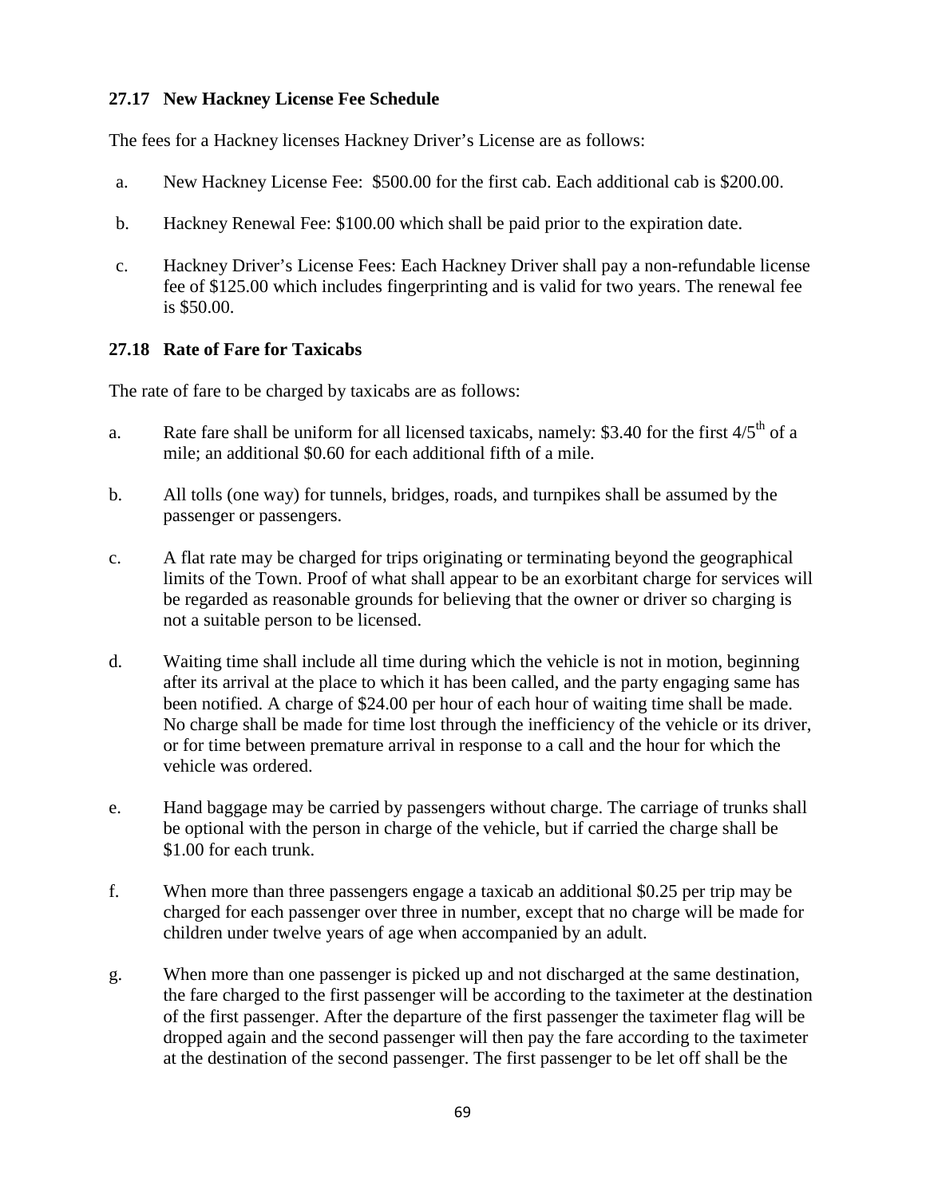### 27.17 New Hackney License Fee Schedule

The fees for a Hackney licenses Hackney Driver's License are as follows:

a. New Hackney License Fee: \$500.00 for the first cab. Each additional cab is \$200.00.

b. Hackney Renewal Fee: \$100.00 which shall be paid prior to the expiration date.

c. Hackney Driver's License Fees: Each Hackney Driver shall pay a non-refundable license fee of \$125.00 which includes fingerprinting and is valid for two years. The renewal fee is \$50.00.

### 27.18 Rate of Fare for Taxicabs

The rate of fare to be charged by taxicabs are as follows:

a. Rate fare shall be uniform for all licensed taxicabs, namely: \$3.40 for the first 4/5th of a mile; an additional \$0.60 for each additional fifth of a mile.

b. All tolls (one way) for tunnels, bridges, roads, and turnpikes shall be assumed by the passenger or passengers.

c. A flat rate may be charged for trips originating or terminating beyond the geographical limits of the Town. Proof of what shall appear to be an exorbitant charge for services will be regarded as reasonable grounds for believing that the owner or driver so charging is not a suitable person to be licensed.

d. Waiting time shall include all time during which the vehicle is not in motion, beginning after its arrival at the place to which it has been called, and the party engaging same has been notified. A charge of \$24.00 per hour of each hour of waiting time shall be made. No charge shall be made for time lost through the inefficiency of the vehicle or its driver, or for time between premature arrival in response to a call and the hour for which the vehicle was ordered.

e. Hand baggage may be carried by passengers without charge. The carriage of trunks shall be optional with the person in charge of the vehicle, but if carried the charge shall be \$1.00 for each trunk.

f. When more than three passengers engage a taxicab an additional \$0.25 per trip may be charged for each passenger over three in number, except that no charge will be made for children under twelve years of age when accompanied by an adult.

g. When more than one passenger is picked up and not discharged at the same destination, the fare charged to the first passenger will be according to the taximeter at the destination of the first passenger. After the departure of the first passenger the taximeter flag will be dropped again and the second passenger will then pay the fare according to the taximeter at the destination of the second passenger. The first passenger to be let off shall be the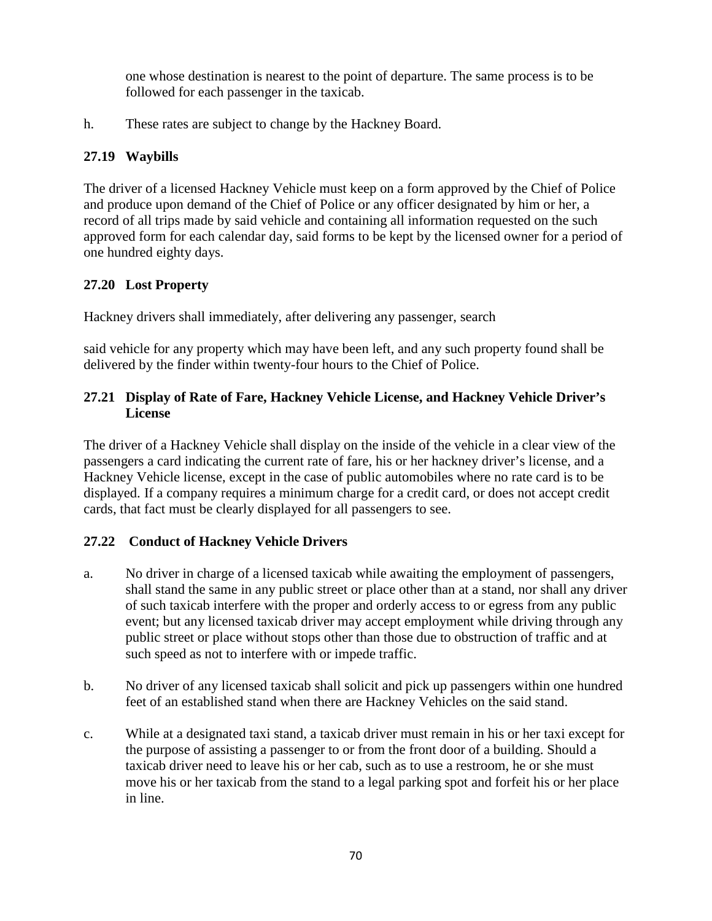one whose destination is nearest to the point of departure. The same process is to be followed for each passenger in the taxicab.

h. These rates are subject to change by the Hackney Board.

### 27.19 Waybills

The driver of a licensed Hackney Vehicle must keep on a form approved by the Chief of Police and produce upon demand of the Chief of Police or any officer designated by him or her, a record of all trips made by said vehicle and containing all information requested on the such approved form for each calendar day, said forms to be kept by the licensed owner for a period of one hundred eighty days.

### 27.20 Lost Property

Hackney drivers shall immediately, after delivering any passenger, search

said vehicle for any property which may have been left, and any such property found shall be delivered by the finder within twenty-four hours to the Chief of Police.

### 27.21 Display of Rate of Fare, Hackney Vehicle License, and Hackney Vehicle Driver's License

The driver of a Hackney Vehicle shall display on the inside of the vehicle in a clear view of the passengers a card indicating the current rate of fare, his or her hackney driver's license, and a Hackney Vehicle license, except in the case of public automobiles where no rate card is to be displayed. If a company requires a minimum charge for a credit card, or does not accept credit cards, that fact must be clearly displayed for all passengers to see.

### 27.22 Conduct of Hackney Vehicle Drivers

a. No driver in charge of a licensed taxicab while awaiting the employment of passengers, shall stand the same in any public street or place other than at a stand, nor shall any driver of such taxicab interfere with the proper and orderly access to or egress from any public event; but any licensed taxicab driver may accept employment while driving through any public street or place without stops other than those due to obstruction of traffic and at such speed as not to interfere with or impede traffic.

b. No driver of any licensed taxicab shall solicit and pick up passengers within one hundred feet of an established stand when there are Hackney Vehicles on the said stand.

c. While at a designated taxi stand, a taxicab driver must remain in his or her taxi except for the purpose of assisting a passenger to or from the front door of a building. Should a taxicab driver need to leave his or her cab, such as to use a restroom, he or she must move his or her taxicab from the stand to a legal parking spot and forfeit his or her place in line.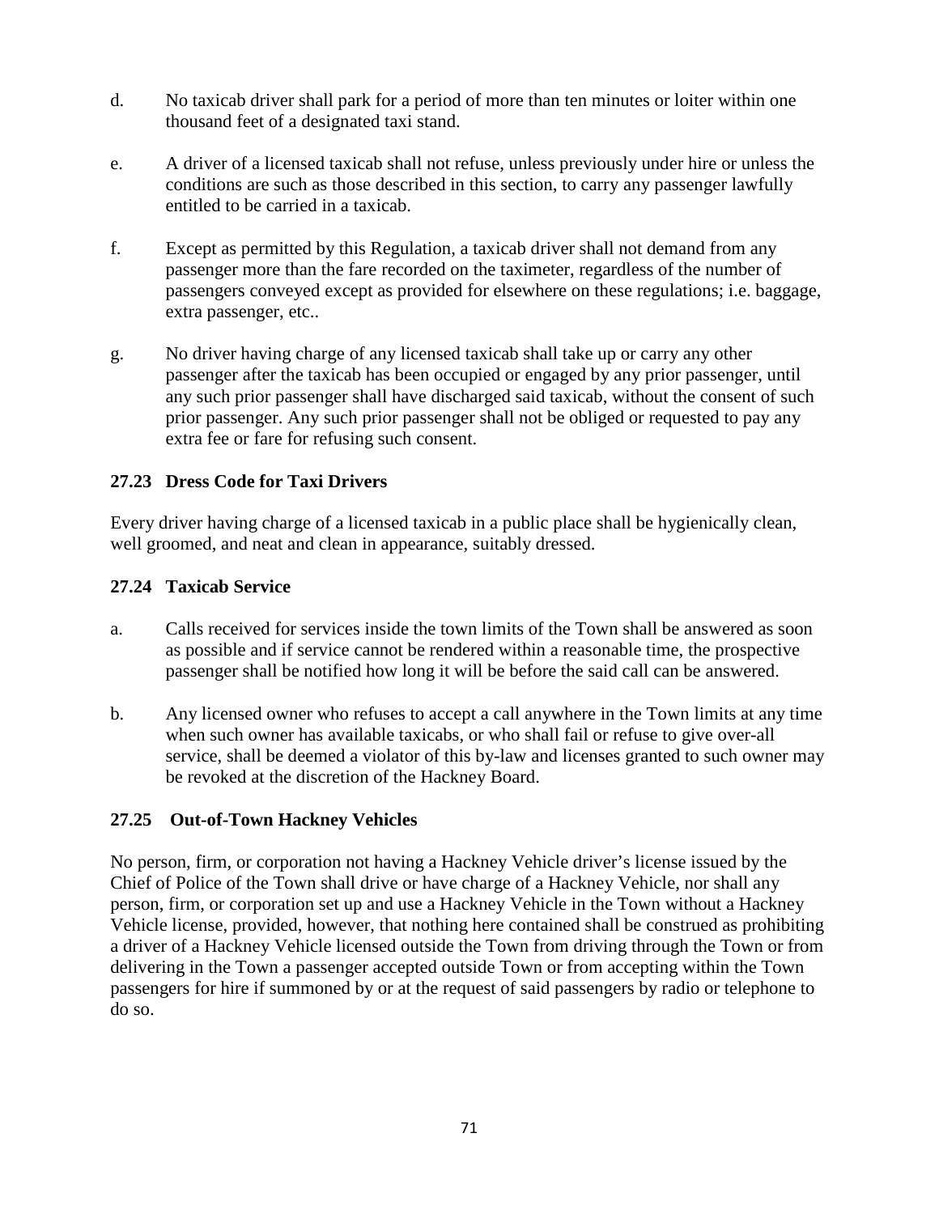d. No taxicab driver shall park for a period of more than ten minutes or loiter within one thousand feet of a designated taxi stand.

e. A driver of a licensed taxicab shall not refuse, unless previously under hire or unless the conditions are such as those described in this section, to carry any passenger lawfully entitled to be carried in a taxicab.

f. Except as permitted by this Regulation, a taxicab driver shall not demand from any passenger more than the fare recorded on the taximeter, regardless of the number of passengers conveyed except as provided for elsewhere on these regulations; i.e. baggage, extra passenger, etc..

g. No driver having charge of any licensed taxicab shall take up or carry any other passenger after the taxicab has been occupied or engaged by any prior passenger, until any such prior passenger shall have discharged said taxicab, without the consent of such prior passenger. Any such prior passenger shall not be obliged or requested to pay any extra fee or fare for refusing such consent.

### 27.23 Dress Code for Taxi Drivers

Every driver having charge of a licensed taxicab in a public place shall be hygienically clean, well groomed, and neat and clean in appearance, suitably dressed.

### 27.24 Taxicab Service

a. Calls received for services inside the town limits of the Town shall be answered as soon as possible and if service cannot be rendered within a reasonable time, the prospective passenger shall be notified how long it will be before the said call can be answered.

b. Any licensed owner who refuses to accept a call anywhere in the Town limits at any time when such owner has available taxicabs, or who shall fail or refuse to give over-all service, shall be deemed a violator of this by-law and licenses granted to such owner may be revoked at the discretion of the Hackney Board.

### 27.25 Out-of-Town Hackney Vehicles

No person, firm, or corporation not having a Hackney Vehicle driver's license issued by the Chief of Police of the Town shall drive or have charge of a Hackney Vehicle, nor shall any person, firm, or corporation set up and use a Hackney Vehicle in the Town without a Hackney Vehicle license, provided, however, that nothing here contained shall be construed as prohibiting a driver of a Hackney Vehicle licensed outside the Town from driving through the Town or from delivering in the Town a passenger accepted outside Town or from accepting within the Town passengers for hire if summoned by or at the request of said passengers by radio or telephone to do so.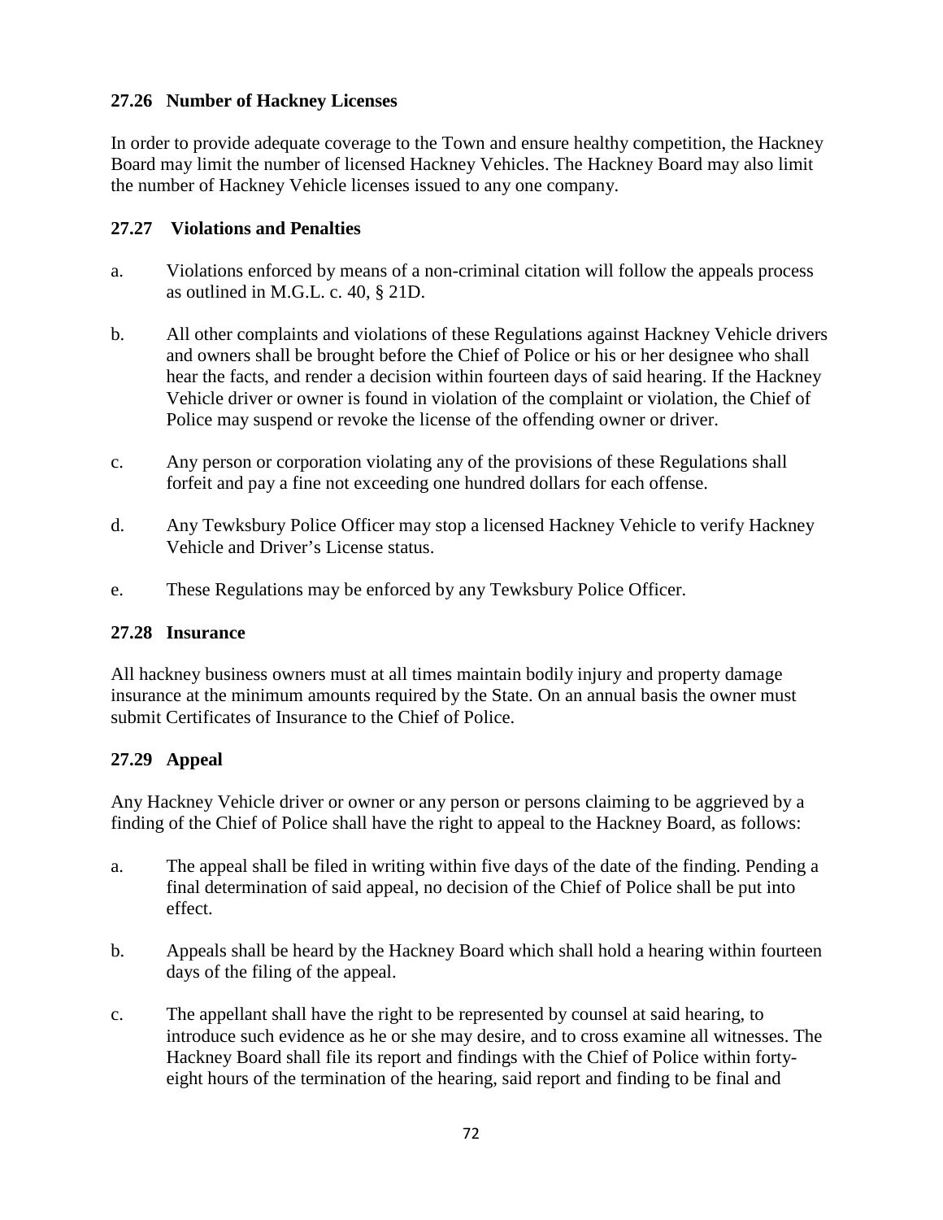### 27.26 Number of Hackney Licenses

In order to provide adequate coverage to the Town and ensure healthy competition, the Hackney Board may limit the number of licensed Hackney Vehicles. The Hackney Board may also limit the number of Hackney Vehicle licenses issued to any one company.

### 27.27 Violations and Penalties

a. Violations enforced by means of a non-criminal citation will follow the appeals process as outlined in M.G.L. c. 40, § 21D.

b. All other complaints and violations of these Regulations against Hackney Vehicle drivers and owners shall be brought before the Chief of Police or his or her designee who shall hear the facts, and render a decision within fourteen days of said hearing. If the Hackney Vehicle driver or owner is found in violation of the complaint or violation, the Chief of Police may suspend or revoke the license of the offending owner or driver.

c. Any person or corporation violating any of the provisions of these Regulations shall forfeit and pay a fine not exceeding one hundred dollars for each offense.

d. Any Tewksbury Police Officer may stop a licensed Hackney Vehicle to verify Hackney Vehicle and Driver's License status.

e. These Regulations may be enforced by any Tewksbury Police Officer.

### 27.28 Insurance

All hackney business owners must at all times maintain bodily injury and property damage insurance at the minimum amounts required by the State. On an annual basis the owner must submit Certificates of Insurance to the Chief of Police.

### 27.29 Appeal

Any Hackney Vehicle driver or owner or any person or persons claiming to be aggrieved by a finding of the Chief of Police shall have the right to appeal to the Hackney Board, as follows:

a. The appeal shall be filed in writing within five days of the date of the finding. Pending a final determination of said appeal, no decision of the Chief of Police shall be put into effect.

b. Appeals shall be heard by the Hackney Board which shall hold a hearing within fourteen days of the filing of the appeal.

c. The appellant shall have the right to be represented by counsel at said hearing, to introduce such evidence as he or she may desire, and to cross examine all witnesses. The Hackney Board shall file its report and findings with the Chief of Police within forty-eight hours of the termination of the hearing, said report and finding to be final and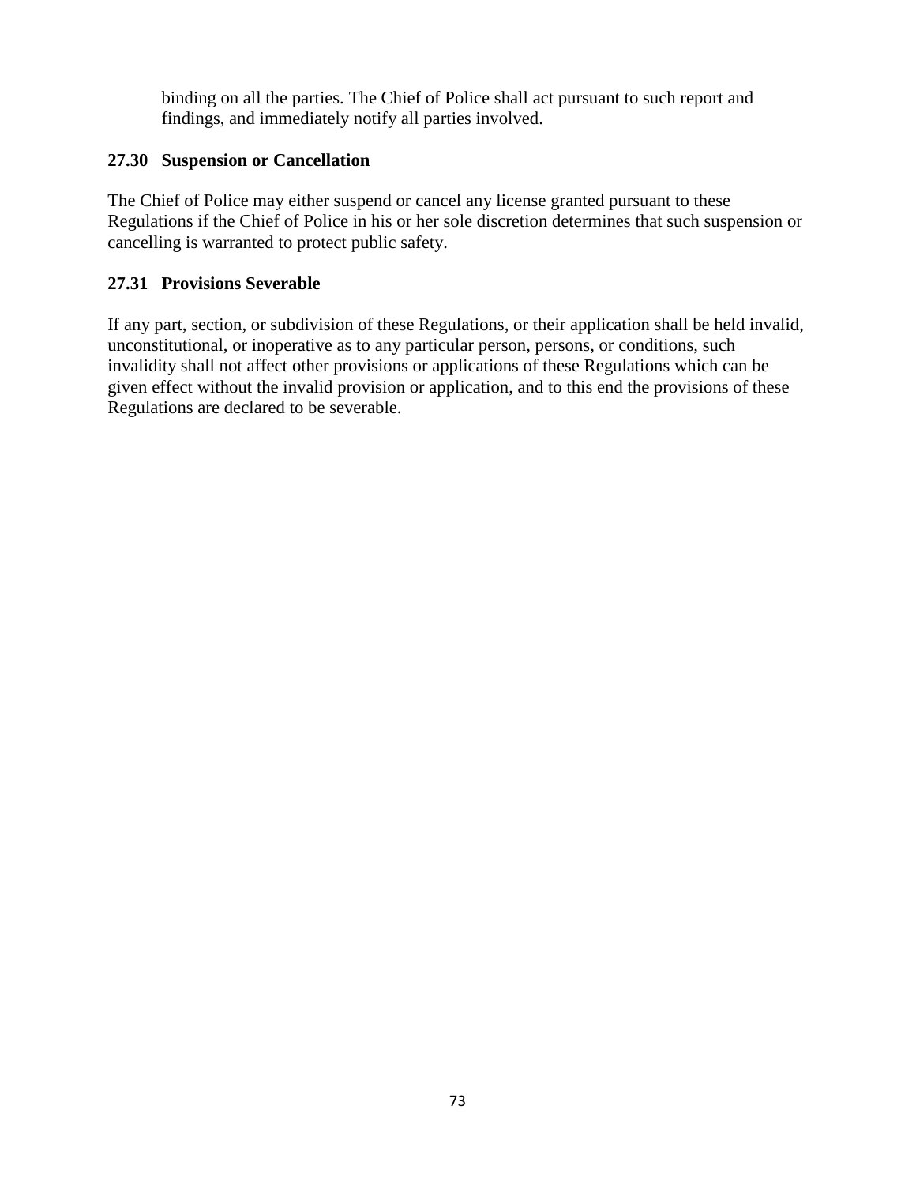binding on all the parties. The Chief of Police shall act pursuant to such report and findings, and immediately notify all parties involved.

### 27.30 Suspension or Cancellation

The Chief of Police may either suspend or cancel any license granted pursuant to these Regulations if the Chief of Police in his or her sole discretion determines that such suspension or cancelling is warranted to protect public safety.

### 27.31 Provisions Severable

If any part, section, or subdivision of these Regulations, or their application shall be held invalid, unconstitutional, or inoperative as to any particular person, persons, or conditions, such invalidity shall not affect other provisions or applications of these Regulations which can be given effect without the invalid provision or application, and to this end the provisions of these Regulations are declared to be severable.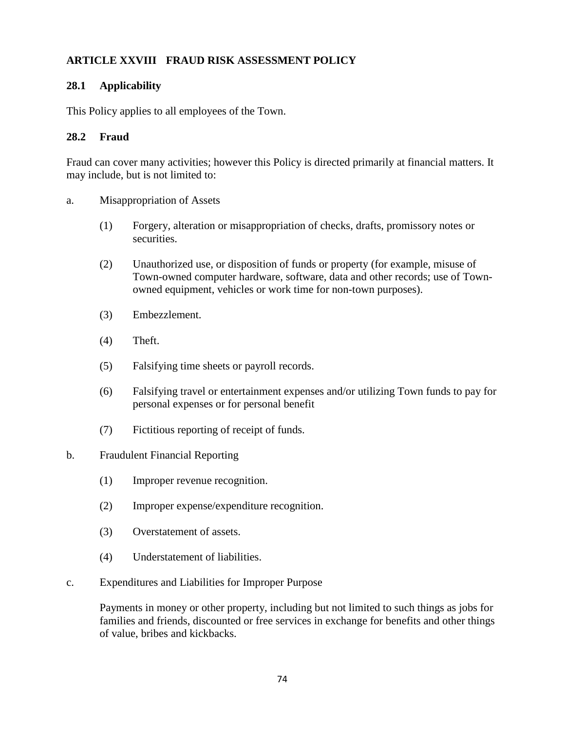## ARTICLE XXVIII FRAUD RISK ASSESSMENT POLICY

### 28.1 Applicability

This Policy applies to all employees of the Town.

### 28.2 Fraud

Fraud can cover many activities; however this Policy is directed primarily at financial matters. It may include, but is not limited to:

a. Misappropriation of Assets

   (1) Forgery, alteration or misappropriation of checks, drafts, promissory notes or securities.

   (2) Unauthorized use, or disposition of funds or property (for example, misuse of Town-owned computer hardware, software, data and other records; use of Town-owned equipment, vehicles or work time for non-town purposes).

   (3) Embezzlement.

   (4) Theft.

   (5) Falsifying time sheets or payroll records.

   (6) Falsifying travel or entertainment expenses and/or utilizing Town funds to pay for personal expenses or for personal benefit

   (7) Fictitious reporting of receipt of funds.

b. Fraudulent Financial Reporting

   (1) Improper revenue recognition.

   (2) Improper expense/expenditure recognition.

   (3) Overstatement of assets.

   (4) Understatement of liabilities.

c. Expenditures and Liabilities for Improper Purpose

   Payments in money or other property, including but not limited to such things as jobs for families and friends, discounted or free services in exchange for benefits and other things of value, bribes and kickbacks.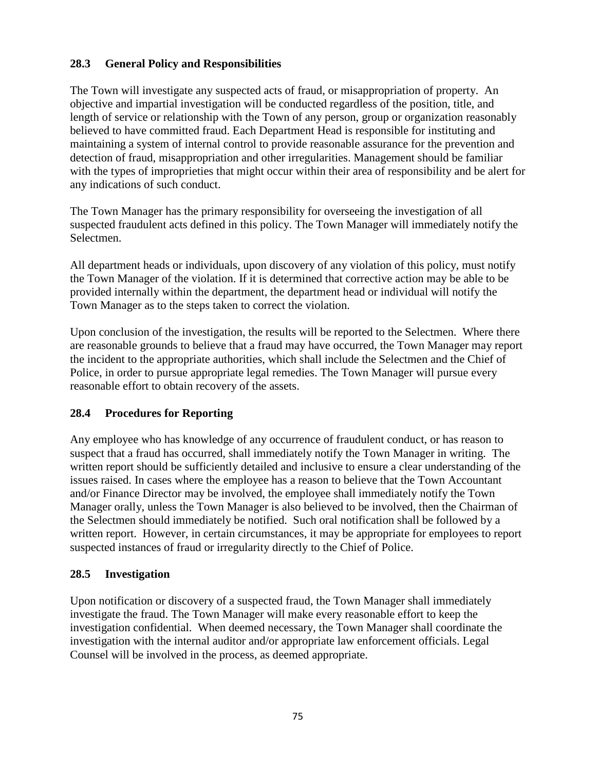### 28.3 General Policy and Responsibilities

The Town will investigate any suspected acts of fraud, or misappropriation of property. An objective and impartial investigation will be conducted regardless of the position, title, and length of service or relationship with the Town of any person, group or organization reasonably believed to have committed fraud. Each Department Head is responsible for instituting and maintaining a system of internal control to provide reasonable assurance for the prevention and detection of fraud, misappropriation and other irregularities. Management should be familiar with the types of improprieties that might occur within their area of responsibility and be alert for any indications of such conduct.

The Town Manager has the primary responsibility for overseeing the investigation of all suspected fraudulent acts defined in this policy. The Town Manager will immediately notify the Selectmen.

All department heads or individuals, upon discovery of any violation of this policy, must notify the Town Manager of the violation. If it is determined that corrective action may be able to be provided internally within the department, the department head or individual will notify the Town Manager as to the steps taken to correct the violation.

Upon conclusion of the investigation, the results will be reported to the Selectmen. Where there are reasonable grounds to believe that a fraud may have occurred, the Town Manager may report the incident to the appropriate authorities, which shall include the Selectmen and the Chief of Police, in order to pursue appropriate legal remedies. The Town Manager will pursue every reasonable effort to obtain recovery of the assets.

### 28.4 Procedures for Reporting

Any employee who has knowledge of any occurrence of fraudulent conduct, or has reason to suspect that a fraud has occurred, shall immediately notify the Town Manager in writing. The written report should be sufficiently detailed and inclusive to ensure a clear understanding of the issues raised. In cases where the employee has a reason to believe that the Town Accountant and/or Finance Director may be involved, the employee shall immediately notify the Town Manager orally, unless the Town Manager is also believed to be involved, then the Chairman of the Selectmen should immediately be notified. Such oral notification shall be followed by a written report. However, in certain circumstances, it may be appropriate for employees to report suspected instances of fraud or irregularity directly to the Chief of Police.

### 28.5 Investigation

Upon notification or discovery of a suspected fraud, the Town Manager shall immediately investigate the fraud. The Town Manager will make every reasonable effort to keep the investigation confidential. When deemed necessary, the Town Manager shall coordinate the investigation with the internal auditor and/or appropriate law enforcement officials. Legal Counsel will be involved in the process, as deemed appropriate.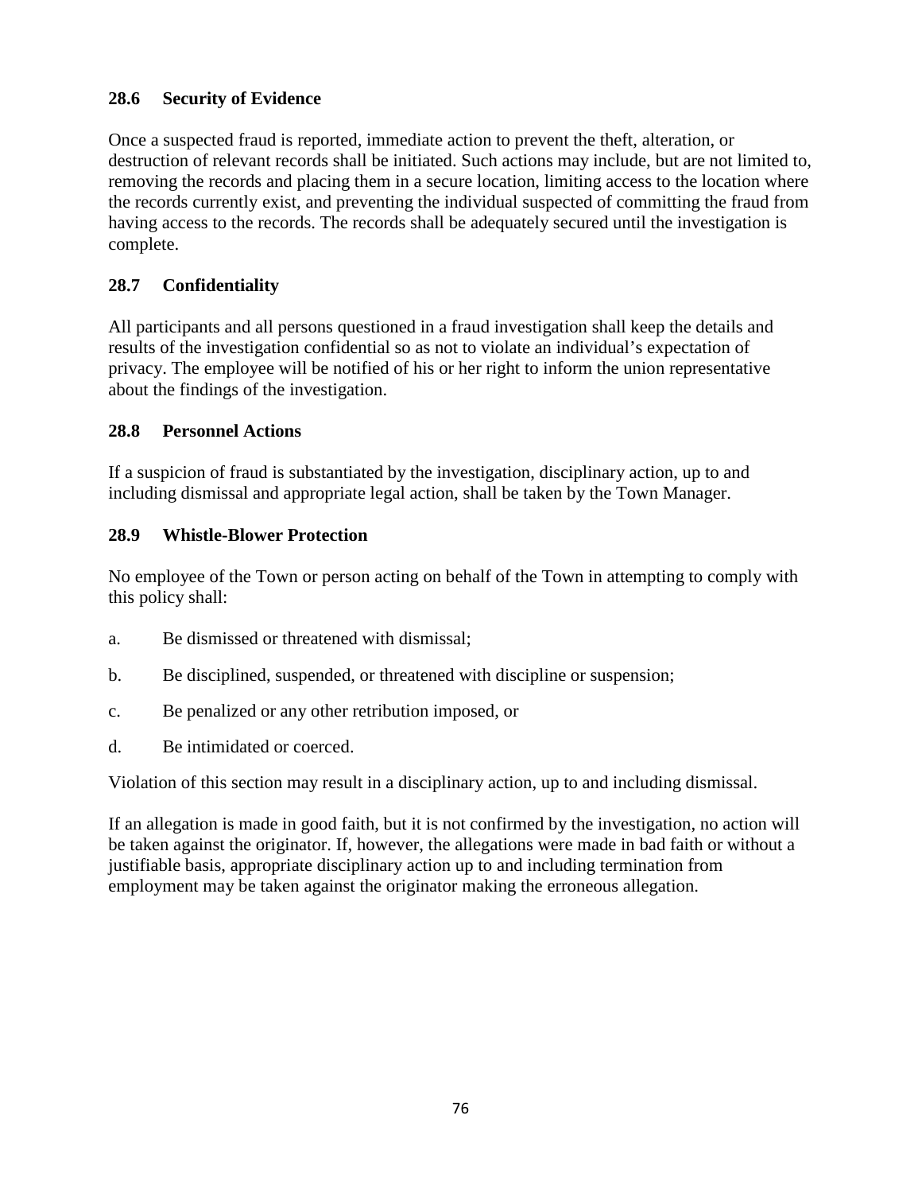### 28.6 Security of Evidence

Once a suspected fraud is reported, immediate action to prevent the theft, alteration, or destruction of relevant records shall be initiated. Such actions may include, but are not limited to, removing the records and placing them in a secure location, limiting access to the location where the records currently exist, and preventing the individual suspected of committing the fraud from having access to the records. The records shall be adequately secured until the investigation is complete.

### 28.7 Confidentiality

All participants and all persons questioned in a fraud investigation shall keep the details and results of the investigation confidential so as not to violate an individual's expectation of privacy. The employee will be notified of his or her right to inform the union representative about the findings of the investigation.

### 28.8 Personnel Actions

If a suspicion of fraud is substantiated by the investigation, disciplinary action, up to and including dismissal and appropriate legal action, shall be taken by the Town Manager.

### 28.9 Whistle-Blower Protection

No employee of the Town or person acting on behalf of the Town in attempting to comply with this policy shall:

a. Be dismissed or threatened with dismissal;

b. Be disciplined, suspended, or threatened with discipline or suspension;

c. Be penalized or any other retribution imposed, or

d. Be intimidated or coerced.

Violation of this section may result in a disciplinary action, up to and including dismissal.

If an allegation is made in good faith, but it is not confirmed by the investigation, no action will be taken against the originator. If, however, the allegations were made in bad faith or without a justifiable basis, appropriate disciplinary action up to and including termination from employment may be taken against the originator making the erroneous allegation.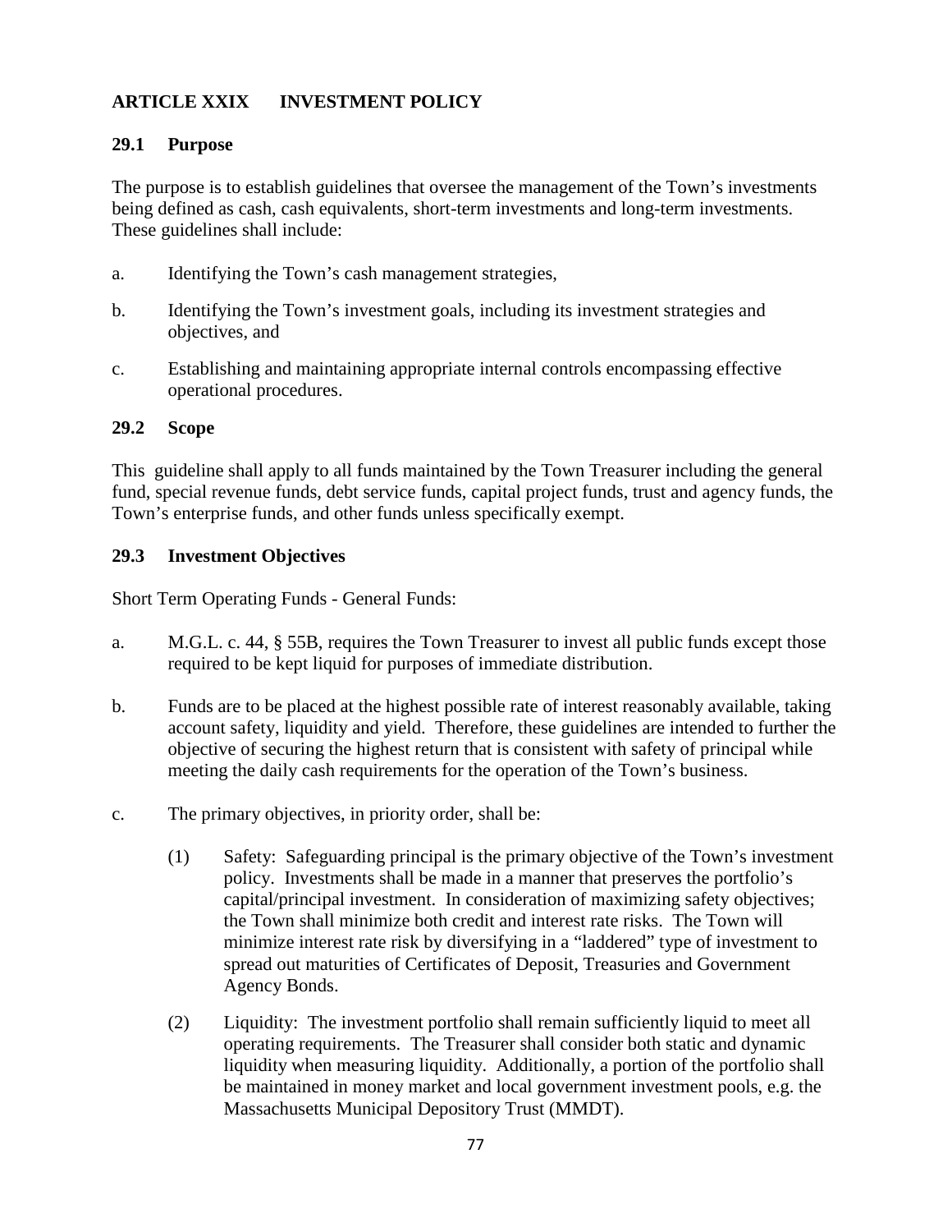## ARTICLE XXIX INVESTMENT POLICY

### 29.1 Purpose

The purpose is to establish guidelines that oversee the management of the Town's investments being defined as cash, cash equivalents, short-term investments and long-term investments. These guidelines shall include:

a. Identifying the Town's cash management strategies,

b. Identifying the Town's investment goals, including its investment strategies and objectives, and

c. Establishing and maintaining appropriate internal controls encompassing effective operational procedures.

### 29.2 Scope

This guideline shall apply to all funds maintained by the Town Treasurer including the general fund, special revenue funds, debt service funds, capital project funds, trust and agency funds, the Town's enterprise funds, and other funds unless specifically exempt.

### 29.3 Investment Objectives

Short Term Operating Funds - General Funds:

a. M.G.L. c. 44, § 55B, requires the Town Treasurer to invest all public funds except those required to be kept liquid for purposes of immediate distribution.

b. Funds are to be placed at the highest possible rate of interest reasonably available, taking account safety, liquidity and yield. Therefore, these guidelines are intended to further the objective of securing the highest return that is consistent with safety of principal while meeting the daily cash requirements for the operation of the Town's business.

c. The primary objectives, in priority order, shall be:

   (1) Safety: Safeguarding principal is the primary objective of the Town's investment policy. Investments shall be made in a manner that preserves the portfolio's capital/principal investment. In consideration of maximizing safety objectives; the Town shall minimize both credit and interest rate risks. The Town will minimize interest rate risk by diversifying in a "laddered" type of investment to spread out maturities of Certificates of Deposit, Treasuries and Government Agency Bonds.

   (2) Liquidity: The investment portfolio shall remain sufficiently liquid to meet all operating requirements. The Treasurer shall consider both static and dynamic liquidity when measuring liquidity. Additionally, a portion of the portfolio shall be maintained in money market and local government investment pools, e.g. the Massachusetts Municipal Depository Trust (MMDT).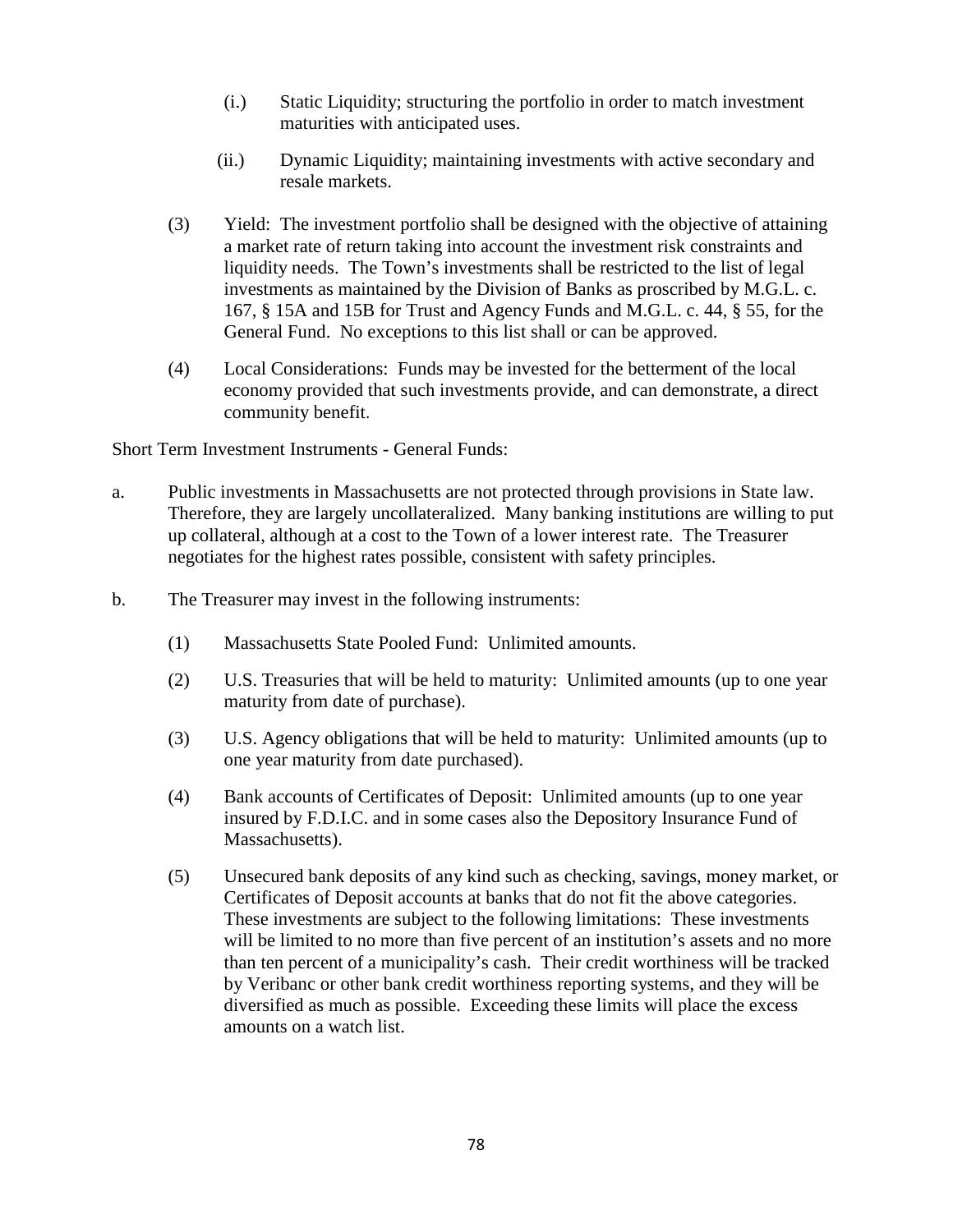(i.) Static Liquidity; structuring the portfolio in order to match investment maturities with anticipated uses.

(ii.) Dynamic Liquidity; maintaining investments with active secondary and resale markets.

(3) Yield: The investment portfolio shall be designed with the objective of attaining a market rate of return taking into account the investment risk constraints and liquidity needs. The Town's investments shall be restricted to the list of legal investments as maintained by the Division of Banks as proscribed by M.G.L. c. 167, § 15A and 15B for Trust and Agency Funds and M.G.L. c. 44, § 55, for the General Fund. No exceptions to this list shall or can be approved.

(4) Local Considerations: Funds may be invested for the betterment of the local economy provided that such investments provide, and can demonstrate, a direct community benefit.

Short Term Investment Instruments - General Funds:

a. Public investments in Massachusetts are not protected through provisions in State law. Therefore, they are largely uncollateralized. Many banking institutions are willing to put up collateral, although at a cost to the Town of a lower interest rate. The Treasurer negotiates for the highest rates possible, consistent with safety principles.

b. The Treasurer may invest in the following instruments:

(1) Massachusetts State Pooled Fund: Unlimited amounts.

(2) U.S. Treasuries that will be held to maturity: Unlimited amounts (up to one year maturity from date of purchase).

(3) U.S. Agency obligations that will be held to maturity: Unlimited amounts (up to one year maturity from date purchased).

(4) Bank accounts of Certificates of Deposit: Unlimited amounts (up to one year insured by F.D.I.C. and in some cases also the Depository Insurance Fund of Massachusetts).

(5) Unsecured bank deposits of any kind such as checking, savings, money market, or Certificates of Deposit accounts at banks that do not fit the above categories. These investments are subject to the following limitations: These investments will be limited to no more than five percent of an institution's assets and no more than ten percent of a municipality's cash. Their credit worthiness will be tracked by Veribanc or other bank credit worthiness reporting systems, and they will be diversified as much as possible. Exceeding these limits will place the excess amounts on a watch list.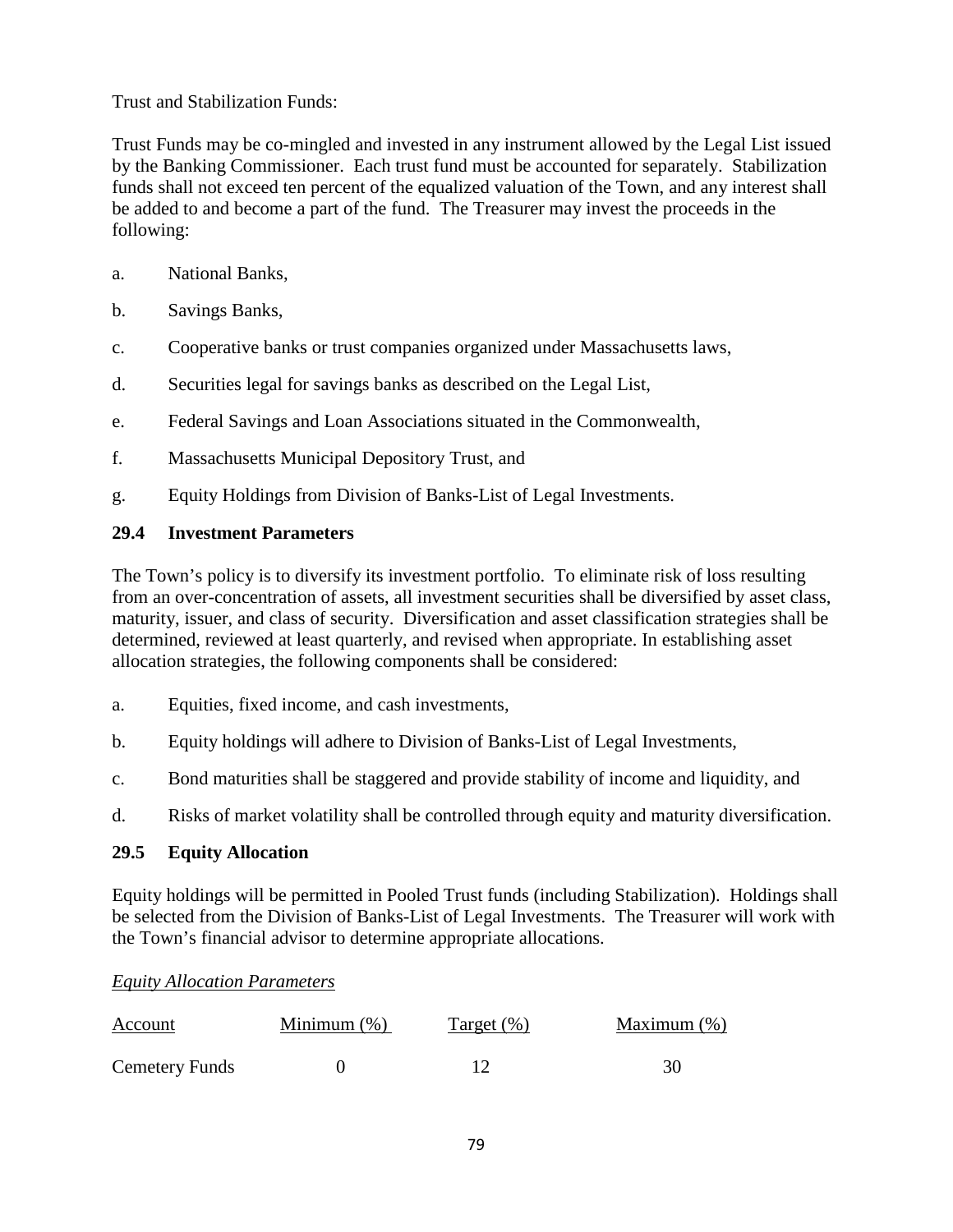Trust and Stabilization Funds:

Trust Funds may be co-mingled and invested in any instrument allowed by the Legal List issued by the Banking Commissioner. Each trust fund must be accounted for separately. Stabilization funds shall not exceed ten percent of the equalized valuation of the Town, and any interest shall be added to and become a part of the fund. The Treasurer may invest the proceeds in the following:

a. National Banks,

b. Savings Banks,

c. Cooperative banks or trust companies organized under Massachusetts laws,

d. Securities legal for savings banks as described on the Legal List,

e. Federal Savings and Loan Associations situated in the Commonwealth,

f. Massachusetts Municipal Depository Trust, and

g. Equity Holdings from Division of Banks-List of Legal Investments.

### 29.4 Investment Parameters

The Town's policy is to diversify its investment portfolio. To eliminate risk of loss resulting from an over-concentration of assets, all investment securities shall be diversified by asset class, maturity, issuer, and class of security. Diversification and asset classification strategies shall be determined, reviewed at least quarterly, and revised when appropriate. In establishing asset allocation strategies, the following components shall be considered:

a. Equities, fixed income, and cash investments,

b. Equity holdings will adhere to Division of Banks-List of Legal Investments,

c. Bond maturities shall be staggered and provide stability of income and liquidity, and

d. Risks of market volatility shall be controlled through equity and maturity diversification.

### 29.5 Equity Allocation

Equity holdings will be permitted in Pooled Trust funds (including Stabilization). Holdings shall be selected from the Division of Banks-List of Legal Investments. The Treasurer will work with the Town's financial advisor to determine appropriate allocations.

*Equity Allocation Parameters*

| Account | Minimum (%) | Target (%) | Maximum (%) |
|---|---|---|---|
| Cemetery Funds | 0 | 12 | 30 |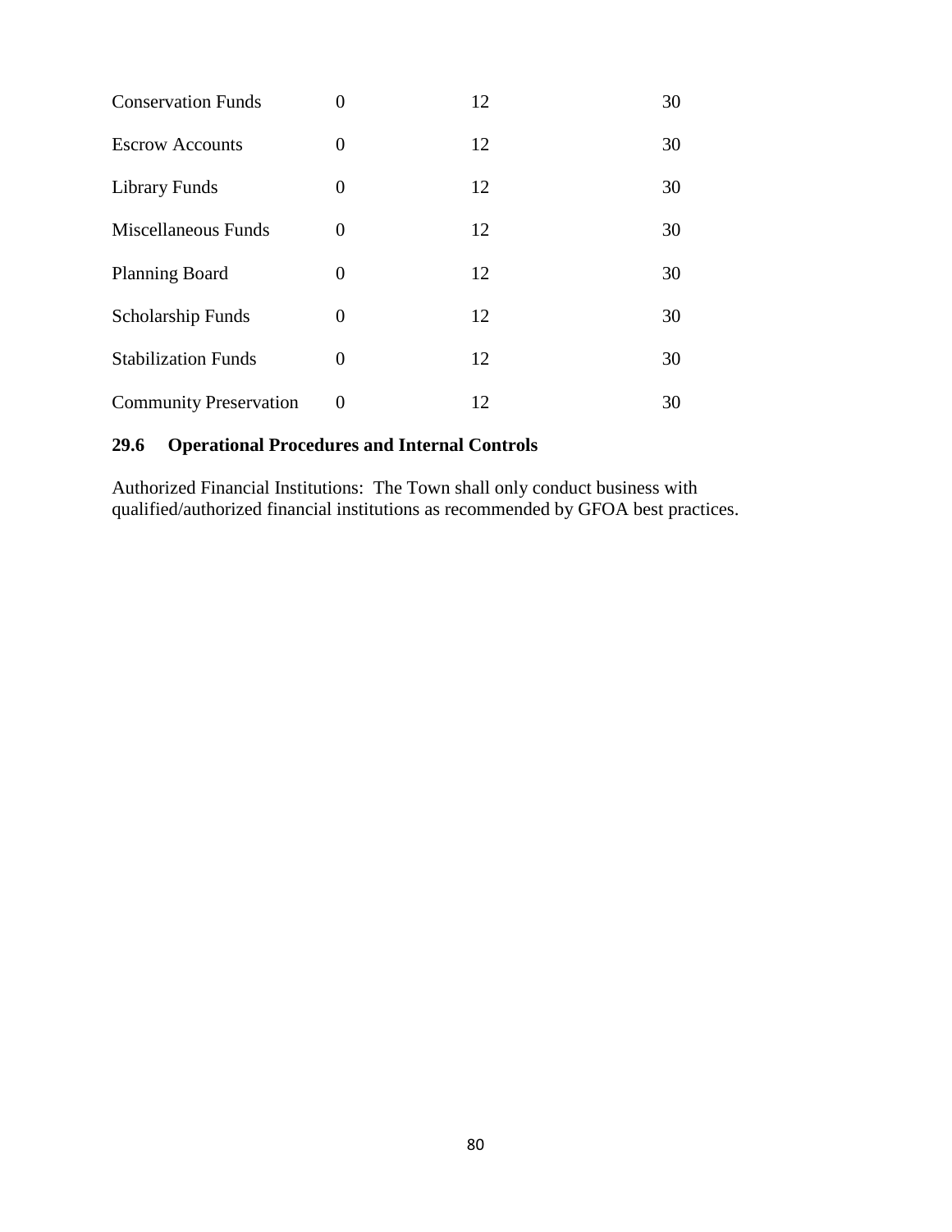| | | | |
|---|---|---|---|
| Conservation Funds | 0 | 12 | 30 |
| Escrow Accounts | 0 | 12 | 30 |
| Library Funds | 0 | 12 | 30 |
| Miscellaneous Funds | 0 | 12 | 30 |
| Planning Board | 0 | 12 | 30 |
| Scholarship Funds | 0 | 12 | 30 |
| Stabilization Funds | 0 | 12 | 30 |
| Community Preservation | 0 | 12 | 30 |

### 29.6 Operational Procedures and Internal Controls

Authorized Financial Institutions: The Town shall only conduct business with qualified/authorized financial institutions as recommended by GFOA best practices.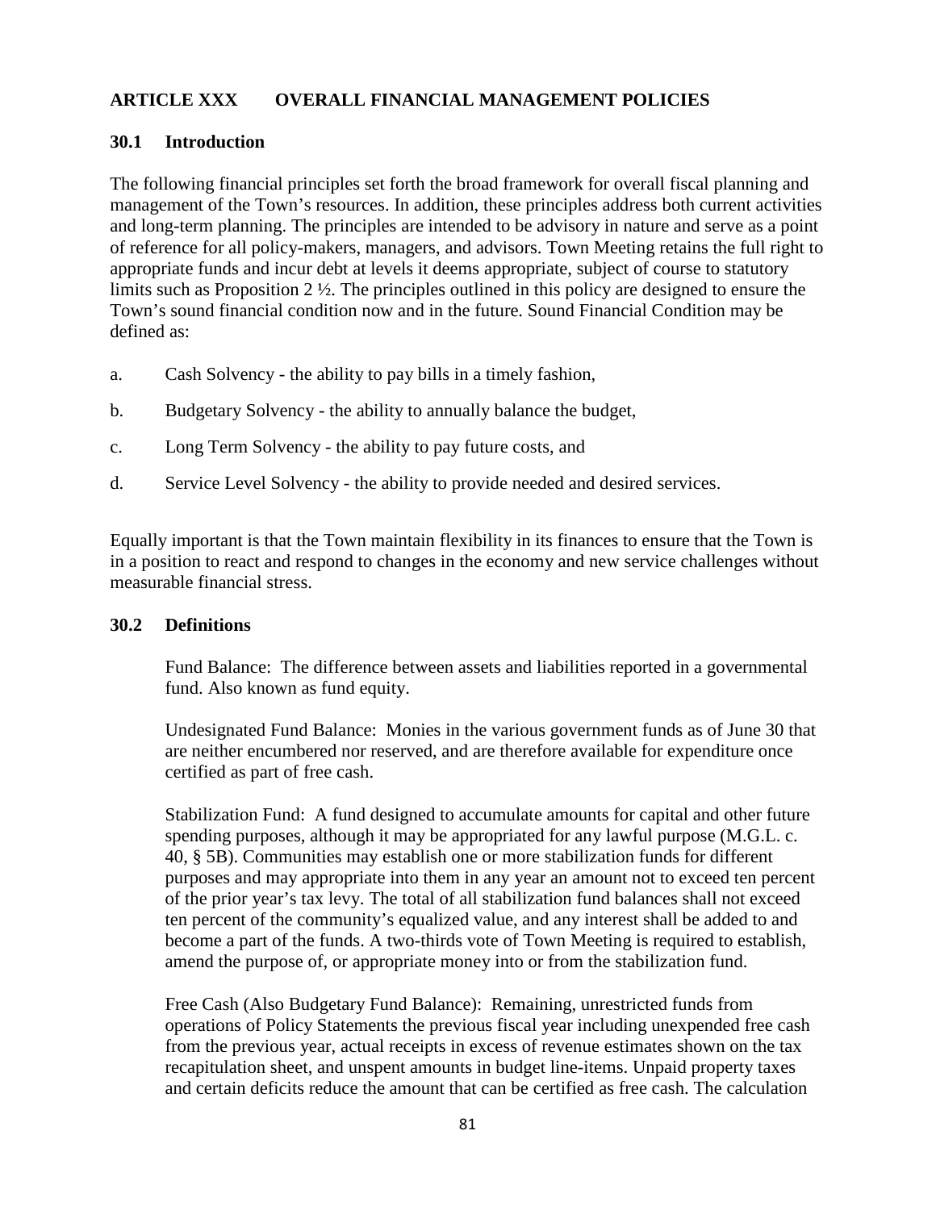## ARTICLE XXX OVERALL FINANCIAL MANAGEMENT POLICIES

### 30.1 Introduction

The following financial principles set forth the broad framework for overall fiscal planning and management of the Town's resources. In addition, these principles address both current activities and long-term planning. The principles are intended to be advisory in nature and serve as a point of reference for all policy-makers, managers, and advisors. Town Meeting retains the full right to appropriate funds and incur debt at levels it deems appropriate, subject of course to statutory limits such as Proposition 2 ½. The principles outlined in this policy are designed to ensure the Town's sound financial condition now and in the future. Sound Financial Condition may be defined as:

a. Cash Solvency - the ability to pay bills in a timely fashion,

b. Budgetary Solvency - the ability to annually balance the budget,

c. Long Term Solvency - the ability to pay future costs, and

d. Service Level Solvency - the ability to provide needed and desired services.

Equally important is that the Town maintain flexibility in its finances to ensure that the Town is in a position to react and respond to changes in the economy and new service challenges without measurable financial stress.

### 30.2 Definitions

Fund Balance: The difference between assets and liabilities reported in a governmental fund. Also known as fund equity.

Undesignated Fund Balance: Monies in the various government funds as of June 30 that are neither encumbered nor reserved, and are therefore available for expenditure once certified as part of free cash.

Stabilization Fund: A fund designed to accumulate amounts for capital and other future spending purposes, although it may be appropriated for any lawful purpose (M.G.L. c. 40, § 5B). Communities may establish one or more stabilization funds for different purposes and may appropriate into them in any year an amount not to exceed ten percent of the prior year's tax levy. The total of all stabilization fund balances shall not exceed ten percent of the community's equalized value, and any interest shall be added to and become a part of the funds. A two-thirds vote of Town Meeting is required to establish, amend the purpose of, or appropriate money into or from the stabilization fund.

Free Cash (Also Budgetary Fund Balance): Remaining, unrestricted funds from operations of Policy Statements the previous fiscal year including unexpended free cash from the previous year, actual receipts in excess of revenue estimates shown on the tax recapitulation sheet, and unspent amounts in budget line-items. Unpaid property taxes and certain deficits reduce the amount that can be certified as free cash. The calculation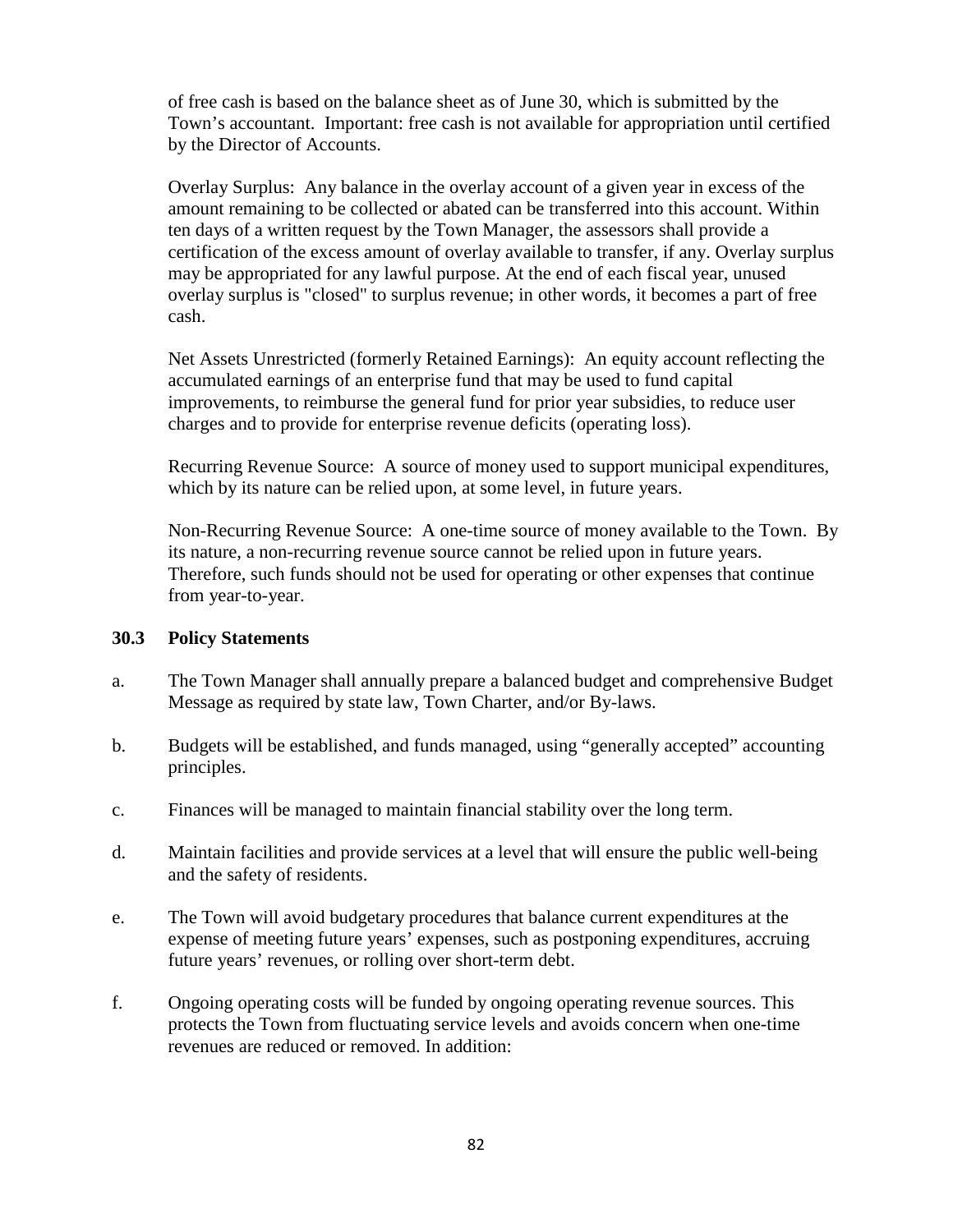of free cash is based on the balance sheet as of June 30, which is submitted by the Town's accountant. Important: free cash is not available for appropriation until certified by the Director of Accounts.

Overlay Surplus: Any balance in the overlay account of a given year in excess of the amount remaining to be collected or abated can be transferred into this account. Within ten days of a written request by the Town Manager, the assessors shall provide a certification of the excess amount of overlay available to transfer, if any. Overlay surplus may be appropriated for any lawful purpose. At the end of each fiscal year, unused overlay surplus is "closed" to surplus revenue; in other words, it becomes a part of free cash.

Net Assets Unrestricted (formerly Retained Earnings): An equity account reflecting the accumulated earnings of an enterprise fund that may be used to fund capital improvements, to reimburse the general fund for prior year subsidies, to reduce user charges and to provide for enterprise revenue deficits (operating loss).

Recurring Revenue Source: A source of money used to support municipal expenditures, which by its nature can be relied upon, at some level, in future years.

Non-Recurring Revenue Source: A one-time source of money available to the Town. By its nature, a non-recurring revenue source cannot be relied upon in future years. Therefore, such funds should not be used for operating or other expenses that continue from year-to-year.

## 30.3 Policy Statements

a. The Town Manager shall annually prepare a balanced budget and comprehensive Budget Message as required by state law, Town Charter, and/or By-laws.

b. Budgets will be established, and funds managed, using "generally accepted" accounting principles.

c. Finances will be managed to maintain financial stability over the long term.

d. Maintain facilities and provide services at a level that will ensure the public well-being and the safety of residents.

e. The Town will avoid budgetary procedures that balance current expenditures at the expense of meeting future years' expenses, such as postponing expenditures, accruing future years' revenues, or rolling over short-term debt.

f. Ongoing operating costs will be funded by ongoing operating revenue sources. This protects the Town from fluctuating service levels and avoids concern when one-time revenues are reduced or removed. In addition: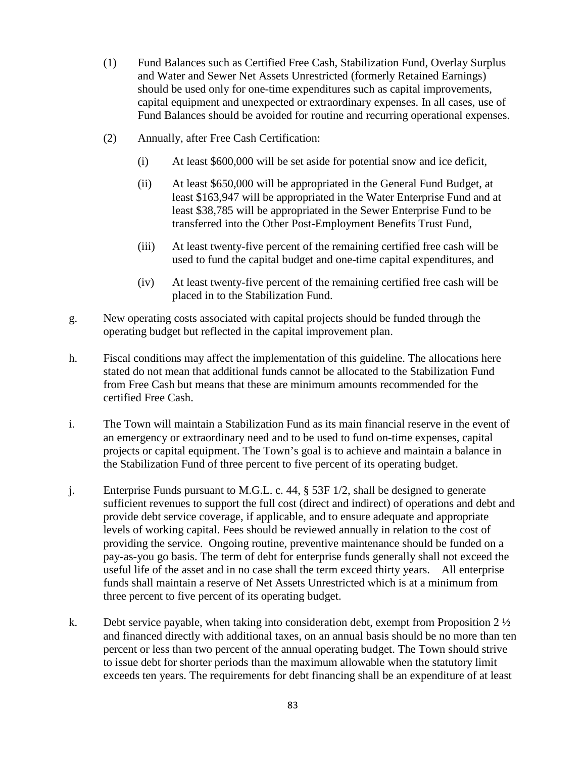(1) Fund Balances such as Certified Free Cash, Stabilization Fund, Overlay Surplus and Water and Sewer Net Assets Unrestricted (formerly Retained Earnings) should be used only for one-time expenditures such as capital improvements, capital equipment and unexpected or extraordinary expenses. In all cases, use of Fund Balances should be avoided for routine and recurring operational expenses.

(2) Annually, after Free Cash Certification:

(i) At least \$600,000 will be set aside for potential snow and ice deficit,

(ii) At least \$650,000 will be appropriated in the General Fund Budget, at least \$163,947 will be appropriated in the Water Enterprise Fund and at least \$38,785 will be appropriated in the Sewer Enterprise Fund to be transferred into the Other Post-Employment Benefits Trust Fund,

(iii) At least twenty-five percent of the remaining certified free cash will be used to fund the capital budget and one-time capital expenditures, and

(iv) At least twenty-five percent of the remaining certified free cash will be placed in to the Stabilization Fund.

g. New operating costs associated with capital projects should be funded through the operating budget but reflected in the capital improvement plan.

h. Fiscal conditions may affect the implementation of this guideline. The allocations here stated do not mean that additional funds cannot be allocated to the Stabilization Fund from Free Cash but means that these are minimum amounts recommended for the certified Free Cash.

i. The Town will maintain a Stabilization Fund as its main financial reserve in the event of an emergency or extraordinary need and to be used to fund on-time expenses, capital projects or capital equipment. The Town's goal is to achieve and maintain a balance in the Stabilization Fund of three percent to five percent of its operating budget.

j. Enterprise Funds pursuant to M.G.L. c. 44, § 53F 1/2, shall be designed to generate sufficient revenues to support the full cost (direct and indirect) of operations and debt and provide debt service coverage, if applicable, and to ensure adequate and appropriate levels of working capital. Fees should be reviewed annually in relation to the cost of providing the service. Ongoing routine, preventive maintenance should be funded on a pay-as-you go basis. The term of debt for enterprise funds generally shall not exceed the useful life of the asset and in no case shall the term exceed thirty years. All enterprise funds shall maintain a reserve of Net Assets Unrestricted which is at a minimum from three percent to five percent of its operating budget.

k. Debt service payable, when taking into consideration debt, exempt from Proposition 2 ½ and financed directly with additional taxes, on an annual basis should be no more than ten percent or less than two percent of the annual operating budget. The Town should strive to issue debt for shorter periods than the maximum allowable when the statutory limit exceeds ten years. The requirements for debt financing shall be an expenditure of at least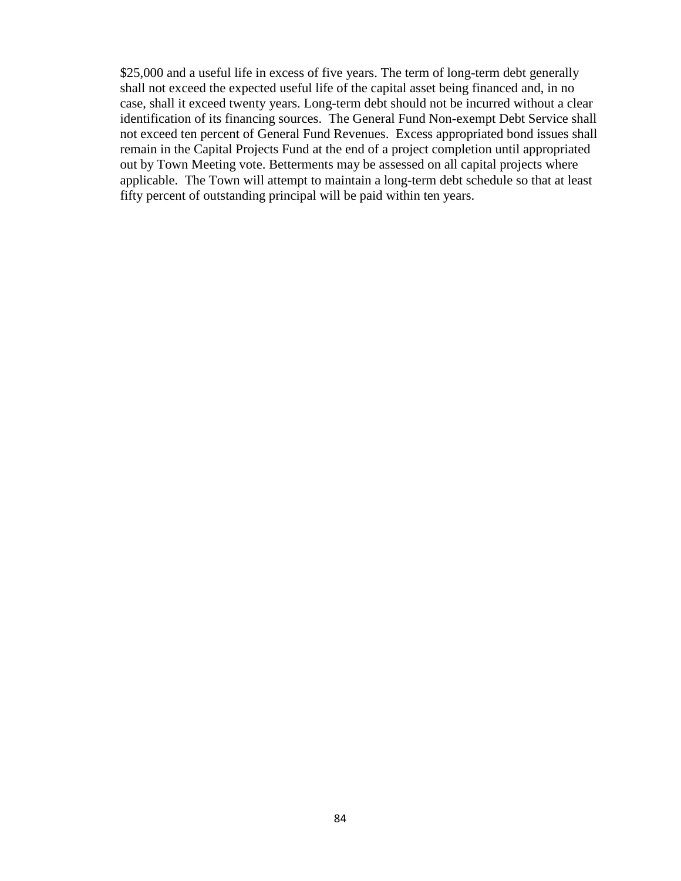$25,000 and a useful life in excess of five years. The term of long-term debt generally shall not exceed the expected useful life of the capital asset being financed and, in no case, shall it exceed twenty years. Long-term debt should not be incurred without a clear identification of its financing sources. The General Fund Non-exempt Debt Service shall not exceed ten percent of General Fund Revenues. Excess appropriated bond issues shall remain in the Capital Projects Fund at the end of a project completion until appropriated out by Town Meeting vote. Betterments may be assessed on all capital projects where applicable. The Town will attempt to maintain a long-term debt schedule so that at least fifty percent of outstanding principal will be paid within ten years.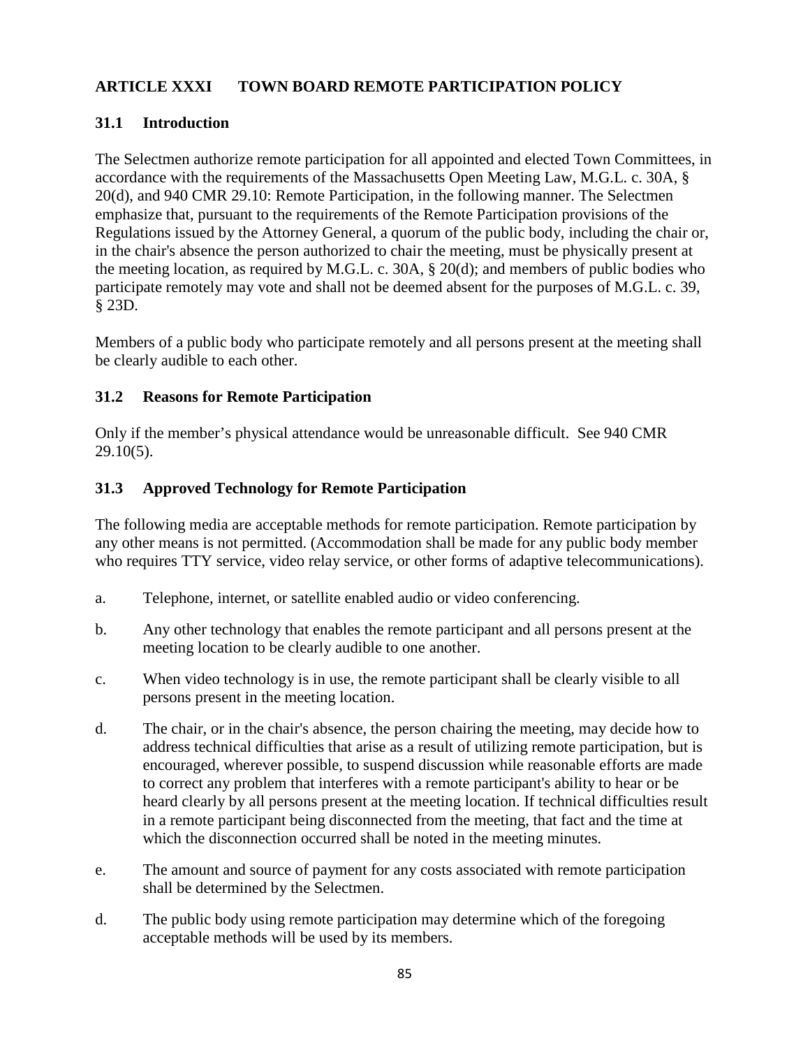## ARTICLE XXXI TOWN BOARD REMOTE PARTICIPATION POLICY

### 31.1 Introduction

The Selectmen authorize remote participation for all appointed and elected Town Committees, in accordance with the requirements of the Massachusetts Open Meeting Law, M.G.L. c. 30A, § 20(d), and 940 CMR 29.10: Remote Participation, in the following manner. The Selectmen emphasize that, pursuant to the requirements of the Remote Participation provisions of the Regulations issued by the Attorney General, a quorum of the public body, including the chair or, in the chair's absence the person authorized to chair the meeting, must be physically present at the meeting location, as required by M.G.L. c. 30A, § 20(d); and members of public bodies who participate remotely may vote and shall not be deemed absent for the purposes of M.G.L. c. 39, § 23D.

Members of a public body who participate remotely and all persons present at the meeting shall be clearly audible to each other.

### 31.2 Reasons for Remote Participation

Only if the member's physical attendance would be unreasonable difficult. See 940 CMR 29.10(5).

### 31.3 Approved Technology for Remote Participation

The following media are acceptable methods for remote participation. Remote participation by any other means is not permitted. (Accommodation shall be made for any public body member who requires TTY service, video relay service, or other forms of adaptive telecommunications).

a. Telephone, internet, or satellite enabled audio or video conferencing.

b. Any other technology that enables the remote participant and all persons present at the meeting location to be clearly audible to one another.

c. When video technology is in use, the remote participant shall be clearly visible to all persons present in the meeting location.

d. The chair, or in the chair's absence, the person chairing the meeting, may decide how to address technical difficulties that arise as a result of utilizing remote participation, but is encouraged, wherever possible, to suspend discussion while reasonable efforts are made to correct any problem that interferes with a remote participant's ability to hear or be heard clearly by all persons present at the meeting location. If technical difficulties result in a remote participant being disconnected from the meeting, that fact and the time at which the disconnection occurred shall be noted in the meeting minutes.

e. The amount and source of payment for any costs associated with remote participation shall be determined by the Selectmen.

d. The public body using remote participation may determine which of the foregoing acceptable methods will be used by its members.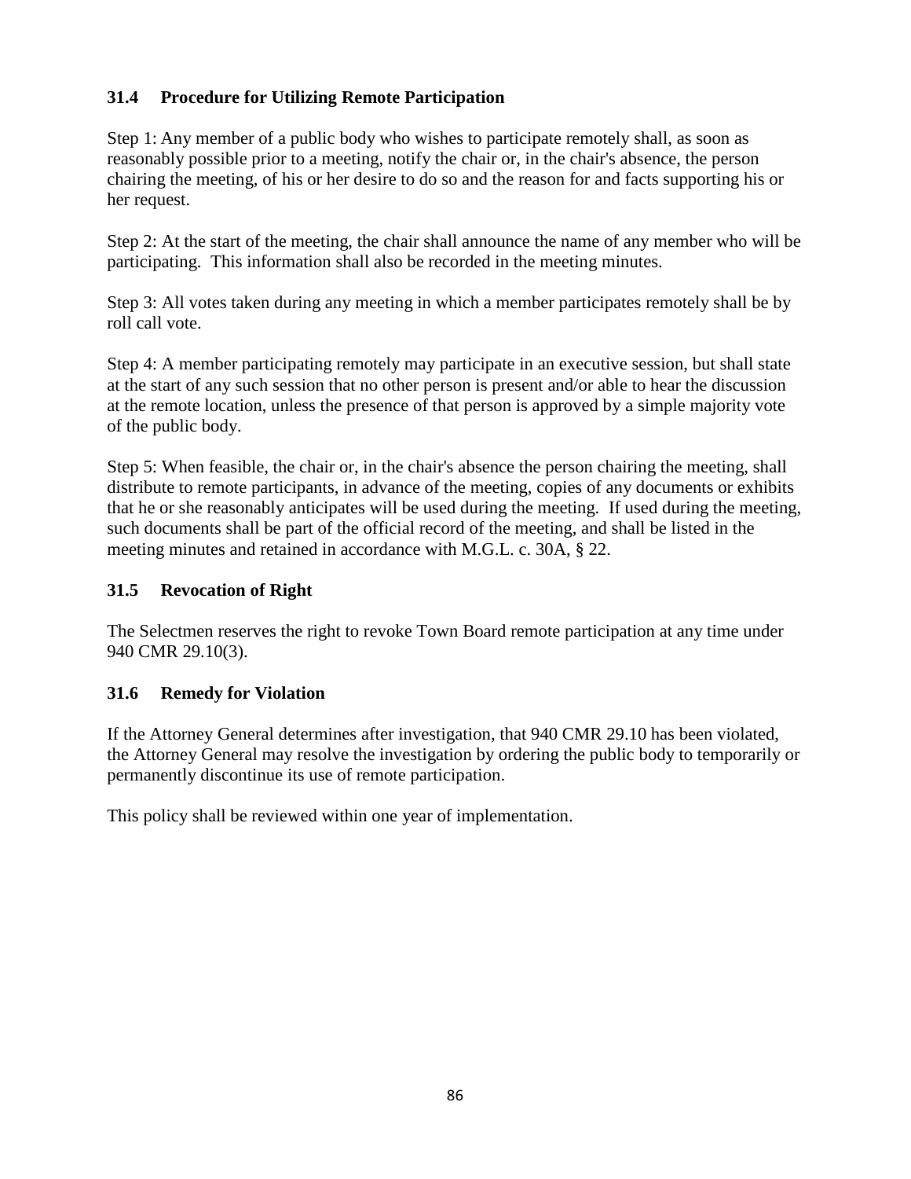### 31.4 Procedure for Utilizing Remote Participation

Step 1: Any member of a public body who wishes to participate remotely shall, as soon as reasonably possible prior to a meeting, notify the chair or, in the chair's absence, the person chairing the meeting, of his or her desire to do so and the reason for and facts supporting his or her request.

Step 2: At the start of the meeting, the chair shall announce the name of any member who will be participating. This information shall also be recorded in the meeting minutes.

Step 3: All votes taken during any meeting in which a member participates remotely shall be by roll call vote.

Step 4: A member participating remotely may participate in an executive session, but shall state at the start of any such session that no other person is present and/or able to hear the discussion at the remote location, unless the presence of that person is approved by a simple majority vote of the public body.

Step 5: When feasible, the chair or, in the chair's absence the person chairing the meeting, shall distribute to remote participants, in advance of the meeting, copies of any documents or exhibits that he or she reasonably anticipates will be used during the meeting. If used during the meeting, such documents shall be part of the official record of the meeting, and shall be listed in the meeting minutes and retained in accordance with M.G.L. c. 30A, § 22.

### 31.5 Revocation of Right

The Selectmen reserves the right to revoke Town Board remote participation at any time under 940 CMR 29.10(3).

### 31.6 Remedy for Violation

If the Attorney General determines after investigation, that 940 CMR 29.10 has been violated, the Attorney General may resolve the investigation by ordering the public body to temporarily or permanently discontinue its use of remote participation.

This policy shall be reviewed within one year of implementation.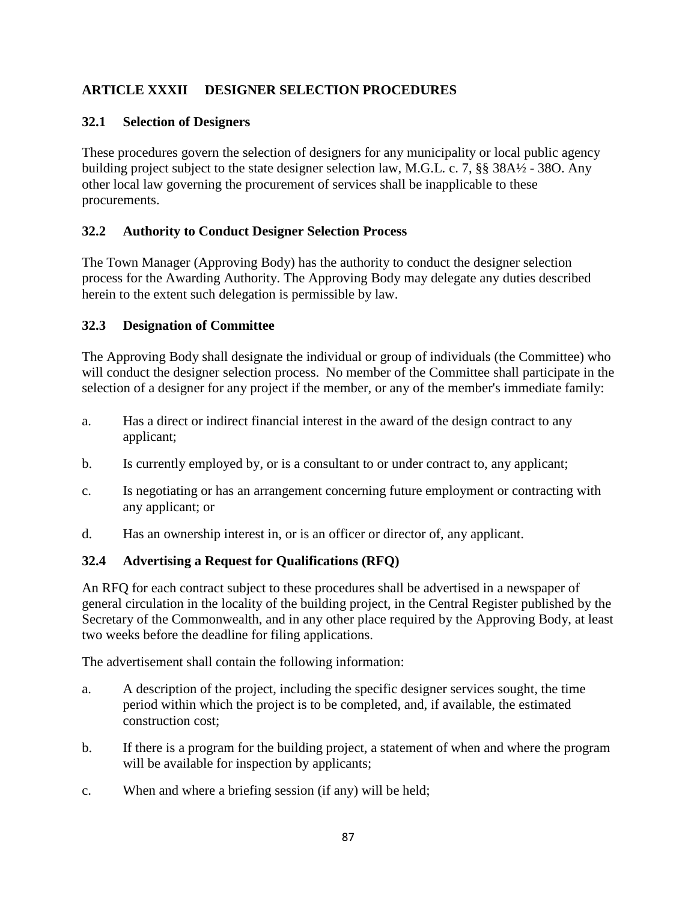## ARTICLE XXXII DESIGNER SELECTION PROCEDURES

### 32.1 Selection of Designers

These procedures govern the selection of designers for any municipality or local public agency building project subject to the state designer selection law, M.G.L. c. 7, §§ 38A½ - 38O. Any other local law governing the procurement of services shall be inapplicable to these procurements.

### 32.2 Authority to Conduct Designer Selection Process

The Town Manager (Approving Body) has the authority to conduct the designer selection process for the Awarding Authority. The Approving Body may delegate any duties described herein to the extent such delegation is permissible by law.

### 32.3 Designation of Committee

The Approving Body shall designate the individual or group of individuals (the Committee) who will conduct the designer selection process. No member of the Committee shall participate in the selection of a designer for any project if the member, or any of the member's immediate family:

a. Has a direct or indirect financial interest in the award of the design contract to any applicant;

b. Is currently employed by, or is a consultant to or under contract to, any applicant;

c. Is negotiating or has an arrangement concerning future employment or contracting with any applicant; or

d. Has an ownership interest in, or is an officer or director of, any applicant.

### 32.4 Advertising a Request for Qualifications (RFQ)

An RFQ for each contract subject to these procedures shall be advertised in a newspaper of general circulation in the locality of the building project, in the Central Register published by the Secretary of the Commonwealth, and in any other place required by the Approving Body, at least two weeks before the deadline for filing applications.

The advertisement shall contain the following information:

a. A description of the project, including the specific designer services sought, the time period within which the project is to be completed, and, if available, the estimated construction cost;

b. If there is a program for the building project, a statement of when and where the program will be available for inspection by applicants;

c. When and where a briefing session (if any) will be held;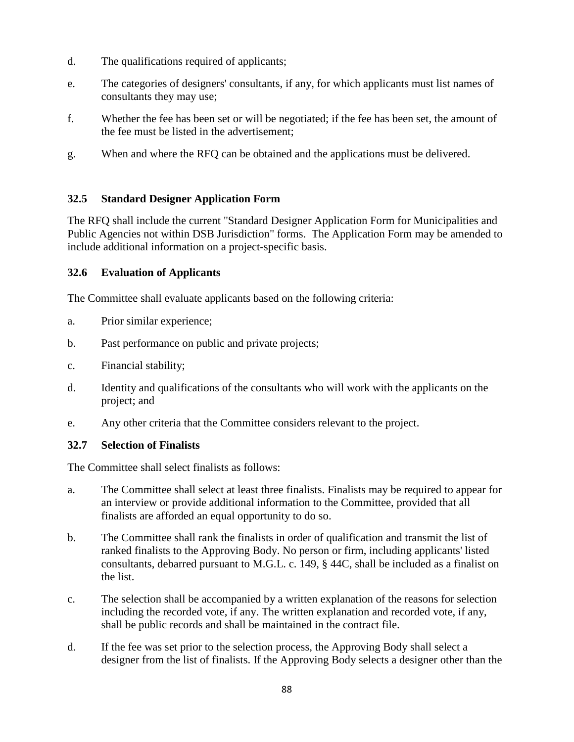d. The qualifications required of applicants;

e. The categories of designers' consultants, if any, for which applicants must list names of consultants they may use;

f. Whether the fee has been set or will be negotiated; if the fee has been set, the amount of the fee must be listed in the advertisement;

g. When and where the RFQ can be obtained and the applications must be delivered.

### 32.5 Standard Designer Application Form

The RFQ shall include the current "Standard Designer Application Form for Municipalities and Public Agencies not within DSB Jurisdiction" forms. The Application Form may be amended to include additional information on a project-specific basis.

### 32.6 Evaluation of Applicants

The Committee shall evaluate applicants based on the following criteria:

a. Prior similar experience;

b. Past performance on public and private projects;

c. Financial stability;

d. Identity and qualifications of the consultants who will work with the applicants on the project; and

e. Any other criteria that the Committee considers relevant to the project.

### 32.7 Selection of Finalists

The Committee shall select finalists as follows:

a. The Committee shall select at least three finalists. Finalists may be required to appear for an interview or provide additional information to the Committee, provided that all finalists are afforded an equal opportunity to do so.

b. The Committee shall rank the finalists in order of qualification and transmit the list of ranked finalists to the Approving Body. No person or firm, including applicants' listed consultants, debarred pursuant to M.G.L. c. 149, § 44C, shall be included as a finalist on the list.

c. The selection shall be accompanied by a written explanation of the reasons for selection including the recorded vote, if any. The written explanation and recorded vote, if any, shall be public records and shall be maintained in the contract file.

d. If the fee was set prior to the selection process, the Approving Body shall select a designer from the list of finalists. If the Approving Body selects a designer other than the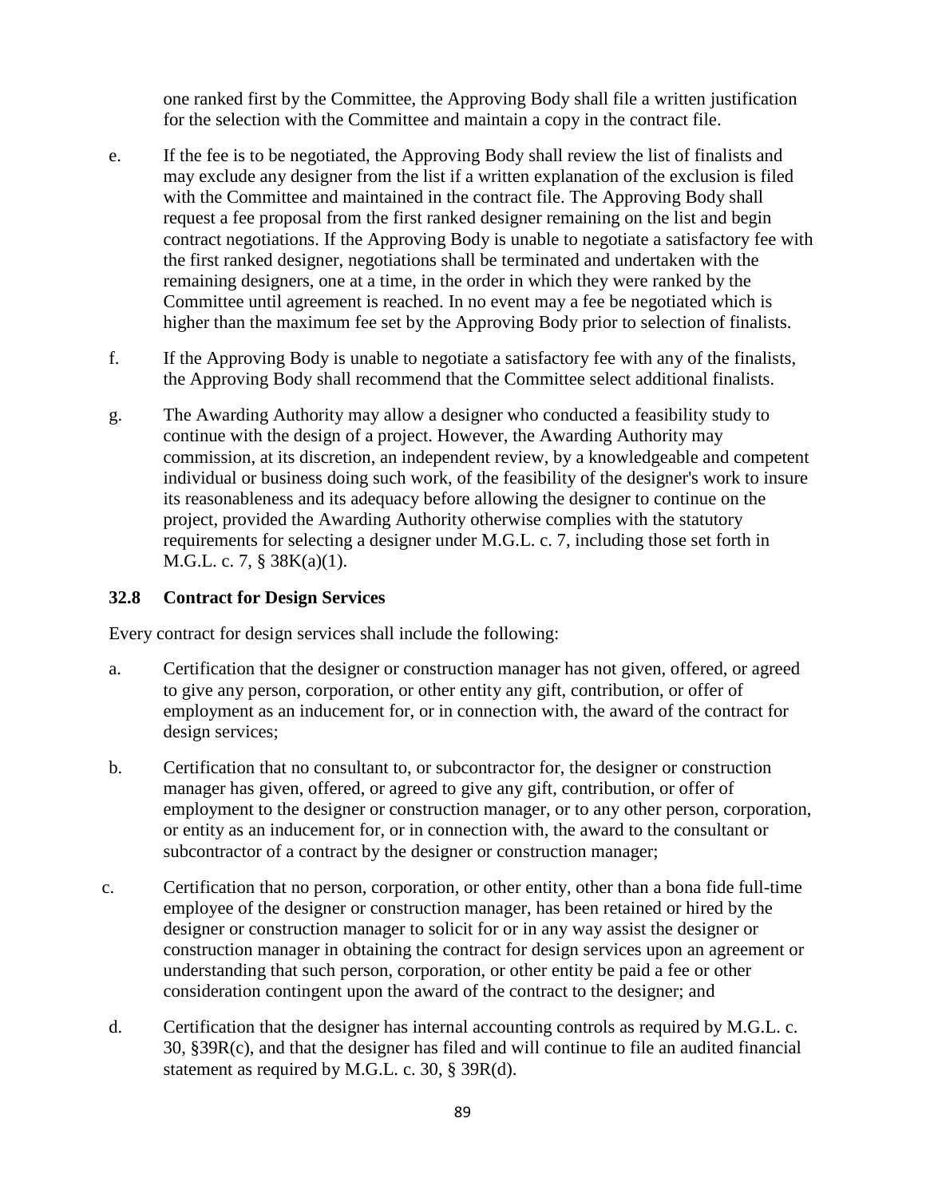one ranked first by the Committee, the Approving Body shall file a written justification for the selection with the Committee and maintain a copy in the contract file.

e. If the fee is to be negotiated, the Approving Body shall review the list of finalists and may exclude any designer from the list if a written explanation of the exclusion is filed with the Committee and maintained in the contract file. The Approving Body shall request a fee proposal from the first ranked designer remaining on the list and begin contract negotiations. If the Approving Body is unable to negotiate a satisfactory fee with the first ranked designer, negotiations shall be terminated and undertaken with the remaining designers, one at a time, in the order in which they were ranked by the Committee until agreement is reached. In no event may a fee be negotiated which is higher than the maximum fee set by the Approving Body prior to selection of finalists.

f. If the Approving Body is unable to negotiate a satisfactory fee with any of the finalists, the Approving Body shall recommend that the Committee select additional finalists.

g. The Awarding Authority may allow a designer who conducted a feasibility study to continue with the design of a project. However, the Awarding Authority may commission, at its discretion, an independent review, by a knowledgeable and competent individual or business doing such work, of the feasibility of the designer's work to insure its reasonableness and its adequacy before allowing the designer to continue on the project, provided the Awarding Authority otherwise complies with the statutory requirements for selecting a designer under M.G.L. c. 7, including those set forth in M.G.L. c. 7, § 38K(a)(1).

### 32.8 Contract for Design Services

Every contract for design services shall include the following:

a. Certification that the designer or construction manager has not given, offered, or agreed to give any person, corporation, or other entity any gift, contribution, or offer of employment as an inducement for, or in connection with, the award of the contract for design services;

b. Certification that no consultant to, or subcontractor for, the designer or construction manager has given, offered, or agreed to give any gift, contribution, or offer of employment to the designer or construction manager, or to any other person, corporation, or entity as an inducement for, or in connection with, the award to the consultant or subcontractor of a contract by the designer or construction manager;

c. Certification that no person, corporation, or other entity, other than a bona fide full-time employee of the designer or construction manager, has been retained or hired by the designer or construction manager to solicit for or in any way assist the designer or construction manager in obtaining the contract for design services upon an agreement or understanding that such person, corporation, or other entity be paid a fee or other consideration contingent upon the award of the contract to the designer; and

d. Certification that the designer has internal accounting controls as required by M.G.L. c. 30, §39R(c), and that the designer has filed and will continue to file an audited financial statement as required by M.G.L. c. 30, § 39R(d).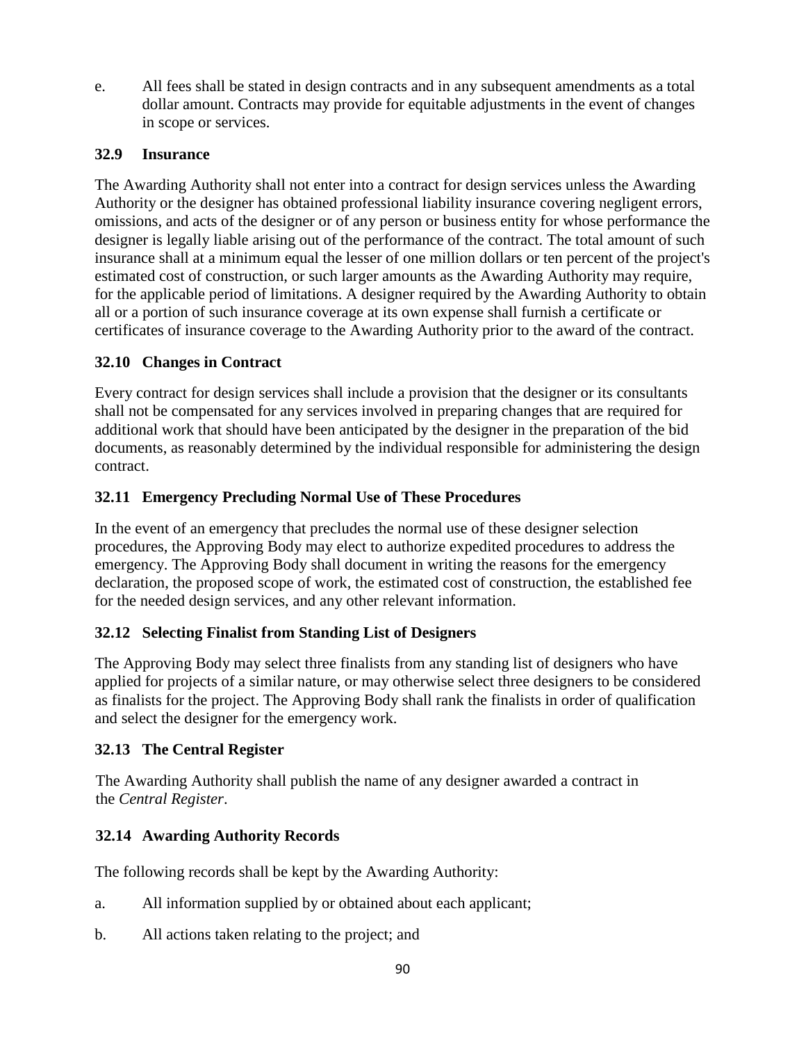e. All fees shall be stated in design contracts and in any subsequent amendments as a total dollar amount. Contracts may provide for equitable adjustments in the event of changes in scope or services.

### 32.9 Insurance

The Awarding Authority shall not enter into a contract for design services unless the Awarding Authority or the designer has obtained professional liability insurance covering negligent errors, omissions, and acts of the designer or of any person or business entity for whose performance the designer is legally liable arising out of the performance of the contract. The total amount of such insurance shall at a minimum equal the lesser of one million dollars or ten percent of the project's estimated cost of construction, or such larger amounts as the Awarding Authority may require, for the applicable period of limitations. A designer required by the Awarding Authority to obtain all or a portion of such insurance coverage at its own expense shall furnish a certificate or certificates of insurance coverage to the Awarding Authority prior to the award of the contract.

### 32.10 Changes in Contract

Every contract for design services shall include a provision that the designer or its consultants shall not be compensated for any services involved in preparing changes that are required for additional work that should have been anticipated by the designer in the preparation of the bid documents, as reasonably determined by the individual responsible for administering the design contract.

### 32.11 Emergency Precluding Normal Use of These Procedures

In the event of an emergency that precludes the normal use of these designer selection procedures, the Approving Body may elect to authorize expedited procedures to address the emergency. The Approving Body shall document in writing the reasons for the emergency declaration, the proposed scope of work, the estimated cost of construction, the established fee for the needed design services, and any other relevant information.

### 32.12 Selecting Finalist from Standing List of Designers

The Approving Body may select three finalists from any standing list of designers who have applied for projects of a similar nature, or may otherwise select three designers to be considered as finalists for the project. The Approving Body shall rank the finalists in order of qualification and select the designer for the emergency work.

### 32.13 The Central Register

The Awarding Authority shall publish the name of any designer awarded a contract in the *Central Register*.

### 32.14 Awarding Authority Records

The following records shall be kept by the Awarding Authority:

a. All information supplied by or obtained about each applicant;

b. All actions taken relating to the project; and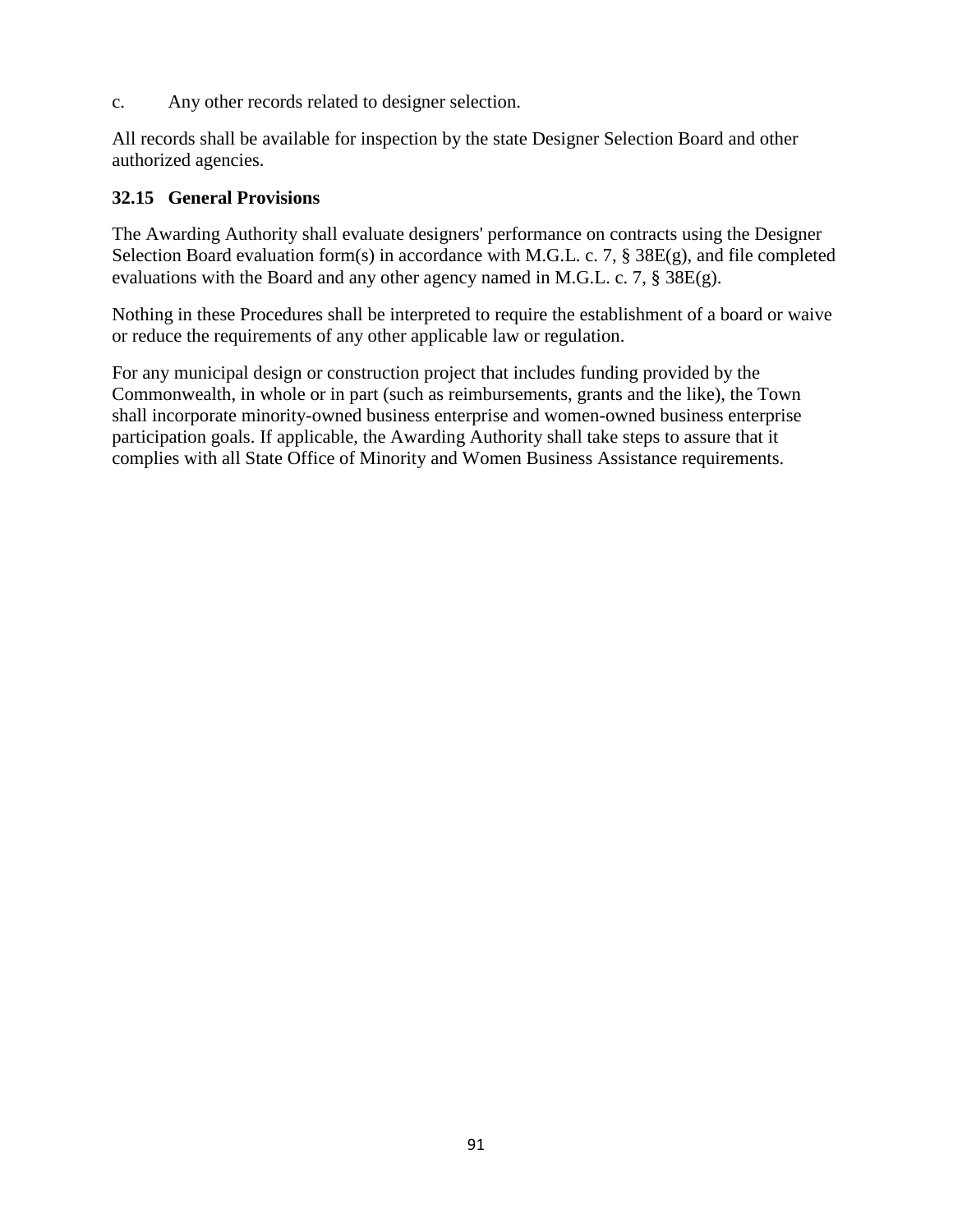c. Any other records related to designer selection.

All records shall be available for inspection by the state Designer Selection Board and other authorized agencies.

### 32.15 General Provisions

The Awarding Authority shall evaluate designers' performance on contracts using the Designer Selection Board evaluation form(s) in accordance with M.G.L. c. 7, § 38E(g), and file completed evaluations with the Board and any other agency named in M.G.L. c. 7, § 38E(g).

Nothing in these Procedures shall be interpreted to require the establishment of a board or waive or reduce the requirements of any other applicable law or regulation.

For any municipal design or construction project that includes funding provided by the Commonwealth, in whole or in part (such as reimbursements, grants and the like), the Town shall incorporate minority-owned business enterprise and women-owned business enterprise participation goals. If applicable, the Awarding Authority shall take steps to assure that it complies with all State Office of Minority and Women Business Assistance requirements.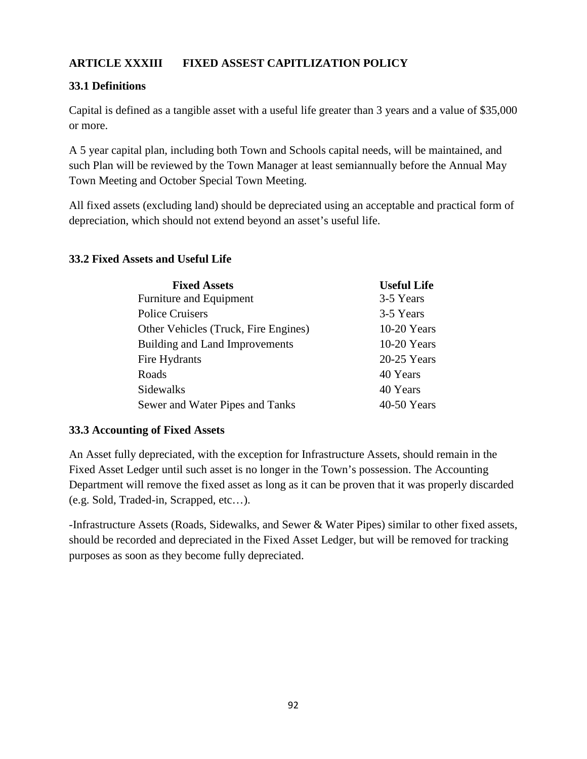## ARTICLE XXXIII FIXED ASSEST CAPITLIZATION POLICY

### 33.1 Definitions

Capital is defined as a tangible asset with a useful life greater than 3 years and a value of $35,000 or more.

A 5 year capital plan, including both Town and Schools capital needs, will be maintained, and such Plan will be reviewed by the Town Manager at least semiannually before the Annual May Town Meeting and October Special Town Meeting.

All fixed assets (excluding land) should be depreciated using an acceptable and practical form of depreciation, which should not extend beyond an asset's useful life.

### 33.2 Fixed Assets and Useful Life

| Fixed Assets | Useful Life |
|---|---|
| Furniture and Equipment | 3-5 Years |
| Police Cruisers | 3-5 Years |
| Other Vehicles (Truck, Fire Engines) | 10-20 Years |
| Building and Land Improvements | 10-20 Years |
| Fire Hydrants | 20-25 Years |
| Roads | 40 Years |
| Sidewalks | 40 Years |
| Sewer and Water Pipes and Tanks | 40-50 Years |

### 33.3 Accounting of Fixed Assets

An Asset fully depreciated, with the exception for Infrastructure Assets, should remain in the Fixed Asset Ledger until such asset is no longer in the Town's possession. The Accounting Department will remove the fixed asset as long as it can be proven that it was properly discarded (e.g. Sold, Traded-in, Scrapped, etc…).

-Infrastructure Assets (Roads, Sidewalks, and Sewer & Water Pipes) similar to other fixed assets, should be recorded and depreciated in the Fixed Asset Ledger, but will be removed for tracking purposes as soon as they become fully depreciated.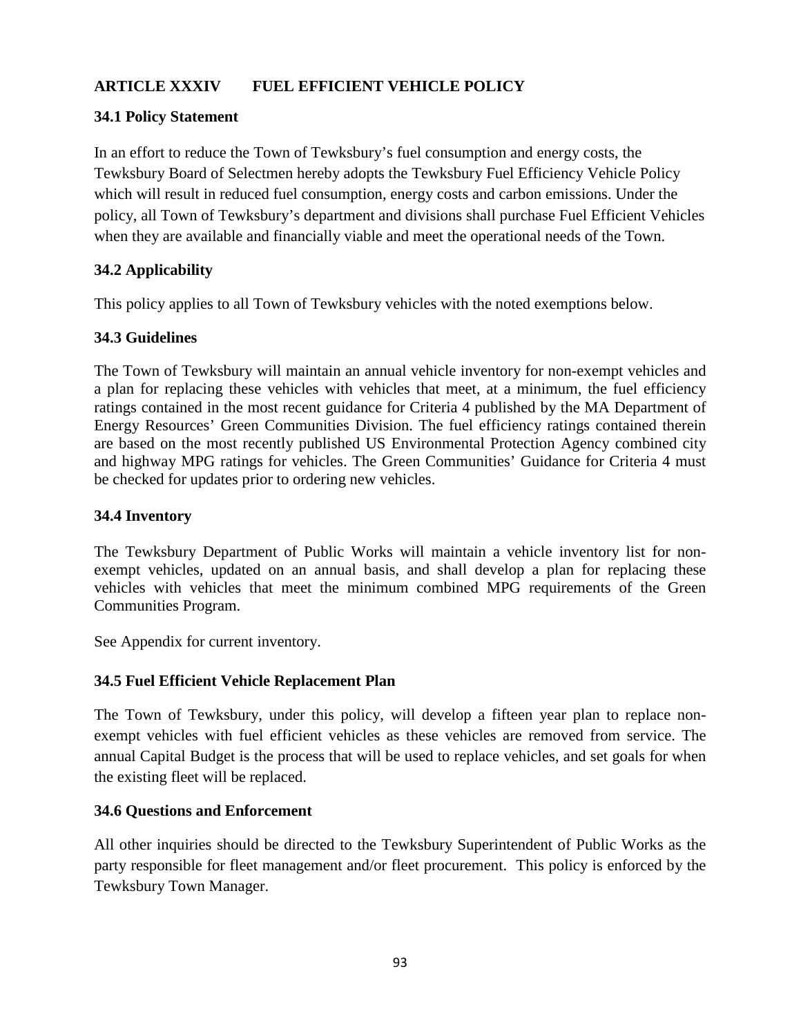## ARTICLE XXXIV FUEL EFFICIENT VEHICLE POLICY

### 34.1 Policy Statement

In an effort to reduce the Town of Tewksbury's fuel consumption and energy costs, the Tewksbury Board of Selectmen hereby adopts the Tewksbury Fuel Efficiency Vehicle Policy which will result in reduced fuel consumption, energy costs and carbon emissions. Under the policy, all Town of Tewksbury's department and divisions shall purchase Fuel Efficient Vehicles when they are available and financially viable and meet the operational needs of the Town.

### 34.2 Applicability

This policy applies to all Town of Tewksbury vehicles with the noted exemptions below.

### 34.3 Guidelines

The Town of Tewksbury will maintain an annual vehicle inventory for non-exempt vehicles and a plan for replacing these vehicles with vehicles that meet, at a minimum, the fuel efficiency ratings contained in the most recent guidance for Criteria 4 published by the MA Department of Energy Resources' Green Communities Division. The fuel efficiency ratings contained therein are based on the most recently published US Environmental Protection Agency combined city and highway MPG ratings for vehicles. The Green Communities' Guidance for Criteria 4 must be checked for updates prior to ordering new vehicles.

### 34.4 Inventory

The Tewksbury Department of Public Works will maintain a vehicle inventory list for non-exempt vehicles, updated on an annual basis, and shall develop a plan for replacing these vehicles with vehicles that meet the minimum combined MPG requirements of the Green Communities Program.

See Appendix for current inventory.

### 34.5 Fuel Efficient Vehicle Replacement Plan

The Town of Tewksbury, under this policy, will develop a fifteen year plan to replace non-exempt vehicles with fuel efficient vehicles as these vehicles are removed from service. The annual Capital Budget is the process that will be used to replace vehicles, and set goals for when the existing fleet will be replaced.

### 34.6 Questions and Enforcement

All other inquiries should be directed to the Tewksbury Superintendent of Public Works as the party responsible for fleet management and/or fleet procurement. This policy is enforced by the Tewksbury Town Manager.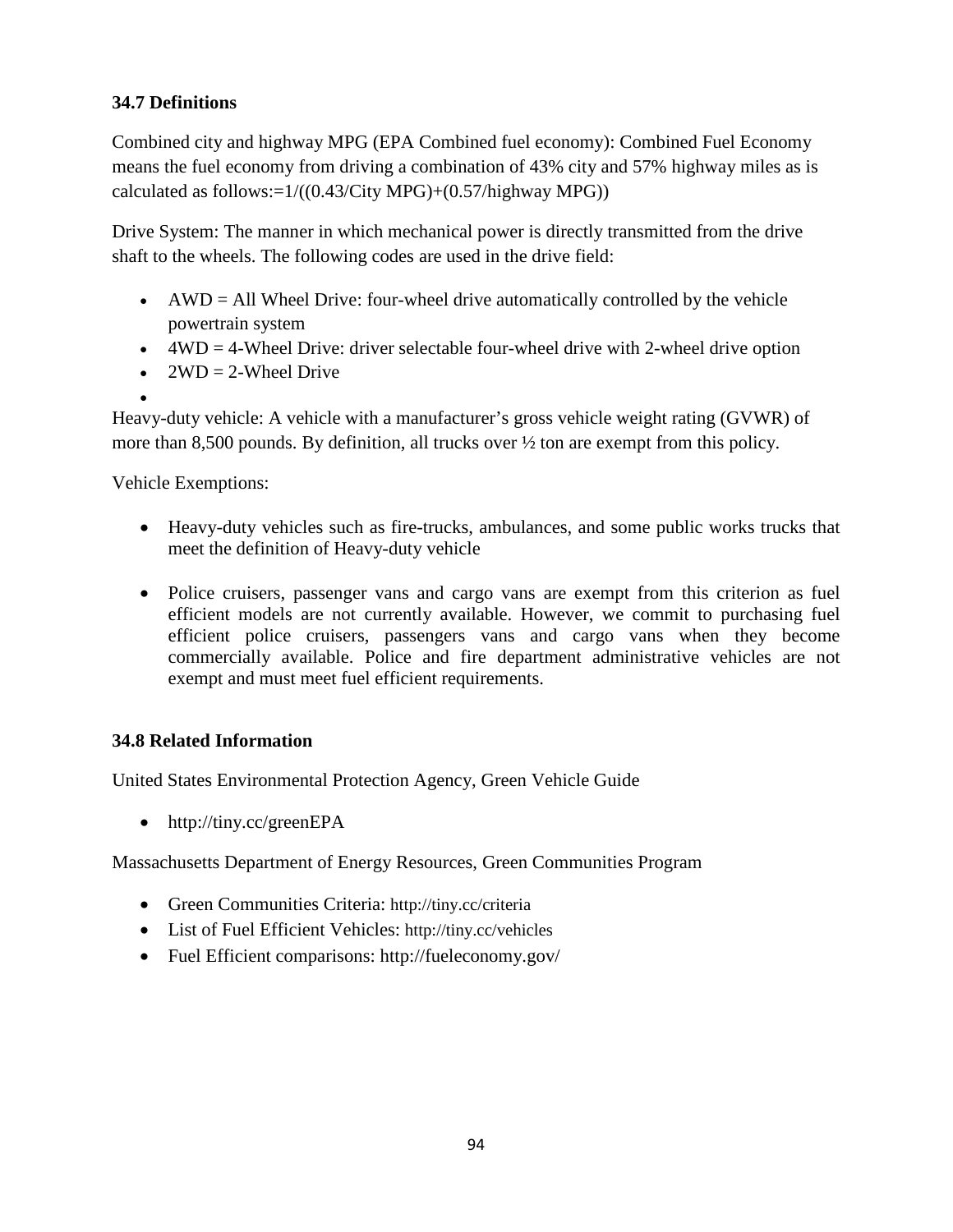### 34.7 Definitions

Combined city and highway MPG (EPA Combined fuel economy): Combined Fuel Economy means the fuel economy from driving a combination of 43% city and 57% highway miles as is calculated as follows:=1/((0.43/City MPG)+(0.57/highway MPG))

Drive System: The manner in which mechanical power is directly transmitted from the drive shaft to the wheels. The following codes are used in the drive field:

- AWD = All Wheel Drive: four-wheel drive automatically controlled by the vehicle powertrain system
- 4WD = 4-Wheel Drive: driver selectable four-wheel drive with 2-wheel drive option
- 2WD = 2-Wheel Drive

Heavy-duty vehicle: A vehicle with a manufacturer's gross vehicle weight rating (GVWR) of more than 8,500 pounds. By definition, all trucks over ½ ton are exempt from this policy.

Vehicle Exemptions:

- Heavy-duty vehicles such as fire-trucks, ambulances, and some public works trucks that meet the definition of Heavy-duty vehicle
- Police cruisers, passenger vans and cargo vans are exempt from this criterion as fuel efficient models are not currently available. However, we commit to purchasing fuel efficient police cruisers, passengers vans and cargo vans when they become commercially available. Police and fire department administrative vehicles are not exempt and must meet fuel efficient requirements.

### 34.8 Related Information

United States Environmental Protection Agency, Green Vehicle Guide

- http://tiny.cc/greenEPA

Massachusetts Department of Energy Resources, Green Communities Program

- Green Communities Criteria: http://tiny.cc/criteria
- List of Fuel Efficient Vehicles: http://tiny.cc/vehicles
- Fuel Efficient comparisons: http://fueleconomy.gov/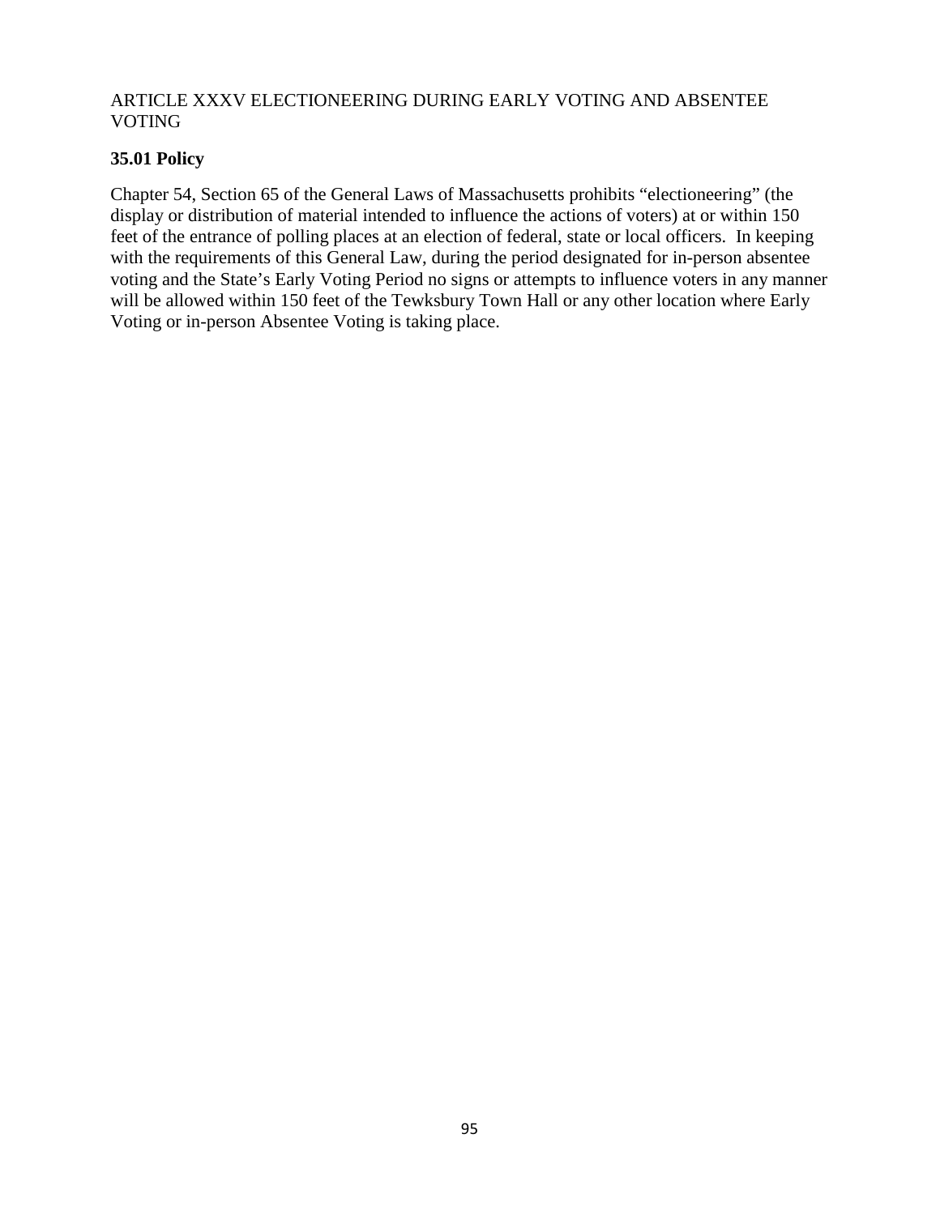## ARTICLE XXXV ELECTIONEERING DURING EARLY VOTING AND ABSENTEE VOTING

### 35.01 Policy

Chapter 54, Section 65 of the General Laws of Massachusetts prohibits "electioneering" (the display or distribution of material intended to influence the actions of voters) at or within 150 feet of the entrance of polling places at an election of federal, state or local officers. In keeping with the requirements of this General Law, during the period designated for in-person absentee voting and the State's Early Voting Period no signs or attempts to influence voters in any manner will be allowed within 150 feet of the Tewksbury Town Hall or any other location where Early Voting or in-person Absentee Voting is taking place.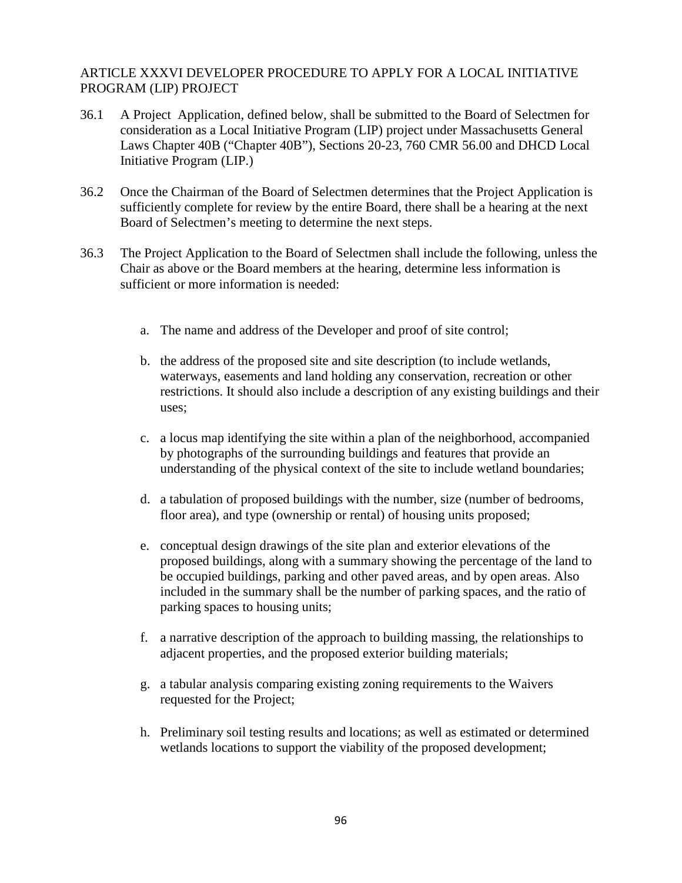## ARTICLE XXXVI DEVELOPER PROCEDURE TO APPLY FOR A LOCAL INITIATIVE PROGRAM (LIP) PROJECT

36.1 A Project Application, defined below, shall be submitted to the Board of Selectmen for consideration as a Local Initiative Program (LIP) project under Massachusetts General Laws Chapter 40B ("Chapter 40B"), Sections 20-23, 760 CMR 56.00 and DHCD Local Initiative Program (LIP.)

36.2 Once the Chairman of the Board of Selectmen determines that the Project Application is sufficiently complete for review by the entire Board, there shall be a hearing at the next Board of Selectmen's meeting to determine the next steps.

36.3 The Project Application to the Board of Selectmen shall include the following, unless the Chair as above or the Board members at the hearing, determine less information is sufficient or more information is needed:

a. The name and address of the Developer and proof of site control;

b. the address of the proposed site and site description (to include wetlands, waterways, easements and land holding any conservation, recreation or other restrictions. It should also include a description of any existing buildings and their uses;

c. a locus map identifying the site within a plan of the neighborhood, accompanied by photographs of the surrounding buildings and features that provide an understanding of the physical context of the site to include wetland boundaries;

d. a tabulation of proposed buildings with the number, size (number of bedrooms, floor area), and type (ownership or rental) of housing units proposed;

e. conceptual design drawings of the site plan and exterior elevations of the proposed buildings, along with a summary showing the percentage of the land to be occupied buildings, parking and other paved areas, and by open areas. Also included in the summary shall be the number of parking spaces, and the ratio of parking spaces to housing units;

f. a narrative description of the approach to building massing, the relationships to adjacent properties, and the proposed exterior building materials;

g. a tabular analysis comparing existing zoning requirements to the Waivers requested for the Project;

h. Preliminary soil testing results and locations; as well as estimated or determined wetlands locations to support the viability of the proposed development;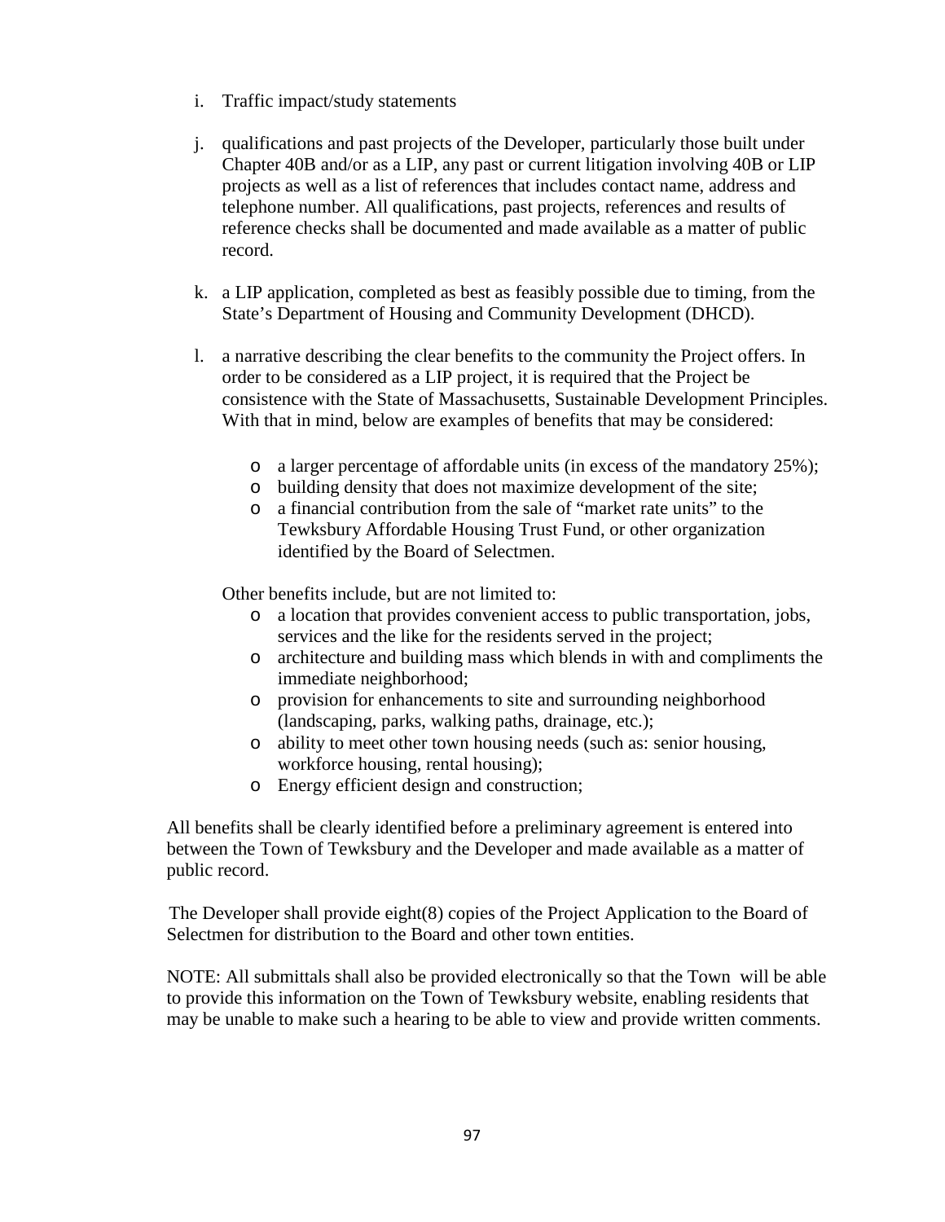i. Traffic impact/study statements

j. qualifications and past projects of the Developer, particularly those built under Chapter 40B and/or as a LIP, any past or current litigation involving 40B or LIP projects as well as a list of references that includes contact name, address and telephone number. All qualifications, past projects, references and results of reference checks shall be documented and made available as a matter of public record.

k. a LIP application, completed as best as feasibly possible due to timing, from the State's Department of Housing and Community Development (DHCD).

l. a narrative describing the clear benefits to the community the Project offers. In order to be considered as a LIP project, it is required that the Project be consistence with the State of Massachusetts, Sustainable Development Principles. With that in mind, below are examples of benefits that may be considered:

   - a larger percentage of affordable units (in excess of the mandatory 25%);
   - building density that does not maximize development of the site;
   - a financial contribution from the sale of "market rate units" to the Tewksbury Affordable Housing Trust Fund, or other organization identified by the Board of Selectmen.

   Other benefits include, but are not limited to:
   - a location that provides convenient access to public transportation, jobs, services and the like for the residents served in the project;
   - architecture and building mass which blends in with and compliments the immediate neighborhood;
   - provision for enhancements to site and surrounding neighborhood (landscaping, parks, walking paths, drainage, etc.);
   - ability to meet other town housing needs (such as: senior housing, workforce housing, rental housing);
   - Energy efficient design and construction;

All benefits shall be clearly identified before a preliminary agreement is entered into between the Town of Tewksbury and the Developer and made available as a matter of public record.

The Developer shall provide eight(8) copies of the Project Application to the Board of Selectmen for distribution to the Board and other town entities.

NOTE: All submittals shall also be provided electronically so that the Town will be able to provide this information on the Town of Tewksbury website, enabling residents that may be unable to make such a hearing to be able to view and provide written comments.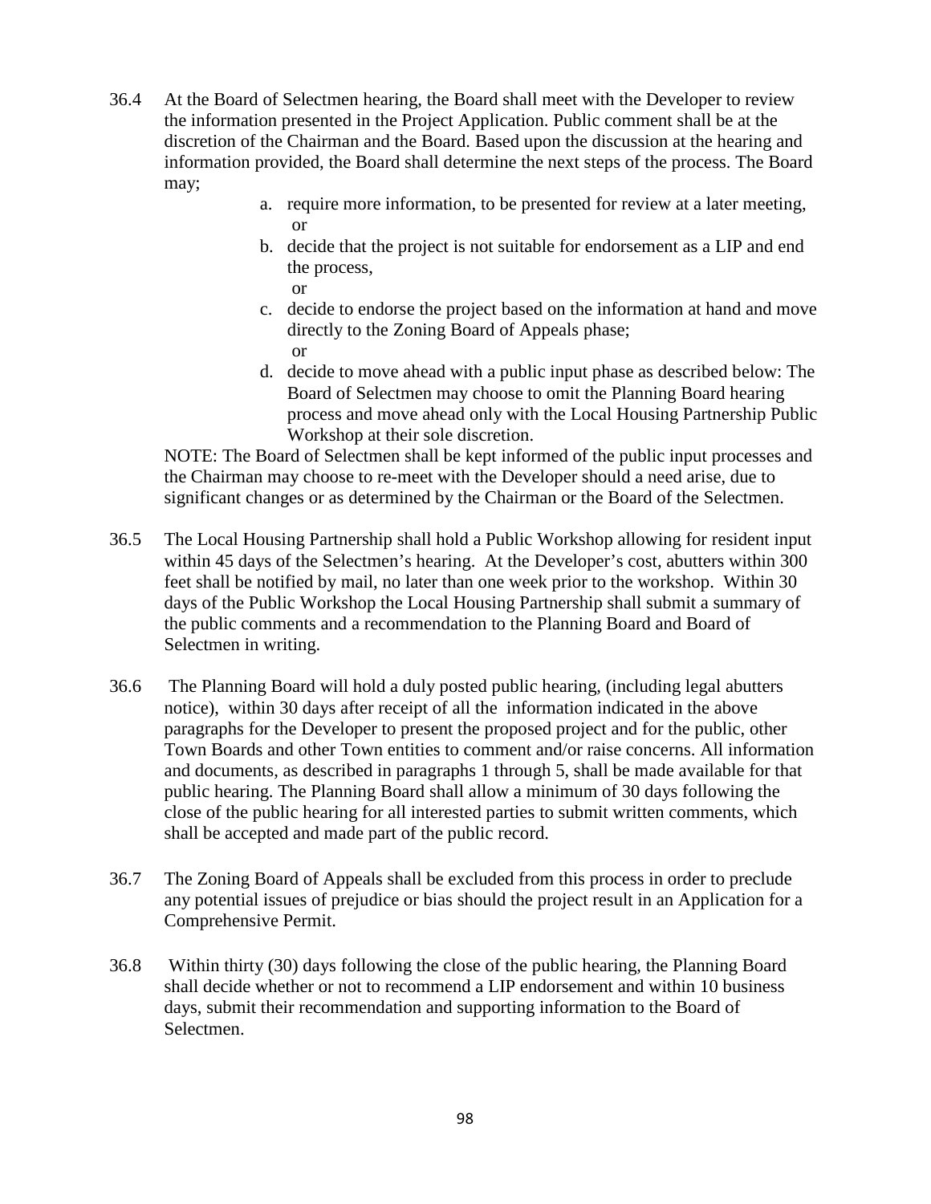36.4 At the Board of Selectmen hearing, the Board shall meet with the Developer to review the information presented in the Project Application. Public comment shall be at the discretion of the Chairman and the Board. Based upon the discussion at the hearing and information provided, the Board shall determine the next steps of the process. The Board may;

   a. require more information, to be presented for review at a later meeting, or
   b. decide that the project is not suitable for endorsement as a LIP and end the process, or
   c. decide to endorse the project based on the information at hand and move directly to the Zoning Board of Appeals phase; or
   d. decide to move ahead with a public input phase as described below: The Board of Selectmen may choose to omit the Planning Board hearing process and move ahead only with the Local Housing Partnership Public Workshop at their sole discretion.

NOTE: The Board of Selectmen shall be kept informed of the public input processes and the Chairman may choose to re-meet with the Developer should a need arise, due to significant changes or as determined by the Chairman or the Board of the Selectmen.

36.5 The Local Housing Partnership shall hold a Public Workshop allowing for resident input within 45 days of the Selectmen's hearing. At the Developer's cost, abutters within 300 feet shall be notified by mail, no later than one week prior to the workshop. Within 30 days of the Public Workshop the Local Housing Partnership shall submit a summary of the public comments and a recommendation to the Planning Board and Board of Selectmen in writing.

36.6 The Planning Board will hold a duly posted public hearing, (including legal abutters notice), within 30 days after receipt of all the information indicated in the above paragraphs for the Developer to present the proposed project and for the public, other Town Boards and other Town entities to comment and/or raise concerns. All information and documents, as described in paragraphs 1 through 5, shall be made available for that public hearing. The Planning Board shall allow a minimum of 30 days following the close of the public hearing for all interested parties to submit written comments, which shall be accepted and made part of the public record.

36.7 The Zoning Board of Appeals shall be excluded from this process in order to preclude any potential issues of prejudice or bias should the project result in an Application for a Comprehensive Permit.

36.8 Within thirty (30) days following the close of the public hearing, the Planning Board shall decide whether or not to recommend a LIP endorsement and within 10 business days, submit their recommendation and supporting information to the Board of Selectmen.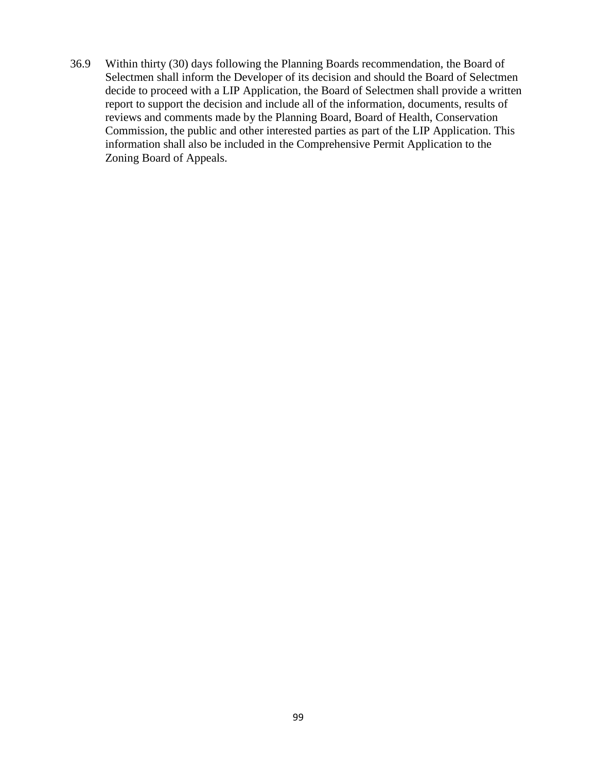36.9 Within thirty (30) days following the Planning Boards recommendation, the Board of Selectmen shall inform the Developer of its decision and should the Board of Selectmen decide to proceed with a LIP Application, the Board of Selectmen shall provide a written report to support the decision and include all of the information, documents, results of reviews and comments made by the Planning Board, Board of Health, Conservation Commission, the public and other interested parties as part of the LIP Application. This information shall also be included in the Comprehensive Permit Application to the Zoning Board of Appeals.